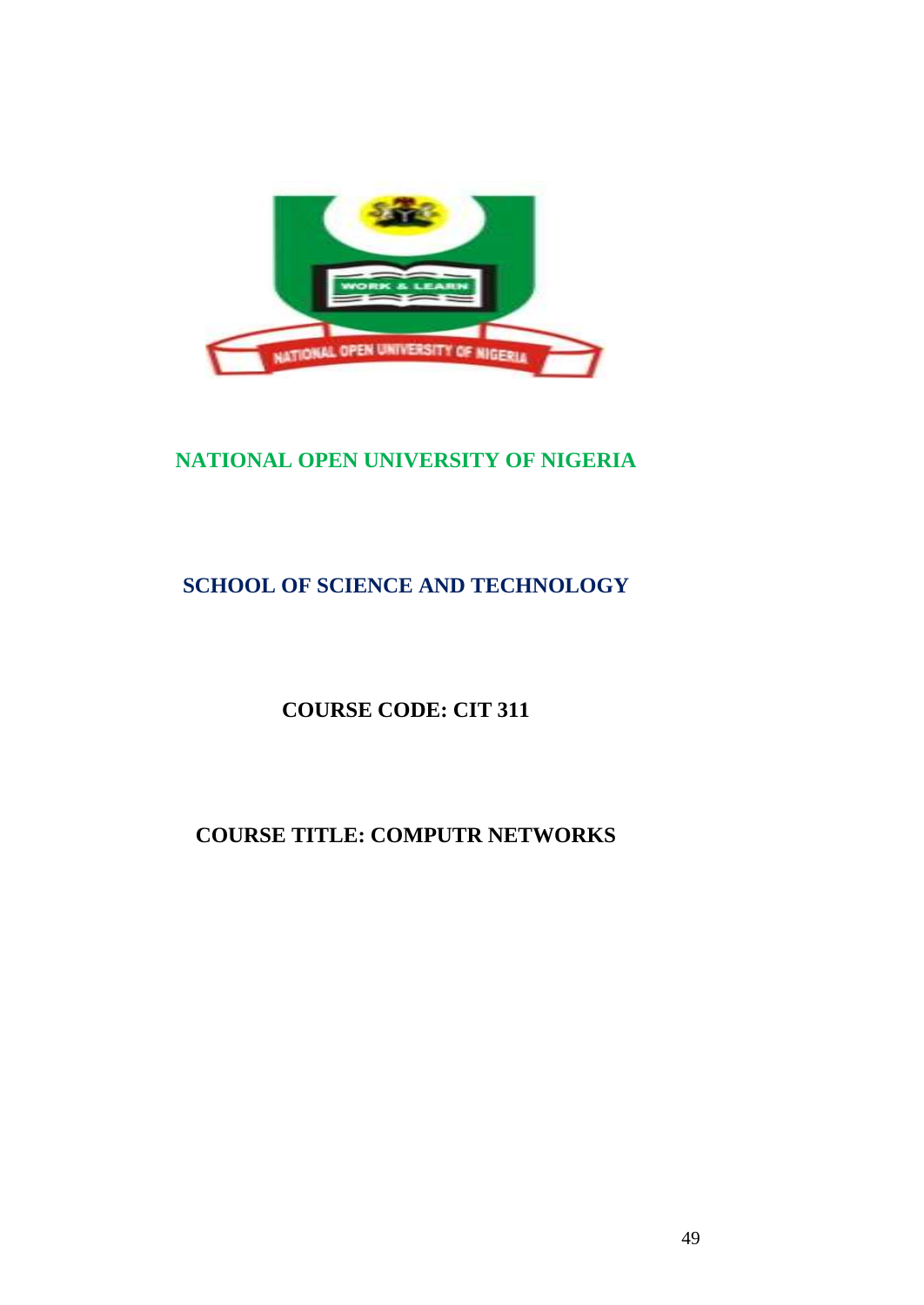**NATIONAL OPEN UNIVERSITY OF NIGERIA**

**SCHOOL OF SCIENCE AND TECHNOLOGY**

**COURSE CODE: CIT 311**

**COURSE TITLE: COMPUTR NETWORKS**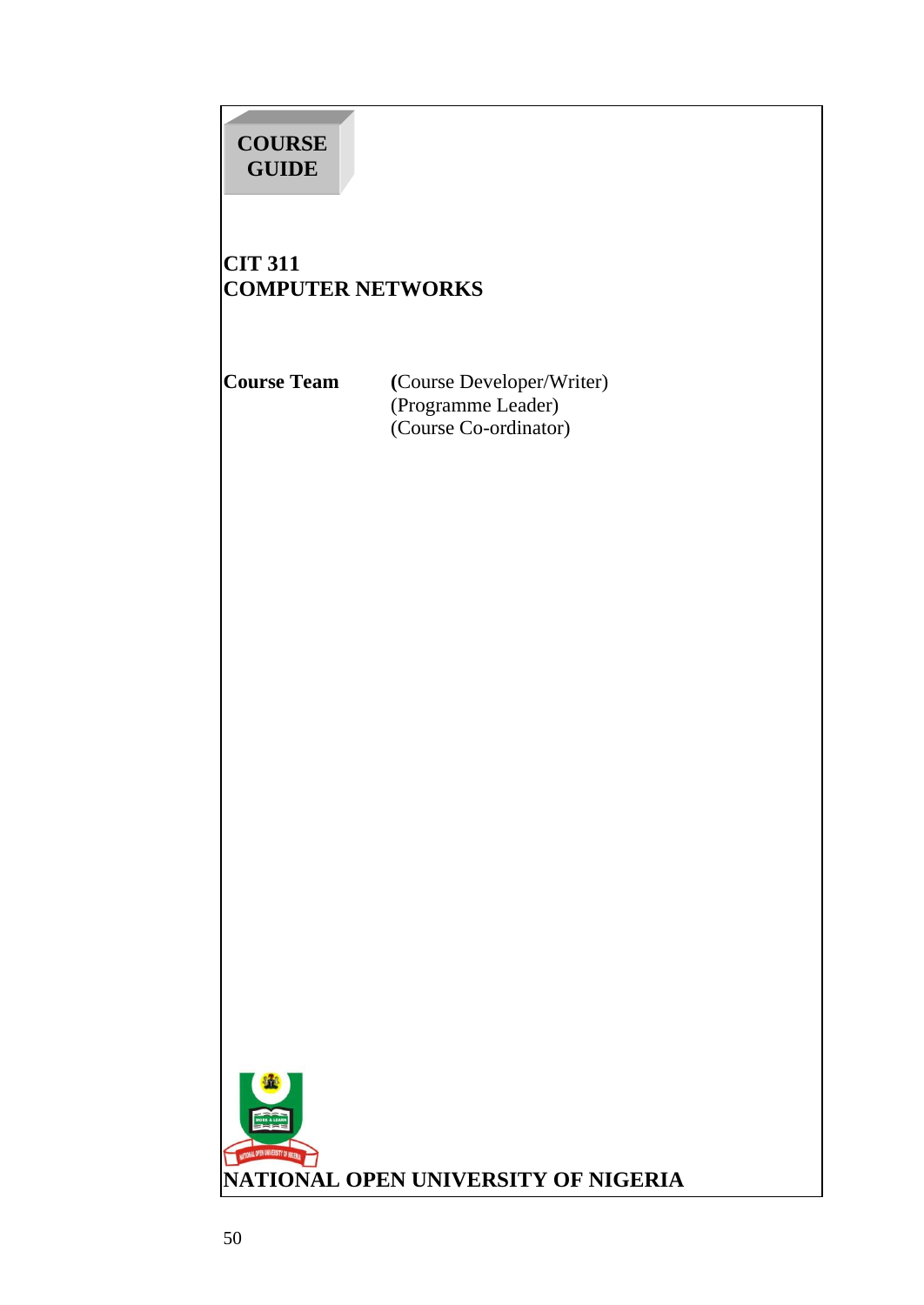**COURSE GUIDE**

# CIT 311
# COMPUTER NETWORKS

**Course Team** (Course Developer/Writer)
(Programme Leader)
(Course Co-ordinator)

**NATIONAL OPEN UNIVERSITY OF NIGERIA**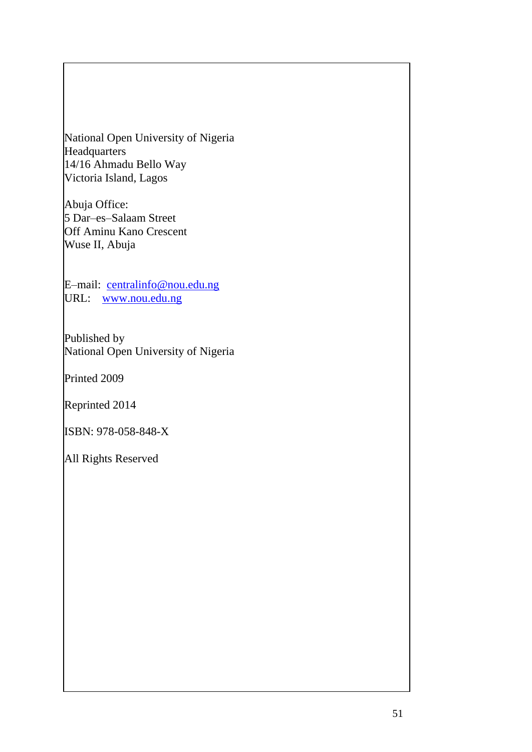National Open University of Nigeria
Headquarters
14/16 Ahmadu Bello Way
Victoria Island, Lagos

Abuja Office:
5 Dar–es–Salaam Street
Off Aminu Kano Crescent
Wuse II, Abuja

E–mail: centralinfo@nou.edu.ng
URL: www.nou.edu.ng

Published by
National Open University of Nigeria

Printed 2009

Reprinted 2014

ISBN: 978-058-848-X

All Rights Reserved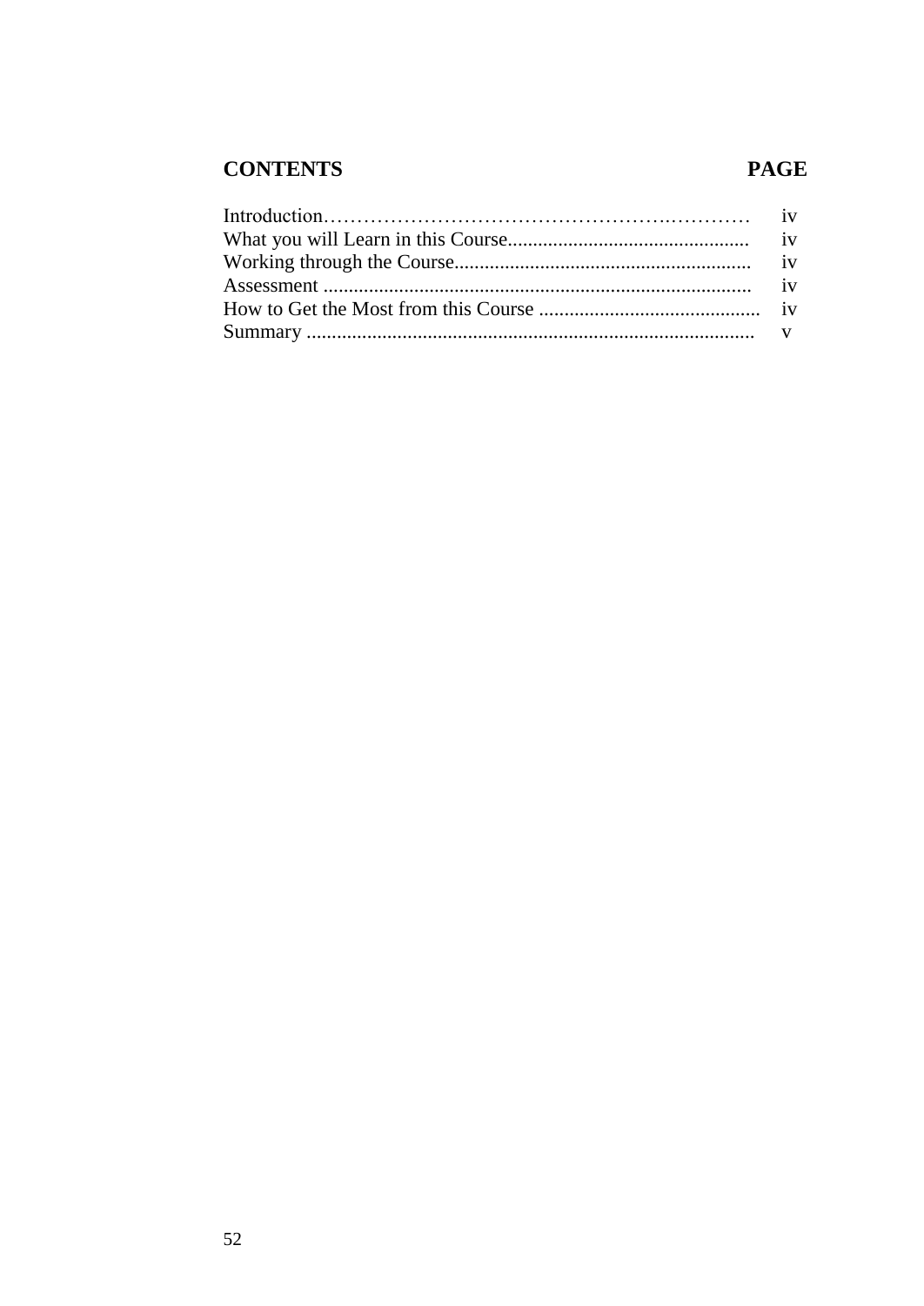| CONTENTS | PAGE |
| --- | --- |
| Introduction……………………………………………….………… | iv |
| What you will Learn in this Course................................................ | iv |
| Working through the Course........................................................... | iv |
| Assessment ..................................................................................... | iv |
| How to Get the Most from this Course ............................................ | iv |
| Summary ......................................................................................... | v |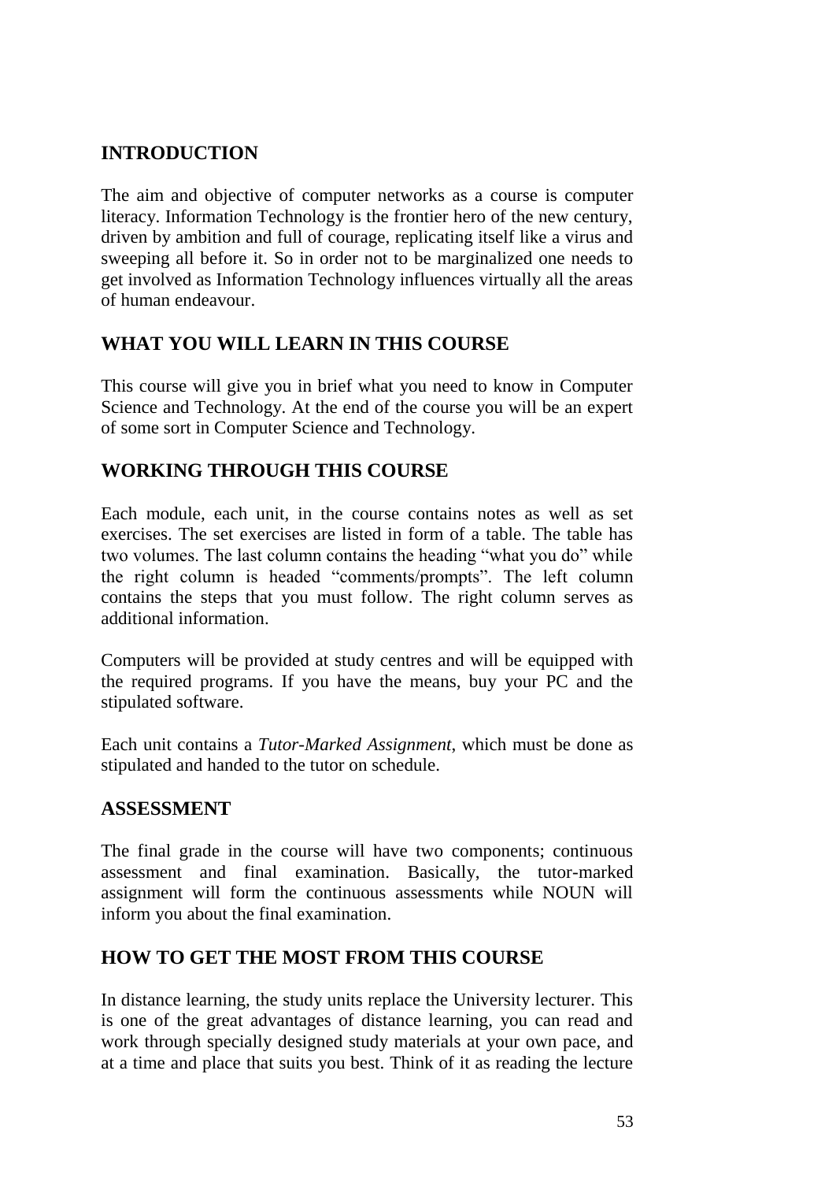## INTRODUCTION

The aim and objective of computer networks as a course is computer literacy. Information Technology is the frontier hero of the new century, driven by ambition and full of courage, replicating itself like a virus and sweeping all before it. So in order not to be marginalized one needs to get involved as Information Technology influences virtually all the areas of human endeavour.

## WHAT YOU WILL LEARN IN THIS COURSE

This course will give you in brief what you need to know in Computer Science and Technology. At the end of the course you will be an expert of some sort in Computer Science and Technology.

## WORKING THROUGH THIS COURSE

Each module, each unit, in the course contains notes as well as set exercises. The set exercises are listed in form of a table. The table has two volumes. The last column contains the heading "what you do" while the right column is headed "comments/prompts". The left column contains the steps that you must follow. The right column serves as additional information.

Computers will be provided at study centres and will be equipped with the required programs. If you have the means, buy your PC and the stipulated software.

Each unit contains a *Tutor-Marked Assignment*, which must be done as stipulated and handed to the tutor on schedule.

## ASSESSMENT

The final grade in the course will have two components; continuous assessment and final examination. Basically, the tutor-marked assignment will form the continuous assessments while NOUN will inform you about the final examination.

## HOW TO GET THE MOST FROM THIS COURSE

In distance learning, the study units replace the University lecturer. This is one of the great advantages of distance learning, you can read and work through specially designed study materials at your own pace, and at a time and place that suits you best. Think of it as reading the lecture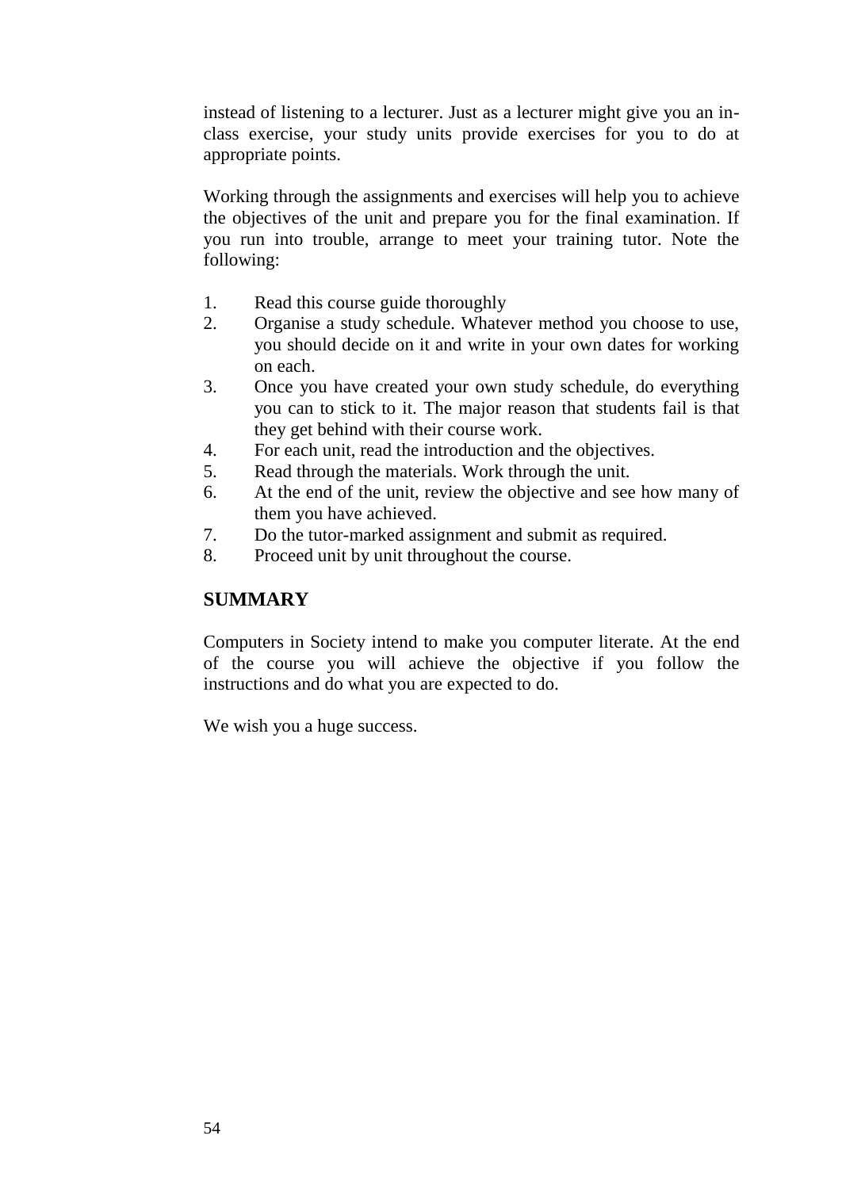instead of listening to a lecturer. Just as a lecturer might give you an in-class exercise, your study units provide exercises for you to do at appropriate points.

Working through the assignments and exercises will help you to achieve the objectives of the unit and prepare you for the final examination. If you run into trouble, arrange to meet your training tutor. Note the following:

1. Read this course guide thoroughly
2. Organise a study schedule. Whatever method you choose to use, you should decide on it and write in your own dates for working on each.
3. Once you have created your own study schedule, do everything you can to stick to it. The major reason that students fail is that they get behind with their course work.
4. For each unit, read the introduction and the objectives.
5. Read through the materials. Work through the unit.
6. At the end of the unit, review the objective and see how many of them you have achieved.
7. Do the tutor-marked assignment and submit as required.
8. Proceed unit by unit throughout the course.

## SUMMARY

Computers in Society intend to make you computer literate. At the end of the course you will achieve the objective if you follow the instructions and do what you are expected to do.

We wish you a huge success.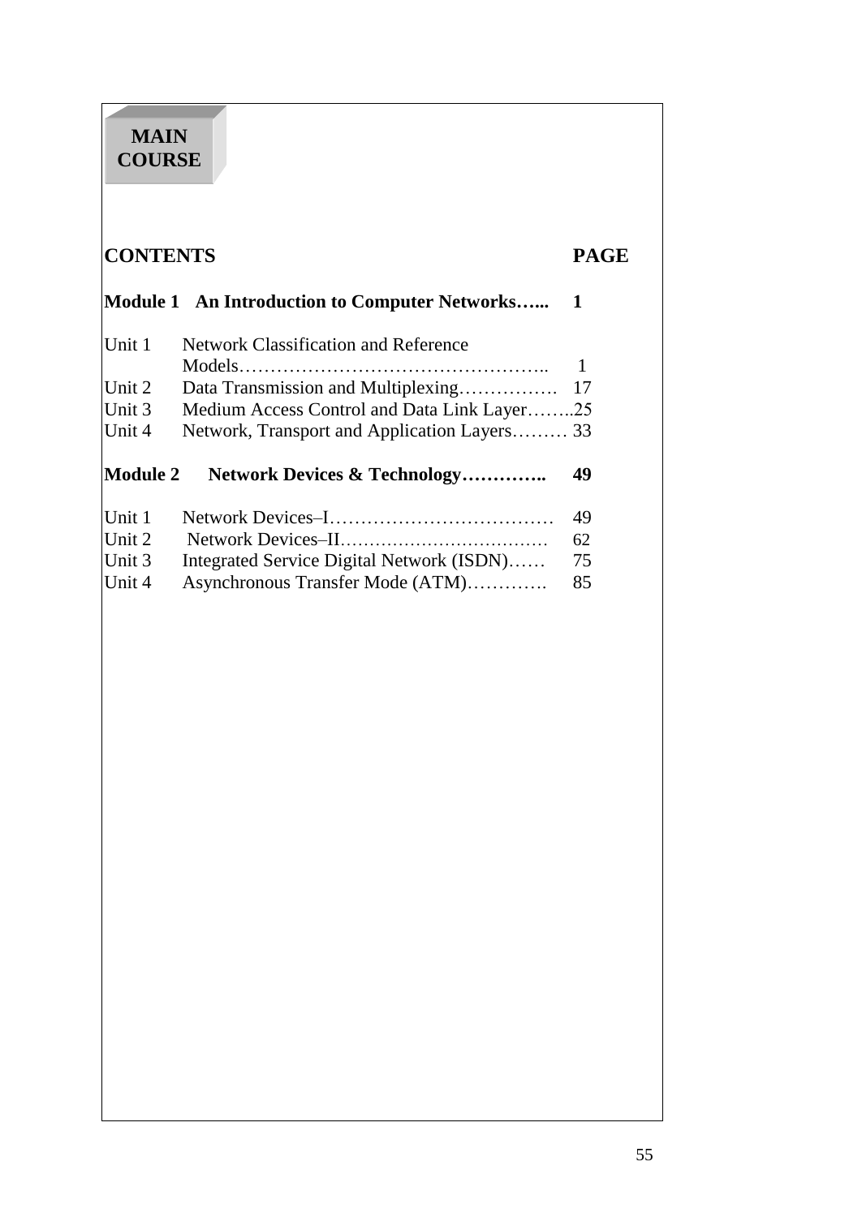# MAIN COURSE

| CONTENTS | | PAGE |
|---|---|---|
| **Module 1** | **An Introduction to Computer Networks…...** | **1** |
| Unit 1 | Network Classification and Reference Models………………………………………….. | 1 |
| Unit 2 | Data Transmission and Multiplexing……………. | 17 |
| Unit 3 | Medium Access Control and Data Link Layer…….. | 25 |
| Unit 4 | Network, Transport and Application Layers……… | 33 |
| **Module 2** | **Network Devices & Technology…………..** | **49** |
| Unit 1 | Network Devices–I……………………………… | 49 |
| Unit 2 | Network Devices–II……………………………… | 62 |
| Unit 3 | Integrated Service Digital Network (ISDN)…… | 75 |
| Unit 4 | Asynchronous Transfer Mode (ATM)…………. | 85 |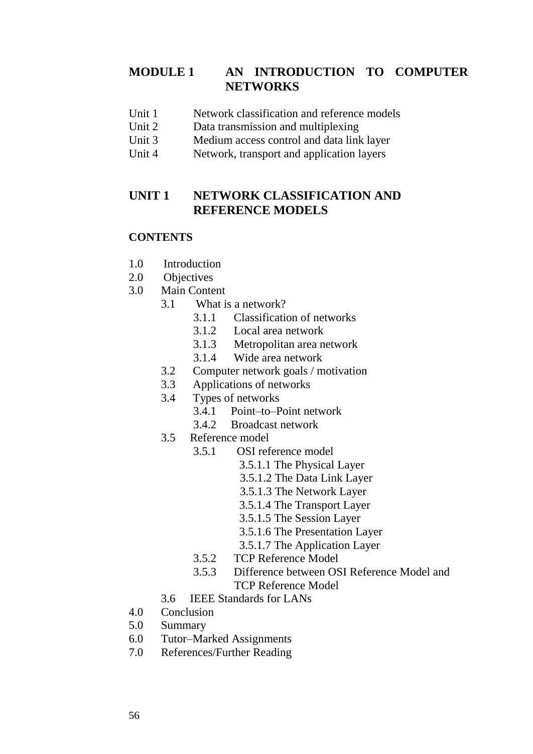## MODULE 1 AN INTRODUCTION TO COMPUTER NETWORKS

Unit 1 Network classification and reference models
Unit 2 Data transmission and multiplexing
Unit 3 Medium access control and data link layer
Unit 4 Network, transport and application layers

## UNIT 1 NETWORK CLASSIFICATION AND REFERENCE MODELS

### CONTENTS

1.0 Introduction
2.0 Objectives
3.0 Main Content
  3.1 What is a network?
    3.1.1 Classification of networks
    3.1.2 Local area network
    3.1.3 Metropolitan area network
    3.1.4 Wide area network
  3.2 Computer network goals / motivation
  3.3 Applications of networks
  3.4 Types of networks
    3.4.1 Point–to–Point network
    3.4.2 Broadcast network
  3.5 Reference model
    3.5.1 OSI reference model
      3.5.1.1 The Physical Layer
      3.5.1.2 The Data Link Layer
      3.5.1.3 The Network Layer
      3.5.1.4 The Transport Layer
      3.5.1.5 The Session Layer
      3.5.1.6 The Presentation Layer
      3.5.1.7 The Application Layer
    3.5.2 TCP Reference Model
    3.5.3 Difference between OSI Reference Model and TCP Reference Model
  3.6 IEEE Standards for LANs
4.0 Conclusion
5.0 Summary
6.0 Tutor–Marked Assignments
7.0 References/Further Reading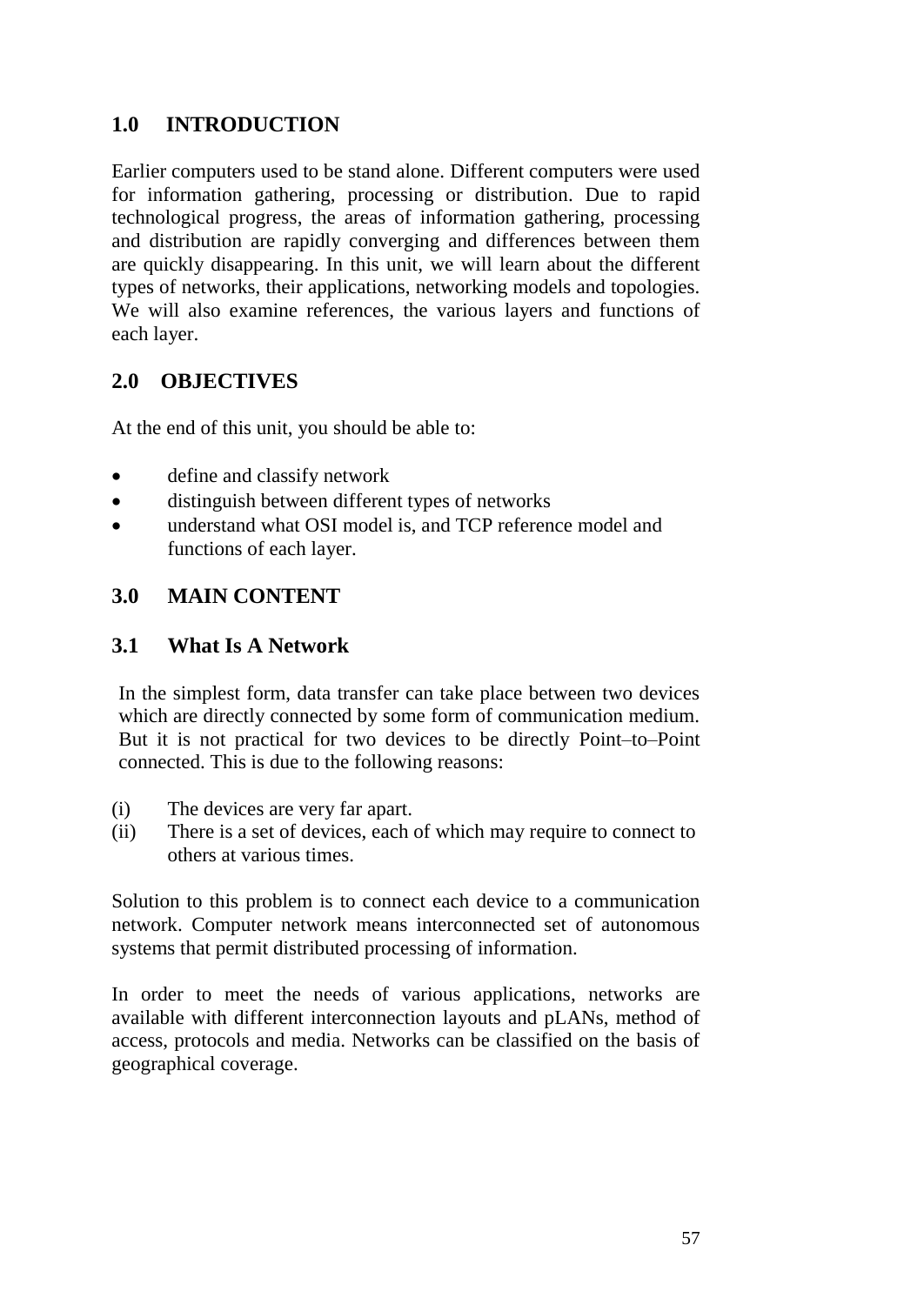## 1.0 INTRODUCTION

Earlier computers used to be stand alone. Different computers were used for information gathering, processing or distribution. Due to rapid technological progress, the areas of information gathering, processing and distribution are rapidly converging and differences between them are quickly disappearing. In this unit, we will learn about the different types of networks, their applications, networking models and topologies. We will also examine references, the various layers and functions of each layer.

## 2.0 OBJECTIVES

At the end of this unit, you should be able to:

- define and classify network
- distinguish between different types of networks
- understand what OSI model is, and TCP reference model and functions of each layer.

## 3.0 MAIN CONTENT

### 3.1 What Is A Network

In the simplest form, data transfer can take place between two devices which are directly connected by some form of communication medium. But it is not practical for two devices to be directly Point–to–Point connected. This is due to the following reasons:

(i) The devices are very far apart.
(ii) There is a set of devices, each of which may require to connect to others at various times.

Solution to this problem is to connect each device to a communication network. Computer network means interconnected set of autonomous systems that permit distributed processing of information.

In order to meet the needs of various applications, networks are available with different interconnection layouts and pLANs, method of access, protocols and media. Networks can be classified on the basis of geographical coverage.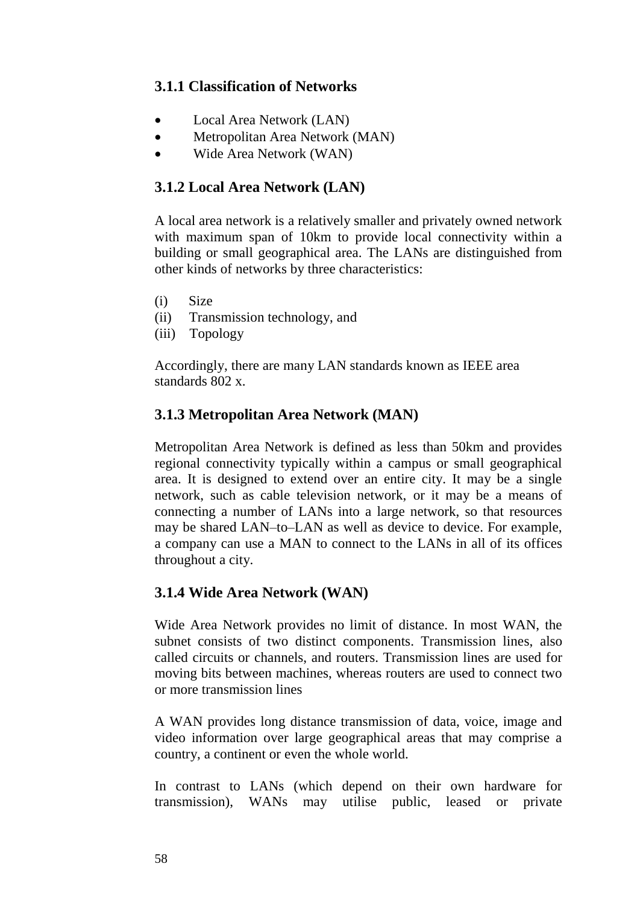### 3.1.1 Classification of Networks

- Local Area Network (LAN)
- Metropolitan Area Network (MAN)
- Wide Area Network (WAN)

### 3.1.2 Local Area Network (LAN)

A local area network is a relatively smaller and privately owned network with maximum span of 10km to provide local connectivity within a building or small geographical area. The LANs are distinguished from other kinds of networks by three characteristics:

(i) Size
(ii) Transmission technology, and
(iii) Topology

Accordingly, there are many LAN standards known as IEEE area standards 802 x.

### 3.1.3 Metropolitan Area Network (MAN)

Metropolitan Area Network is defined as less than 50km and provides regional connectivity typically within a campus or small geographical area. It is designed to extend over an entire city. It may be a single network, such as cable television network, or it may be a means of connecting a number of LANs into a large network, so that resources may be shared LAN–to–LAN as well as device to device. For example, a company can use a MAN to connect to the LANs in all of its offices throughout a city.

### 3.1.4 Wide Area Network (WAN)

Wide Area Network provides no limit of distance. In most WAN, the subnet consists of two distinct components. Transmission lines, also called circuits or channels, and routers. Transmission lines are used for moving bits between machines, whereas routers are used to connect two or more transmission lines

A WAN provides long distance transmission of data, voice, image and video information over large geographical areas that may comprise a country, a continent or even the whole world.

In contrast to LANs (which depend on their own hardware for transmission), WANs may utilise public, leased or private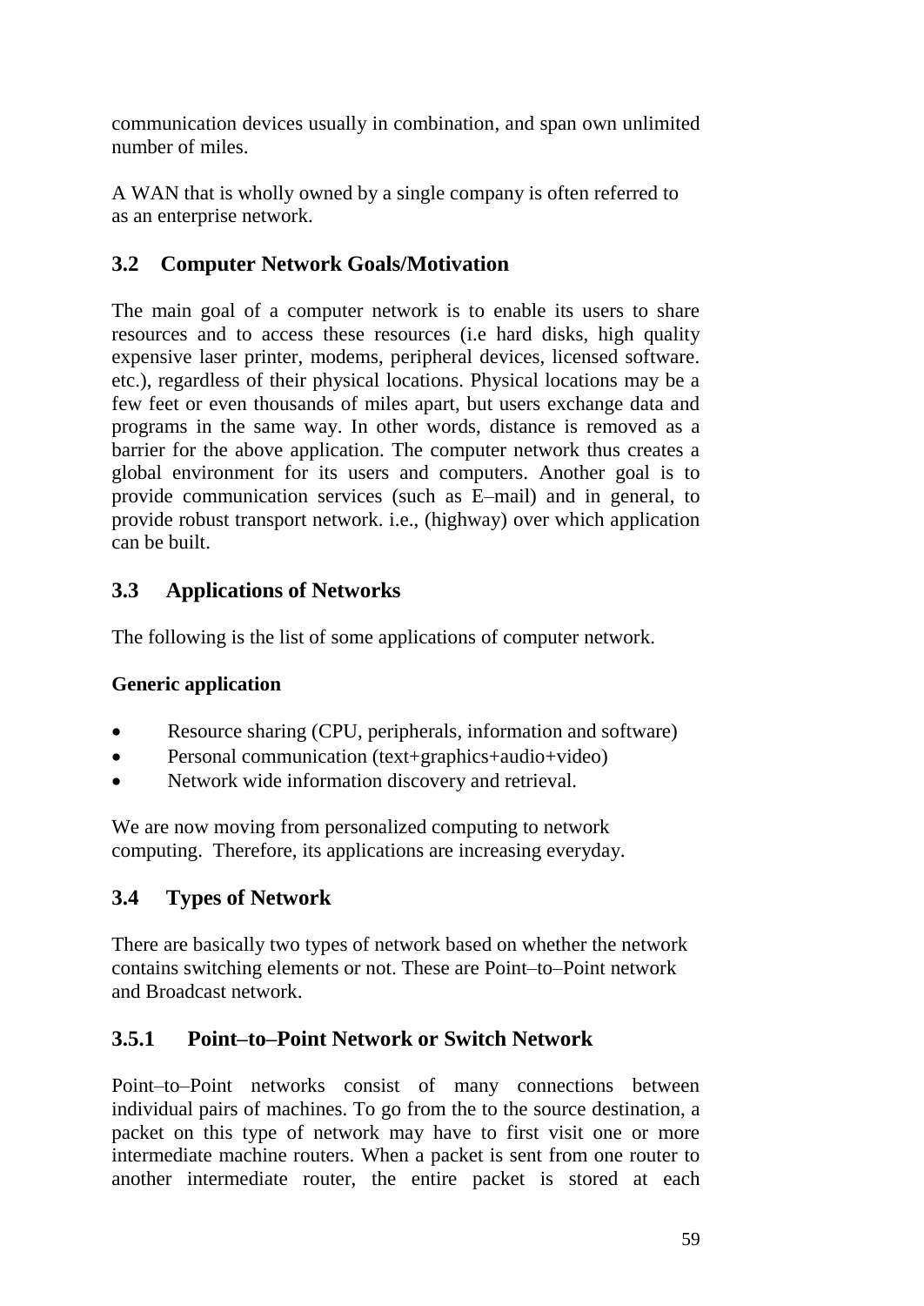communication devices usually in combination, and span own unlimited number of miles.

A WAN that is wholly owned by a single company is often referred to as an enterprise network.

## 3.2 Computer Network Goals/Motivation

The main goal of a computer network is to enable its users to share resources and to access these resources (i.e hard disks, high quality expensive laser printer, modems, peripheral devices, licensed software. etc.), regardless of their physical locations. Physical locations may be a few feet or even thousands of miles apart, but users exchange data and programs in the same way. In other words, distance is removed as a barrier for the above application. The computer network thus creates a global environment for its users and computers. Another goal is to provide communication services (such as E–mail) and in general, to provide robust transport network. i.e., (highway) over which application can be built.

## 3.3 Applications of Networks

The following is the list of some applications of computer network.

**Generic application**

- Resource sharing (CPU, peripherals, information and software)
- Personal communication (text+graphics+audio+video)
- Network wide information discovery and retrieval.

We are now moving from personalized computing to network computing. Therefore, its applications are increasing everyday.

## 3.4 Types of Network

There are basically two types of network based on whether the network contains switching elements or not. These are Point–to–Point network and Broadcast network.

### 3.5.1 Point–to–Point Network or Switch Network

Point–to–Point networks consist of many connections between individual pairs of machines. To go from the to the source destination, a packet on this type of network may have to first visit one or more intermediate machine routers. When a packet is sent from one router to another intermediate router, the entire packet is stored at each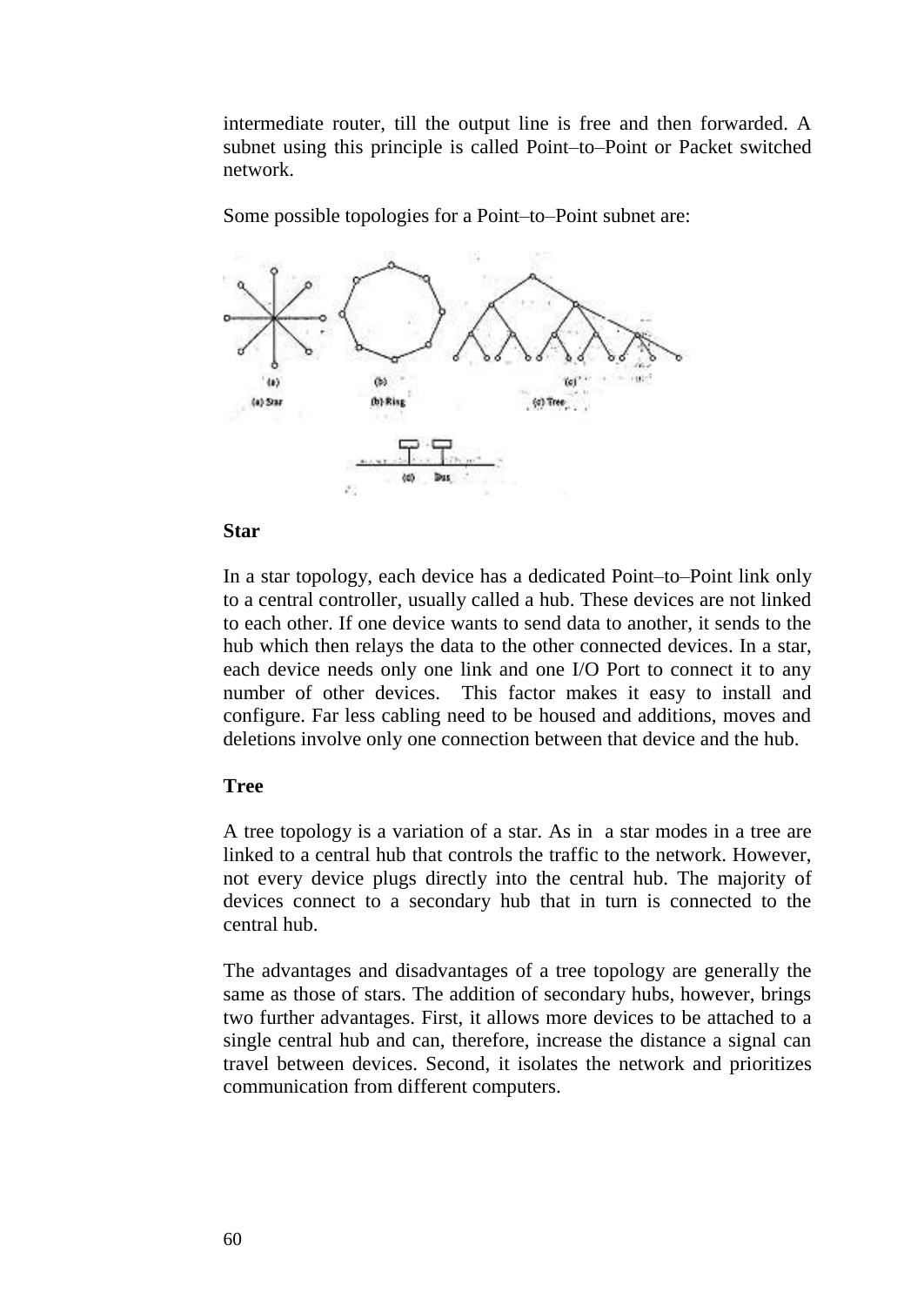intermediate router, till the output line is free and then forwarded. A subnet using this principle is called Point–to–Point or Packet switched network.

Some possible topologies for a Point–to–Point subnet are:

(a) Star (b) Ring (c) Tree

(d) Bus

**Star**

In a star topology, each device has a dedicated Point–to–Point link only to a central controller, usually called a hub. These devices are not linked to each other. If one device wants to send data to another, it sends to the hub which then relays the data to the other connected devices. In a star, each device needs only one link and one I/O Port to connect it to any number of other devices. This factor makes it easy to install and configure. Far less cabling need to be housed and additions, moves and deletions involve only one connection between that device and the hub.

**Tree**

A tree topology is a variation of a star. As in a star modes in a tree are linked to a central hub that controls the traffic to the network. However, not every device plugs directly into the central hub. The majority of devices connect to a secondary hub that in turn is connected to the central hub.

The advantages and disadvantages of a tree topology are generally the same as those of stars. The addition of secondary hubs, however, brings two further advantages. First, it allows more devices to be attached to a single central hub and can, therefore, increase the distance a signal can travel between devices. Second, it isolates the network and prioritizes communication from different computers.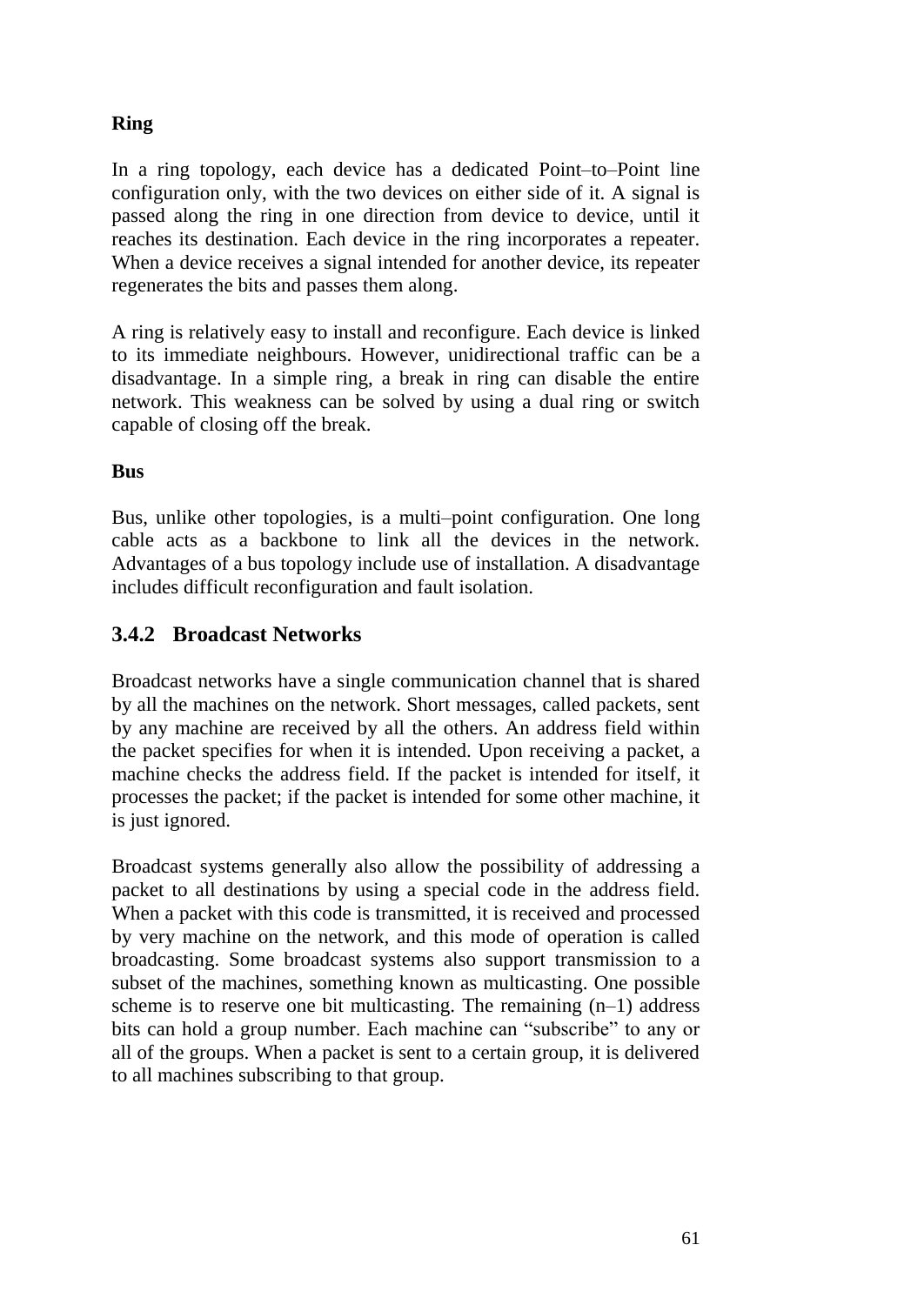**Ring**

In a ring topology, each device has a dedicated Point–to–Point line configuration only, with the two devices on either side of it. A signal is passed along the ring in one direction from device to device, until it reaches its destination. Each device in the ring incorporates a repeater. When a device receives a signal intended for another device, its repeater regenerates the bits and passes them along.

A ring is relatively easy to install and reconfigure. Each device is linked to its immediate neighbours. However, unidirectional traffic can be a disadvantage. In a simple ring, a break in ring can disable the entire network. This weakness can be solved by using a dual ring or switch capable of closing off the break.

**Bus**

Bus, unlike other topologies, is a multi–point configuration. One long cable acts as a backbone to link all the devices in the network. Advantages of a bus topology include use of installation. A disadvantage includes difficult reconfiguration and fault isolation.

### 3.4.2 Broadcast Networks

Broadcast networks have a single communication channel that is shared by all the machines on the network. Short messages, called packets, sent by any machine are received by all the others. An address field within the packet specifies for when it is intended. Upon receiving a packet, a machine checks the address field. If the packet is intended for itself, it processes the packet; if the packet is intended for some other machine, it is just ignored.

Broadcast systems generally also allow the possibility of addressing a packet to all destinations by using a special code in the address field. When a packet with this code is transmitted, it is received and processed by very machine on the network, and this mode of operation is called broadcasting. Some broadcast systems also support transmission to a subset of the machines, something known as multicasting. One possible scheme is to reserve one bit multicasting. The remaining (n–1) address bits can hold a group number. Each machine can "subscribe" to any or all of the groups. When a packet is sent to a certain group, it is delivered to all machines subscribing to that group.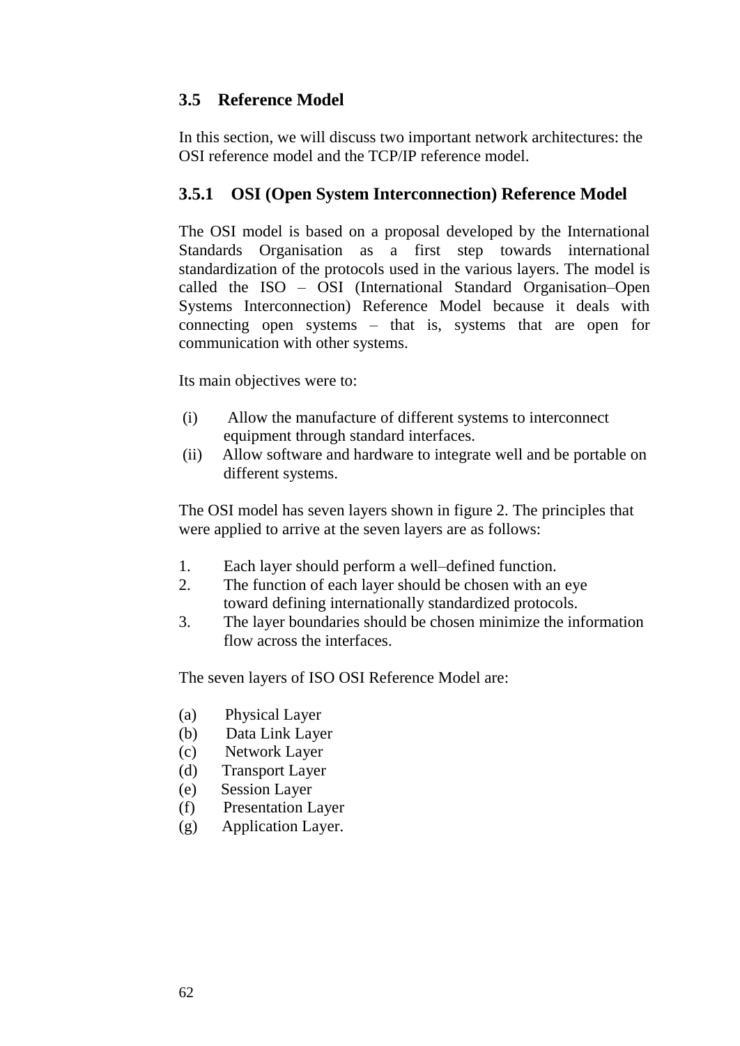## 3.5 Reference Model

In this section, we will discuss two important network architectures: the OSI reference model and the TCP/IP reference model.

### 3.5.1 OSI (Open System Interconnection) Reference Model

The OSI model is based on a proposal developed by the International Standards Organisation as a first step towards international standardization of the protocols used in the various layers. The model is called the ISO – OSI (International Standard Organisation–Open Systems Interconnection) Reference Model because it deals with connecting open systems – that is, systems that are open for communication with other systems.

Its main objectives were to:

(i) Allow the manufacture of different systems to interconnect equipment through standard interfaces.
(ii) Allow software and hardware to integrate well and be portable on different systems.

The OSI model has seven layers shown in figure 2. The principles that were applied to arrive at the seven layers are as follows:

1. Each layer should perform a well–defined function.
2. The function of each layer should be chosen with an eye toward defining internationally standardized protocols.
3. The layer boundaries should be chosen minimize the information flow across the interfaces.

The seven layers of ISO OSI Reference Model are:

(a) Physical Layer
(b) Data Link Layer
(c) Network Layer
(d) Transport Layer
(e) Session Layer
(f) Presentation Layer
(g) Application Layer.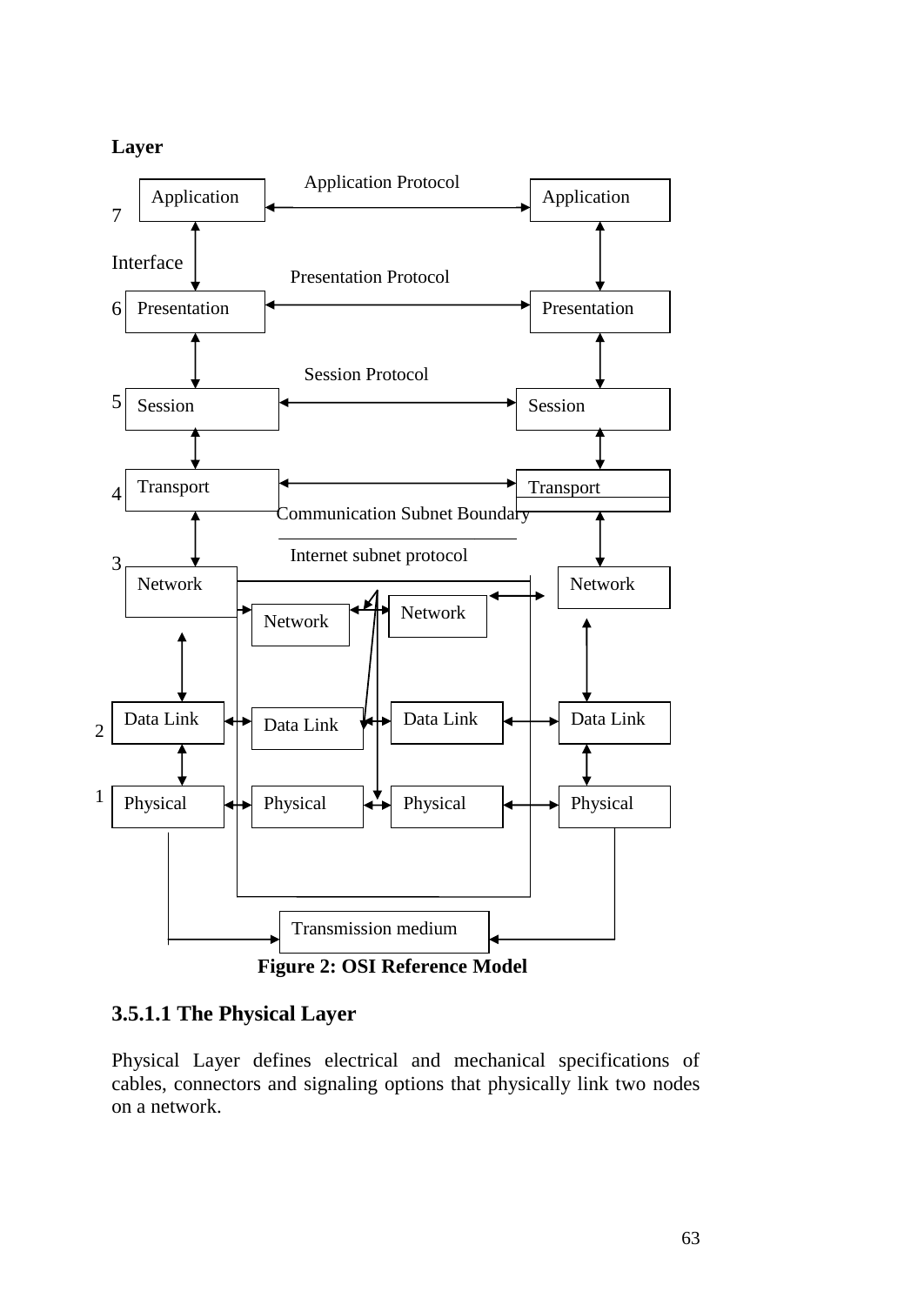**Layer**

Application Protocol

Application

7

Application

Interface

Presentation Protocol

6 Presentation

Presentation

Session Protocol

5 Session

Session

4 Transport

Transport

Communication Subnet Boundary

Internet subnet protocol

3

Network

Network

Network

Network

2 Data Link

Data Link

Data Link

Data Link

1 Physical

Physical

Physical

Physical

Transmission medium

**Figure 2: OSI Reference Model**

### 3.5.1.1 The Physical Layer

Physical Layer defines electrical and mechanical specifications of cables, connectors and signaling options that physically link two nodes on a network.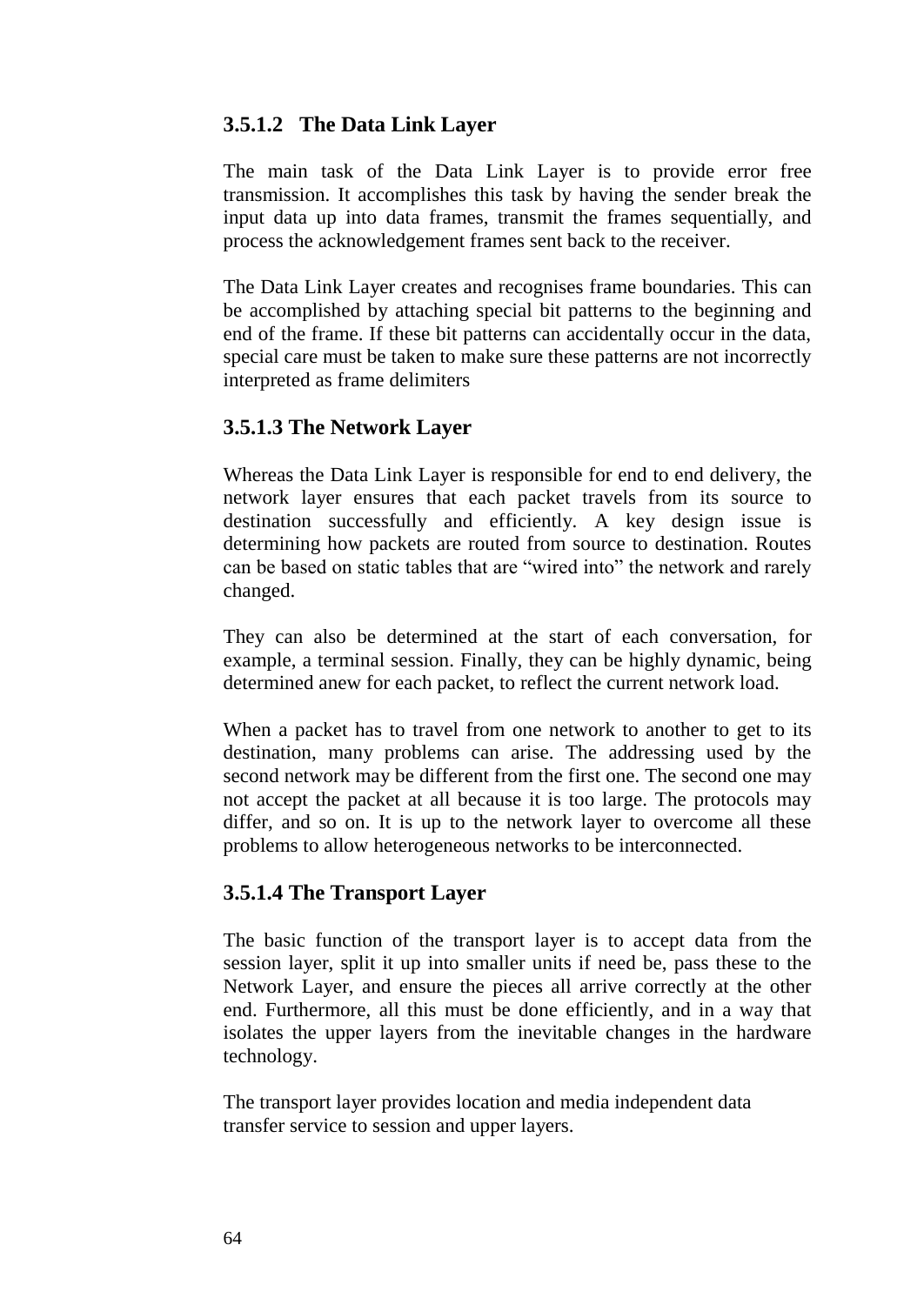#### 3.5.1.2 The Data Link Layer

The main task of the Data Link Layer is to provide error free transmission. It accomplishes this task by having the sender break the input data up into data frames, transmit the frames sequentially, and process the acknowledgement frames sent back to the receiver.

The Data Link Layer creates and recognises frame boundaries. This can be accomplished by attaching special bit patterns to the beginning and end of the frame. If these bit patterns can accidentally occur in the data, special care must be taken to make sure these patterns are not incorrectly interpreted as frame delimiters

#### 3.5.1.3 The Network Layer

Whereas the Data Link Layer is responsible for end to end delivery, the network layer ensures that each packet travels from its source to destination successfully and efficiently. A key design issue is determining how packets are routed from source to destination. Routes can be based on static tables that are "wired into" the network and rarely changed.

They can also be determined at the start of each conversation, for example, a terminal session. Finally, they can be highly dynamic, being determined anew for each packet, to reflect the current network load.

When a packet has to travel from one network to another to get to its destination, many problems can arise. The addressing used by the second network may be different from the first one. The second one may not accept the packet at all because it is too large. The protocols may differ, and so on. It is up to the network layer to overcome all these problems to allow heterogeneous networks to be interconnected.

#### 3.5.1.4 The Transport Layer

The basic function of the transport layer is to accept data from the session layer, split it up into smaller units if need be, pass these to the Network Layer, and ensure the pieces all arrive correctly at the other end. Furthermore, all this must be done efficiently, and in a way that isolates the upper layers from the inevitable changes in the hardware technology.

The transport layer provides location and media independent data transfer service to session and upper layers.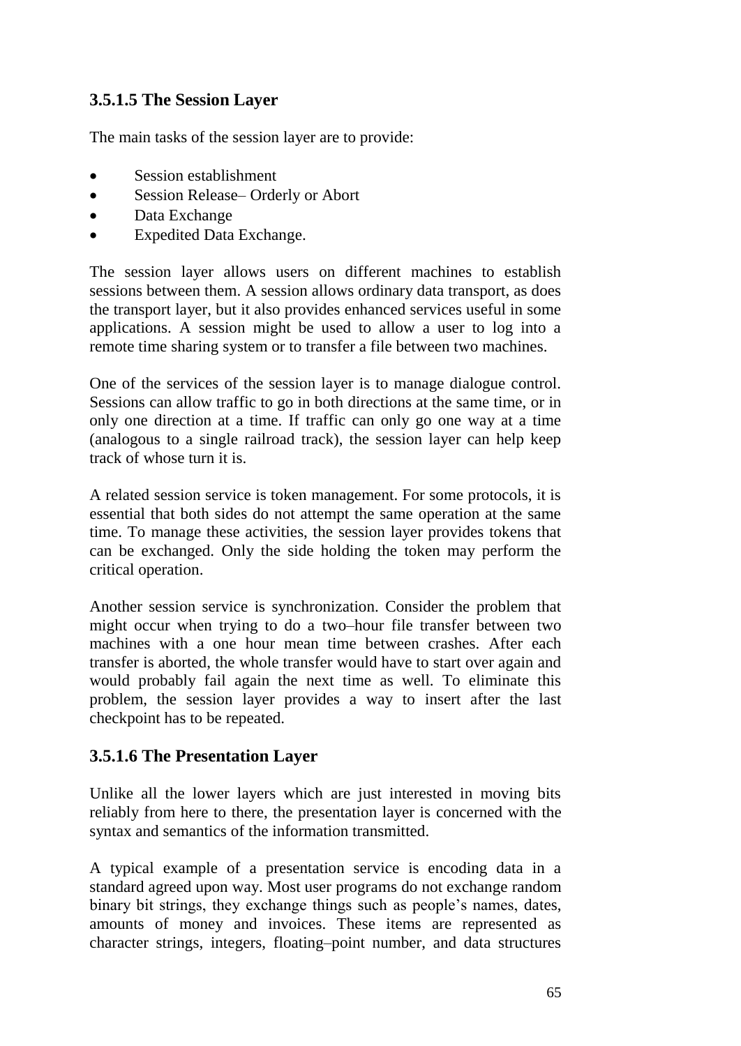### 3.5.1.5 The Session Layer

The main tasks of the session layer are to provide:

- Session establishment
- Session Release– Orderly or Abort
- Data Exchange
- Expedited Data Exchange.

The session layer allows users on different machines to establish sessions between them. A session allows ordinary data transport, as does the transport layer, but it also provides enhanced services useful in some applications. A session might be used to allow a user to log into a remote time sharing system or to transfer a file between two machines.

One of the services of the session layer is to manage dialogue control. Sessions can allow traffic to go in both directions at the same time, or in only one direction at a time. If traffic can only go one way at a time (analogous to a single railroad track), the session layer can help keep track of whose turn it is.

A related session service is token management. For some protocols, it is essential that both sides do not attempt the same operation at the same time. To manage these activities, the session layer provides tokens that can be exchanged. Only the side holding the token may perform the critical operation.

Another session service is synchronization. Consider the problem that might occur when trying to do a two–hour file transfer between two machines with a one hour mean time between crashes. After each transfer is aborted, the whole transfer would have to start over again and would probably fail again the next time as well. To eliminate this problem, the session layer provides a way to insert after the last checkpoint has to be repeated.

### 3.5.1.6 The Presentation Layer

Unlike all the lower layers which are just interested in moving bits reliably from here to there, the presentation layer is concerned with the syntax and semantics of the information transmitted.

A typical example of a presentation service is encoding data in a standard agreed upon way. Most user programs do not exchange random binary bit strings, they exchange things such as people's names, dates, amounts of money and invoices. These items are represented as character strings, integers, floating–point number, and data structures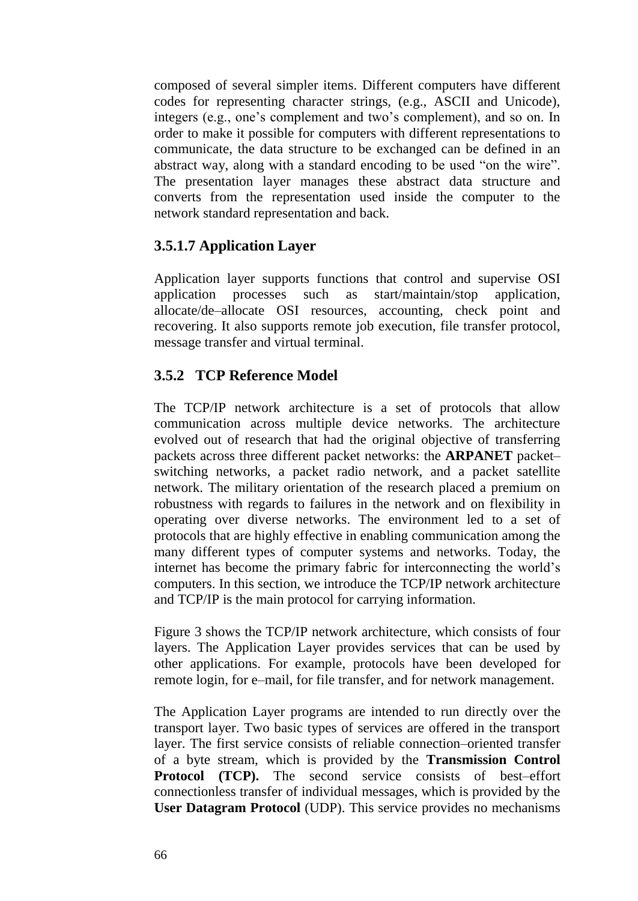composed of several simpler items. Different computers have different codes for representing character strings, (e.g., ASCII and Unicode), integers (e.g., one's complement and two's complement), and so on. In order to make it possible for computers with different representations to communicate, the data structure to be exchanged can be defined in an abstract way, along with a standard encoding to be used "on the wire". The presentation layer manages these abstract data structure and converts from the representation used inside the computer to the network standard representation and back.

#### 3.5.1.7 Application Layer

Application layer supports functions that control and supervise OSI application processes such as start/maintain/stop application, allocate/de–allocate OSI resources, accounting, check point and recovering. It also supports remote job execution, file transfer protocol, message transfer and virtual terminal.

### 3.5.2 TCP Reference Model

The TCP/IP network architecture is a set of protocols that allow communication across multiple device networks. The architecture evolved out of research that had the original objective of transferring packets across three different packet networks: the **ARPANET** packet–switching networks, a packet radio network, and a packet satellite network. The military orientation of the research placed a premium on robustness with regards to failures in the network and on flexibility in operating over diverse networks. The environment led to a set of protocols that are highly effective in enabling communication among the many different types of computer systems and networks. Today, the internet has become the primary fabric for interconnecting the world's computers. In this section, we introduce the TCP/IP network architecture and TCP/IP is the main protocol for carrying information.

Figure 3 shows the TCP/IP network architecture, which consists of four layers. The Application Layer provides services that can be used by other applications. For example, protocols have been developed for remote login, for e–mail, for file transfer, and for network management.

The Application Layer programs are intended to run directly over the transport layer. Two basic types of services are offered in the transport layer. The first service consists of reliable connection–oriented transfer of a byte stream, which is provided by the **Transmission Control Protocol (TCP).** The second service consists of best–effort connectionless transfer of individual messages, which is provided by the **User Datagram Protocol** (UDP). This service provides no mechanisms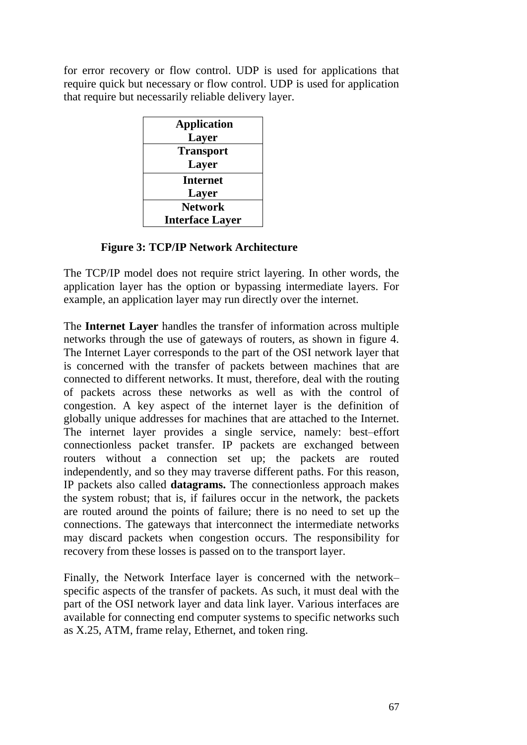for error recovery or flow control. UDP is used for applications that require quick but necessary or flow control. UDP is used for application that require but necessarily reliable delivery layer.

| |
|---|
| **Application Layer** |
| **Transport Layer** |
| **Internet Layer** |
| **Network Interface Layer** |

**Figure 3: TCP/IP Network Architecture**

The TCP/IP model does not require strict layering. In other words, the application layer has the option or bypassing intermediate layers. For example, an application layer may run directly over the internet.

The **Internet Layer** handles the transfer of information across multiple networks through the use of gateways of routers, as shown in figure 4. The Internet Layer corresponds to the part of the OSI network layer that is concerned with the transfer of packets between machines that are connected to different networks. It must, therefore, deal with the routing of packets across these networks as well as with the control of congestion. A key aspect of the internet layer is the definition of globally unique addresses for machines that are attached to the Internet. The internet layer provides a single service, namely: best–effort connectionless packet transfer. IP packets are exchanged between routers without a connection set up; the packets are routed independently, and so they may traverse different paths. For this reason, IP packets also called **datagrams.** The connectionless approach makes the system robust; that is, if failures occur in the network, the packets are routed around the points of failure; there is no need to set up the connections. The gateways that interconnect the intermediate networks may discard packets when congestion occurs. The responsibility for recovery from these losses is passed on to the transport layer.

Finally, the Network Interface layer is concerned with the network–specific aspects of the transfer of packets. As such, it must deal with the part of the OSI network layer and data link layer. Various interfaces are available for connecting end computer systems to specific networks such as X.25, ATM, frame relay, Ethernet, and token ring.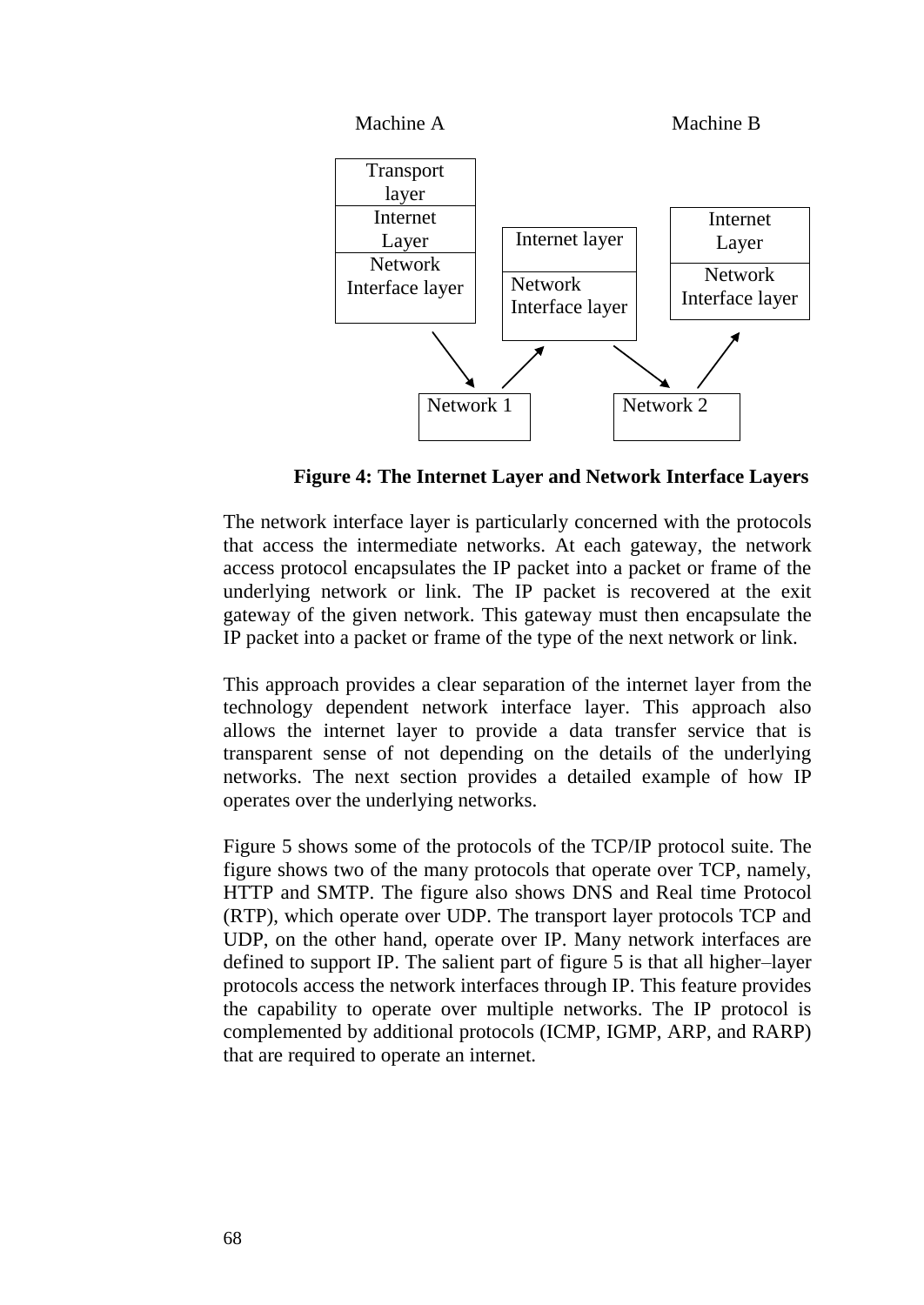Machine A

Machine B

Transport layer

Internet Layer

Network Interface layer

Internet layer

Network Interface layer

Internet Layer

Network Interface layer

Network 1

Network 2

**Figure 4: The Internet Layer and Network Interface Layers**

The network interface layer is particularly concerned with the protocols that access the intermediate networks. At each gateway, the network access protocol encapsulates the IP packet into a packet or frame of the underlying network or link. The IP packet is recovered at the exit gateway of the given network. This gateway must then encapsulate the IP packet into a packet or frame of the type of the next network or link.

This approach provides a clear separation of the internet layer from the technology dependent network interface layer. This approach also allows the internet layer to provide a data transfer service that is transparent sense of not depending on the details of the underlying networks. The next section provides a detailed example of how IP operates over the underlying networks.

Figure 5 shows some of the protocols of the TCP/IP protocol suite. The figure shows two of the many protocols that operate over TCP, namely, HTTP and SMTP. The figure also shows DNS and Real time Protocol (RTP), which operate over UDP. The transport layer protocols TCP and UDP, on the other hand, operate over IP. Many network interfaces are defined to support IP. The salient part of figure 5 is that all higher–layer protocols access the network interfaces through IP. This feature provides the capability to operate over multiple networks. The IP protocol is complemented by additional protocols (ICMP, IGMP, ARP, and RARP) that are required to operate an internet.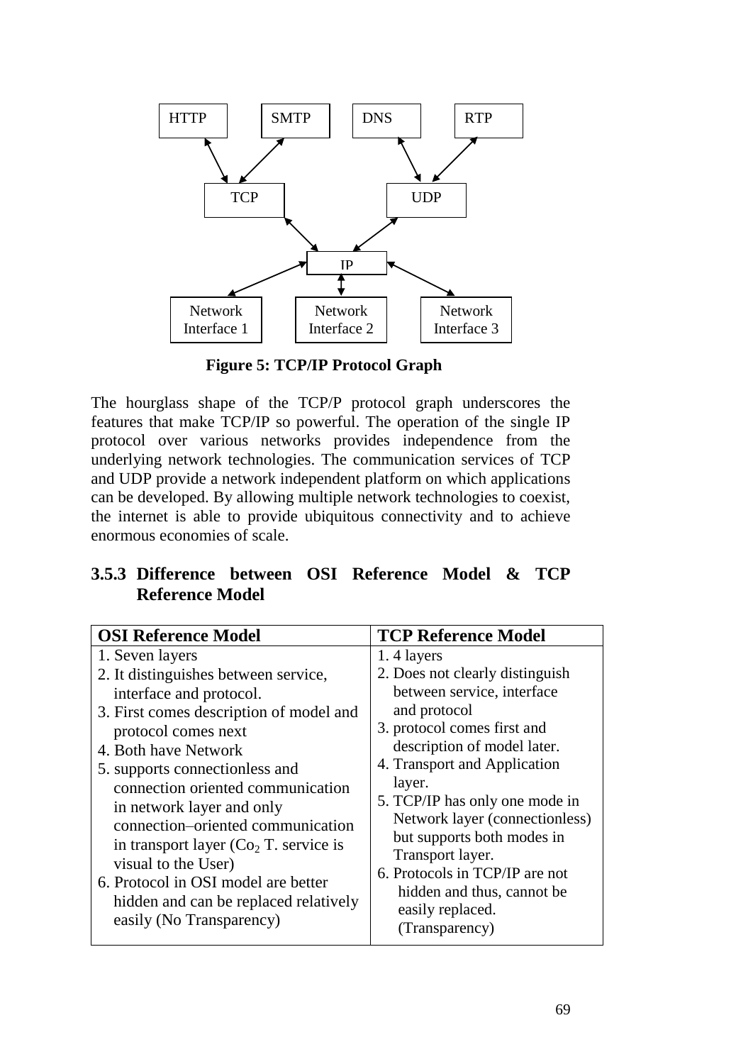HTTP

SMTP

DNS

RTP

TCP

UDP

IP

Network Interface 1

Network Interface 2

Network Interface 3

**Figure 5: TCP/IP Protocol Graph**

The hourglass shape of the TCP/P protocol graph underscores the features that make TCP/IP so powerful. The operation of the single IP protocol over various networks provides independence from the underlying network technologies. The communication services of TCP and UDP provide a network independent platform on which applications can be developed. By allowing multiple network technologies to coexist, the internet is able to provide ubiquitous connectivity and to achieve enormous economies of scale.

### 3.5.3 Difference between OSI Reference Model & TCP Reference Model

| OSI Reference Model | TCP Reference Model |
|---|---|
| 1. Seven layers | 1. 4 layers |
| 2. It distinguishes between service, interface and protocol. | 2. Does not clearly distinguish between service, interface and protocol |
| 3. First comes description of model and protocol comes next | 3. protocol comes first and description of model later. |
| 4. Both have Network | 4. Transport and Application layer. |
| 5. supports connectionless and connection oriented communication in network layer and only connection–oriented communication in transport layer ($Co_2$ T. service is visual to the User) | 5. TCP/IP has only one mode in Network layer (connectionless) but supports both modes in Transport layer. |
| 6. Protocol in OSI model are better hidden and can be replaced relatively easily (No Transparency) | 6. Protocols in TCP/IP are not hidden and thus, cannot be easily replaced. (Transparency) |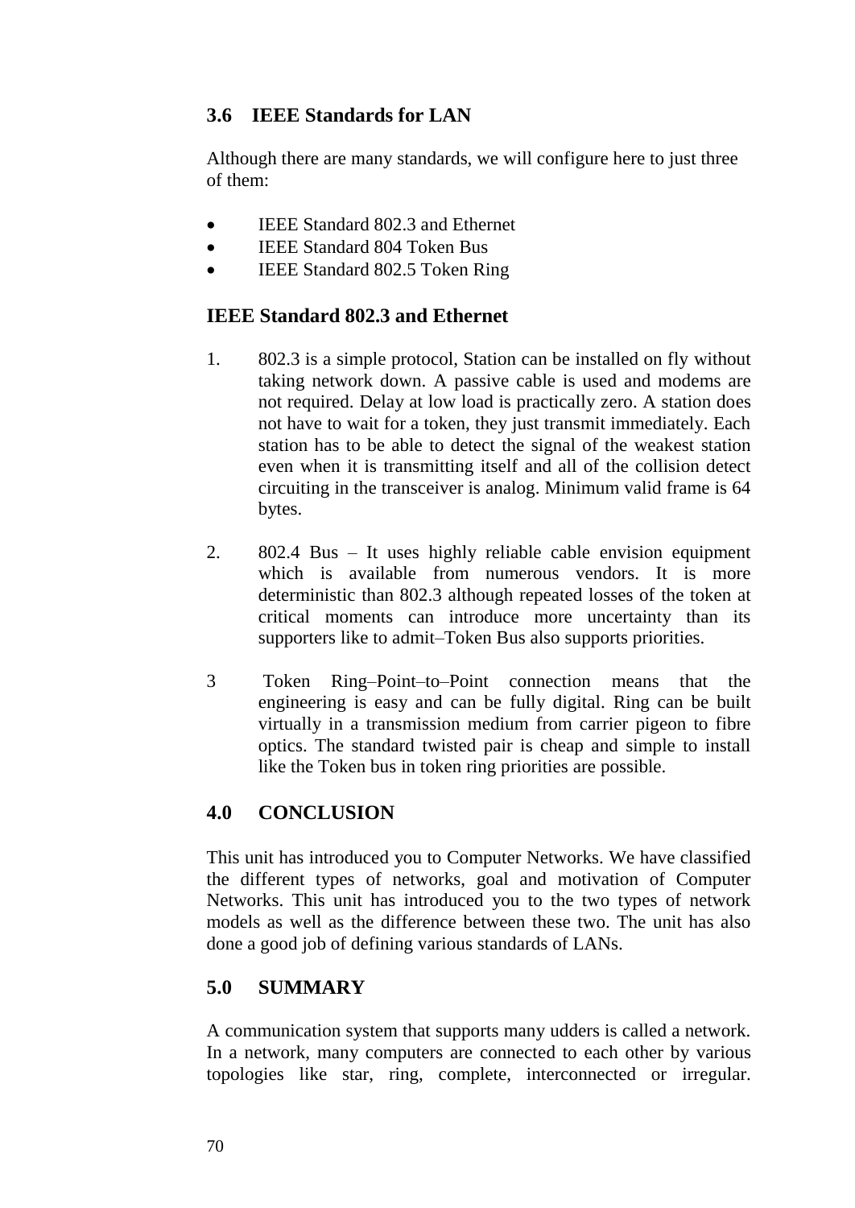## 3.6 IEEE Standards for LAN

Although there are many standards, we will configure here to just three of them:

- IEEE Standard 802.3 and Ethernet
- IEEE Standard 804 Token Bus
- IEEE Standard 802.5 Token Ring

### IEEE Standard 802.3 and Ethernet

1. 802.3 is a simple protocol, Station can be installed on fly without taking network down. A passive cable is used and modems are not required. Delay at low load is practically zero. A station does not have to wait for a token, they just transmit immediately. Each station has to be able to detect the signal of the weakest station even when it is transmitting itself and all of the collision detect circuiting in the transceiver is analog. Minimum valid frame is 64 bytes.

2. 802.4 Bus – It uses highly reliable cable envision equipment which is available from numerous vendors. It is more deterministic than 802.3 although repeated losses of the token at critical moments can introduce more uncertainty than its supporters like to admit–Token Bus also supports priorities.

3. Token Ring–Point–to–Point connection means that the engineering is easy and can be fully digital. Ring can be built virtually in a transmission medium from carrier pigeon to fibre optics. The standard twisted pair is cheap and simple to install like the Token bus in token ring priorities are possible.

## 4.0 CONCLUSION

This unit has introduced you to Computer Networks. We have classified the different types of networks, goal and motivation of Computer Networks. This unit has introduced you to the two types of network models as well as the difference between these two. The unit has also done a good job of defining various standards of LANs.

## 5.0 SUMMARY

A communication system that supports many udders is called a network. In a network, many computers are connected to each other by various topologies like star, ring, complete, interconnected or irregular.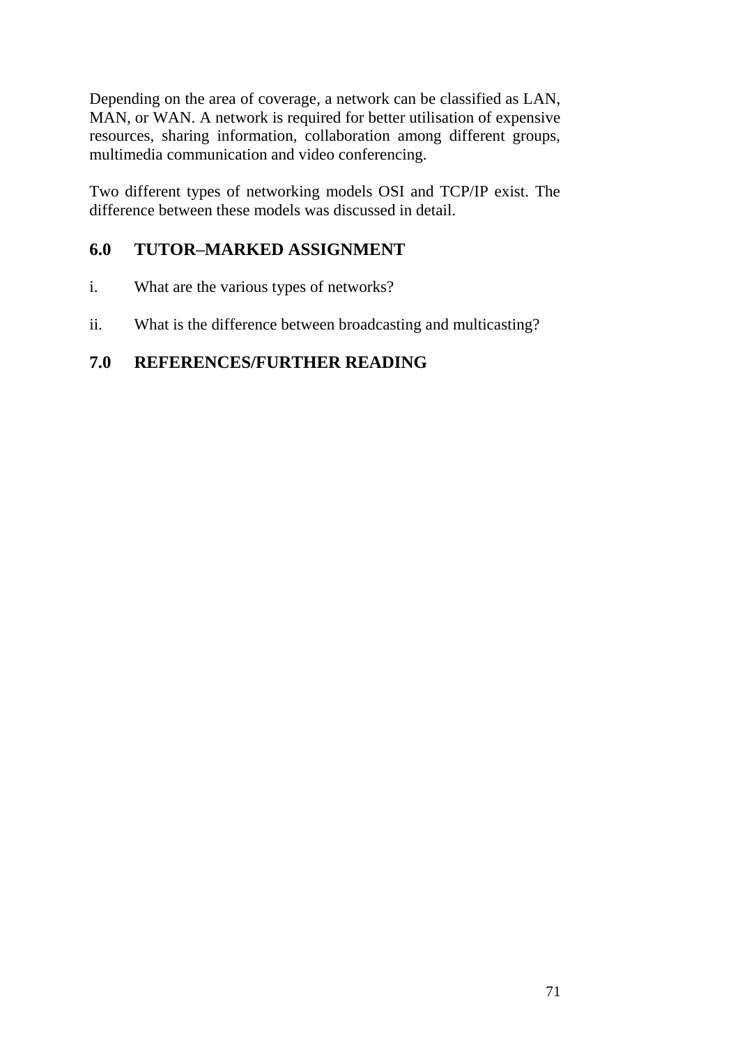Depending on the area of coverage, a network can be classified as LAN, MAN, or WAN. A network is required for better utilisation of expensive resources, sharing information, collaboration among different groups, multimedia communication and video conferencing.

Two different types of networking models OSI and TCP/IP exist. The difference between these models was discussed in detail.

## 6.0 TUTOR–MARKED ASSIGNMENT

i. What are the various types of networks?

ii. What is the difference between broadcasting and multicasting?

## 7.0 REFERENCES/FURTHER READING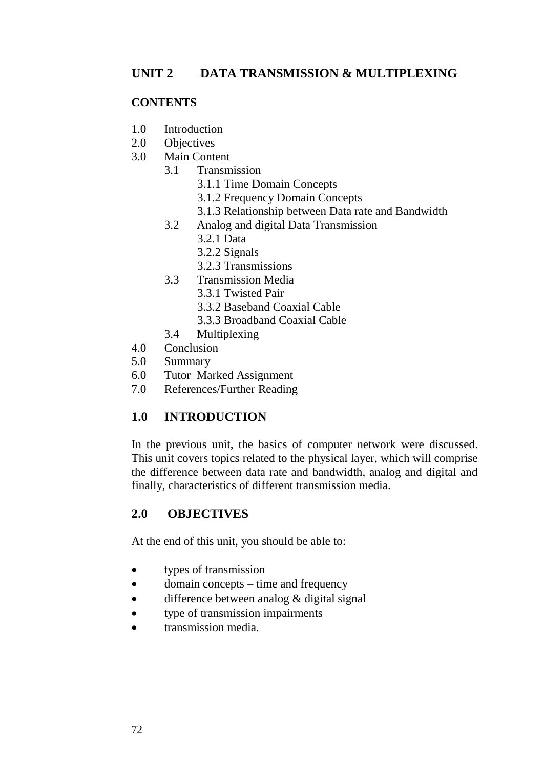## UNIT 2 DATA TRANSMISSION & MULTIPLEXING

**CONTENTS**

- 1.0 Introduction
- 2.0 Objectives
- 3.0 Main Content
    - 3.1 Transmission
        - 3.1.1 Time Domain Concepts
        - 3.1.2 Frequency Domain Concepts
        - 3.1.3 Relationship between Data rate and Bandwidth
    - 3.2 Analog and digital Data Transmission
        - 3.2.1 Data
        - 3.2.2 Signals
        - 3.2.3 Transmissions
    - 3.3 Transmission Media
        - 3.3.1 Twisted Pair
        - 3.3.2 Baseband Coaxial Cable
        - 3.3.3 Broadband Coaxial Cable
    - 3.4 Multiplexing
- 4.0 Conclusion
- 5.0 Summary
- 6.0 Tutor–Marked Assignment
- 7.0 References/Further Reading

## 1.0 INTRODUCTION

In the previous unit, the basics of computer network were discussed. This unit covers topics related to the physical layer, which will comprise the difference between data rate and bandwidth, analog and digital and finally, characteristics of different transmission media.

## 2.0 OBJECTIVES

At the end of this unit, you should be able to:

- types of transmission
- domain concepts – time and frequency
- difference between analog & digital signal
- type of transmission impairments
- transmission media.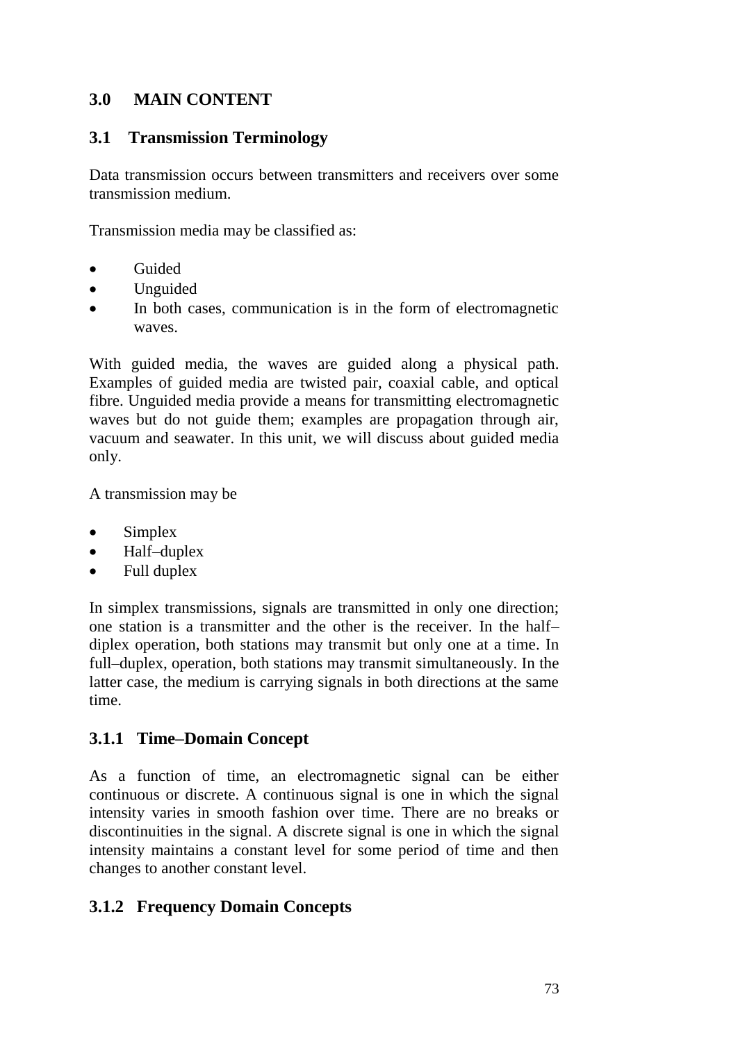## 3.0 MAIN CONTENT

### 3.1 Transmission Terminology

Data transmission occurs between transmitters and receivers over some transmission medium.

Transmission media may be classified as:

- Guided
- Unguided
- In both cases, communication is in the form of electromagnetic waves.

With guided media, the waves are guided along a physical path. Examples of guided media are twisted pair, coaxial cable, and optical fibre. Unguided media provide a means for transmitting electromagnetic waves but do not guide them; examples are propagation through air, vacuum and seawater. In this unit, we will discuss about guided media only.

A transmission may be

- Simplex
- Half–duplex
- Full duplex

In simplex transmissions, signals are transmitted in only one direction; one station is a transmitter and the other is the receiver. In the half–diplex operation, both stations may transmit but only one at a time. In full–duplex, operation, both stations may transmit simultaneously. In the latter case, the medium is carrying signals in both directions at the same time.

#### 3.1.1 Time–Domain Concept

As a function of time, an electromagnetic signal can be either continuous or discrete. A continuous signal is one in which the signal intensity varies in smooth fashion over time. There are no breaks or discontinuities in the signal. A discrete signal is one in which the signal intensity maintains a constant level for some period of time and then changes to another constant level.

#### 3.1.2 Frequency Domain Concepts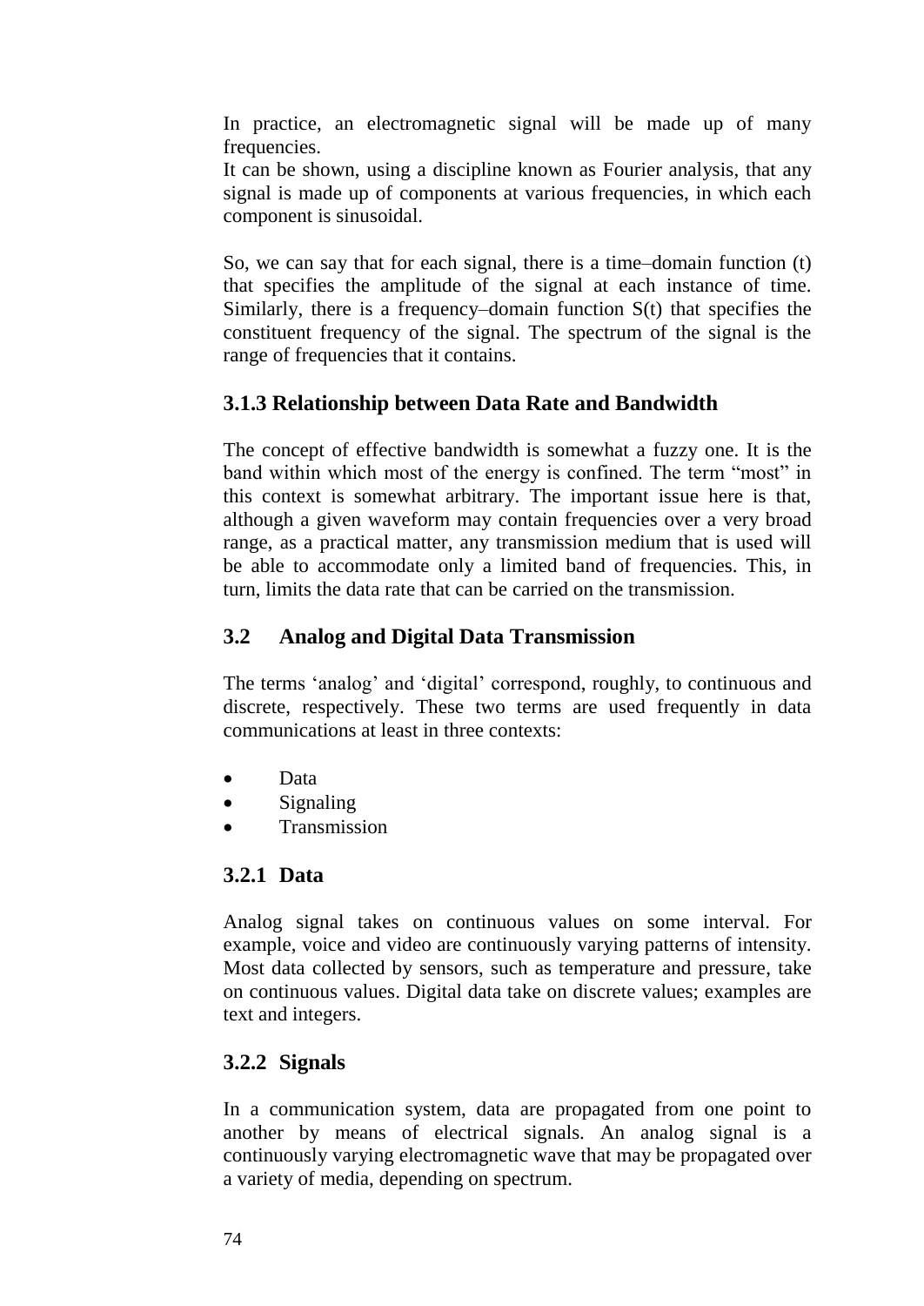In practice, an electromagnetic signal will be made up of many frequencies.

It can be shown, using a discipline known as Fourier analysis, that any signal is made up of components at various frequencies, in which each component is sinusoidal.

So, we can say that for each signal, there is a time–domain function (t) that specifies the amplitude of the signal at each instance of time. Similarly, there is a frequency–domain function S(t) that specifies the constituent frequency of the signal. The spectrum of the signal is the range of frequencies that it contains.

### 3.1.3 Relationship between Data Rate and Bandwidth

The concept of effective bandwidth is somewhat a fuzzy one. It is the band within which most of the energy is confined. The term "most" in this context is somewhat arbitrary. The important issue here is that, although a given waveform may contain frequencies over a very broad range, as a practical matter, any transmission medium that is used will be able to accommodate only a limited band of frequencies. This, in turn, limits the data rate that can be carried on the transmission.

## 3.2 Analog and Digital Data Transmission

The terms 'analog' and 'digital' correspond, roughly, to continuous and discrete, respectively. These two terms are used frequently in data communications at least in three contexts:

- Data
- Signaling
- Transmission

### 3.2.1 Data

Analog signal takes on continuous values on some interval. For example, voice and video are continuously varying patterns of intensity. Most data collected by sensors, such as temperature and pressure, take on continuous values. Digital data take on discrete values; examples are text and integers.

### 3.2.2 Signals

In a communication system, data are propagated from one point to another by means of electrical signals. An analog signal is a continuously varying electromagnetic wave that may be propagated over a variety of media, depending on spectrum.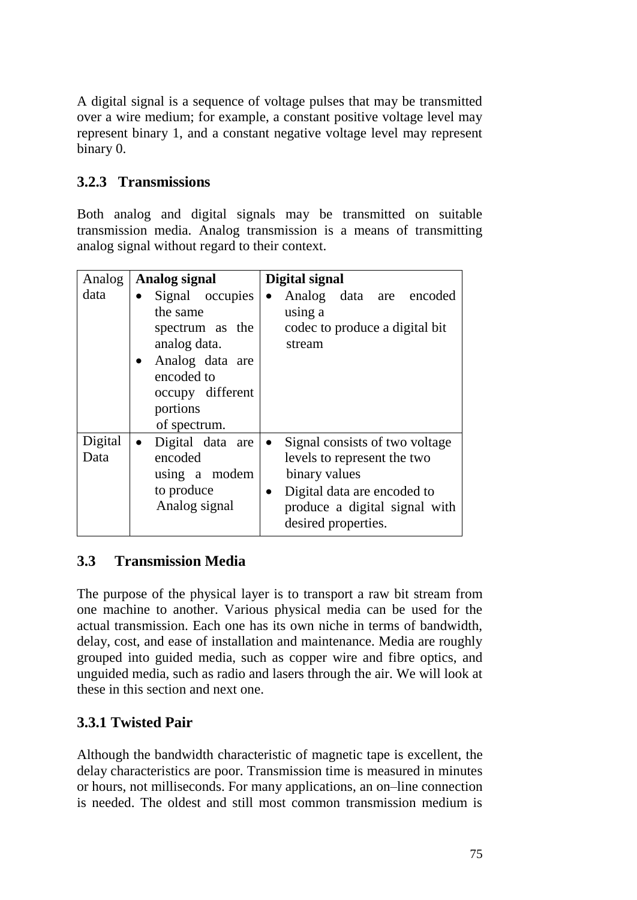A digital signal is a sequence of voltage pulses that may be transmitted over a wire medium; for example, a constant positive voltage level may represent binary 1, and a constant negative voltage level may represent binary 0.

### 3.2.3 Transmissions

Both analog and digital signals may be transmitted on suitable transmission media. Analog transmission is a means of transmitting analog signal without regard to their context.

| | | |
|---|---|---|
| Analog data | **Analog signal**<br>• Signal occupies the same spectrum as the analog data.<br>• Analog data are encoded to occupy different portions of spectrum. | **Digital signal**<br>• Analog data are encoded using a codec to produce a digital bit stream |
| Digital Data | • Digital data are encoded using a modem to produce Analog signal | • Signal consists of two voltage levels to represent the two binary values<br>• Digital data are encoded to produce a digital signal with desired properties. |

## 3.3 Transmission Media

The purpose of the physical layer is to transport a raw bit stream from one machine to another. Various physical media can be used for the actual transmission. Each one has its own niche in terms of bandwidth, delay, cost, and ease of installation and maintenance. Media are roughly grouped into guided media, such as copper wire and fibre optics, and unguided media, such as radio and lasers through the air. We will look at these in this section and next one.

### 3.3.1 Twisted Pair

Although the bandwidth characteristic of magnetic tape is excellent, the delay characteristics are poor. Transmission time is measured in minutes or hours, not milliseconds. For many applications, an on–line connection is needed. The oldest and still most common transmission medium is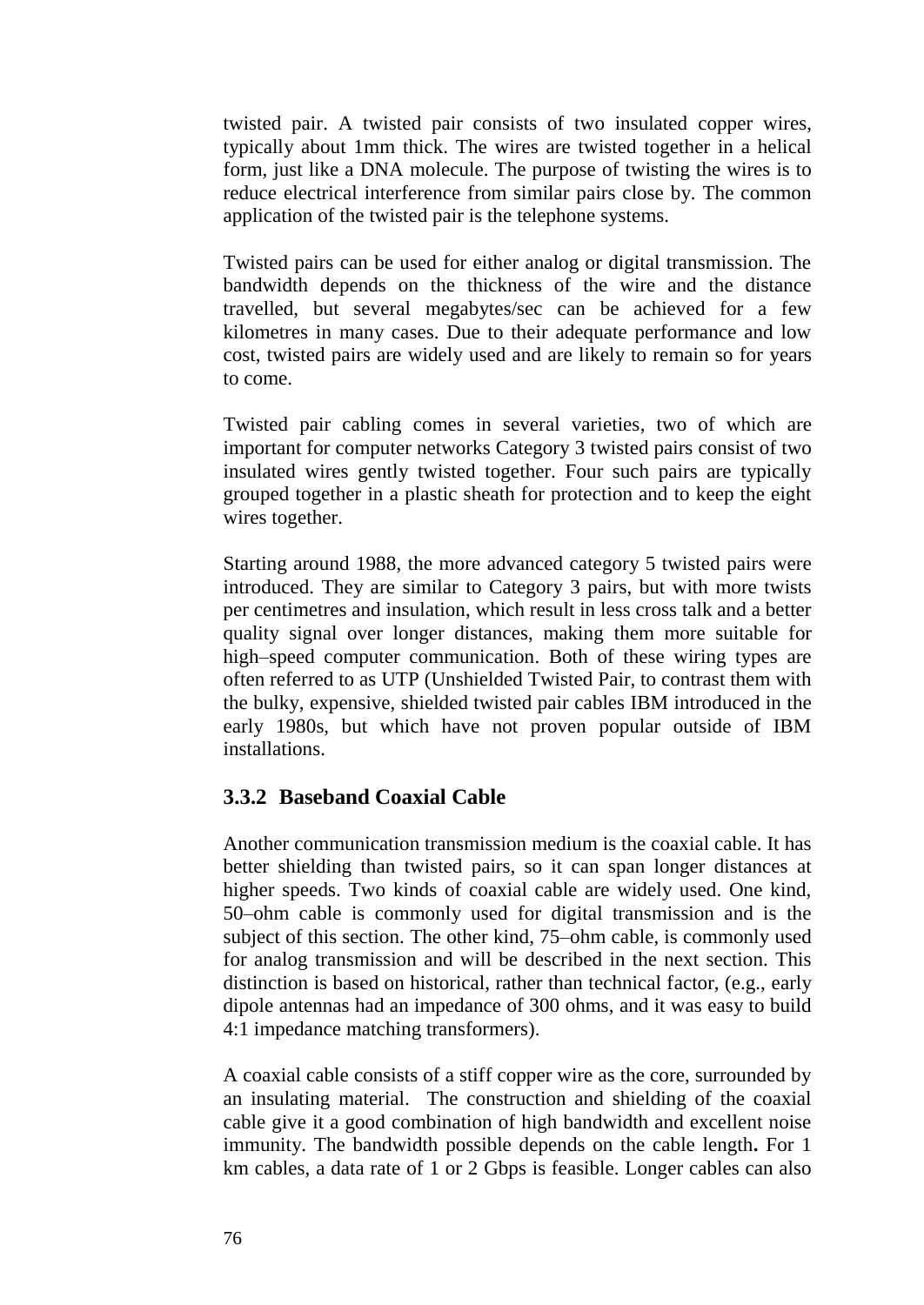twisted pair. A twisted pair consists of two insulated copper wires, typically about 1mm thick. The wires are twisted together in a helical form, just like a DNA molecule. The purpose of twisting the wires is to reduce electrical interference from similar pairs close by. The common application of the twisted pair is the telephone systems.

Twisted pairs can be used for either analog or digital transmission. The bandwidth depends on the thickness of the wire and the distance travelled, but several megabytes/sec can be achieved for a few kilometres in many cases. Due to their adequate performance and low cost, twisted pairs are widely used and are likely to remain so for years to come.

Twisted pair cabling comes in several varieties, two of which are important for computer networks Category 3 twisted pairs consist of two insulated wires gently twisted together. Four such pairs are typically grouped together in a plastic sheath for protection and to keep the eight wires together.

Starting around 1988, the more advanced category 5 twisted pairs were introduced. They are similar to Category 3 pairs, but with more twists per centimetres and insulation, which result in less cross talk and a better quality signal over longer distances, making them more suitable for high–speed computer communication. Both of these wiring types are often referred to as UTP (Unshielded Twisted Pair, to contrast them with the bulky, expensive, shielded twisted pair cables IBM introduced in the early 1980s, but which have not proven popular outside of IBM installations.

### 3.3.2 Baseband Coaxial Cable

Another communication transmission medium is the coaxial cable. It has better shielding than twisted pairs, so it can span longer distances at higher speeds. Two kinds of coaxial cable are widely used. One kind, 50–ohm cable is commonly used for digital transmission and is the subject of this section. The other kind, 75–ohm cable, is commonly used for analog transmission and will be described in the next section. This distinction is based on historical, rather than technical factor, (e.g., early dipole antennas had an impedance of 300 ohms, and it was easy to build 4:1 impedance matching transformers).

A coaxial cable consists of a stiff copper wire as the core, surrounded by an insulating material. The construction and shielding of the coaxial cable give it a good combination of high bandwidth and excellent noise immunity. The bandwidth possible depends on the cable length**.** For 1 km cables, a data rate of 1 or 2 Gbps is feasible. Longer cables can also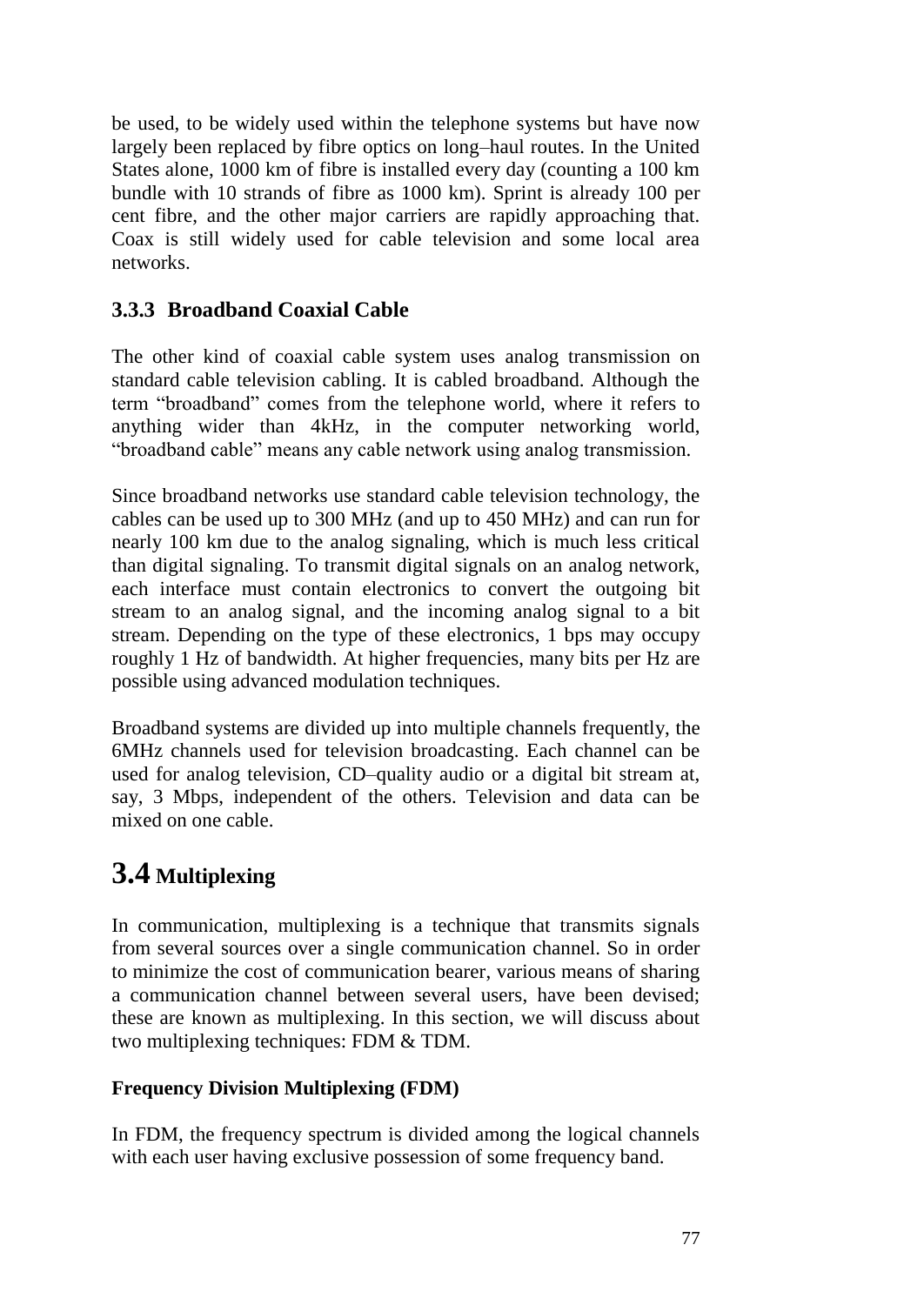be used, to be widely used within the telephone systems but have now largely been replaced by fibre optics on long–haul routes. In the United States alone, 1000 km of fibre is installed every day (counting a 100 km bundle with 10 strands of fibre as 1000 km). Sprint is already 100 per cent fibre, and the other major carriers are rapidly approaching that. Coax is still widely used for cable television and some local area networks.

### 3.3.3 Broadband Coaxial Cable

The other kind of coaxial cable system uses analog transmission on standard cable television cabling. It is cabled broadband. Although the term "broadband" comes from the telephone world, where it refers to anything wider than 4kHz, in the computer networking world, "broadband cable" means any cable network using analog transmission.

Since broadband networks use standard cable television technology, the cables can be used up to 300 MHz (and up to 450 MHz) and can run for nearly 100 km due to the analog signaling, which is much less critical than digital signaling. To transmit digital signals on an analog network, each interface must contain electronics to convert the outgoing bit stream to an analog signal, and the incoming analog signal to a bit stream. Depending on the type of these electronics, 1 bps may occupy roughly 1 Hz of bandwidth. At higher frequencies, many bits per Hz are possible using advanced modulation techniques.

Broadband systems are divided up into multiple channels frequently, the 6MHz channels used for television broadcasting. Each channel can be used for analog television, CD–quality audio or a digital bit stream at, say, 3 Mbps, independent of the others. Television and data can be mixed on one cable.

## 3.4 Multiplexing

In communication, multiplexing is a technique that transmits signals from several sources over a single communication channel. So in order to minimize the cost of communication bearer, various means of sharing a communication channel between several users, have been devised; these are known as multiplexing. In this section, we will discuss about two multiplexing techniques: FDM & TDM.

**Frequency Division Multiplexing (FDM)**

In FDM, the frequency spectrum is divided among the logical channels with each user having exclusive possession of some frequency band.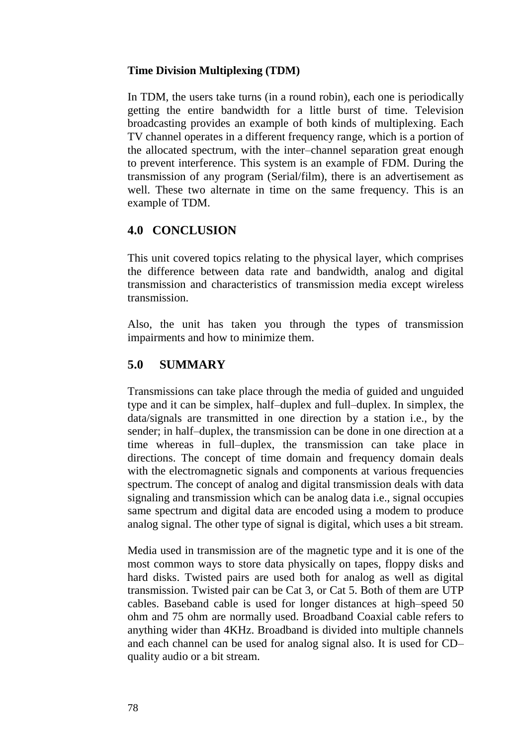**Time Division Multiplexing (TDM)**

In TDM, the users take turns (in a round robin), each one is periodically getting the entire bandwidth for a little burst of time. Television broadcasting provides an example of both kinds of multiplexing. Each TV channel operates in a different frequency range, which is a portion of the allocated spectrum, with the inter–channel separation great enough to prevent interference. This system is an example of FDM. During the transmission of any program (Serial/film), there is an advertisement as well. These two alternate in time on the same frequency. This is an example of TDM.

## 4.0 CONCLUSION

This unit covered topics relating to the physical layer, which comprises the difference between data rate and bandwidth, analog and digital transmission and characteristics of transmission media except wireless transmission.

Also, the unit has taken you through the types of transmission impairments and how to minimize them.

## 5.0 SUMMARY

Transmissions can take place through the media of guided and unguided type and it can be simplex, half–duplex and full–duplex. In simplex, the data/signals are transmitted in one direction by a station i.e., by the sender; in half–duplex, the transmission can be done in one direction at a time whereas in full–duplex, the transmission can take place in directions. The concept of time domain and frequency domain deals with the electromagnetic signals and components at various frequencies spectrum. The concept of analog and digital transmission deals with data signaling and transmission which can be analog data i.e., signal occupies same spectrum and digital data are encoded using a modem to produce analog signal. The other type of signal is digital, which uses a bit stream.

Media used in transmission are of the magnetic type and it is one of the most common ways to store data physically on tapes, floppy disks and hard disks. Twisted pairs are used both for analog as well as digital transmission. Twisted pair can be Cat 3, or Cat 5. Both of them are UTP cables. Baseband cable is used for longer distances at high–speed 50 ohm and 75 ohm are normally used. Broadband Coaxial cable refers to anything wider than 4KHz. Broadband is divided into multiple channels and each channel can be used for analog signal also. It is used for CD–quality audio or a bit stream.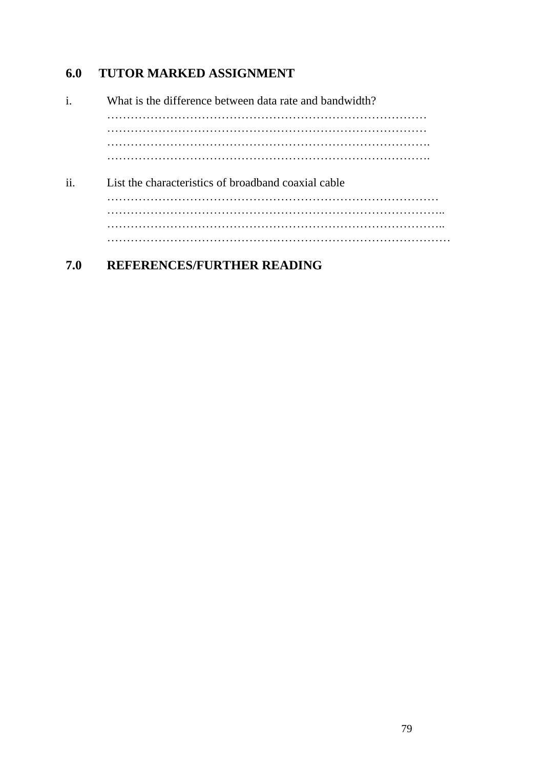## 6.0 TUTOR MARKED ASSIGNMENT

i. What is the difference between data rate and bandwidth?
………………………………………………………………………
………………………………………………………………………
……………………………………………………………………….
……………………………………………………………………….

ii. List the characteristics of broadband coaxial cable
…………………………………………………………………………
…………………………………………………………………………..
…………………………………………………………………………..
……………………………………………………………………………

## 7.0 REFERENCES/FURTHER READING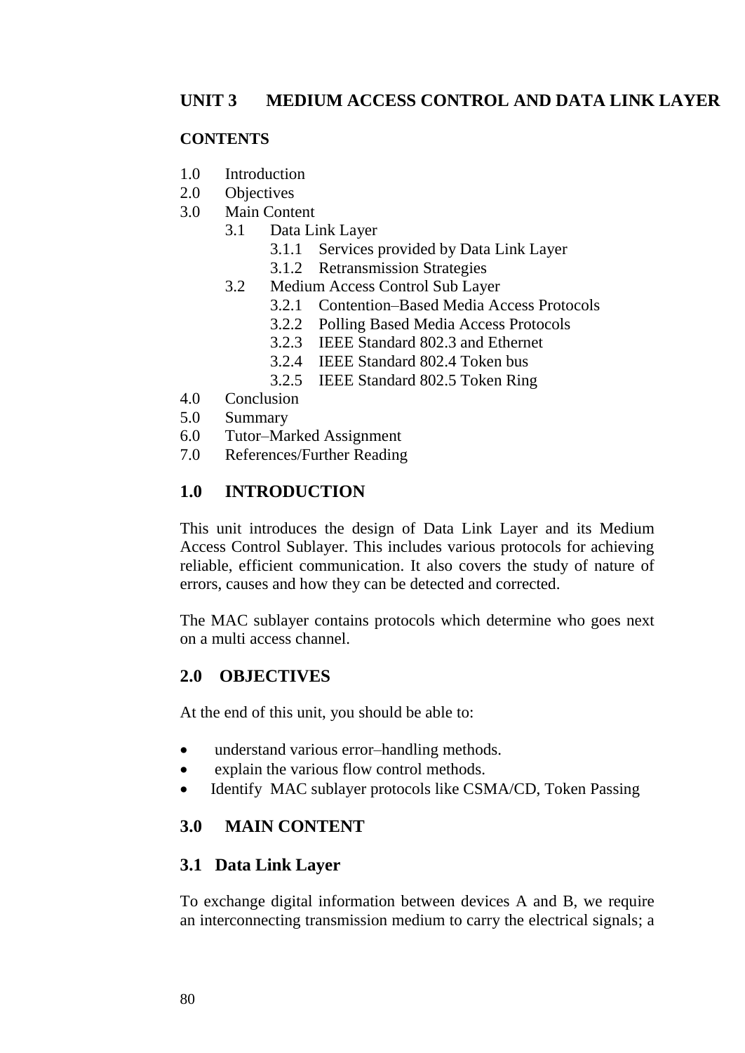# UNIT 3 MEDIUM ACCESS CONTROL AND DATA LINK LAYER

**CONTENTS**

1.0 Introduction
2.0 Objectives
3.0 Main Content
  3.1 Data Link Layer
    3.1.1 Services provided by Data Link Layer
    3.1.2 Retransmission Strategies
  3.2 Medium Access Control Sub Layer
    3.2.1 Contention–Based Media Access Protocols
    3.2.2 Polling Based Media Access Protocols
    3.2.3 IEEE Standard 802.3 and Ethernet
    3.2.4 IEEE Standard 802.4 Token bus
    3.2.5 IEEE Standard 802.5 Token Ring
4.0 Conclusion
5.0 Summary
6.0 Tutor–Marked Assignment
7.0 References/Further Reading

## 1.0 INTRODUCTION

This unit introduces the design of Data Link Layer and its Medium Access Control Sublayer. This includes various protocols for achieving reliable, efficient communication. It also covers the study of nature of errors, causes and how they can be detected and corrected.

The MAC sublayer contains protocols which determine who goes next on a multi access channel.

## 2.0 OBJECTIVES

At the end of this unit, you should be able to:

- understand various error–handling methods.
- explain the various flow control methods.
- Identify MAC sublayer protocols like CSMA/CD, Token Passing

## 3.0 MAIN CONTENT

### 3.1 Data Link Layer

To exchange digital information between devices A and B, we require an interconnecting transmission medium to carry the electrical signals; a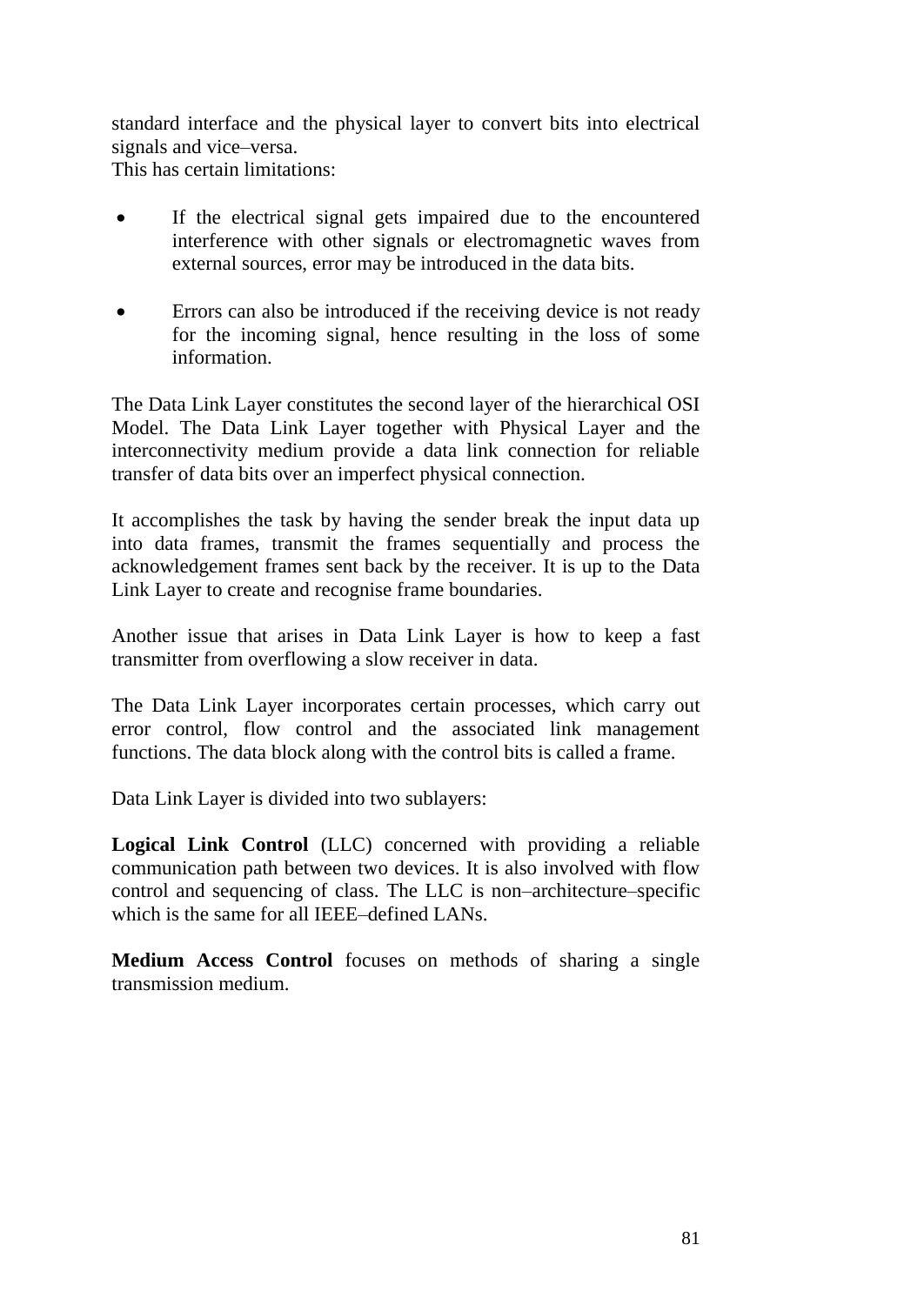standard interface and the physical layer to convert bits into electrical signals and vice–versa.
This has certain limitations:

- If the electrical signal gets impaired due to the encountered interference with other signals or electromagnetic waves from external sources, error may be introduced in the data bits.
- Errors can also be introduced if the receiving device is not ready for the incoming signal, hence resulting in the loss of some information.

The Data Link Layer constitutes the second layer of the hierarchical OSI Model. The Data Link Layer together with Physical Layer and the interconnectivity medium provide a data link connection for reliable transfer of data bits over an imperfect physical connection.

It accomplishes the task by having the sender break the input data up into data frames, transmit the frames sequentially and process the acknowledgement frames sent back by the receiver. It is up to the Data Link Layer to create and recognise frame boundaries.

Another issue that arises in Data Link Layer is how to keep a fast transmitter from overflowing a slow receiver in data.

The Data Link Layer incorporates certain processes, which carry out error control, flow control and the associated link management functions. The data block along with the control bits is called a frame.

Data Link Layer is divided into two sublayers:

**Logical Link Control** (LLC) concerned with providing a reliable communication path between two devices. It is also involved with flow control and sequencing of class. The LLC is non–architecture–specific which is the same for all IEEE–defined LANs.

**Medium Access Control** focuses on methods of sharing a single transmission medium.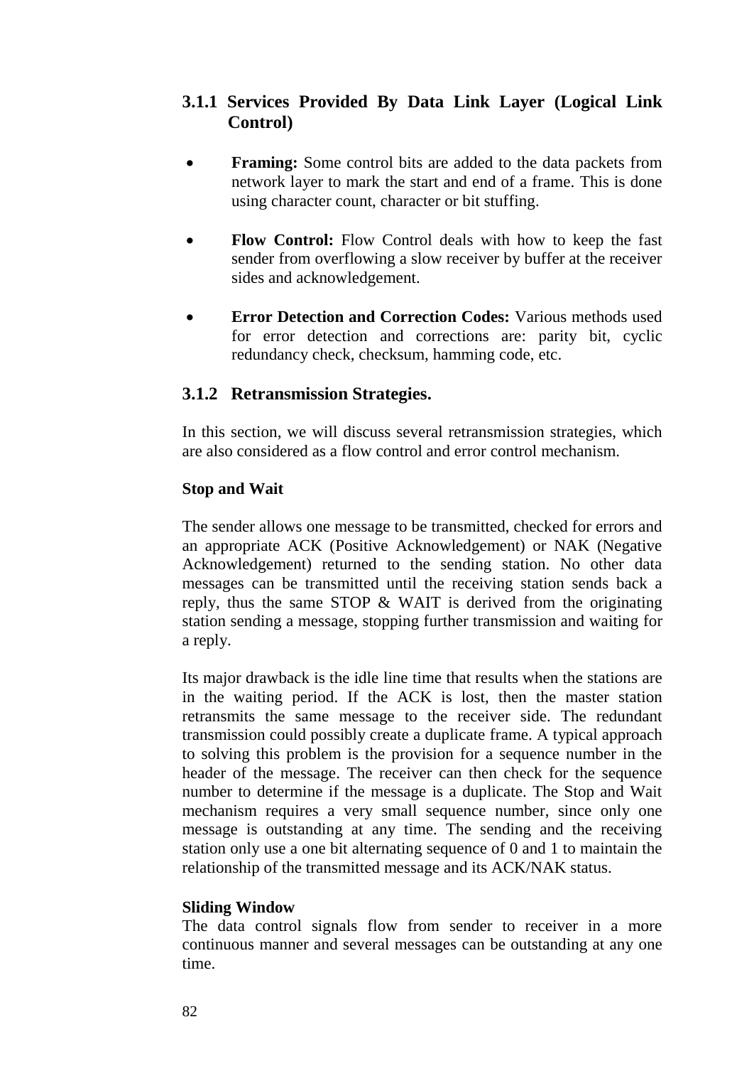### 3.1.1 Services Provided By Data Link Layer (Logical Link Control)

- **Framing:** Some control bits are added to the data packets from network layer to mark the start and end of a frame. This is done using character count, character or bit stuffing.
- **Flow Control:** Flow Control deals with how to keep the fast sender from overflowing a slow receiver by buffer at the receiver sides and acknowledgement.
- **Error Detection and Correction Codes:** Various methods used for error detection and corrections are: parity bit, cyclic redundancy check, checksum, hamming code, etc.

### 3.1.2 Retransmission Strategies.

In this section, we will discuss several retransmission strategies, which are also considered as a flow control and error control mechanism.

**Stop and Wait**

The sender allows one message to be transmitted, checked for errors and an appropriate ACK (Positive Acknowledgement) or NAK (Negative Acknowledgement) returned to the sending station. No other data messages can be transmitted until the receiving station sends back a reply, thus the same STOP & WAIT is derived from the originating station sending a message, stopping further transmission and waiting for a reply.

Its major drawback is the idle line time that results when the stations are in the waiting period. If the ACK is lost, then the master station retransmits the same message to the receiver side. The redundant transmission could possibly create a duplicate frame. A typical approach to solving this problem is the provision for a sequence number in the header of the message. The receiver can then check for the sequence number to determine if the message is a duplicate. The Stop and Wait mechanism requires a very small sequence number, since only one message is outstanding at any time. The sending and the receiving station only use a one bit alternating sequence of 0 and 1 to maintain the relationship of the transmitted message and its ACK/NAK status.

**Sliding Window**

The data control signals flow from sender to receiver in a more continuous manner and several messages can be outstanding at any one time.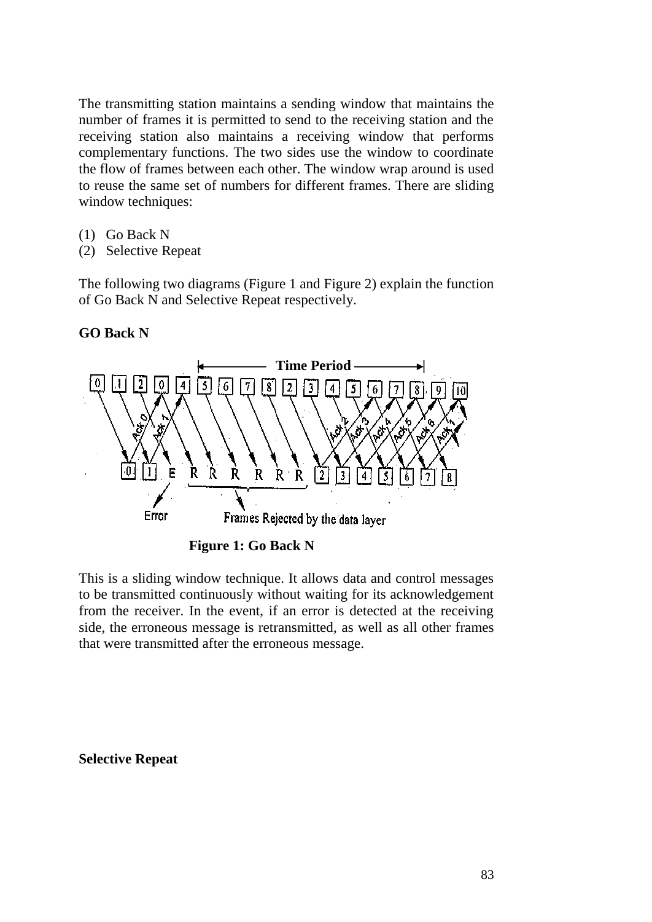The transmitting station maintains a sending window that maintains the number of frames it is permitted to send to the receiving station and the receiving station also maintains a receiving window that performs complementary functions. The two sides use the window to coordinate the flow of frames between each other. The window wrap around is used to reuse the same set of numbers for different frames. There are sliding window techniques:

(1) Go Back N
(2) Selective Repeat

The following two diagrams (Figure 1 and Figure 2) explain the function of Go Back N and Selective Repeat respectively.

**GO Back N**

Time Period

0 1 2 0 4 5 6 7 8 2 3 4 5 6 7 8 9 10

Ack 0 Ack 1 Ack 2 Ack 3 Ack 4 Ack 5 Ack 6 Ack 7

0 1 E R R R R R R 2 3 4 5 6 7 8

Error

Frames Rejected by the data layer

**Figure 1: Go Back N**

This is a sliding window technique. It allows data and control messages to be transmitted continuously without waiting for its acknowledgement from the receiver. In the event, if an error is detected at the receiving side, the erroneous message is retransmitted, as well as all other frames that were transmitted after the erroneous message.

**Selective Repeat**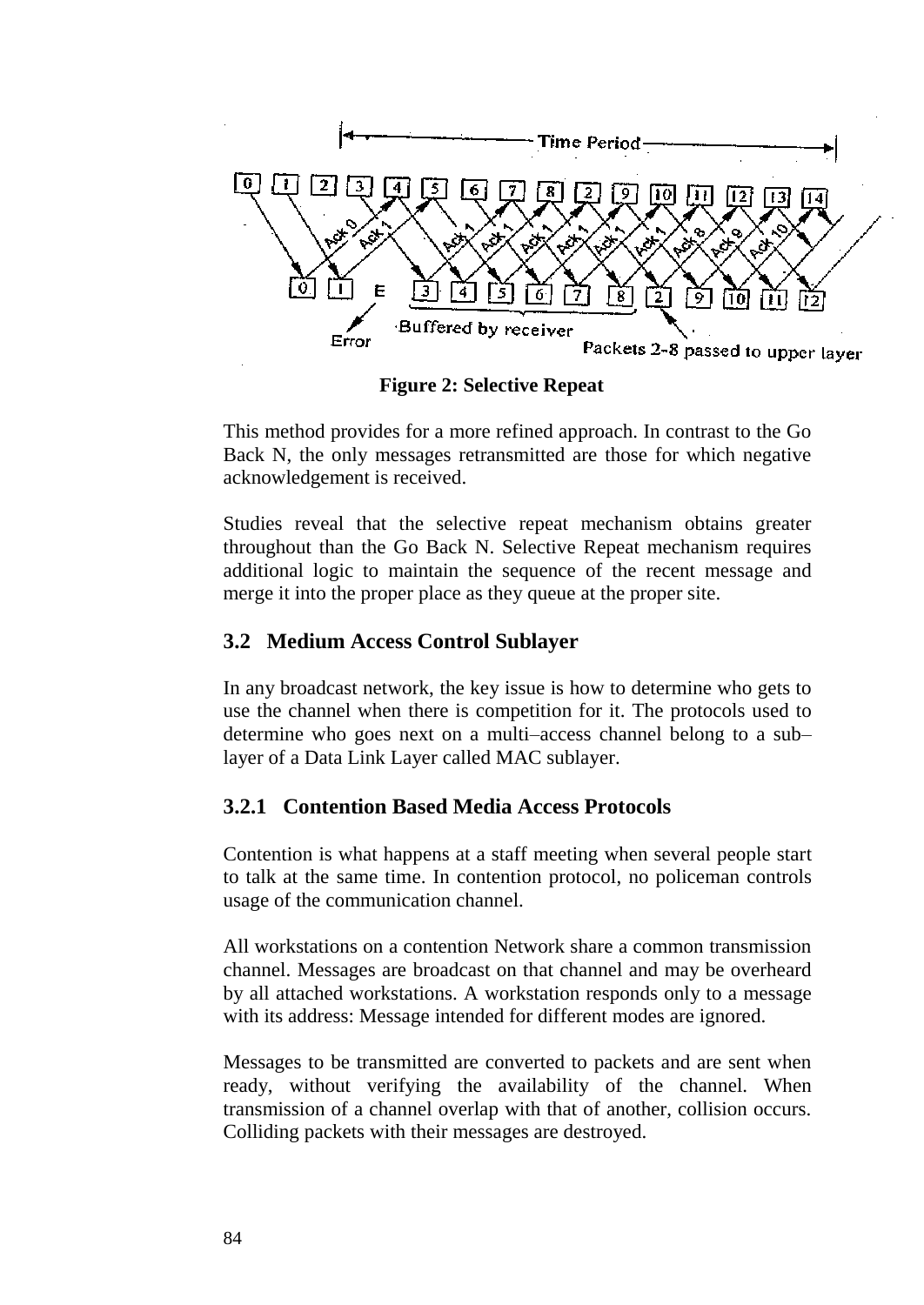Time Period

0 1 2 3 4 5 6 7 8 2 9 10 11 12 13 14

Ack 0 Ack 1 Ack 1 Ack 1 Ack 1 Ack 1 Ack 1 Ack 1 Ack 8 Ack 9 Ack 10

0 1 E 3 4 5 6 7 8 2 9 10 11 12

Error

Buffered by receiver

Packets 2-8 passed to upper layer

**Figure 2: Selective Repeat**

This method provides for a more refined approach. In contrast to the Go Back N, the only messages retransmitted are those for which negative acknowledgement is received.

Studies reveal that the selective repeat mechanism obtains greater throughout than the Go Back N. Selective Repeat mechanism requires additional logic to maintain the sequence of the recent message and merge it into the proper place as they queue at the proper site.

## 3.2 Medium Access Control Sublayer

In any broadcast network, the key issue is how to determine who gets to use the channel when there is competition for it. The protocols used to determine who goes next on a multi–access channel belong to a sub–layer of a Data Link Layer called MAC sublayer.

### 3.2.1 Contention Based Media Access Protocols

Contention is what happens at a staff meeting when several people start to talk at the same time. In contention protocol, no policeman controls usage of the communication channel.

All workstations on a contention Network share a common transmission channel. Messages are broadcast on that channel and may be overheard by all attached workstations. A workstation responds only to a message with its address: Message intended for different modes are ignored.

Messages to be transmitted are converted to packets and are sent when ready, without verifying the availability of the channel. When transmission of a channel overlap with that of another, collision occurs. Colliding packets with their messages are destroyed.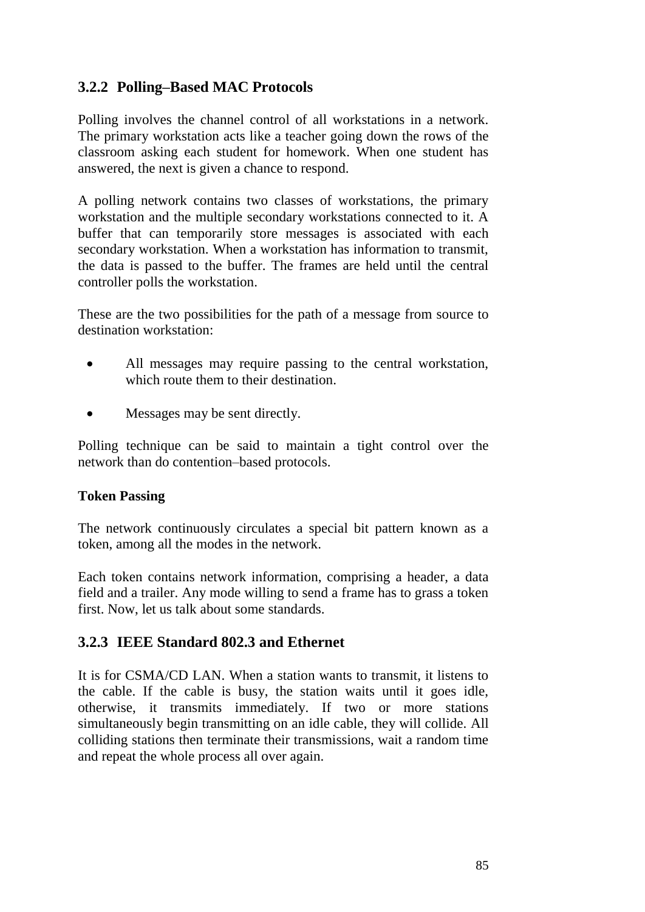### 3.2.2 Polling–Based MAC Protocols

Polling involves the channel control of all workstations in a network. The primary workstation acts like a teacher going down the rows of the classroom asking each student for homework. When one student has answered, the next is given a chance to respond.

A polling network contains two classes of workstations, the primary workstation and the multiple secondary workstations connected to it. A buffer that can temporarily store messages is associated with each secondary workstation. When a workstation has information to transmit, the data is passed to the buffer. The frames are held until the central controller polls the workstation.

These are the two possibilities for the path of a message from source to destination workstation:

- All messages may require passing to the central workstation, which route them to their destination.
- Messages may be sent directly.

Polling technique can be said to maintain a tight control over the network than do contention–based protocols.

**Token Passing**

The network continuously circulates a special bit pattern known as a token, among all the modes in the network.

Each token contains network information, comprising a header, a data field and a trailer. Any mode willing to send a frame has to grass a token first. Now, let us talk about some standards.

### 3.2.3 IEEE Standard 802.3 and Ethernet

It is for CSMA/CD LAN. When a station wants to transmit, it listens to the cable. If the cable is busy, the station waits until it goes idle, otherwise, it transmits immediately. If two or more stations simultaneously begin transmitting on an idle cable, they will collide. All colliding stations then terminate their transmissions, wait a random time and repeat the whole process all over again.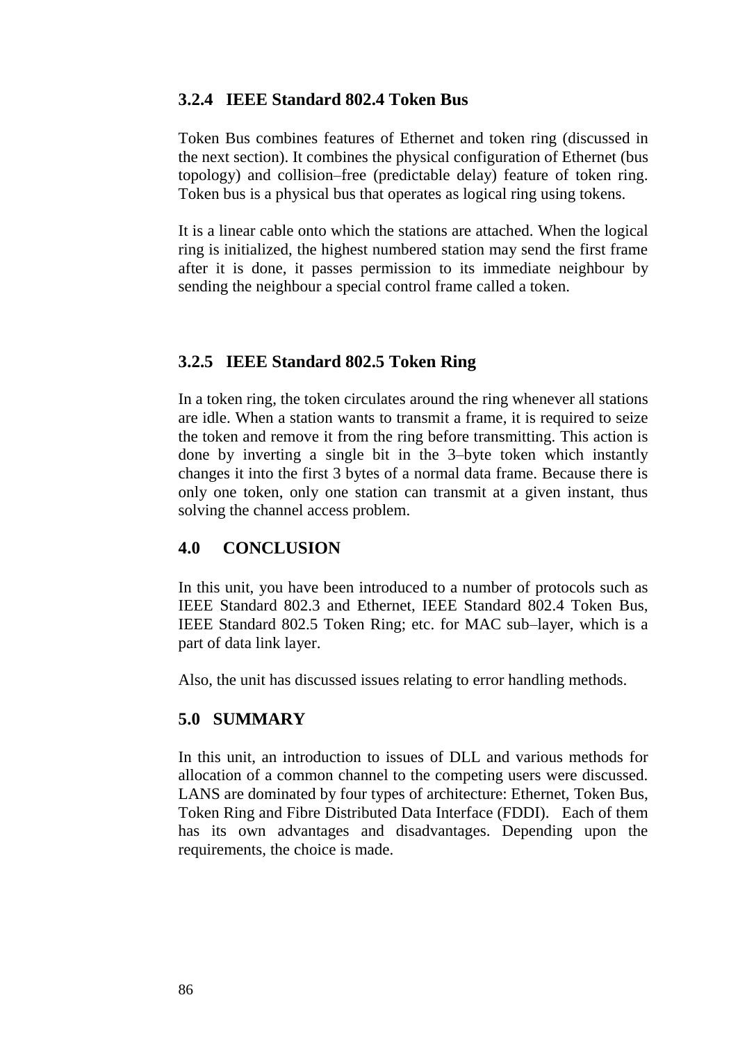### 3.2.4 IEEE Standard 802.4 Token Bus

Token Bus combines features of Ethernet and token ring (discussed in the next section). It combines the physical configuration of Ethernet (bus topology) and collision–free (predictable delay) feature of token ring. Token bus is a physical bus that operates as logical ring using tokens.

It is a linear cable onto which the stations are attached. When the logical ring is initialized, the highest numbered station may send the first frame after it is done, it passes permission to its immediate neighbour by sending the neighbour a special control frame called a token.

### 3.2.5 IEEE Standard 802.5 Token Ring

In a token ring, the token circulates around the ring whenever all stations are idle. When a station wants to transmit a frame, it is required to seize the token and remove it from the ring before transmitting. This action is done by inverting a single bit in the 3–byte token which instantly changes it into the first 3 bytes of a normal data frame. Because there is only one token, only one station can transmit at a given instant, thus solving the channel access problem.

## 4.0 CONCLUSION

In this unit, you have been introduced to a number of protocols such as IEEE Standard 802.3 and Ethernet, IEEE Standard 802.4 Token Bus, IEEE Standard 802.5 Token Ring; etc. for MAC sub–layer, which is a part of data link layer.

Also, the unit has discussed issues relating to error handling methods.

## 5.0 SUMMARY

In this unit, an introduction to issues of DLL and various methods for allocation of a common channel to the competing users were discussed. LANS are dominated by four types of architecture: Ethernet, Token Bus, Token Ring and Fibre Distributed Data Interface (FDDI). Each of them has its own advantages and disadvantages. Depending upon the requirements, the choice is made.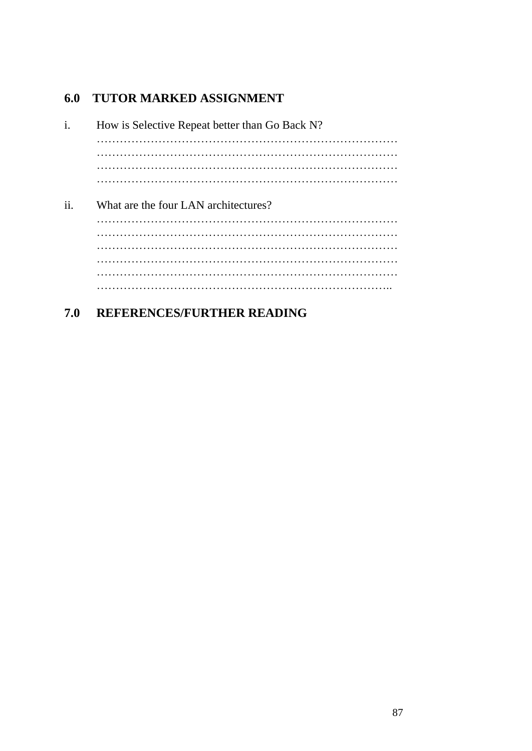## 6.0 TUTOR MARKED ASSIGNMENT

i. How is Selective Repeat better than Go Back N?
…………………………………………………………………………
…………………………………………………………………………
…………………………………………………………………………
…………………………………………………………………………

ii. What are the four LAN architectures?
…………………………………………………………………………
…………………………………………………………………………
…………………………………………………………………………
…………………………………………………………………………
…………………………………………………………………………
………………………………………………………………………..

## 7.0 REFERENCES/FURTHER READING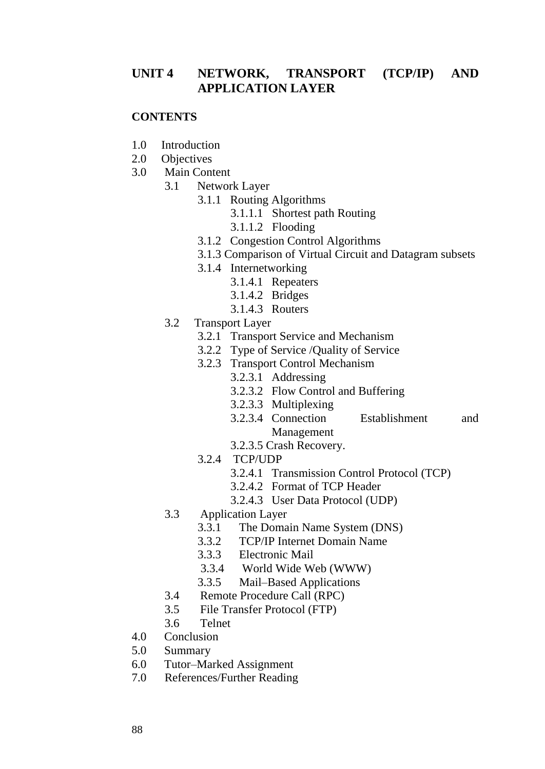# UNIT 4 NETWORK, TRANSPORT (TCP/IP) AND APPLICATION LAYER

**CONTENTS**

1.0 Introduction
2.0 Objectives
3.0 Main Content
    3.1 Network Layer
        3.1.1 Routing Algorithms
            3.1.1.1 Shortest path Routing
            3.1.1.2 Flooding
        3.1.2 Congestion Control Algorithms
        3.1.3 Comparison of Virtual Circuit and Datagram subsets
        3.1.4 Internetworking
            3.1.4.1 Repeaters
            3.1.4.2 Bridges
            3.1.4.3 Routers
    3.2 Transport Layer
        3.2.1 Transport Service and Mechanism
        3.2.2 Type of Service /Quality of Service
        3.2.3 Transport Control Mechanism
            3.2.3.1 Addressing
            3.2.3.2 Flow Control and Buffering
            3.2.3.3 Multiplexing
            3.2.3.4 Connection Establishment and Management
            3.2.3.5 Crash Recovery.
        3.2.4 TCP/UDP
            3.2.4.1 Transmission Control Protocol (TCP)
            3.2.4.2 Format of TCP Header
            3.2.4.3 User Data Protocol (UDP)
    3.3 Application Layer
        3.3.1 The Domain Name System (DNS)
        3.3.2 TCP/IP Internet Domain Name
        3.3.3 Electronic Mail
        3.3.4 World Wide Web (WWW)
        3.3.5 Mail–Based Applications
    3.4 Remote Procedure Call (RPC)
    3.5 File Transfer Protocol (FTP)
    3.6 Telnet
4.0 Conclusion
5.0 Summary
6.0 Tutor–Marked Assignment
7.0 References/Further Reading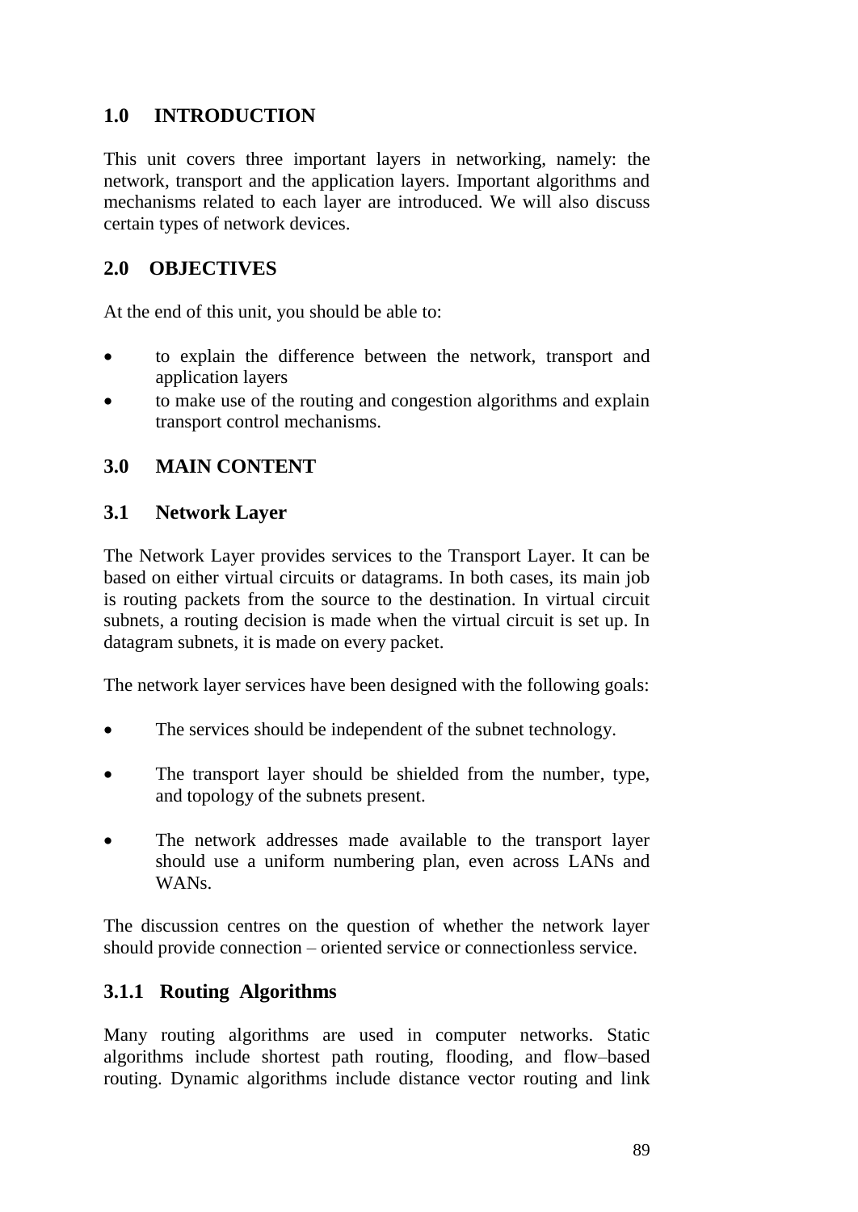## 1.0 INTRODUCTION

This unit covers three important layers in networking, namely: the network, transport and the application layers. Important algorithms and mechanisms related to each layer are introduced. We will also discuss certain types of network devices.

## 2.0 OBJECTIVES

At the end of this unit, you should be able to:

- to explain the difference between the network, transport and application layers
- to make use of the routing and congestion algorithms and explain transport control mechanisms.

## 3.0 MAIN CONTENT

### 3.1 Network Layer

The Network Layer provides services to the Transport Layer. It can be based on either virtual circuits or datagrams. In both cases, its main job is routing packets from the source to the destination. In virtual circuit subnets, a routing decision is made when the virtual circuit is set up. In datagram subnets, it is made on every packet.

The network layer services have been designed with the following goals:

- The services should be independent of the subnet technology.
- The transport layer should be shielded from the number, type, and topology of the subnets present.
- The network addresses made available to the transport layer should use a uniform numbering plan, even across LANs and WANs.

The discussion centres on the question of whether the network layer should provide connection – oriented service or connectionless service.

#### 3.1.1 Routing Algorithms

Many routing algorithms are used in computer networks. Static algorithms include shortest path routing, flooding, and flow–based routing. Dynamic algorithms include distance vector routing and link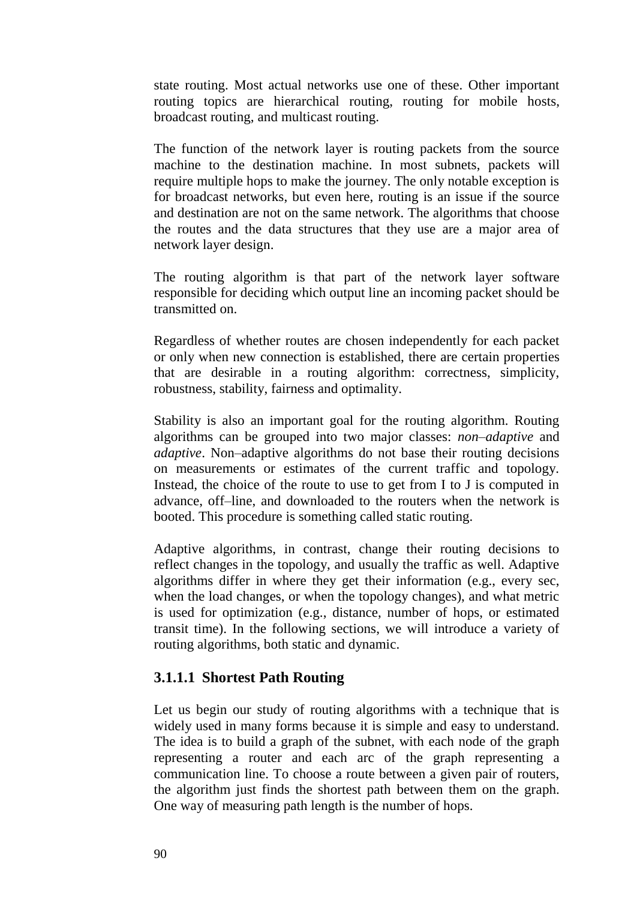state routing. Most actual networks use one of these. Other important routing topics are hierarchical routing, routing for mobile hosts, broadcast routing, and multicast routing.

The function of the network layer is routing packets from the source machine to the destination machine. In most subnets, packets will require multiple hops to make the journey. The only notable exception is for broadcast networks, but even here, routing is an issue if the source and destination are not on the same network. The algorithms that choose the routes and the data structures that they use are a major area of network layer design.

The routing algorithm is that part of the network layer software responsible for deciding which output line an incoming packet should be transmitted on.

Regardless of whether routes are chosen independently for each packet or only when new connection is established, there are certain properties that are desirable in a routing algorithm: correctness, simplicity, robustness, stability, fairness and optimality.

Stability is also an important goal for the routing algorithm. Routing algorithms can be grouped into two major classes: *non–adaptive* and *adaptive*. Non–adaptive algorithms do not base their routing decisions on measurements or estimates of the current traffic and topology. Instead, the choice of the route to use to get from I to J is computed in advance, off–line, and downloaded to the routers when the network is booted. This procedure is something called static routing.

Adaptive algorithms, in contrast, change their routing decisions to reflect changes in the topology, and usually the traffic as well. Adaptive algorithms differ in where they get their information (e.g., every sec, when the load changes, or when the topology changes), and what metric is used for optimization (e.g., distance, number of hops, or estimated transit time). In the following sections, we will introduce a variety of routing algorithms, both static and dynamic.

#### 3.1.1.1 Shortest Path Routing

Let us begin our study of routing algorithms with a technique that is widely used in many forms because it is simple and easy to understand. The idea is to build a graph of the subnet, with each node of the graph representing a router and each arc of the graph representing a communication line. To choose a route between a given pair of routers, the algorithm just finds the shortest path between them on the graph. One way of measuring path length is the number of hops.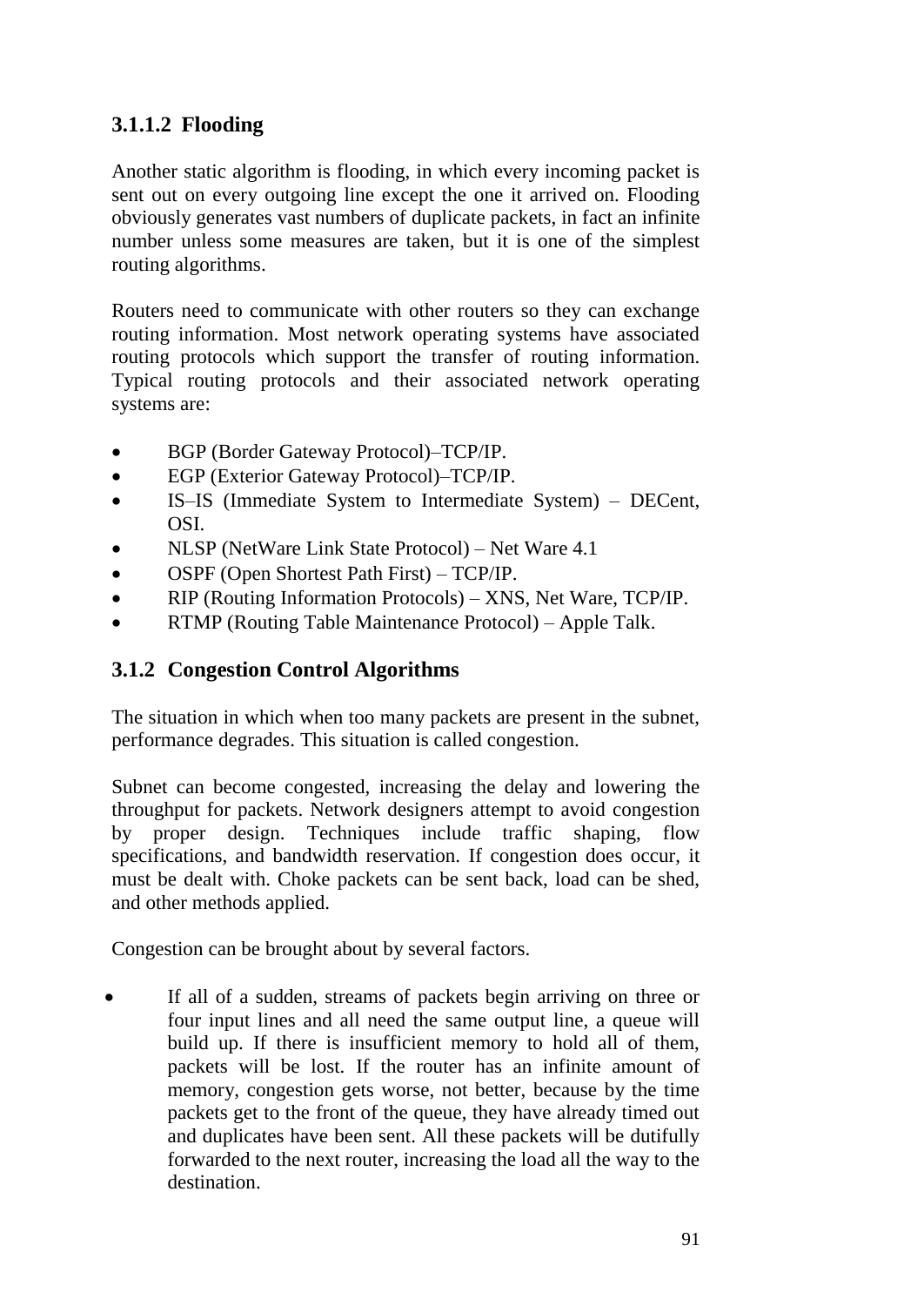### 3.1.1.2 Flooding

Another static algorithm is flooding, in which every incoming packet is sent out on every outgoing line except the one it arrived on. Flooding obviously generates vast numbers of duplicate packets, in fact an infinite number unless some measures are taken, but it is one of the simplest routing algorithms.

Routers need to communicate with other routers so they can exchange routing information. Most network operating systems have associated routing protocols which support the transfer of routing information. Typical routing protocols and their associated network operating systems are:

- BGP (Border Gateway Protocol)–TCP/IP.
- EGP (Exterior Gateway Protocol)–TCP/IP.
- IS–IS (Immediate System to Intermediate System) – DECent, OSI.
- NLSP (NetWare Link State Protocol) – Net Ware 4.1
- OSPF (Open Shortest Path First) – TCP/IP.
- RIP (Routing Information Protocols) – XNS, Net Ware, TCP/IP.
- RTMP (Routing Table Maintenance Protocol) – Apple Talk.

### 3.1.2 Congestion Control Algorithms

The situation in which when too many packets are present in the subnet, performance degrades. This situation is called congestion.

Subnet can become congested, increasing the delay and lowering the throughput for packets. Network designers attempt to avoid congestion by proper design. Techniques include traffic shaping, flow specifications, and bandwidth reservation. If congestion does occur, it must be dealt with. Choke packets can be sent back, load can be shed, and other methods applied.

Congestion can be brought about by several factors.

- If all of a sudden, streams of packets begin arriving on three or four input lines and all need the same output line, a queue will build up. If there is insufficient memory to hold all of them, packets will be lost. If the router has an infinite amount of memory, congestion gets worse, not better, because by the time packets get to the front of the queue, they have already timed out and duplicates have been sent. All these packets will be dutifully forwarded to the next router, increasing the load all the way to the destination.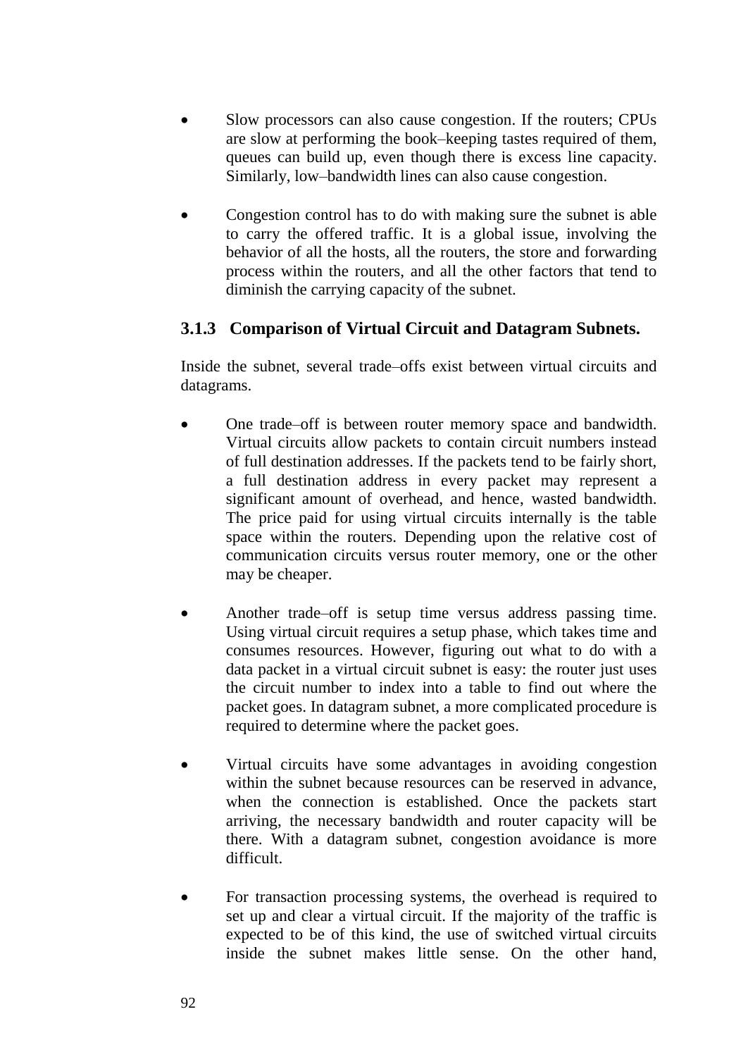- Slow processors can also cause congestion. If the routers; CPUs are slow at performing the book–keeping tastes required of them, queues can build up, even though there is excess line capacity. Similarly, low–bandwidth lines can also cause congestion.

- Congestion control has to do with making sure the subnet is able to carry the offered traffic. It is a global issue, involving the behavior of all the hosts, all the routers, the store and forwarding process within the routers, and all the other factors that tend to diminish the carrying capacity of the subnet.

### 3.1.3 Comparison of Virtual Circuit and Datagram Subnets.

Inside the subnet, several trade–offs exist between virtual circuits and datagrams.

- One trade–off is between router memory space and bandwidth. Virtual circuits allow packets to contain circuit numbers instead of full destination addresses. If the packets tend to be fairly short, a full destination address in every packet may represent a significant amount of overhead, and hence, wasted bandwidth. The price paid for using virtual circuits internally is the table space within the routers. Depending upon the relative cost of communication circuits versus router memory, one or the other may be cheaper.

- Another trade–off is setup time versus address passing time. Using virtual circuit requires a setup phase, which takes time and consumes resources. However, figuring out what to do with a data packet in a virtual circuit subnet is easy: the router just uses the circuit number to index into a table to find out where the packet goes. In datagram subnet, a more complicated procedure is required to determine where the packet goes.

- Virtual circuits have some advantages in avoiding congestion within the subnet because resources can be reserved in advance, when the connection is established. Once the packets start arriving, the necessary bandwidth and router capacity will be there. With a datagram subnet, congestion avoidance is more difficult.

- For transaction processing systems, the overhead is required to set up and clear a virtual circuit. If the majority of the traffic is expected to be of this kind, the use of switched virtual circuits inside the subnet makes little sense. On the other hand,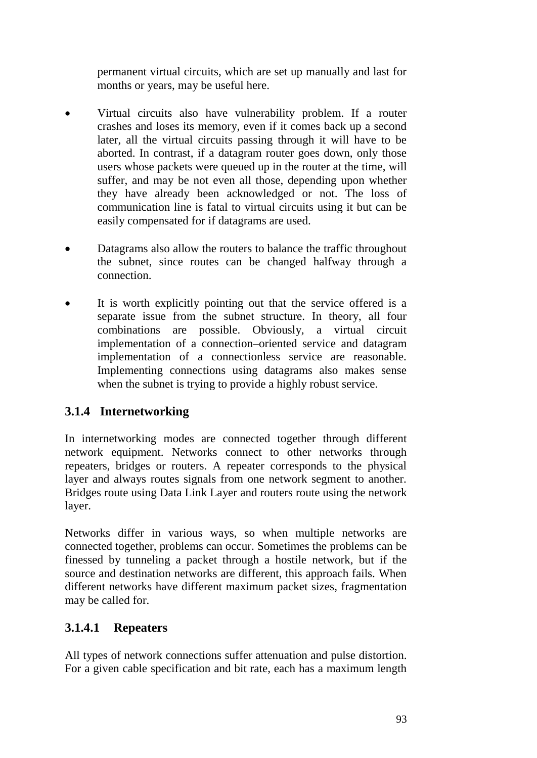permanent virtual circuits, which are set up manually and last for months or years, may be useful here.

- Virtual circuits also have vulnerability problem. If a router crashes and loses its memory, even if it comes back up a second later, all the virtual circuits passing through it will have to be aborted. In contrast, if a datagram router goes down, only those users whose packets were queued up in the router at the time, will suffer, and may be not even all those, depending upon whether they have already been acknowledged or not. The loss of communication line is fatal to virtual circuits using it but can be easily compensated for if datagrams are used.

- Datagrams also allow the routers to balance the traffic throughout the subnet, since routes can be changed halfway through a connection.

- It is worth explicitly pointing out that the service offered is a separate issue from the subnet structure. In theory, all four combinations are possible. Obviously, a virtual circuit implementation of a connection–oriented service and datagram implementation of a connectionless service are reasonable. Implementing connections using datagrams also makes sense when the subnet is trying to provide a highly robust service.

### 3.1.4 Internetworking

In internetworking modes are connected together through different network equipment. Networks connect to other networks through repeaters, bridges or routers. A repeater corresponds to the physical layer and always routes signals from one network segment to another. Bridges route using Data Link Layer and routers route using the network layer.

Networks differ in various ways, so when multiple networks are connected together, problems can occur. Sometimes the problems can be finessed by tunneling a packet through a hostile network, but if the source and destination networks are different, this approach fails. When different networks have different maximum packet sizes, fragmentation may be called for.

#### 3.1.4.1 Repeaters

All types of network connections suffer attenuation and pulse distortion. For a given cable specification and bit rate, each has a maximum length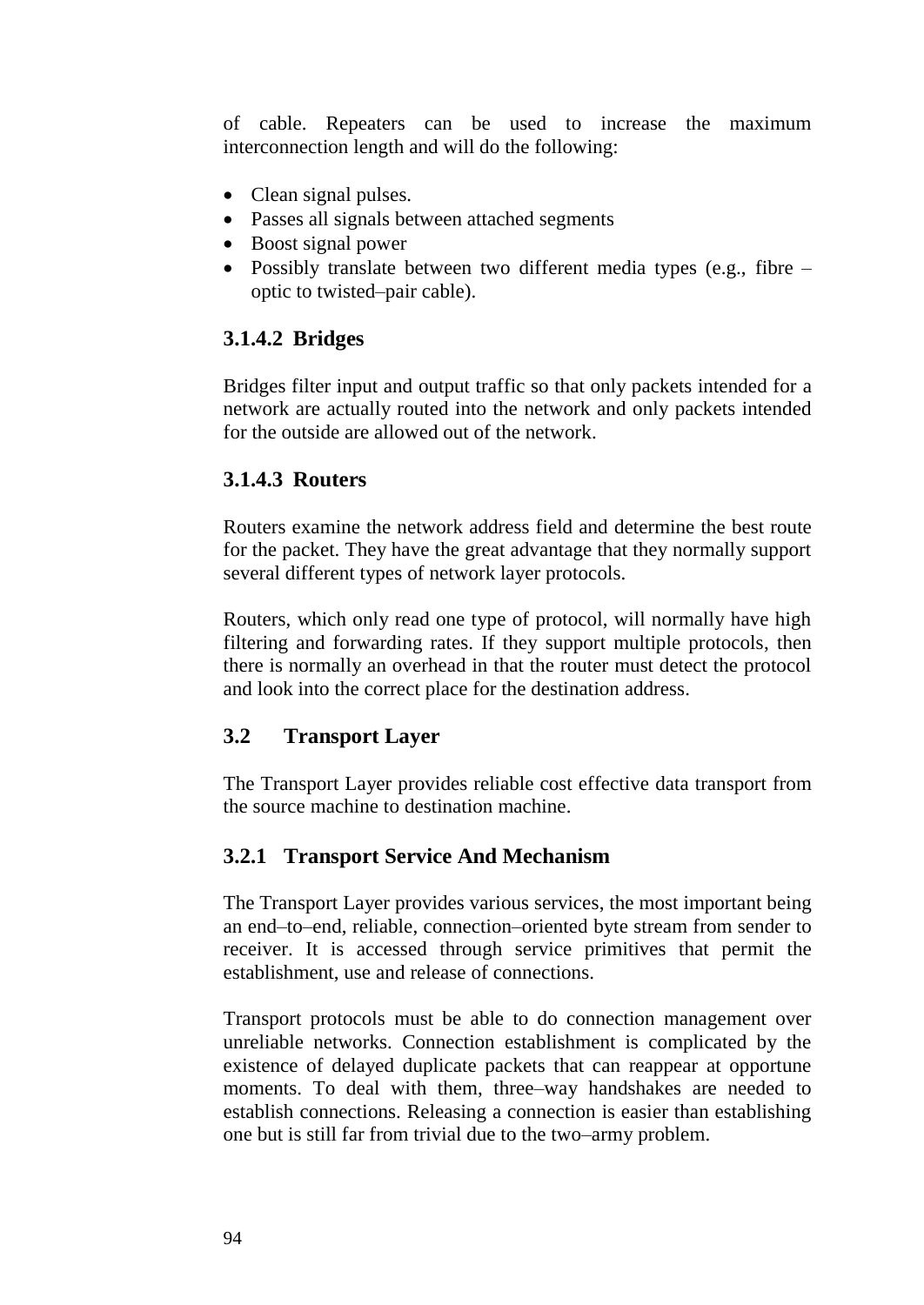of cable. Repeaters can be used to increase the maximum interconnection length and will do the following:

- Clean signal pulses.
- Passes all signals between attached segments
- Boost signal power
- Possibly translate between two different media types (e.g., fibre – optic to twisted–pair cable).

#### 3.1.4.2 Bridges

Bridges filter input and output traffic so that only packets intended for a network are actually routed into the network and only packets intended for the outside are allowed out of the network.

#### 3.1.4.3 Routers

Routers examine the network address field and determine the best route for the packet. They have the great advantage that they normally support several different types of network layer protocols.

Routers, which only read one type of protocol, will normally have high filtering and forwarding rates. If they support multiple protocols, then there is normally an overhead in that the router must detect the protocol and look into the correct place for the destination address.

## 3.2 Transport Layer

The Transport Layer provides reliable cost effective data transport from the source machine to destination machine.

### 3.2.1 Transport Service And Mechanism

The Transport Layer provides various services, the most important being an end–to–end, reliable, connection–oriented byte stream from sender to receiver. It is accessed through service primitives that permit the establishment, use and release of connections.

Transport protocols must be able to do connection management over unreliable networks. Connection establishment is complicated by the existence of delayed duplicate packets that can reappear at opportune moments. To deal with them, three–way handshakes are needed to establish connections. Releasing a connection is easier than establishing one but is still far from trivial due to the two–army problem.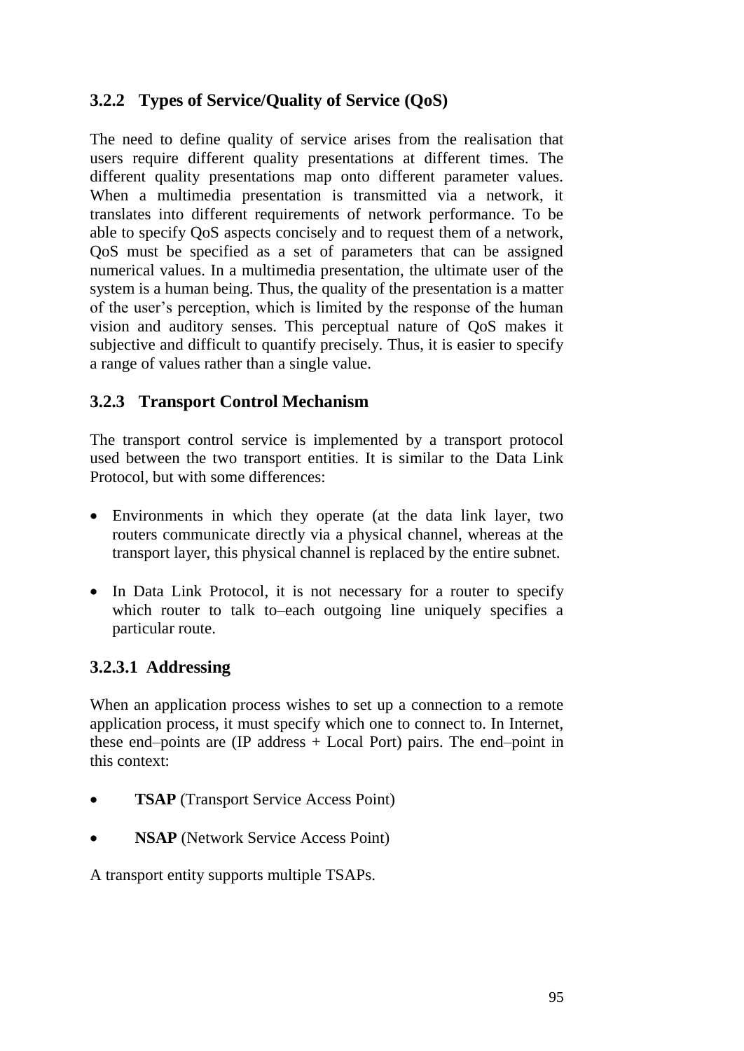### 3.2.2 Types of Service/Quality of Service (QoS)

The need to define quality of service arises from the realisation that users require different quality presentations at different times. The different quality presentations map onto different parameter values. When a multimedia presentation is transmitted via a network, it translates into different requirements of network performance. To be able to specify QoS aspects concisely and to request them of a network, QoS must be specified as a set of parameters that can be assigned numerical values. In a multimedia presentation, the ultimate user of the system is a human being. Thus, the quality of the presentation is a matter of the user's perception, which is limited by the response of the human vision and auditory senses. This perceptual nature of QoS makes it subjective and difficult to quantify precisely. Thus, it is easier to specify a range of values rather than a single value.

### 3.2.3 Transport Control Mechanism

The transport control service is implemented by a transport protocol used between the two transport entities. It is similar to the Data Link Protocol, but with some differences:

- Environments in which they operate (at the data link layer, two routers communicate directly via a physical channel, whereas at the transport layer, this physical channel is replaced by the entire subnet.
- In Data Link Protocol, it is not necessary for a router to specify which router to talk to–each outgoing line uniquely specifies a particular route.

#### 3.2.3.1 Addressing

When an application process wishes to set up a connection to a remote application process, it must specify which one to connect to. In Internet, these end–points are (IP address + Local Port) pairs. The end–point in this context:

- **TSAP** (Transport Service Access Point)
- **NSAP** (Network Service Access Point)

A transport entity supports multiple TSAPs.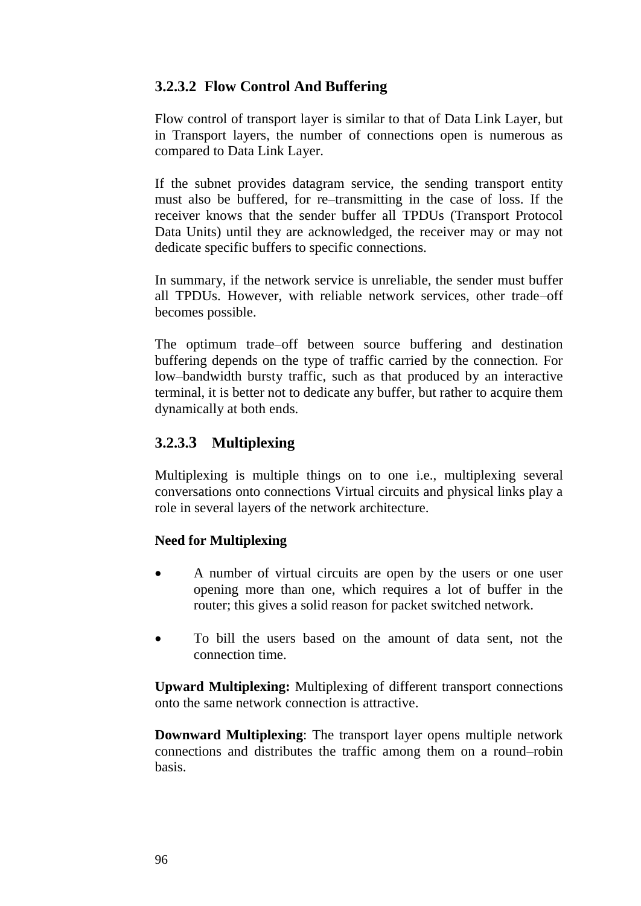### 3.2.3.2 Flow Control And Buffering

Flow control of transport layer is similar to that of Data Link Layer, but in Transport layers, the number of connections open is numerous as compared to Data Link Layer.

If the subnet provides datagram service, the sending transport entity must also be buffered, for re–transmitting in the case of loss. If the receiver knows that the sender buffer all TPDUs (Transport Protocol Data Units) until they are acknowledged, the receiver may or may not dedicate specific buffers to specific connections.

In summary, if the network service is unreliable, the sender must buffer all TPDUs. However, with reliable network services, other trade–off becomes possible.

The optimum trade–off between source buffering and destination buffering depends on the type of traffic carried by the connection. For low–bandwidth bursty traffic, such as that produced by an interactive terminal, it is better not to dedicate any buffer, but rather to acquire them dynamically at both ends.

### 3.2.3.3 Multiplexing

Multiplexing is multiple things on to one i.e., multiplexing several conversations onto connections Virtual circuits and physical links play a role in several layers of the network architecture.

**Need for Multiplexing**

- A number of virtual circuits are open by the users or one user opening more than one, which requires a lot of buffer in the router; this gives a solid reason for packet switched network.
- To bill the users based on the amount of data sent, not the connection time.

**Upward Multiplexing:** Multiplexing of different transport connections onto the same network connection is attractive.

**Downward Multiplexing**: The transport layer opens multiple network connections and distributes the traffic among them on a round–robin basis.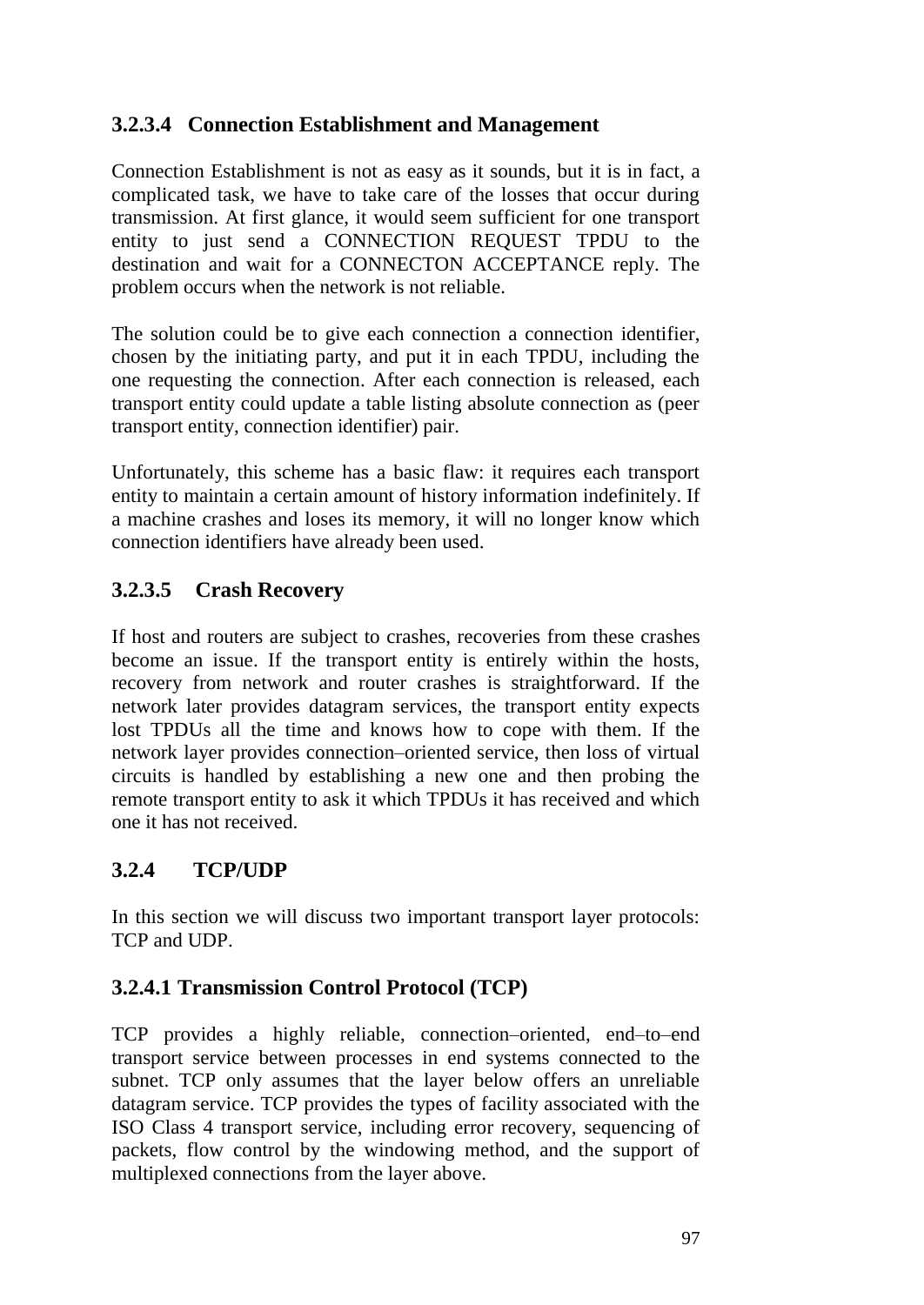### 3.2.3.4 Connection Establishment and Management

Connection Establishment is not as easy as it sounds, but it is in fact, a complicated task, we have to take care of the losses that occur during transmission. At first glance, it would seem sufficient for one transport entity to just send a CONNECTION REQUEST TPDU to the destination and wait for a CONNECTON ACCEPTANCE reply. The problem occurs when the network is not reliable.

The solution could be to give each connection a connection identifier, chosen by the initiating party, and put it in each TPDU, including the one requesting the connection. After each connection is released, each transport entity could update a table listing absolute connection as (peer transport entity, connection identifier) pair.

Unfortunately, this scheme has a basic flaw: it requires each transport entity to maintain a certain amount of history information indefinitely. If a machine crashes and loses its memory, it will no longer know which connection identifiers have already been used.

### 3.2.3.5 Crash Recovery

If host and routers are subject to crashes, recoveries from these crashes become an issue. If the transport entity is entirely within the hosts, recovery from network and router crashes is straightforward. If the network later provides datagram services, the transport entity expects lost TPDUs all the time and knows how to cope with them. If the network layer provides connection–oriented service, then loss of virtual circuits is handled by establishing a new one and then probing the remote transport entity to ask it which TPDUs it has received and which one it has not received.

## 3.2.4 TCP/UDP

In this section we will discuss two important transport layer protocols: TCP and UDP.

### 3.2.4.1 Transmission Control Protocol (TCP)

TCP provides a highly reliable, connection–oriented, end–to–end transport service between processes in end systems connected to the subnet. TCP only assumes that the layer below offers an unreliable datagram service. TCP provides the types of facility associated with the ISO Class 4 transport service, including error recovery, sequencing of packets, flow control by the windowing method, and the support of multiplexed connections from the layer above.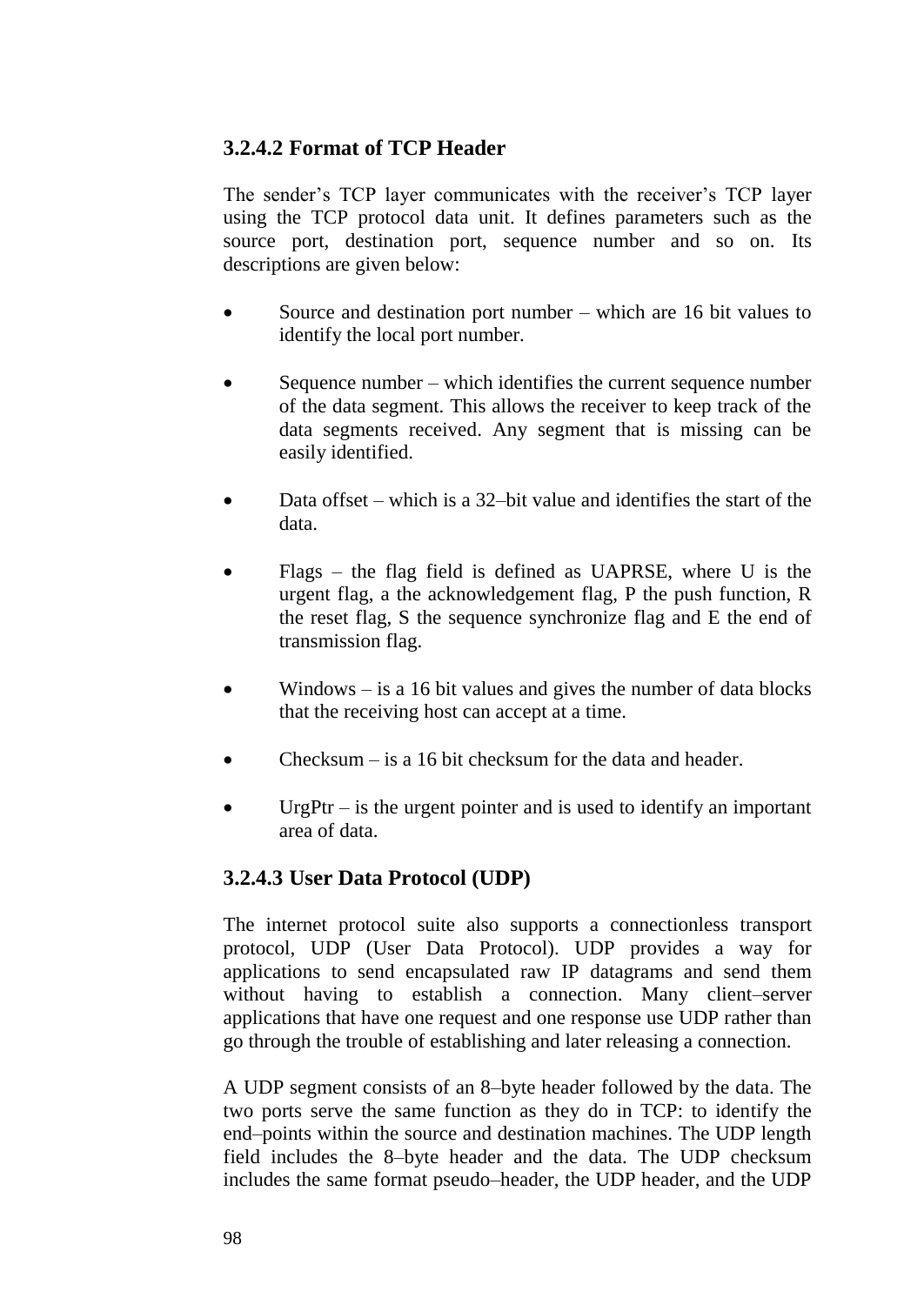### 3.2.4.2 Format of TCP Header

The sender's TCP layer communicates with the receiver's TCP layer using the TCP protocol data unit. It defines parameters such as the source port, destination port, sequence number and so on. Its descriptions are given below:

- Source and destination port number – which are 16 bit values to identify the local port number.
- Sequence number – which identifies the current sequence number of the data segment. This allows the receiver to keep track of the data segments received. Any segment that is missing can be easily identified.
- Data offset – which is a 32–bit value and identifies the start of the data.
- Flags – the flag field is defined as UAPRSE, where U is the urgent flag, a the acknowledgement flag, P the push function, R the reset flag, S the sequence synchronize flag and E the end of transmission flag.
- Windows – is a 16 bit values and gives the number of data blocks that the receiving host can accept at a time.
- Checksum – is a 16 bit checksum for the data and header.
- UrgPtr – is the urgent pointer and is used to identify an important area of data.

### 3.2.4.3 User Data Protocol (UDP)

The internet protocol suite also supports a connectionless transport protocol, UDP (User Data Protocol). UDP provides a way for applications to send encapsulated raw IP datagrams and send them without having to establish a connection. Many client–server applications that have one request and one response use UDP rather than go through the trouble of establishing and later releasing a connection.

A UDP segment consists of an 8–byte header followed by the data. The two ports serve the same function as they do in TCP: to identify the end–points within the source and destination machines. The UDP length field includes the 8–byte header and the data. The UDP checksum includes the same format pseudo–header, the UDP header, and the UDP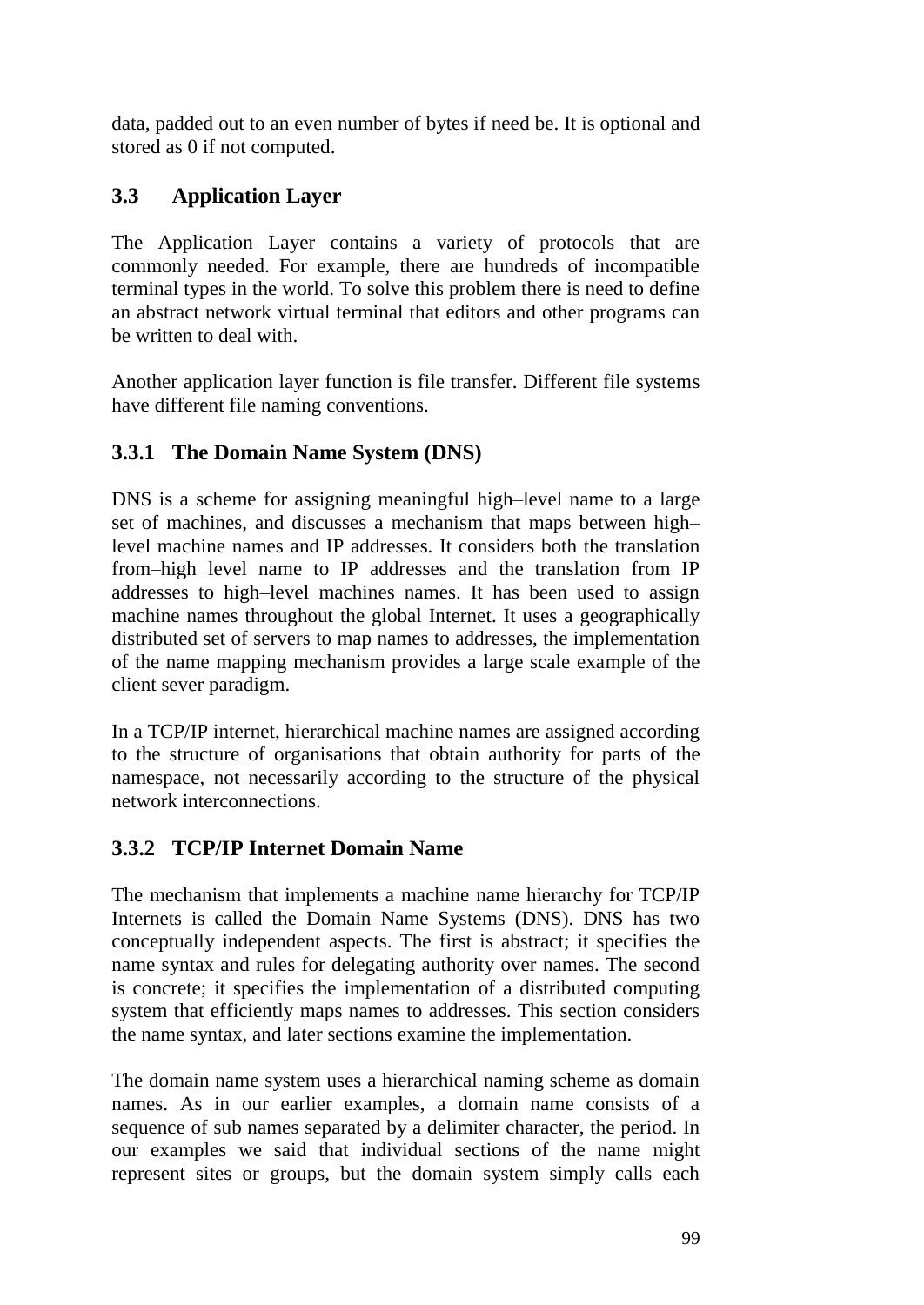data, padded out to an even number of bytes if need be. It is optional and stored as 0 if not computed.

## 3.3 Application Layer

The Application Layer contains a variety of protocols that are commonly needed. For example, there are hundreds of incompatible terminal types in the world. To solve this problem there is need to define an abstract network virtual terminal that editors and other programs can be written to deal with.

Another application layer function is file transfer. Different file systems have different file naming conventions.

### 3.3.1 The Domain Name System (DNS)

DNS is a scheme for assigning meaningful high–level name to a large set of machines, and discusses a mechanism that maps between high–level machine names and IP addresses. It considers both the translation from–high level name to IP addresses and the translation from IP addresses to high–level machines names. It has been used to assign machine names throughout the global Internet. It uses a geographically distributed set of servers to map names to addresses, the implementation of the name mapping mechanism provides a large scale example of the client sever paradigm.

In a TCP/IP internet, hierarchical machine names are assigned according to the structure of organisations that obtain authority for parts of the namespace, not necessarily according to the structure of the physical network interconnections.

### 3.3.2 TCP/IP Internet Domain Name

The mechanism that implements a machine name hierarchy for TCP/IP Internets is called the Domain Name Systems (DNS). DNS has two conceptually independent aspects. The first is abstract; it specifies the name syntax and rules for delegating authority over names. The second is concrete; it specifies the implementation of a distributed computing system that efficiently maps names to addresses. This section considers the name syntax, and later sections examine the implementation.

The domain name system uses a hierarchical naming scheme as domain names. As in our earlier examples, a domain name consists of a sequence of sub names separated by a delimiter character, the period. In our examples we said that individual sections of the name might represent sites or groups, but the domain system simply calls each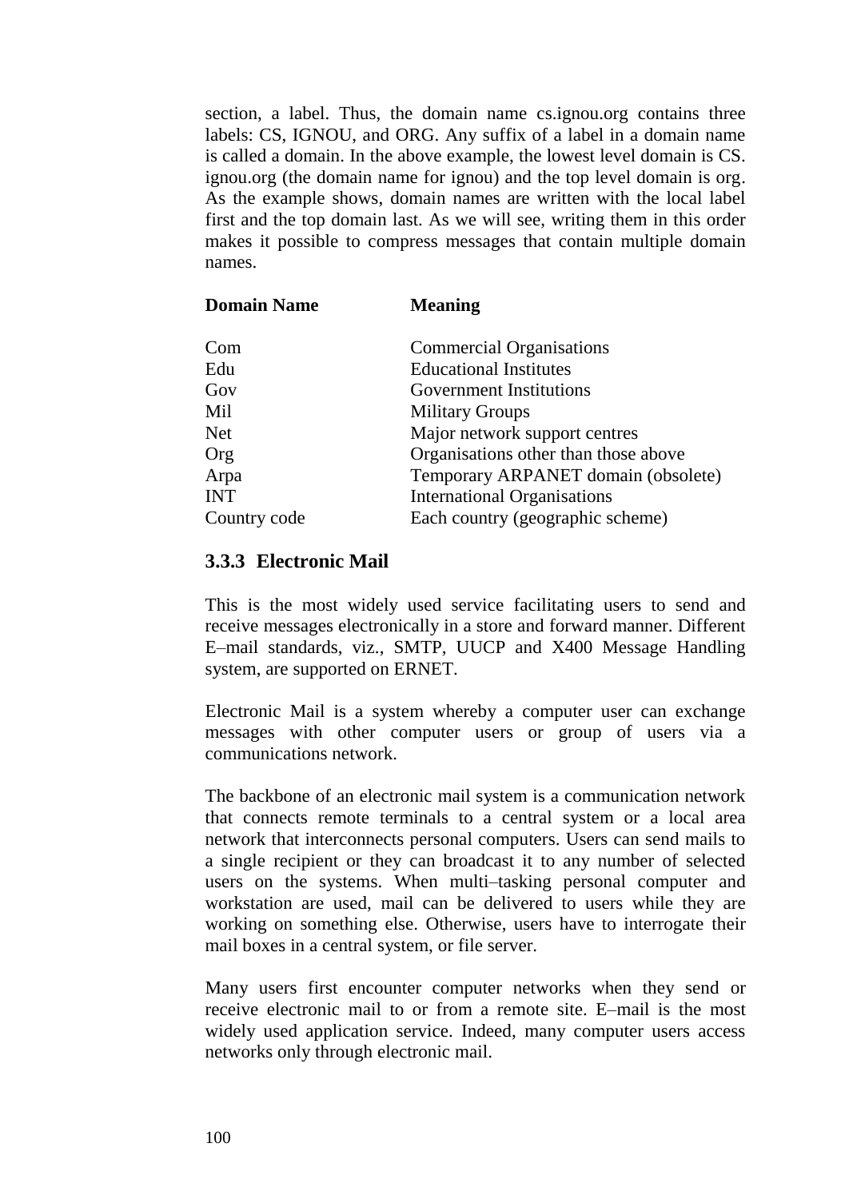section, a label. Thus, the domain name cs.ignou.org contains three labels: CS, IGNOU, and ORG. Any suffix of a label in a domain name is called a domain. In the above example, the lowest level domain is CS. ignou.org (the domain name for ignou) and the top level domain is org. As the example shows, domain names are written with the local label first and the top domain last. As we will see, writing them in this order makes it possible to compress messages that contain multiple domain names.

| **Domain Name** | **Meaning** |
|---|---|
| Com | Commercial Organisations |
| Edu | Educational Institutes |
| Gov | Government Institutions |
| Mil | Military Groups |
| Net | Major network support centres |
| Org | Organisations other than those above |
| Arpa | Temporary ARPANET domain (obsolete) |
| INT | International Organisations |
| Country code | Each country (geographic scheme) |

### 3.3.3 Electronic Mail

This is the most widely used service facilitating users to send and receive messages electronically in a store and forward manner. Different E–mail standards, viz., SMTP, UUCP and X400 Message Handling system, are supported on ERNET.

Electronic Mail is a system whereby a computer user can exchange messages with other computer users or group of users via a communications network.

The backbone of an electronic mail system is a communication network that connects remote terminals to a central system or a local area network that interconnects personal computers. Users can send mails to a single recipient or they can broadcast it to any number of selected users on the systems. When multi–tasking personal computer and workstation are used, mail can be delivered to users while they are working on something else. Otherwise, users have to interrogate their mail boxes in a central system, or file server.

Many users first encounter computer networks when they send or receive electronic mail to or from a remote site. E–mail is the most widely used application service. Indeed, many computer users access networks only through electronic mail.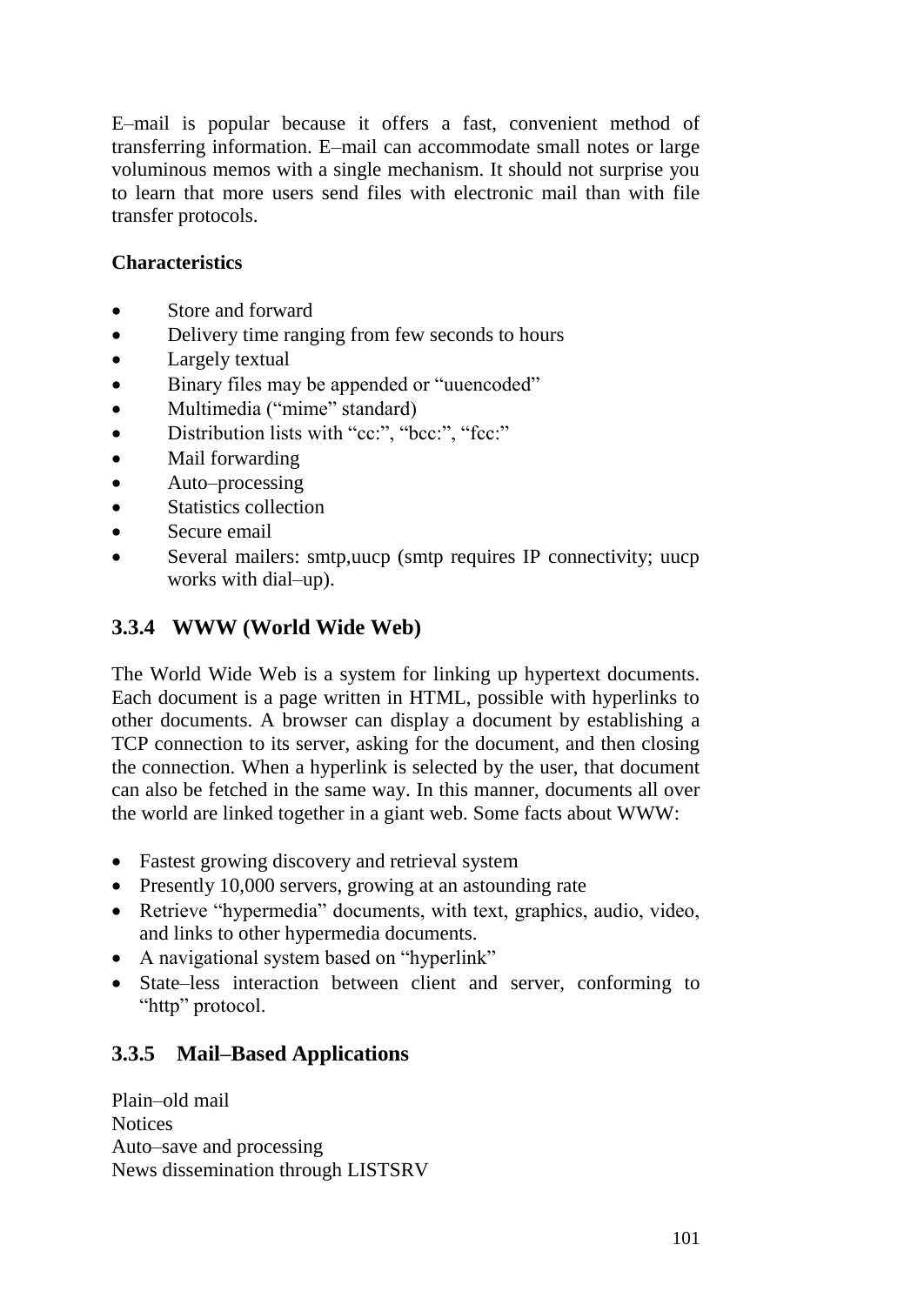E–mail is popular because it offers a fast, convenient method of transferring information. E–mail can accommodate small notes or large voluminous memos with a single mechanism. It should not surprise you to learn that more users send files with electronic mail than with file transfer protocols.

**Characteristics**

- Store and forward
- Delivery time ranging from few seconds to hours
- Largely textual
- Binary files may be appended or “uuencoded”
- Multimedia (“mime” standard)
- Distribution lists with “cc:”, “bcc:”, “fcc:”
- Mail forwarding
- Auto–processing
- Statistics collection
- Secure email
- Several mailers: smtp,uucp (smtp requires IP connectivity; uucp works with dial–up).

### 3.3.4 WWW (World Wide Web)

The World Wide Web is a system for linking up hypertext documents. Each document is a page written in HTML, possible with hyperlinks to other documents. A browser can display a document by establishing a TCP connection to its server, asking for the document, and then closing the connection. When a hyperlink is selected by the user, that document can also be fetched in the same way. In this manner, documents all over the world are linked together in a giant web. Some facts about WWW:

- Fastest growing discovery and retrieval system
- Presently 10,000 servers, growing at an astounding rate
- Retrieve “hypermedia” documents, with text, graphics, audio, video, and links to other hypermedia documents.
- A navigational system based on “hyperlink”
- State–less interaction between client and server, conforming to “http” protocol.

### 3.3.5 Mail–Based Applications

Plain–old mail
Notices
Auto–save and processing
News dissemination through LISTSRV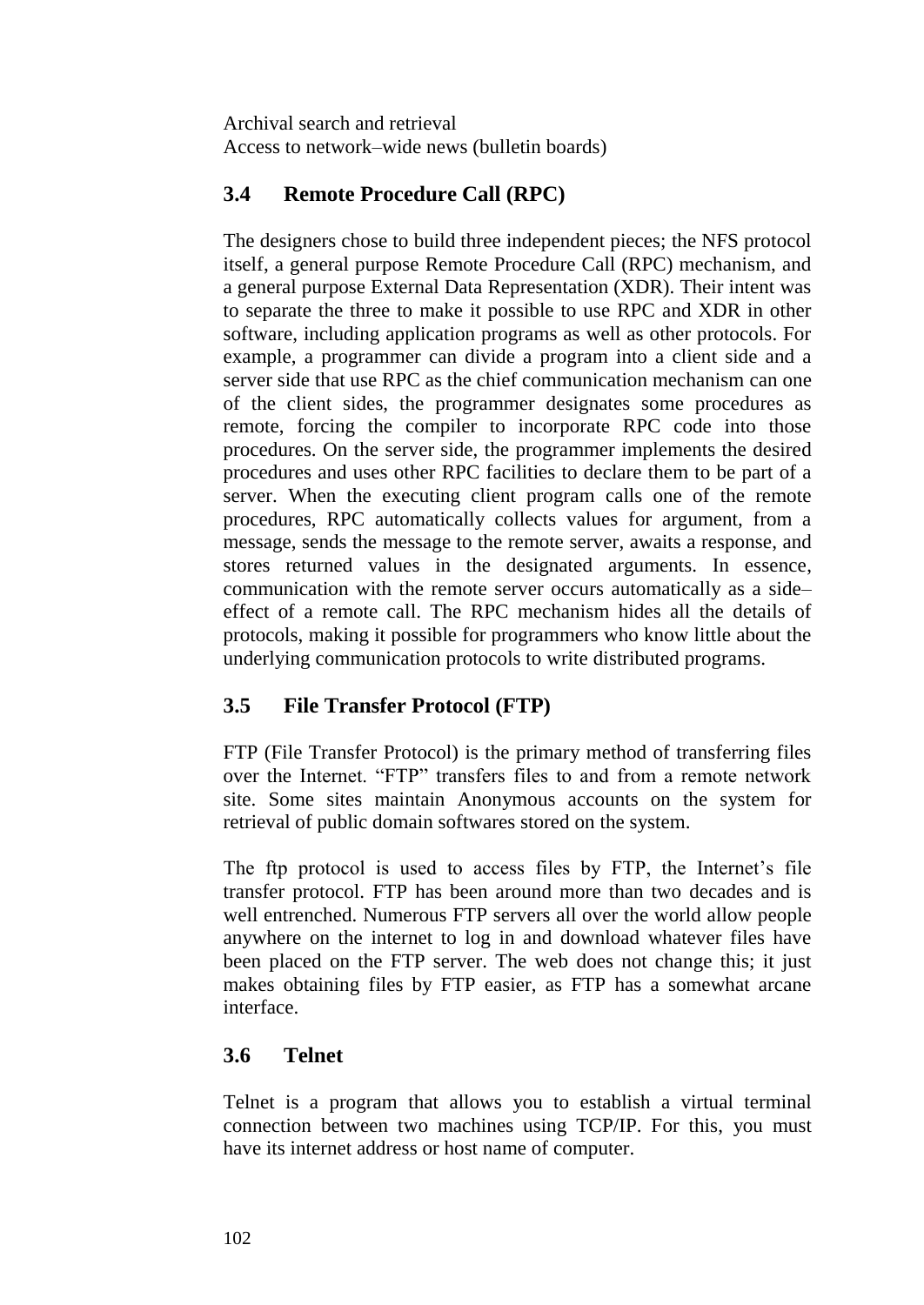Archival search and retrieval
Access to network–wide news (bulletin boards)

## 3.4 Remote Procedure Call (RPC)

The designers chose to build three independent pieces; the NFS protocol itself, a general purpose Remote Procedure Call (RPC) mechanism, and a general purpose External Data Representation (XDR). Their intent was to separate the three to make it possible to use RPC and XDR in other software, including application programs as well as other protocols. For example, a programmer can divide a program into a client side and a server side that use RPC as the chief communication mechanism can one of the client sides, the programmer designates some procedures as remote, forcing the compiler to incorporate RPC code into those procedures. On the server side, the programmer implements the desired procedures and uses other RPC facilities to declare them to be part of a server. When the executing client program calls one of the remote procedures, RPC automatically collects values for argument, from a message, sends the message to the remote server, awaits a response, and stores returned values in the designated arguments. In essence, communication with the remote server occurs automatically as a side–effect of a remote call. The RPC mechanism hides all the details of protocols, making it possible for programmers who know little about the underlying communication protocols to write distributed programs.

## 3.5 File Transfer Protocol (FTP)

FTP (File Transfer Protocol) is the primary method of transferring files over the Internet. "FTP" transfers files to and from a remote network site. Some sites maintain Anonymous accounts on the system for retrieval of public domain softwares stored on the system.

The ftp protocol is used to access files by FTP, the Internet's file transfer protocol. FTP has been around more than two decades and is well entrenched. Numerous FTP servers all over the world allow people anywhere on the internet to log in and download whatever files have been placed on the FTP server. The web does not change this; it just makes obtaining files by FTP easier, as FTP has a somewhat arcane interface.

## 3.6 Telnet

Telnet is a program that allows you to establish a virtual terminal connection between two machines using TCP/IP. For this, you must have its internet address or host name of computer.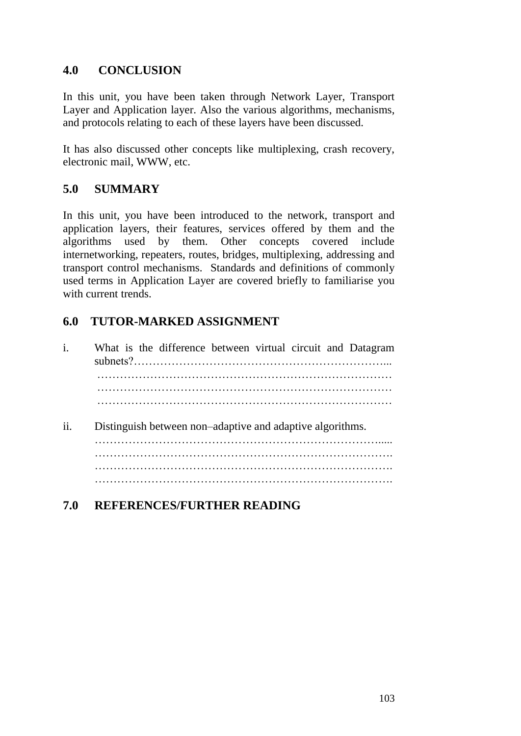## 4.0 CONCLUSION

In this unit, you have been taken through Network Layer, Transport Layer and Application layer. Also the various algorithms, mechanisms, and protocols relating to each of these layers have been discussed.

It has also discussed other concepts like multiplexing, crash recovery, electronic mail, WWW, etc.

## 5.0 SUMMARY

In this unit, you have been introduced to the network, transport and application layers, their features, services offered by them and the algorithms used by them. Other concepts covered include internetworking, repeaters, routes, bridges, multiplexing, addressing and transport control mechanisms. Standards and definitions of commonly used terms in Application Layer are covered briefly to familiarise you with current trends.

## 6.0 TUTOR-MARKED ASSIGNMENT

i. What is the difference between virtual circuit and Datagram subnets?…………………………………………………………...
………………………………………………………………………
………………………………………………………………………
………………………………………………………………………

ii. Distinguish between non–adaptive and adaptive algorithms.
…………………………………………………………………......
……………………………………………………………………….
……………………………………………………………………….
……………………………………………………………………….

## 7.0 REFERENCES/FURTHER READING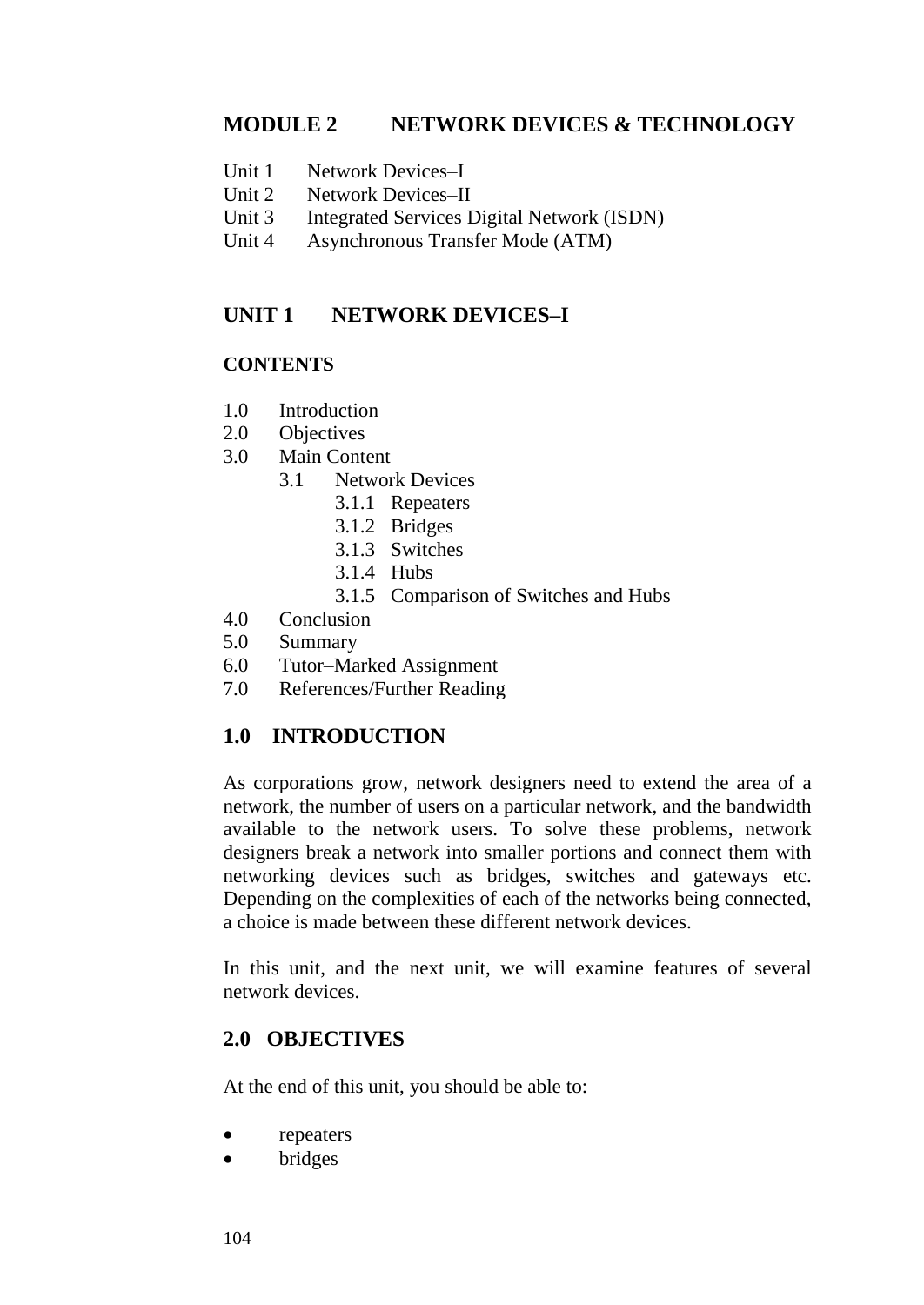# MODULE 2 NETWORK DEVICES & TECHNOLOGY

Unit 1 Network Devices–I
Unit 2 Network Devices–II
Unit 3 Integrated Services Digital Network (ISDN)
Unit 4 Asynchronous Transfer Mode (ATM)

## UNIT 1 NETWORK DEVICES–I

### CONTENTS

1.0 Introduction
2.0 Objectives
3.0 Main Content
 3.1 Network Devices
  3.1.1 Repeaters
  3.1.2 Bridges
  3.1.3 Switches
  3.1.4 Hubs
  3.1.5 Comparison of Switches and Hubs
4.0 Conclusion
5.0 Summary
6.0 Tutor–Marked Assignment
7.0 References/Further Reading

## 1.0 INTRODUCTION

As corporations grow, network designers need to extend the area of a network, the number of users on a particular network, and the bandwidth available to the network users. To solve these problems, network designers break a network into smaller portions and connect them with networking devices such as bridges, switches and gateways etc. Depending on the complexities of each of the networks being connected, a choice is made between these different network devices.

In this unit, and the next unit, we will examine features of several network devices.

## 2.0 OBJECTIVES

At the end of this unit, you should be able to:

- repeaters
- bridges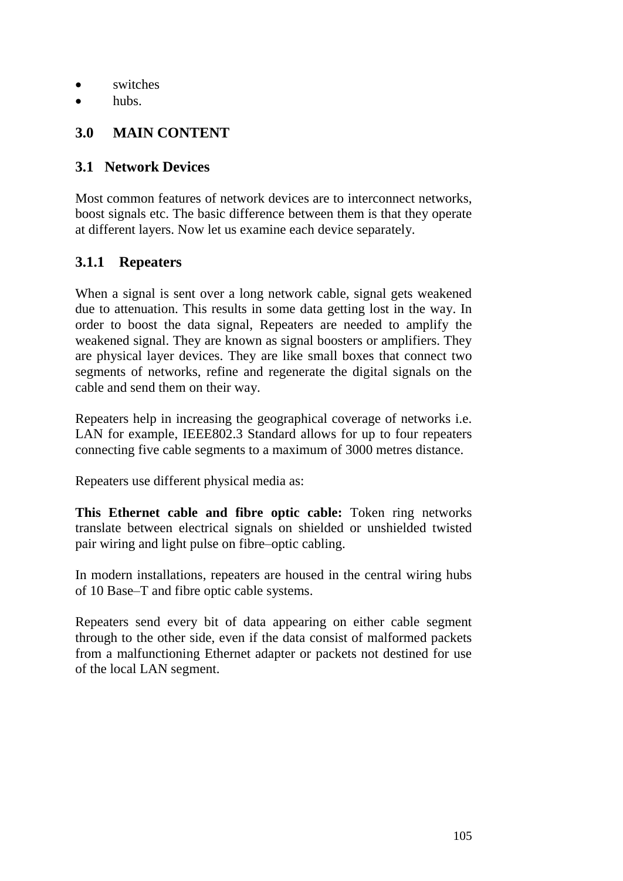- switches
- hubs.

## 3.0 MAIN CONTENT

### 3.1 Network Devices

Most common features of network devices are to interconnect networks, boost signals etc. The basic difference between them is that they operate at different layers. Now let us examine each device separately.

#### 3.1.1 Repeaters

When a signal is sent over a long network cable, signal gets weakened due to attenuation. This results in some data getting lost in the way. In order to boost the data signal, Repeaters are needed to amplify the weakened signal. They are known as signal boosters or amplifiers. They are physical layer devices. They are like small boxes that connect two segments of networks, refine and regenerate the digital signals on the cable and send them on their way.

Repeaters help in increasing the geographical coverage of networks i.e. LAN for example, IEEE802.3 Standard allows for up to four repeaters connecting five cable segments to a maximum of 3000 metres distance.

Repeaters use different physical media as:

**This Ethernet cable and fibre optic cable:** Token ring networks translate between electrical signals on shielded or unshielded twisted pair wiring and light pulse on fibre–optic cabling.

In modern installations, repeaters are housed in the central wiring hubs of 10 Base–T and fibre optic cable systems.

Repeaters send every bit of data appearing on either cable segment through to the other side, even if the data consist of malformed packets from a malfunctioning Ethernet adapter or packets not destined for use of the local LAN segment.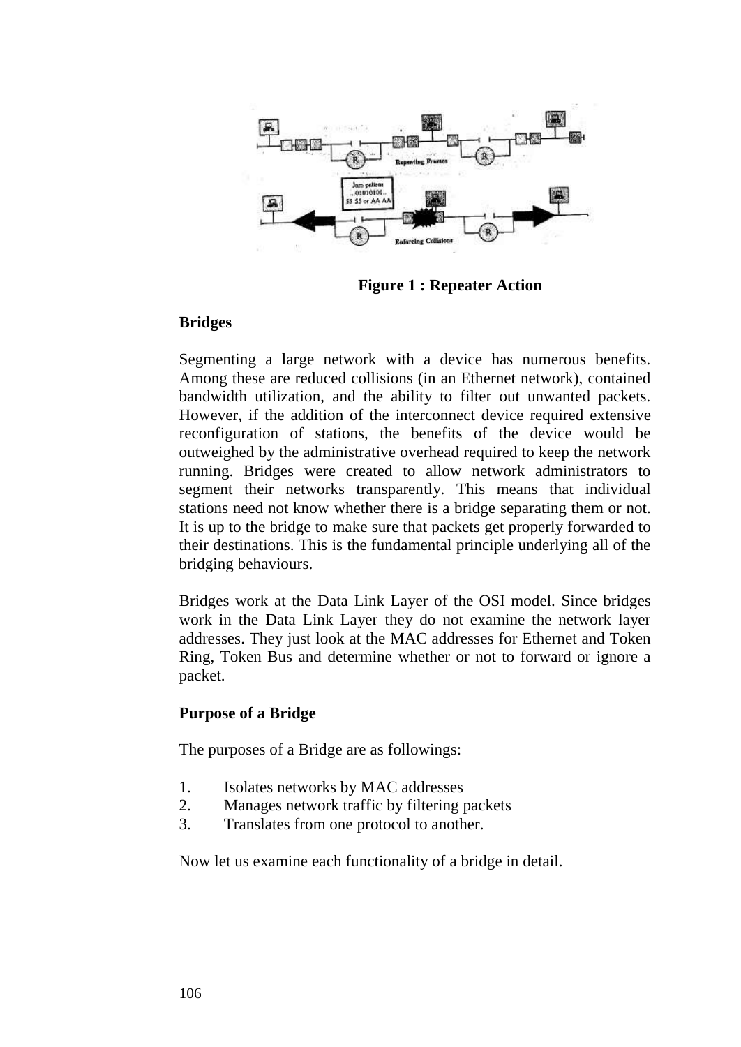**Figure 1 : Repeater Action**

### Bridges

Segmenting a large network with a device has numerous benefits. Among these are reduced collisions (in an Ethernet network), contained bandwidth utilization, and the ability to filter out unwanted packets. However, if the addition of the interconnect device required extensive reconfiguration of stations, the benefits of the device would be outweighed by the administrative overhead required to keep the network running. Bridges were created to allow network administrators to segment their networks transparently. This means that individual stations need not know whether there is a bridge separating them or not. It is up to the bridge to make sure that packets get properly forwarded to their destinations. This is the fundamental principle underlying all of the bridging behaviours.

Bridges work at the Data Link Layer of the OSI model. Since bridges work in the Data Link Layer they do not examine the network layer addresses. They just look at the MAC addresses for Ethernet and Token Ring, Token Bus and determine whether or not to forward or ignore a packet.

### Purpose of a Bridge

The purposes of a Bridge are as followings:

1. Isolates networks by MAC addresses
2. Manages network traffic by filtering packets
3. Translates from one protocol to another.

Now let us examine each functionality of a bridge in detail.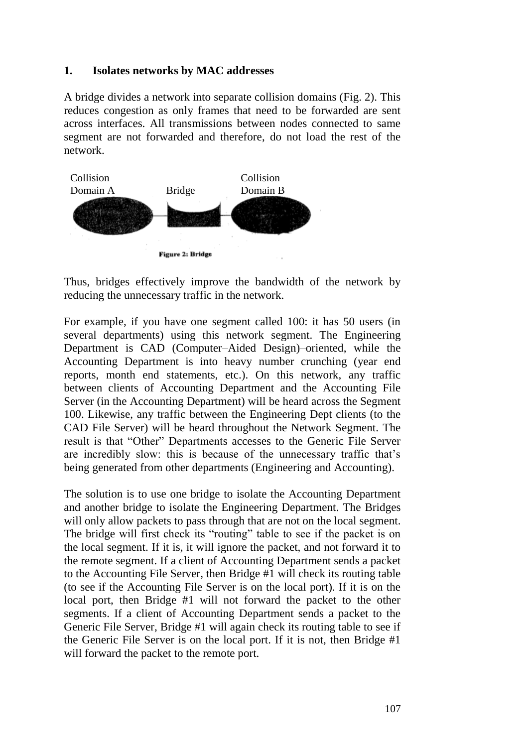### 1. Isolates networks by MAC addresses

A bridge divides a network into separate collision domains (Fig. 2). This reduces congestion as only frames that need to be forwarded are sent across interfaces. All transmissions between nodes connected to same segment are not forwarded and therefore, do not load the rest of the network.

Collision Domain A

Bridge

Collision Domain B

**Figure 2: Bridge**

Thus, bridges effectively improve the bandwidth of the network by reducing the unnecessary traffic in the network.

For example, if you have one segment called 100: it has 50 users (in several departments) using this network segment. The Engineering Department is CAD (Computer–Aided Design)–oriented, while the Accounting Department is into heavy number crunching (year end reports, month end statements, etc.). On this network, any traffic between clients of Accounting Department and the Accounting File Server (in the Accounting Department) will be heard across the Segment 100. Likewise, any traffic between the Engineering Dept clients (to the CAD File Server) will be heard throughout the Network Segment. The result is that "Other" Departments accesses to the Generic File Server are incredibly slow: this is because of the unnecessary traffic that's being generated from other departments (Engineering and Accounting).

The solution is to use one bridge to isolate the Accounting Department and another bridge to isolate the Engineering Department. The Bridges will only allow packets to pass through that are not on the local segment. The bridge will first check its "routing" table to see if the packet is on the local segment. If it is, it will ignore the packet, and not forward it to the remote segment. If a client of Accounting Department sends a packet to the Accounting File Server, then Bridge #1 will check its routing table (to see if the Accounting File Server is on the local port). If it is on the local port, then Bridge #1 will not forward the packet to the other segments. If a client of Accounting Department sends a packet to the Generic File Server, Bridge #1 will again check its routing table to see if the Generic File Server is on the local port. If it is not, then Bridge #1 will forward the packet to the remote port.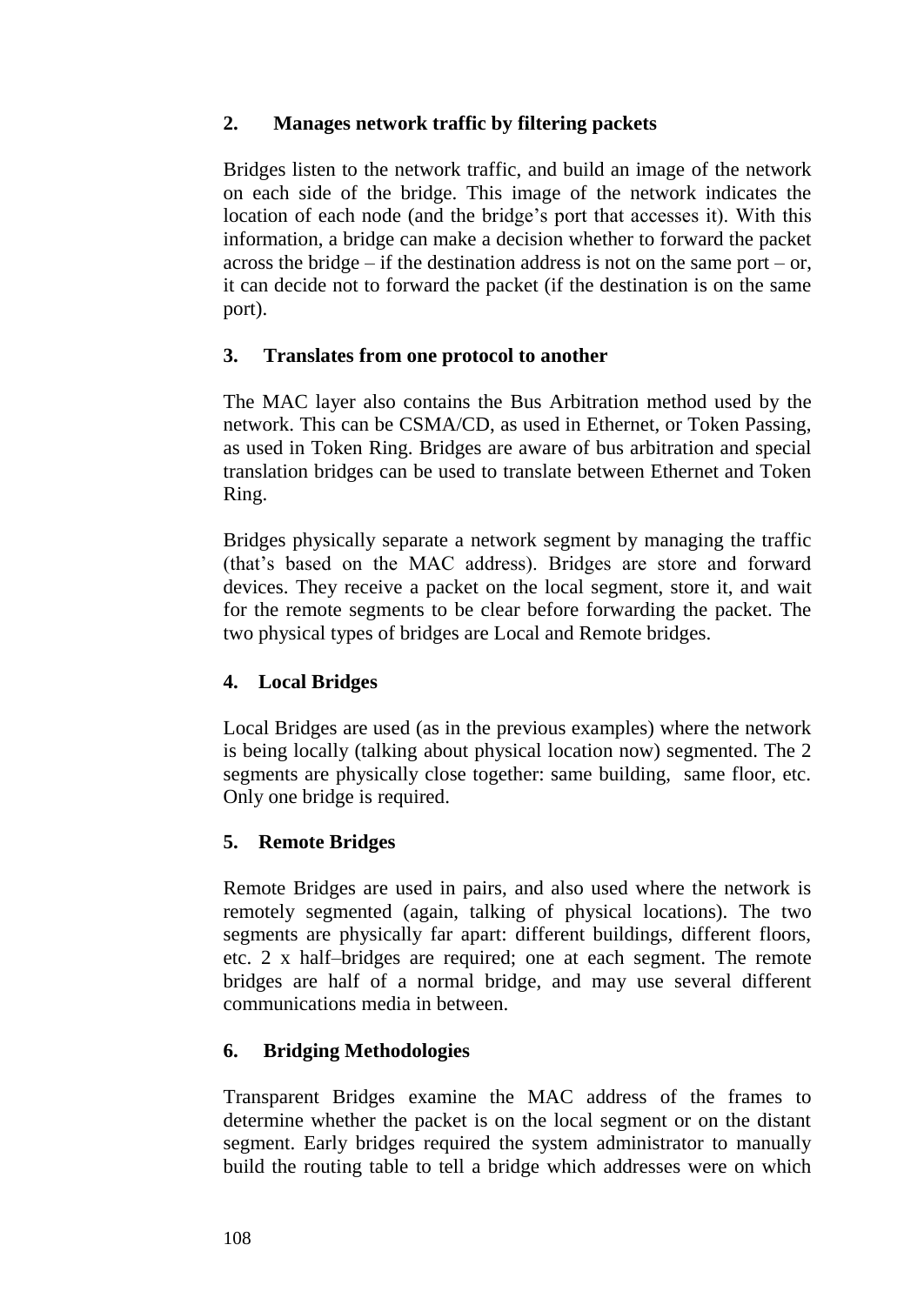**2. Manages network traffic by filtering packets**

Bridges listen to the network traffic, and build an image of the network on each side of the bridge. This image of the network indicates the location of each node (and the bridge's port that accesses it). With this information, a bridge can make a decision whether to forward the packet across the bridge – if the destination address is not on the same port – or, it can decide not to forward the packet (if the destination is on the same port).

**3. Translates from one protocol to another**

The MAC layer also contains the Bus Arbitration method used by the network. This can be CSMA/CD, as used in Ethernet, or Token Passing, as used in Token Ring. Bridges are aware of bus arbitration and special translation bridges can be used to translate between Ethernet and Token Ring.

Bridges physically separate a network segment by managing the traffic (that's based on the MAC address). Bridges are store and forward devices. They receive a packet on the local segment, store it, and wait for the remote segments to be clear before forwarding the packet. The two physical types of bridges are Local and Remote bridges.

**4. Local Bridges**

Local Bridges are used (as in the previous examples) where the network is being locally (talking about physical location now) segmented. The 2 segments are physically close together: same building, same floor, etc. Only one bridge is required.

**5. Remote Bridges**

Remote Bridges are used in pairs, and also used where the network is remotely segmented (again, talking of physical locations). The two segments are physically far apart: different buildings, different floors, etc. 2 x half–bridges are required; one at each segment. The remote bridges are half of a normal bridge, and may use several different communications media in between.

**6. Bridging Methodologies**

Transparent Bridges examine the MAC address of the frames to determine whether the packet is on the local segment or on the distant segment. Early bridges required the system administrator to manually build the routing table to tell a bridge which addresses were on which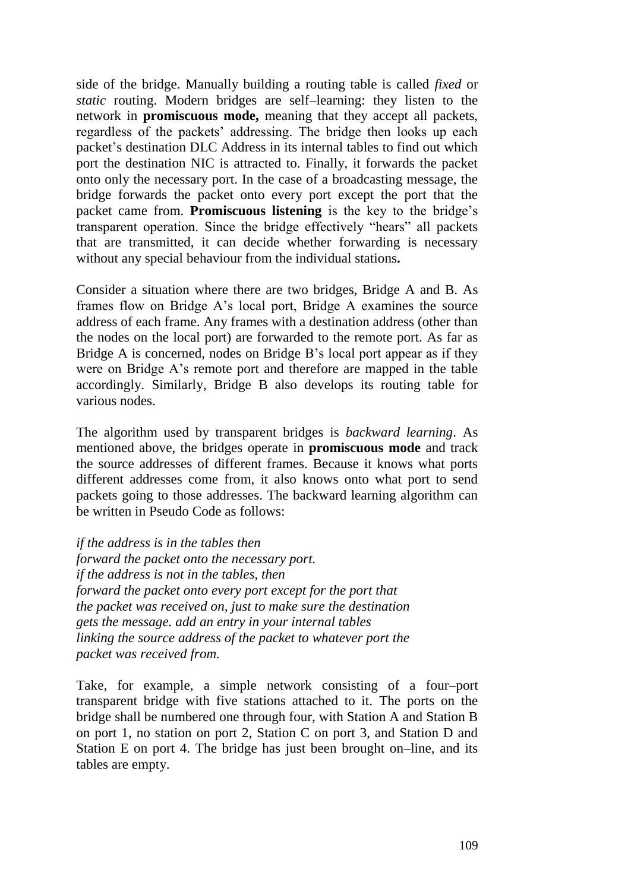side of the bridge. Manually building a routing table is called *fixed* or *static* routing. Modern bridges are self–learning: they listen to the network in **promiscuous mode,** meaning that they accept all packets, regardless of the packets' addressing. The bridge then looks up each packet's destination DLC Address in its internal tables to find out which port the destination NIC is attracted to. Finally, it forwards the packet onto only the necessary port. In the case of a broadcasting message, the bridge forwards the packet onto every port except the port that the packet came from. **Promiscuous listening** is the key to the bridge's transparent operation. Since the bridge effectively "hears" all packets that are transmitted, it can decide whether forwarding is necessary without any special behaviour from the individual stations**.**

Consider a situation where there are two bridges, Bridge A and B. As frames flow on Bridge A's local port, Bridge A examines the source address of each frame. Any frames with a destination address (other than the nodes on the local port) are forwarded to the remote port. As far as Bridge A is concerned, nodes on Bridge B's local port appear as if they were on Bridge A's remote port and therefore are mapped in the table accordingly. Similarly, Bridge B also develops its routing table for various nodes.

The algorithm used by transparent bridges is *backward learning*. As mentioned above, the bridges operate in **promiscuous mode** and track the source addresses of different frames. Because it knows what ports different addresses come from, it also knows onto what port to send packets going to those addresses. The backward learning algorithm can be written in Pseudo Code as follows:

*if the address is in the tables then*
*forward the packet onto the necessary port.*
*if the address is not in the tables, then*
*forward the packet onto every port except for the port that the packet was received on, just to make sure the destination gets the message. add an entry in your internal tables linking the source address of the packet to whatever port the packet was received from.*

Take, for example, a simple network consisting of a four–port transparent bridge with five stations attached to it. The ports on the bridge shall be numbered one through four, with Station A and Station B on port 1, no station on port 2, Station C on port 3, and Station D and Station E on port 4. The bridge has just been brought on–line, and its tables are empty.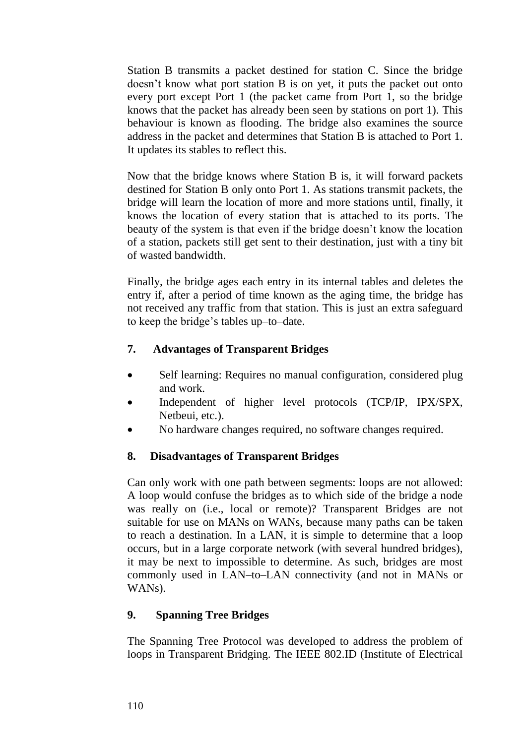Station B transmits a packet destined for station C. Since the bridge doesn't know what port station B is on yet, it puts the packet out onto every port except Port 1 (the packet came from Port 1, so the bridge knows that the packet has already been seen by stations on port 1). This behaviour is known as flooding. The bridge also examines the source address in the packet and determines that Station B is attached to Port 1. It updates its stables to reflect this.

Now that the bridge knows where Station B is, it will forward packets destined for Station B only onto Port 1. As stations transmit packets, the bridge will learn the location of more and more stations until, finally, it knows the location of every station that is attached to its ports. The beauty of the system is that even if the bridge doesn't know the location of a station, packets still get sent to their destination, just with a tiny bit of wasted bandwidth.

Finally, the bridge ages each entry in its internal tables and deletes the entry if, after a period of time known as the aging time, the bridge has not received any traffic from that station. This is just an extra safeguard to keep the bridge's tables up–to–date.

### 7. Advantages of Transparent Bridges

- Self learning: Requires no manual configuration, considered plug and work.
- Independent of higher level protocols (TCP/IP, IPX/SPX, Netbeui, etc.).
- No hardware changes required, no software changes required.

### 8. Disadvantages of Transparent Bridges

Can only work with one path between segments: loops are not allowed: A loop would confuse the bridges as to which side of the bridge a node was really on (i.e., local or remote)? Transparent Bridges are not suitable for use on MANs on WANs, because many paths can be taken to reach a destination. In a LAN, it is simple to determine that a loop occurs, but in a large corporate network (with several hundred bridges), it may be next to impossible to determine. As such, bridges are most commonly used in LAN–to–LAN connectivity (and not in MANs or WANs).

### 9. Spanning Tree Bridges

The Spanning Tree Protocol was developed to address the problem of loops in Transparent Bridging. The IEEE 802.ID (Institute of Electrical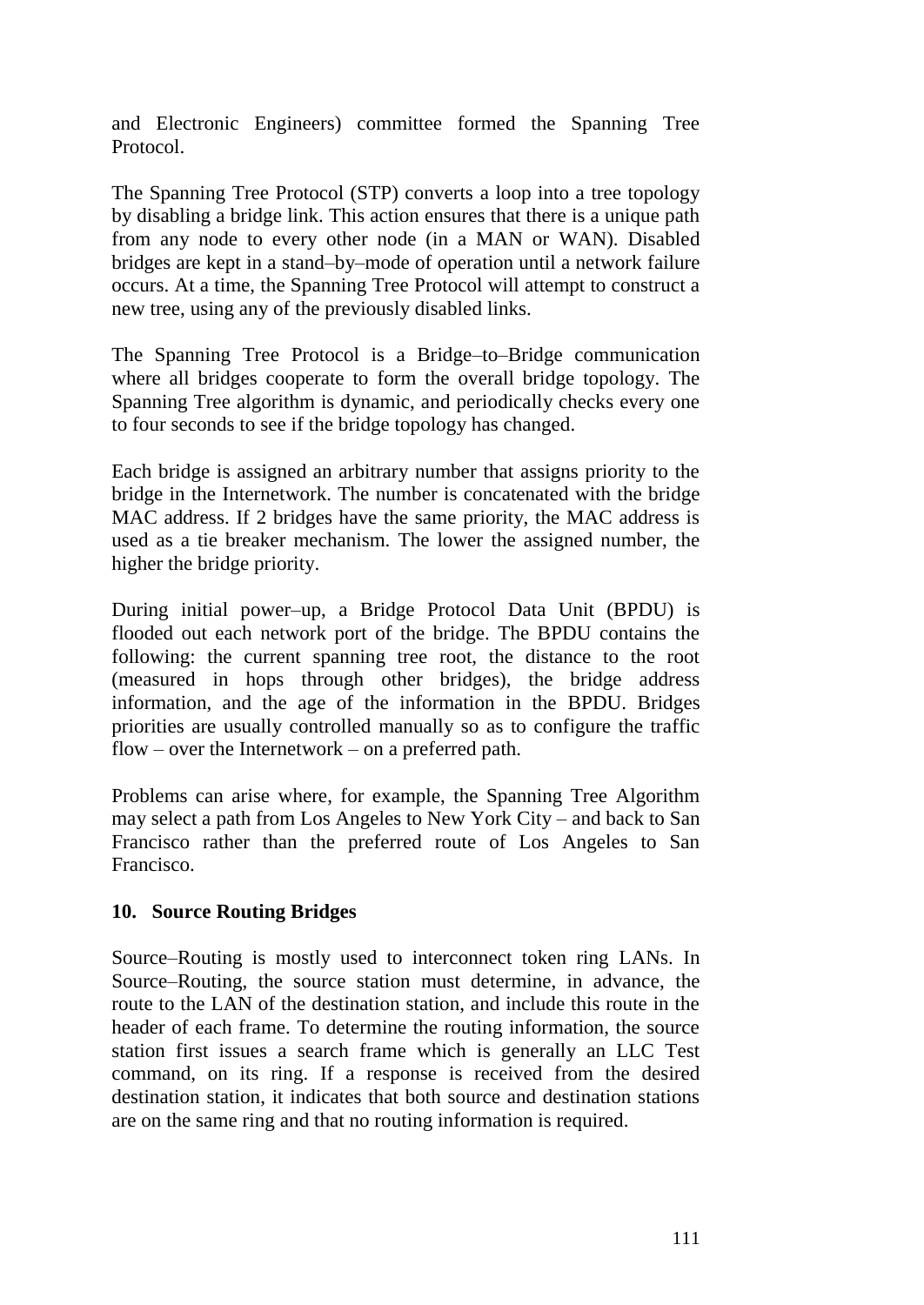and Electronic Engineers) committee formed the Spanning Tree Protocol.

The Spanning Tree Protocol (STP) converts a loop into a tree topology by disabling a bridge link. This action ensures that there is a unique path from any node to every other node (in a MAN or WAN). Disabled bridges are kept in a stand–by–mode of operation until a network failure occurs. At a time, the Spanning Tree Protocol will attempt to construct a new tree, using any of the previously disabled links.

The Spanning Tree Protocol is a Bridge–to–Bridge communication where all bridges cooperate to form the overall bridge topology. The Spanning Tree algorithm is dynamic, and periodically checks every one to four seconds to see if the bridge topology has changed.

Each bridge is assigned an arbitrary number that assigns priority to the bridge in the Internetwork. The number is concatenated with the bridge MAC address. If 2 bridges have the same priority, the MAC address is used as a tie breaker mechanism. The lower the assigned number, the higher the bridge priority.

During initial power–up, a Bridge Protocol Data Unit (BPDU) is flooded out each network port of the bridge. The BPDU contains the following: the current spanning tree root, the distance to the root (measured in hops through other bridges), the bridge address information, and the age of the information in the BPDU. Bridges priorities are usually controlled manually so as to configure the traffic flow – over the Internetwork – on a preferred path.

Problems can arise where, for example, the Spanning Tree Algorithm may select a path from Los Angeles to New York City – and back to San Francisco rather than the preferred route of Los Angeles to San Francisco.

### 10. Source Routing Bridges

Source–Routing is mostly used to interconnect token ring LANs. In Source–Routing, the source station must determine, in advance, the route to the LAN of the destination station, and include this route in the header of each frame. To determine the routing information, the source station first issues a search frame which is generally an LLC Test command, on its ring. If a response is received from the desired destination station, it indicates that both source and destination stations are on the same ring and that no routing information is required.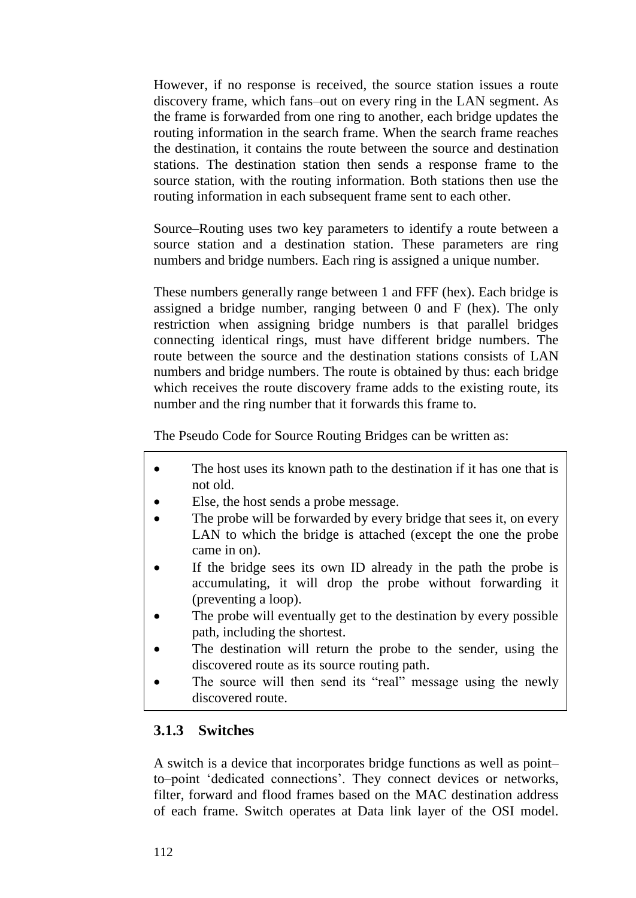However, if no response is received, the source station issues a route discovery frame, which fans–out on every ring in the LAN segment. As the frame is forwarded from one ring to another, each bridge updates the routing information in the search frame. When the search frame reaches the destination, it contains the route between the source and destination stations. The destination station then sends a response frame to the source station, with the routing information. Both stations then use the routing information in each subsequent frame sent to each other.

Source–Routing uses two key parameters to identify a route between a source station and a destination station. These parameters are ring numbers and bridge numbers. Each ring is assigned a unique number.

These numbers generally range between 1 and FFF (hex). Each bridge is assigned a bridge number, ranging between 0 and F (hex). The only restriction when assigning bridge numbers is that parallel bridges connecting identical rings, must have different bridge numbers. The route between the source and the destination stations consists of LAN numbers and bridge numbers. The route is obtained by thus: each bridge which receives the route discovery frame adds to the existing route, its number and the ring number that it forwards this frame to.

The Pseudo Code for Source Routing Bridges can be written as:

- The host uses its known path to the destination if it has one that is not old.
- Else, the host sends a probe message.
- The probe will be forwarded by every bridge that sees it, on every LAN to which the bridge is attached (except the one the probe came in on).
- If the bridge sees its own ID already in the path the probe is accumulating, it will drop the probe without forwarding it (preventing a loop).
- The probe will eventually get to the destination by every possible path, including the shortest.
- The destination will return the probe to the sender, using the discovered route as its source routing path.
- The source will then send its "real" message using the newly discovered route.

### 3.1.3 Switches

A switch is a device that incorporates bridge functions as well as point–to–point 'dedicated connections'. They connect devices or networks, filter, forward and flood frames based on the MAC destination address of each frame. Switch operates at Data link layer of the OSI model.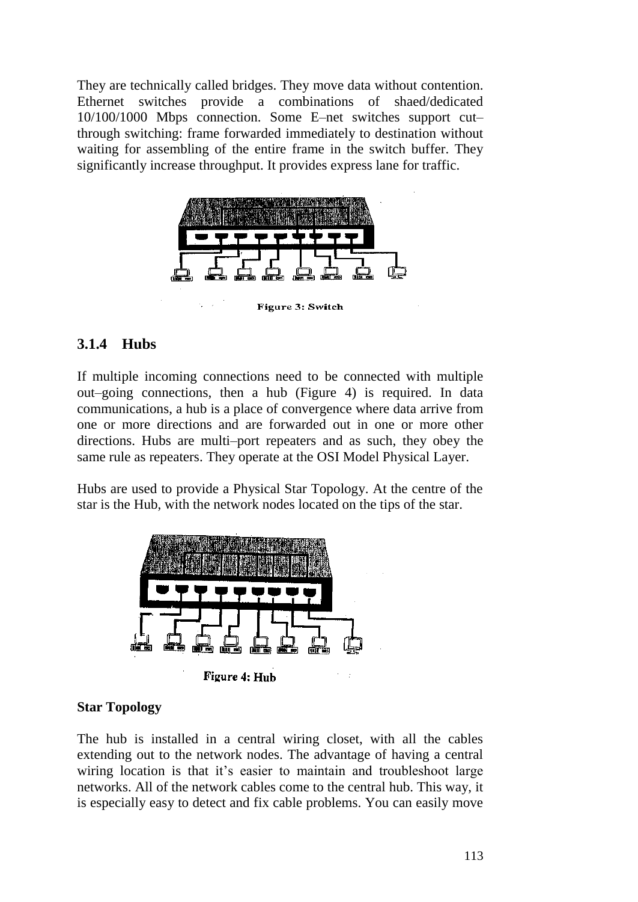They are technically called bridges. They move data without contention. Ethernet switches provide a combinations of shaed/dedicated 10/100/1000 Mbps connection. Some E–net switches support cut–through switching: frame forwarded immediately to destination without waiting for assembling of the entire frame in the switch buffer. They significantly increase throughput. It provides express lane for traffic.

Figure 3: Switch

### 3.1.4 Hubs

If multiple incoming connections need to be connected with multiple out–going connections, then a hub (Figure 4) is required. In data communications, a hub is a place of convergence where data arrive from one or more directions and are forwarded out in one or more other directions. Hubs are multi–port repeaters and as such, they obey the same rule as repeaters. They operate at the OSI Model Physical Layer.

Hubs are used to provide a Physical Star Topology. At the centre of the star is the Hub, with the network nodes located on the tips of the star.

Figure 4: Hub

**Star Topology**

The hub is installed in a central wiring closet, with all the cables extending out to the network nodes. The advantage of having a central wiring location is that it's easier to maintain and troubleshoot large networks. All of the network cables come to the central hub. This way, it is especially easy to detect and fix cable problems. You can easily move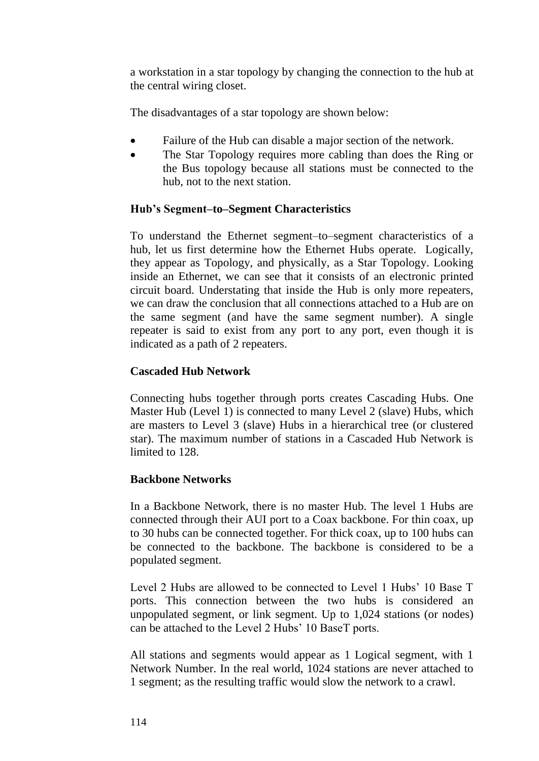a workstation in a star topology by changing the connection to the hub at the central wiring closet.

The disadvantages of a star topology are shown below:

- Failure of the Hub can disable a major section of the network.
- The Star Topology requires more cabling than does the Ring or the Bus topology because all stations must be connected to the hub, not to the next station.

**Hub's Segment–to–Segment Characteristics**

To understand the Ethernet segment–to–segment characteristics of a hub, let us first determine how the Ethernet Hubs operate. Logically, they appear as Topology, and physically, as a Star Topology. Looking inside an Ethernet, we can see that it consists of an electronic printed circuit board. Understating that inside the Hub is only more repeaters, we can draw the conclusion that all connections attached to a Hub are on the same segment (and have the same segment number). A single repeater is said to exist from any port to any port, even though it is indicated as a path of 2 repeaters.

**Cascaded Hub Network**

Connecting hubs together through ports creates Cascading Hubs. One Master Hub (Level 1) is connected to many Level 2 (slave) Hubs, which are masters to Level 3 (slave) Hubs in a hierarchical tree (or clustered star). The maximum number of stations in a Cascaded Hub Network is limited to 128.

**Backbone Networks**

In a Backbone Network, there is no master Hub. The level 1 Hubs are connected through their AUI port to a Coax backbone. For thin coax, up to 30 hubs can be connected together. For thick coax, up to 100 hubs can be connected to the backbone. The backbone is considered to be a populated segment.

Level 2 Hubs are allowed to be connected to Level 1 Hubs' 10 Base T ports. This connection between the two hubs is considered an unpopulated segment, or link segment. Up to 1,024 stations (or nodes) can be attached to the Level 2 Hubs' 10 BaseT ports.

All stations and segments would appear as 1 Logical segment, with 1 Network Number. In the real world, 1024 stations are never attached to 1 segment; as the resulting traffic would slow the network to a crawl.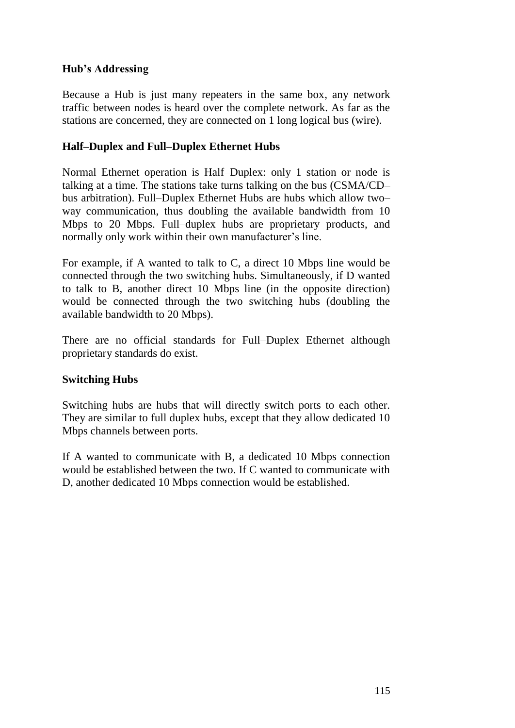### Hub's Addressing

Because a Hub is just many repeaters in the same box, any network traffic between nodes is heard over the complete network. As far as the stations are concerned, they are connected on 1 long logical bus (wire).

### Half–Duplex and Full–Duplex Ethernet Hubs

Normal Ethernet operation is Half–Duplex: only 1 station or node is talking at a time. The stations take turns talking on the bus (CSMA/CD–bus arbitration). Full–Duplex Ethernet Hubs are hubs which allow two–way communication, thus doubling the available bandwidth from 10 Mbps to 20 Mbps. Full–duplex hubs are proprietary products, and normally only work within their own manufacturer's line.

For example, if A wanted to talk to C, a direct 10 Mbps line would be connected through the two switching hubs. Simultaneously, if D wanted to talk to B, another direct 10 Mbps line (in the opposite direction) would be connected through the two switching hubs (doubling the available bandwidth to 20 Mbps).

There are no official standards for Full–Duplex Ethernet although proprietary standards do exist.

### Switching Hubs

Switching hubs are hubs that will directly switch ports to each other. They are similar to full duplex hubs, except that they allow dedicated 10 Mbps channels between ports.

If A wanted to communicate with B, a dedicated 10 Mbps connection would be established between the two. If C wanted to communicate with D, another dedicated 10 Mbps connection would be established.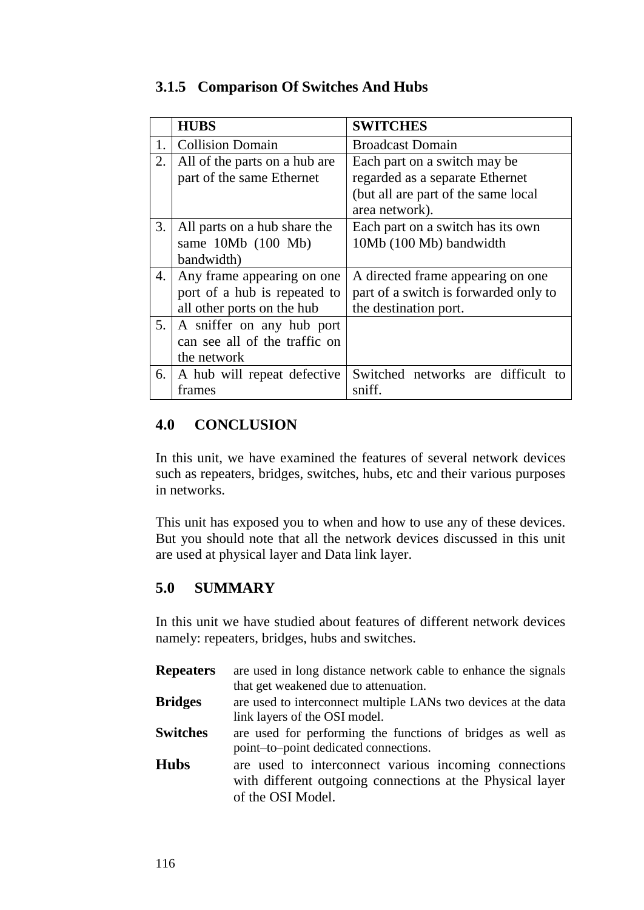### 3.1.5 Comparison Of Switches And Hubs

| | **HUBS** | **SWITCHES** |
|---|---|---|
| 1. | Collision Domain | Broadcast Domain |
| 2. | All of the parts on a hub are part of the same Ethernet | Each part on a switch may be regarded as a separate Ethernet (but all are part of the same local area network). |
| 3. | All parts on a hub share the same 10Mb (100 Mb) bandwidth) | Each part on a switch has its own 10Mb (100 Mb) bandwidth |
| 4. | Any frame appearing on one port of a hub is repeated to all other ports on the hub | A directed frame appearing on one part of a switch is forwarded only to the destination port. |
| 5. | A sniffer on any hub port can see all of the traffic on the network | |
| 6. | A hub will repeat defective frames | Switched networks are difficult to sniff. |

## 4.0 CONCLUSION

In this unit, we have examined the features of several network devices such as repeaters, bridges, switches, hubs, etc and their various purposes in networks.

This unit has exposed you to when and how to use any of these devices. But you should note that all the network devices discussed in this unit are used at physical layer and Data link layer.

## 5.0 SUMMARY

In this unit we have studied about features of different network devices namely: repeaters, bridges, hubs and switches.

**Repeaters** are used in long distance network cable to enhance the signals that get weakened due to attenuation.

**Bridges** are used to interconnect multiple LANs two devices at the data link layers of the OSI model.

**Switches** are used for performing the functions of bridges as well as point–to–point dedicated connections.

**Hubs** are used to interconnect various incoming connections with different outgoing connections at the Physical layer of the OSI Model.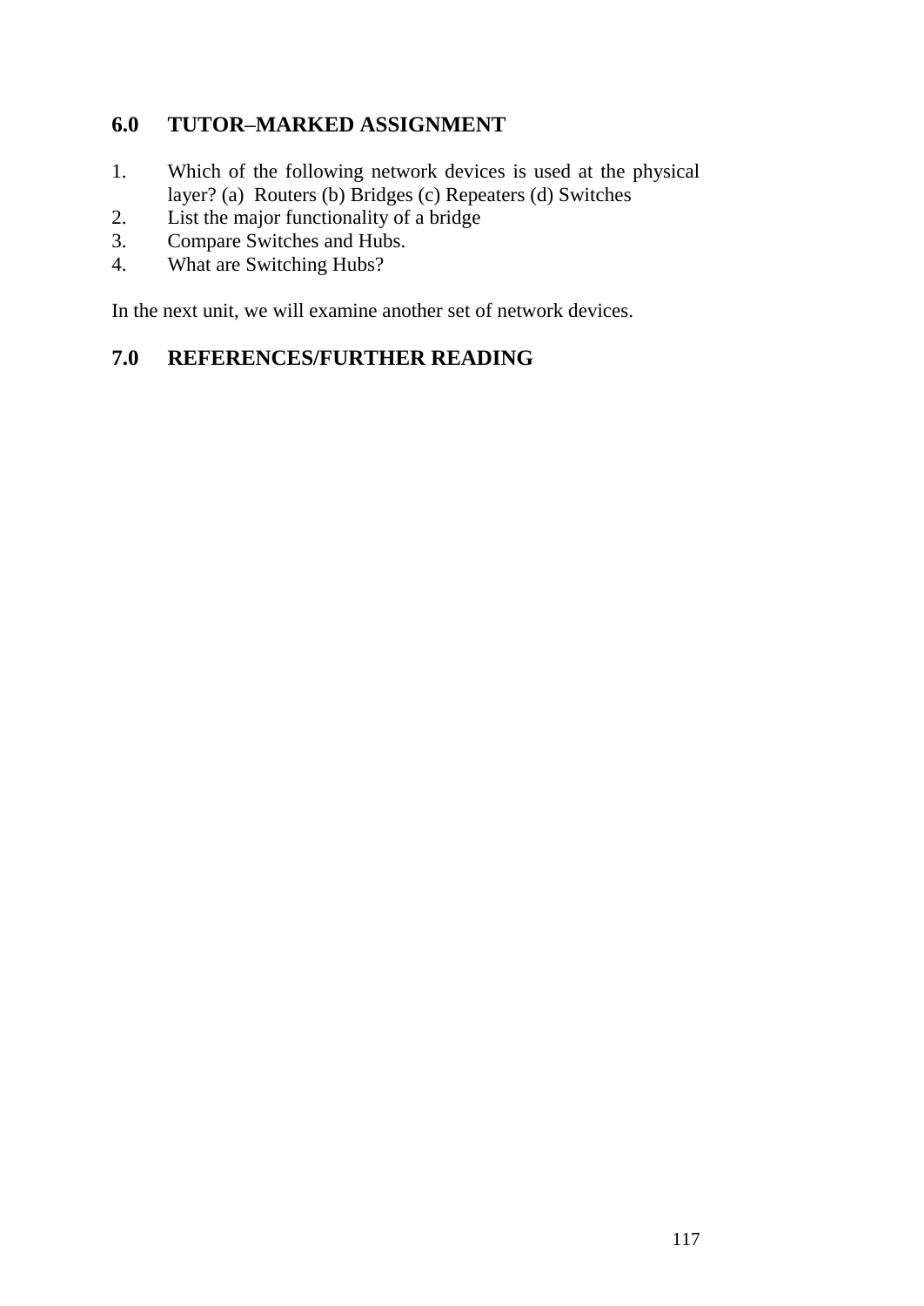## 6.0 TUTOR–MARKED ASSIGNMENT

1. Which of the following network devices is used at the physical layer? (a) Routers (b) Bridges (c) Repeaters (d) Switches
2. List the major functionality of a bridge
3. Compare Switches and Hubs.
4. What are Switching Hubs?

In the next unit, we will examine another set of network devices.

## 7.0 REFERENCES/FURTHER READING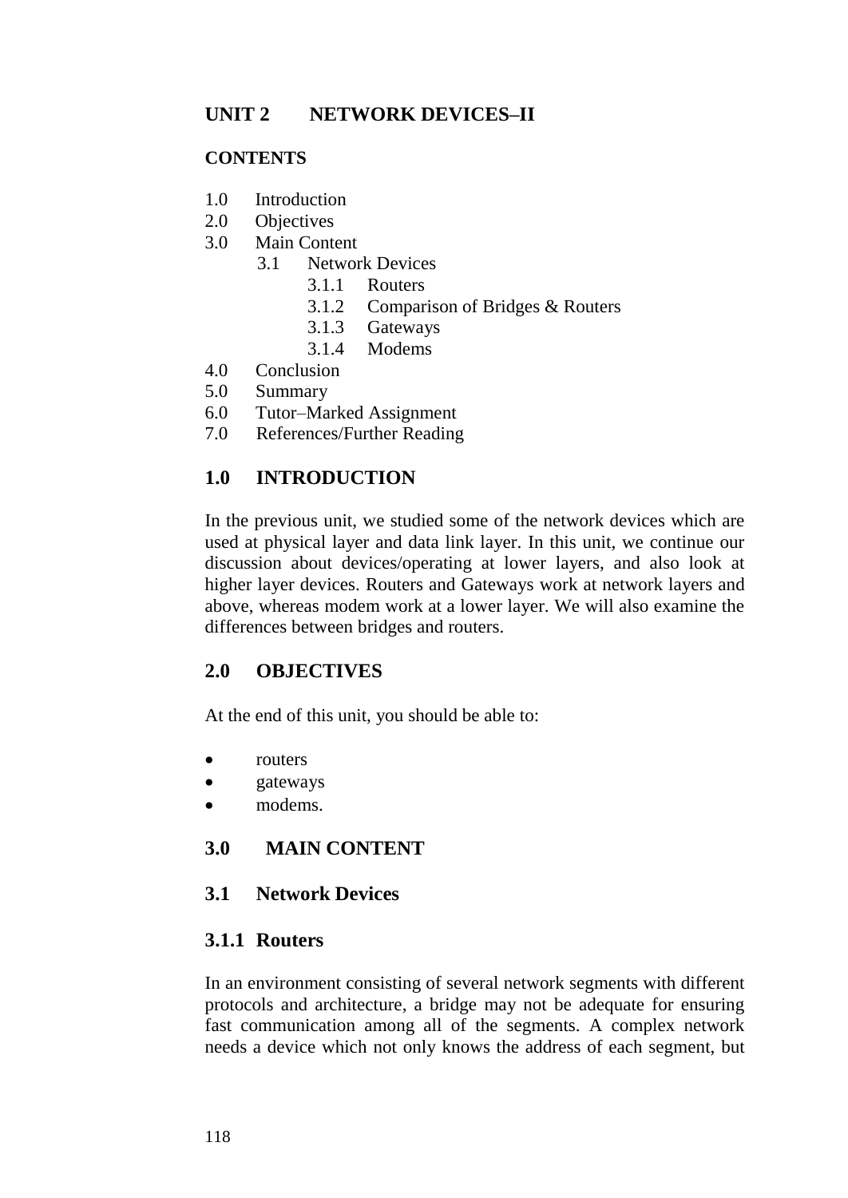## UNIT 2 NETWORK DEVICES–II

**CONTENTS**

1.0 Introduction
2.0 Objectives
3.0 Main Content
  3.1 Network Devices
    3.1.1 Routers
    3.1.2 Comparison of Bridges & Routers
    3.1.3 Gateways
    3.1.4 Modems
4.0 Conclusion
5.0 Summary
6.0 Tutor–Marked Assignment
7.0 References/Further Reading

## 1.0 INTRODUCTION

In the previous unit, we studied some of the network devices which are used at physical layer and data link layer. In this unit, we continue our discussion about devices/operating at lower layers, and also look at higher layer devices. Routers and Gateways work at network layers and above, whereas modem work at a lower layer. We will also examine the differences between bridges and routers.

## 2.0 OBJECTIVES

At the end of this unit, you should be able to:

- routers
- gateways
- modems.

## 3.0 MAIN CONTENT

### 3.1 Network Devices

#### 3.1.1 Routers

In an environment consisting of several network segments with different protocols and architecture, a bridge may not be adequate for ensuring fast communication among all of the segments. A complex network needs a device which not only knows the address of each segment, but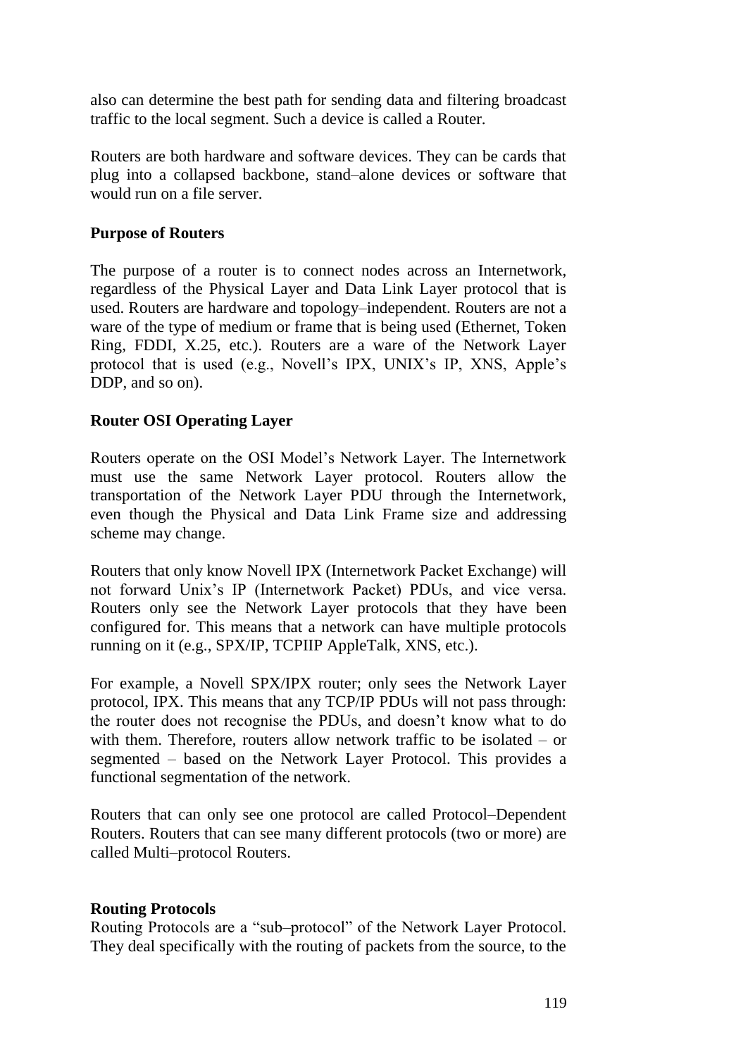also can determine the best path for sending data and filtering broadcast traffic to the local segment. Such a device is called a Router.

Routers are both hardware and software devices. They can be cards that plug into a collapsed backbone, stand–alone devices or software that would run on a file server.

**Purpose of Routers**

The purpose of a router is to connect nodes across an Internetwork, regardless of the Physical Layer and Data Link Layer protocol that is used. Routers are hardware and topology–independent. Routers are not a ware of the type of medium or frame that is being used (Ethernet, Token Ring, FDDI, X.25, etc.). Routers are a ware of the Network Layer protocol that is used (e.g., Novell's IPX, UNIX's IP, XNS, Apple's DDP, and so on).

**Router OSI Operating Layer**

Routers operate on the OSI Model's Network Layer. The Internetwork must use the same Network Layer protocol. Routers allow the transportation of the Network Layer PDU through the Internetwork, even though the Physical and Data Link Frame size and addressing scheme may change.

Routers that only know Novell IPX (Internetwork Packet Exchange) will not forward Unix's IP (Internetwork Packet) PDUs, and vice versa. Routers only see the Network Layer protocols that they have been configured for. This means that a network can have multiple protocols running on it (e.g., SPX/IP, TCPIIP AppleTalk, XNS, etc.).

For example, a Novell SPX/IPX router; only sees the Network Layer protocol, IPX. This means that any TCP/IP PDUs will not pass through: the router does not recognise the PDUs, and doesn't know what to do with them. Therefore, routers allow network traffic to be isolated – or segmented – based on the Network Layer Protocol. This provides a functional segmentation of the network.

Routers that can only see one protocol are called Protocol–Dependent Routers. Routers that can see many different protocols (two or more) are called Multi–protocol Routers.

**Routing Protocols**

Routing Protocols are a "sub–protocol" of the Network Layer Protocol. They deal specifically with the routing of packets from the source, to the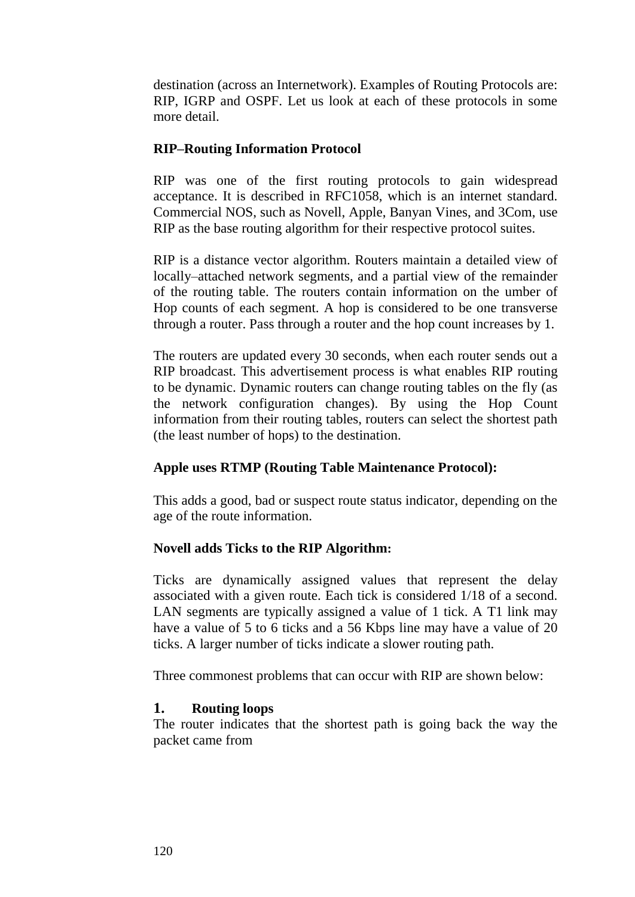destination (across an Internetwork). Examples of Routing Protocols are: RIP, IGRP and OSPF. Let us look at each of these protocols in some more detail.

**RIP–Routing Information Protocol**

RIP was one of the first routing protocols to gain widespread acceptance. It is described in RFC1058, which is an internet standard. Commercial NOS, such as Novell, Apple, Banyan Vines, and 3Com, use RIP as the base routing algorithm for their respective protocol suites.

RIP is a distance vector algorithm. Routers maintain a detailed view of locally–attached network segments, and a partial view of the remainder of the routing table. The routers contain information on the umber of Hop counts of each segment. A hop is considered to be one transverse through a router. Pass through a router and the hop count increases by 1.

The routers are updated every 30 seconds, when each router sends out a RIP broadcast. This advertisement process is what enables RIP routing to be dynamic. Dynamic routers can change routing tables on the fly (as the network configuration changes). By using the Hop Count information from their routing tables, routers can select the shortest path (the least number of hops) to the destination.

**Apple uses RTMP (Routing Table Maintenance Protocol):**

This adds a good, bad or suspect route status indicator, depending on the age of the route information.

**Novell adds Ticks to the RIP Algorithm:**

Ticks are dynamically assigned values that represent the delay associated with a given route. Each tick is considered 1/18 of a second. LAN segments are typically assigned a value of 1 tick. A T1 link may have a value of 5 to 6 ticks and a 56 Kbps line may have a value of 20 ticks. A larger number of ticks indicate a slower routing path.

Three commonest problems that can occur with RIP are shown below:

**1. Routing loops**

The router indicates that the shortest path is going back the way the packet came from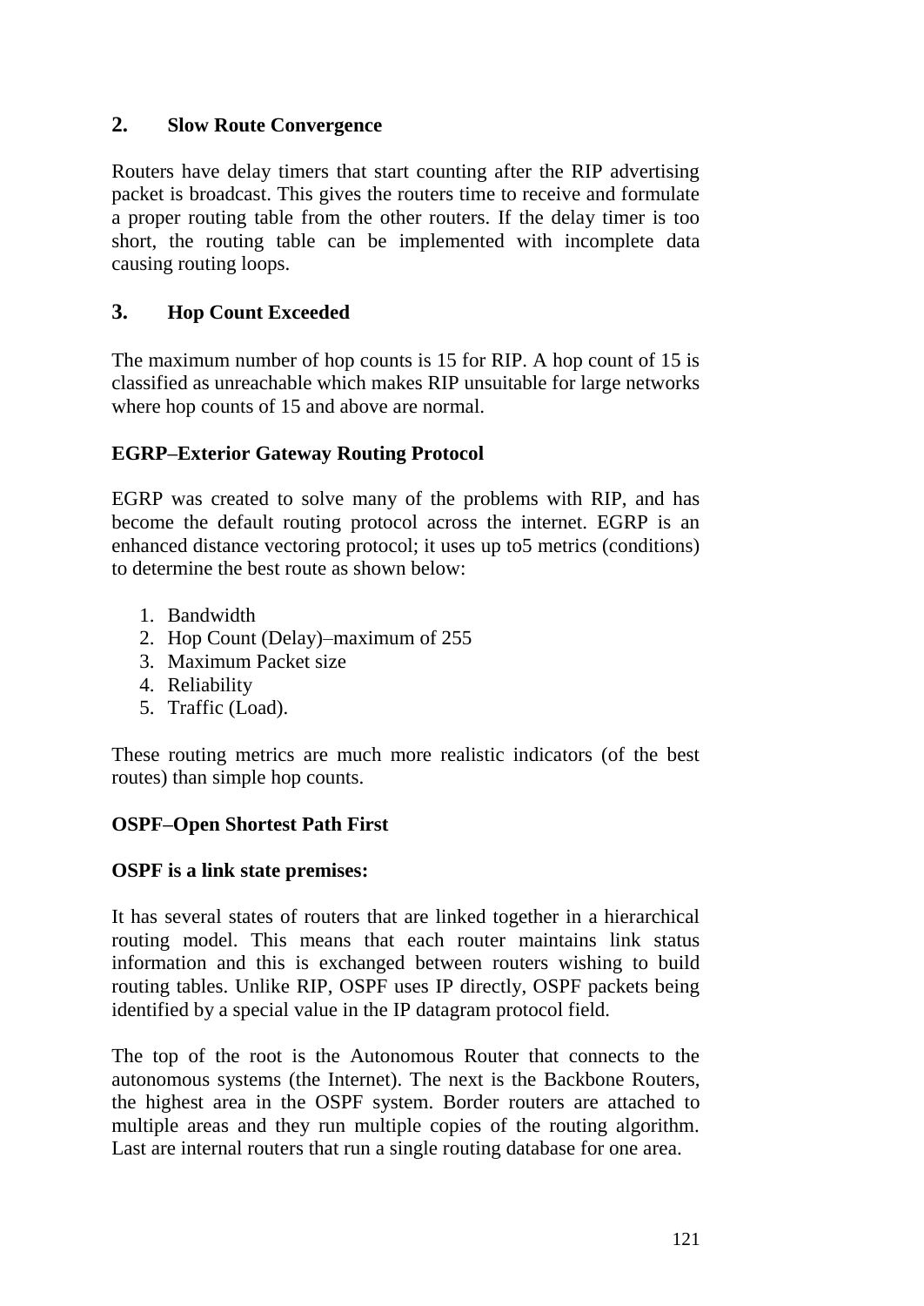## 2. Slow Route Convergence

Routers have delay timers that start counting after the RIP advertising packet is broadcast. This gives the routers time to receive and formulate a proper routing table from the other routers. If the delay timer is too short, the routing table can be implemented with incomplete data causing routing loops.

## 3. Hop Count Exceeded

The maximum number of hop counts is 15 for RIP. A hop count of 15 is classified as unreachable which makes RIP unsuitable for large networks where hop counts of 15 and above are normal.

**EGRP–Exterior Gateway Routing Protocol**

EGRP was created to solve many of the problems with RIP, and has become the default routing protocol across the internet. EGRP is an enhanced distance vectoring protocol; it uses up to5 metrics (conditions) to determine the best route as shown below:

1. Bandwidth
2. Hop Count (Delay)–maximum of 255
3. Maximum Packet size
4. Reliability
5. Traffic (Load).

These routing metrics are much more realistic indicators (of the best routes) than simple hop counts.

**OSPF–Open Shortest Path First**

**OSPF is a link state premises:**

It has several states of routers that are linked together in a hierarchical routing model. This means that each router maintains link status information and this is exchanged between routers wishing to build routing tables. Unlike RIP, OSPF uses IP directly, OSPF packets being identified by a special value in the IP datagram protocol field.

The top of the root is the Autonomous Router that connects to the autonomous systems (the Internet). The next is the Backbone Routers, the highest area in the OSPF system. Border routers are attached to multiple areas and they run multiple copies of the routing algorithm. Last are internal routers that run a single routing database for one area.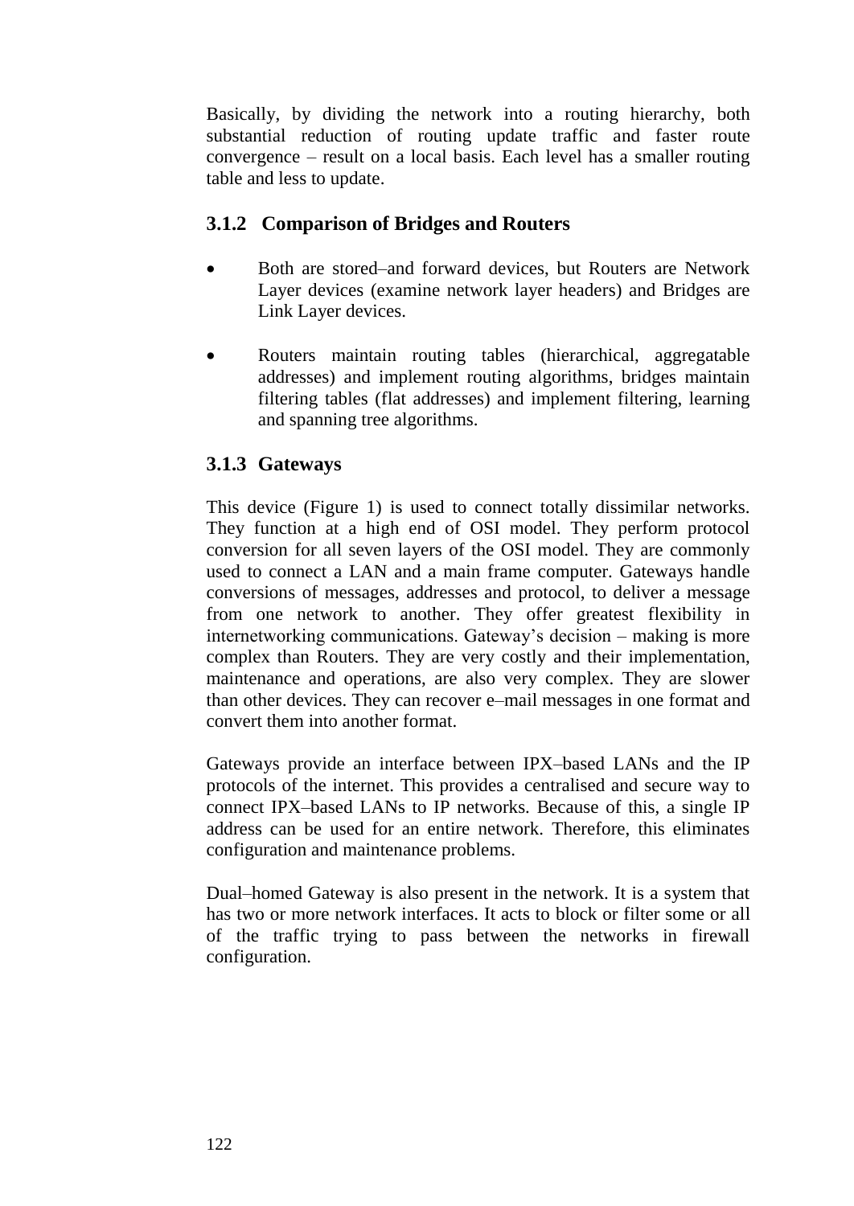Basically, by dividing the network into a routing hierarchy, both substantial reduction of routing update traffic and faster route convergence – result on a local basis. Each level has a smaller routing table and less to update.

### 3.1.2 Comparison of Bridges and Routers

- Both are stored–and forward devices, but Routers are Network Layer devices (examine network layer headers) and Bridges are Link Layer devices.
- Routers maintain routing tables (hierarchical, aggregatable addresses) and implement routing algorithms, bridges maintain filtering tables (flat addresses) and implement filtering, learning and spanning tree algorithms.

### 3.1.3 Gateways

This device (Figure 1) is used to connect totally dissimilar networks. They function at a high end of OSI model. They perform protocol conversion for all seven layers of the OSI model. They are commonly used to connect a LAN and a main frame computer. Gateways handle conversions of messages, addresses and protocol, to deliver a message from one network to another. They offer greatest flexibility in internetworking communications. Gateway's decision – making is more complex than Routers. They are very costly and their implementation, maintenance and operations, are also very complex. They are slower than other devices. They can recover e–mail messages in one format and convert them into another format.

Gateways provide an interface between IPX–based LANs and the IP protocols of the internet. This provides a centralised and secure way to connect IPX–based LANs to IP networks. Because of this, a single IP address can be used for an entire network. Therefore, this eliminates configuration and maintenance problems.

Dual–homed Gateway is also present in the network. It is a system that has two or more network interfaces. It acts to block or filter some or all of the traffic trying to pass between the networks in firewall configuration.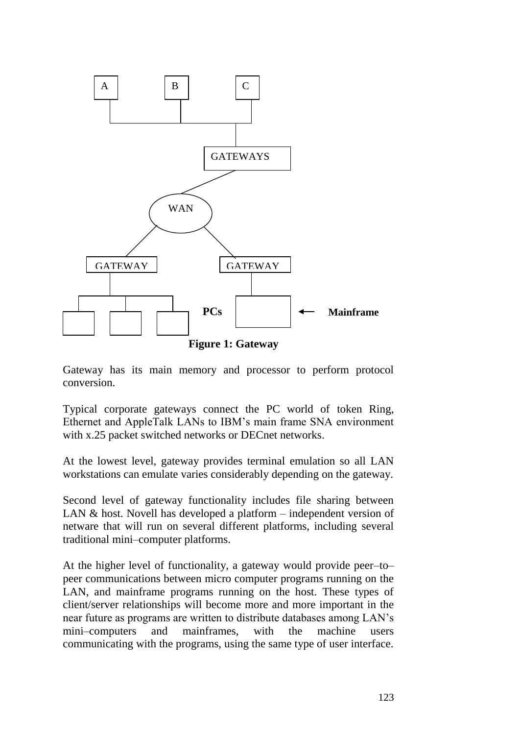A

B

C

GATEWAYS

WAN

GATEWAY

GATEWAY

PCs

Mainframe

**Figure 1: Gateway**

Gateway has its main memory and processor to perform protocol conversion.

Typical corporate gateways connect the PC world of token Ring, Ethernet and AppleTalk LANs to IBM's main frame SNA environment with x.25 packet switched networks or DECnet networks.

At the lowest level, gateway provides terminal emulation so all LAN workstations can emulate varies considerably depending on the gateway.

Second level of gateway functionality includes file sharing between LAN & host. Novell has developed a platform – independent version of netware that will run on several different platforms, including several traditional mini–computer platforms.

At the higher level of functionality, a gateway would provide peer–to–peer communications between micro computer programs running on the LAN, and mainframe programs running on the host. These types of client/server relationships will become more and more important in the near future as programs are written to distribute databases among LAN's mini–computers and mainframes, with the machine users communicating with the programs, using the same type of user interface.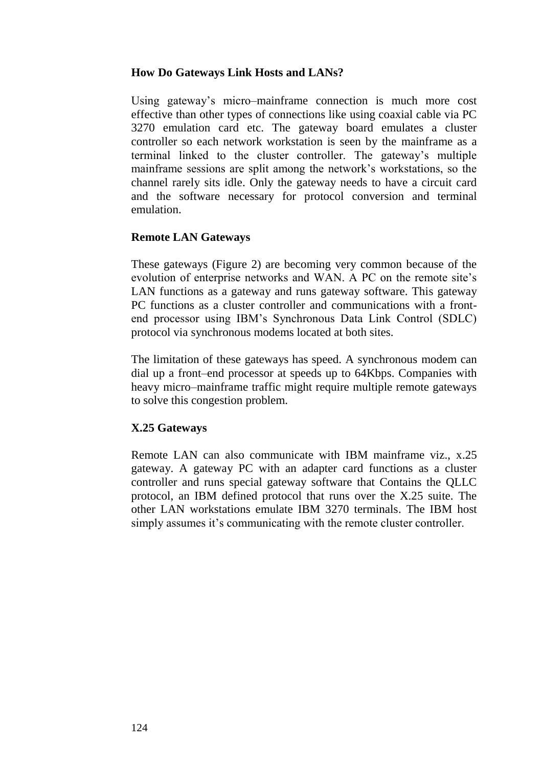**How Do Gateways Link Hosts and LANs?**

Using gateway's micro–mainframe connection is much more cost effective than other types of connections like using coaxial cable via PC 3270 emulation card etc. The gateway board emulates a cluster controller so each network workstation is seen by the mainframe as a terminal linked to the cluster controller. The gateway's multiple mainframe sessions are split among the network's workstations, so the channel rarely sits idle. Only the gateway needs to have a circuit card and the software necessary for protocol conversion and terminal emulation.

**Remote LAN Gateways**

These gateways (Figure 2) are becoming very common because of the evolution of enterprise networks and WAN. A PC on the remote site's LAN functions as a gateway and runs gateway software. This gateway PC functions as a cluster controller and communications with a front-end processor using IBM's Synchronous Data Link Control (SDLC) protocol via synchronous modems located at both sites.

The limitation of these gateways has speed. A synchronous modem can dial up a front–end processor at speeds up to 64Kbps. Companies with heavy micro–mainframe traffic might require multiple remote gateways to solve this congestion problem.

**X.25 Gateways**

Remote LAN can also communicate with IBM mainframe viz., x.25 gateway. A gateway PC with an adapter card functions as a cluster controller and runs special gateway software that Contains the QLLC protocol, an IBM defined protocol that runs over the X.25 suite. The other LAN workstations emulate IBM 3270 terminals. The IBM host simply assumes it's communicating with the remote cluster controller.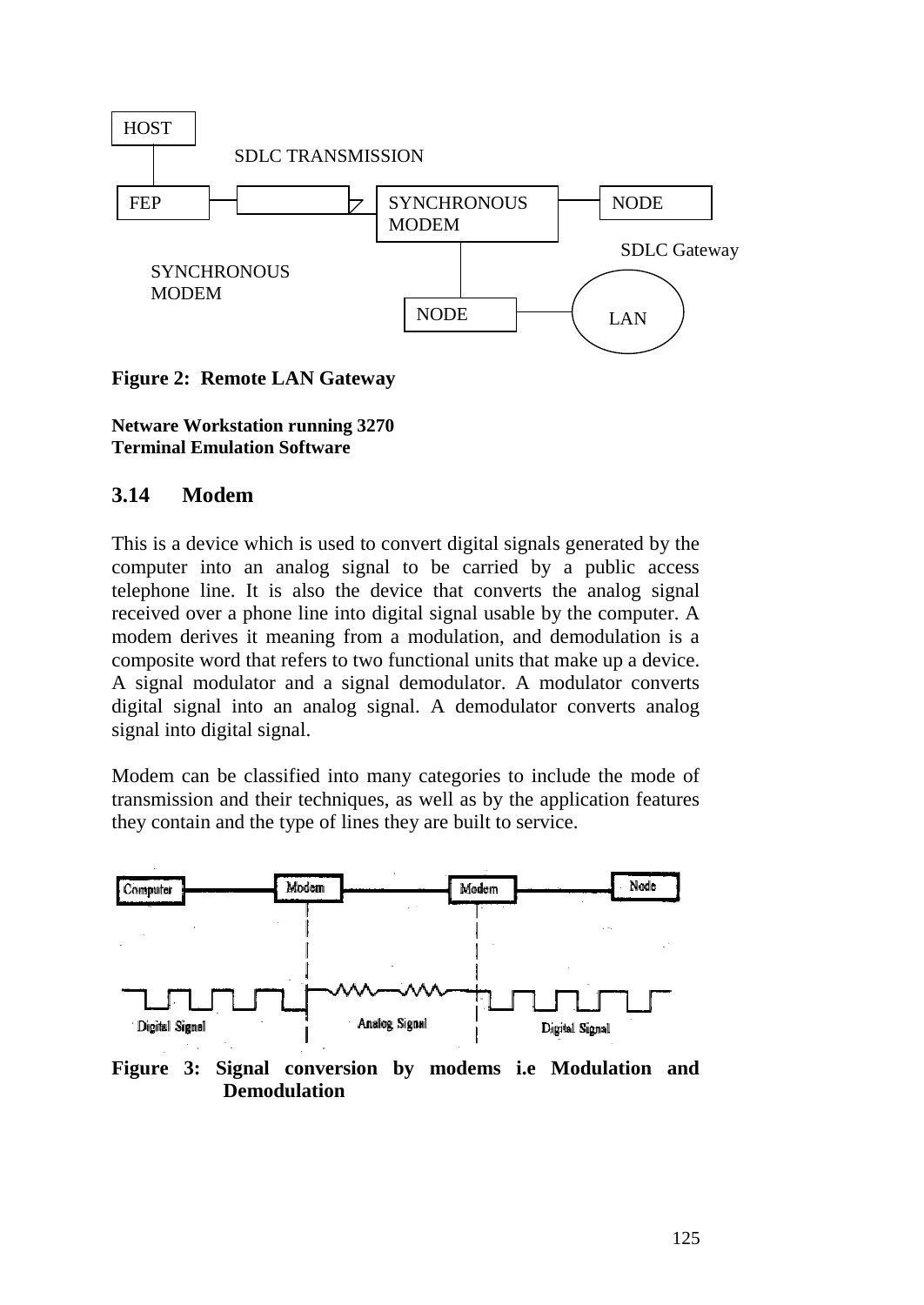HOST

SDLC TRANSMISSION

FEP

SYNCHRONOUS MODEM

NODE

SDLC Gateway

SYNCHRONOUS MODEM

NODE

LAN

**Figure 2: Remote LAN Gateway**

**Netware Workstation running 3270 Terminal Emulation Software**

## 3.14 Modem

This is a device which is used to convert digital signals generated by the computer into an analog signal to be carried by a public access telephone line. It is also the device that converts the analog signal received over a phone line into digital signal usable by the computer. A modem derives it meaning from a modulation, and demodulation is a composite word that refers to two functional units that make up a device. A signal modulator and a signal demodulator. A modulator converts digital signal into an analog signal. A demodulator converts analog signal into digital signal.

Modem can be classified into many categories to include the mode of transmission and their techniques, as well as by the application features they contain and the type of lines they are built to service.

Computer

Modem

Modem

Node

Digital Signal

Analog Signal

Digital Signal

**Figure 3: Signal conversion by modems i.e Modulation and Demodulation**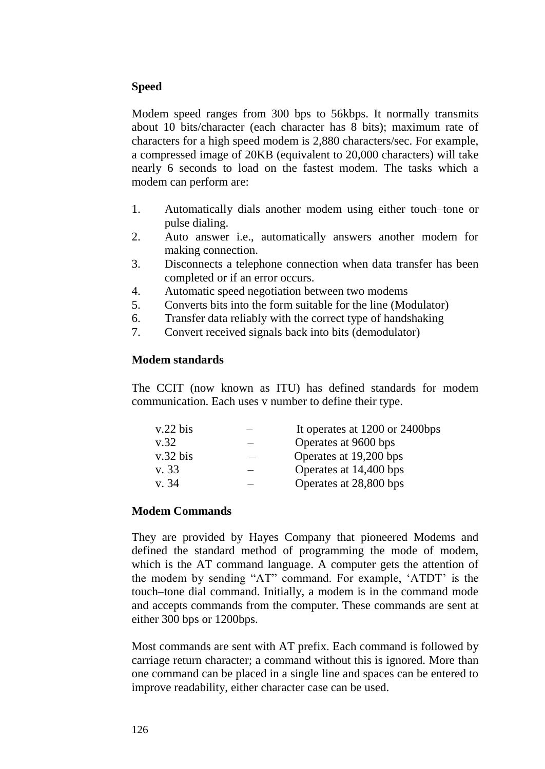**Speed**

Modem speed ranges from 300 bps to 56kbps. It normally transmits about 10 bits/character (each character has 8 bits); maximum rate of characters for a high speed modem is 2,880 characters/sec. For example, a compressed image of 20KB (equivalent to 20,000 characters) will take nearly 6 seconds to load on the fastest modem. The tasks which a modem can perform are:

1. Automatically dials another modem using either touch–tone or pulse dialing.
2. Auto answer i.e., automatically answers another modem for making connection.
3. Disconnects a telephone connection when data transfer has been completed or if an error occurs.
4. Automatic speed negotiation between two modems
5. Converts bits into the form suitable for the line (Modulator)
6. Transfer data reliably with the correct type of handshaking
7. Convert received signals back into bits (demodulator)

**Modem standards**

The CCIT (now known as ITU) has defined standards for modem communication. Each uses v number to define their type.

| | | |
|---|---|---|
| v.22 bis | – | It operates at 1200 or 2400bps |
| v.32 | – | Operates at 9600 bps |
| v.32 bis | – | Operates at 19,200 bps |
| v. 33 | – | Operates at 14,400 bps |
| v. 34 | – | Operates at 28,800 bps |

**Modem Commands**

They are provided by Hayes Company that pioneered Modems and defined the standard method of programming the mode of modem, which is the AT command language. A computer gets the attention of the modem by sending "AT" command. For example, 'ATDT' is the touch–tone dial command. Initially, a modem is in the command mode and accepts commands from the computer. These commands are sent at either 300 bps or 1200bps.

Most commands are sent with AT prefix. Each command is followed by carriage return character; a command without this is ignored. More than one command can be placed in a single line and spaces can be entered to improve readability, either character case can be used.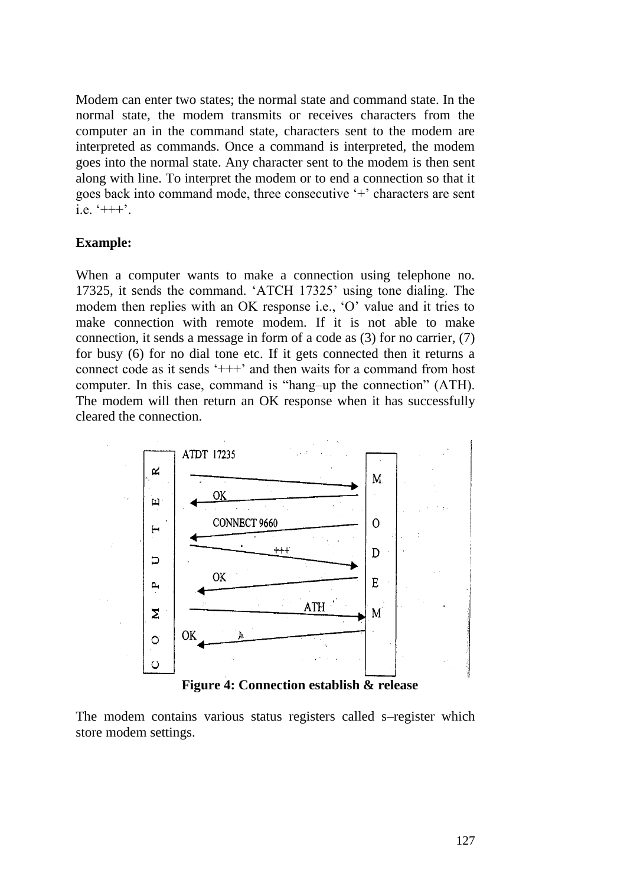Modem can enter two states; the normal state and command state. In the normal state, the modem transmits or receives characters from the computer an in the command state, characters sent to the modem are interpreted as commands. Once a command is interpreted, the modem goes into the normal state. Any character sent to the modem is then sent along with line. To interpret the modem or to end a connection so that it goes back into command mode, three consecutive '+' characters are sent i.e. '+++'.

**Example:**

When a computer wants to make a connection using telephone no. 17325, it sends the command. 'ATCH 17325' using tone dialing. The modem then replies with an OK response i.e., 'O' value and it tries to make connection with remote modem. If it is not able to make connection, it sends a message in form of a code as (3) for no carrier, (7) for busy (6) for no dial tone etc. If it gets connected then it returns a connect code as it sends '+++' and then waits for a command from host computer. In this case, command is "hang–up the connection" (ATH). The modem will then return an OK response when it has successfully cleared the connection.

COMPUTER

MODEM

ATDT 17235

OK

CONNECT 9660

+++

OK

ATH

OK

**Figure 4: Connection establish & release**

The modem contains various status registers called s–register which store modem settings.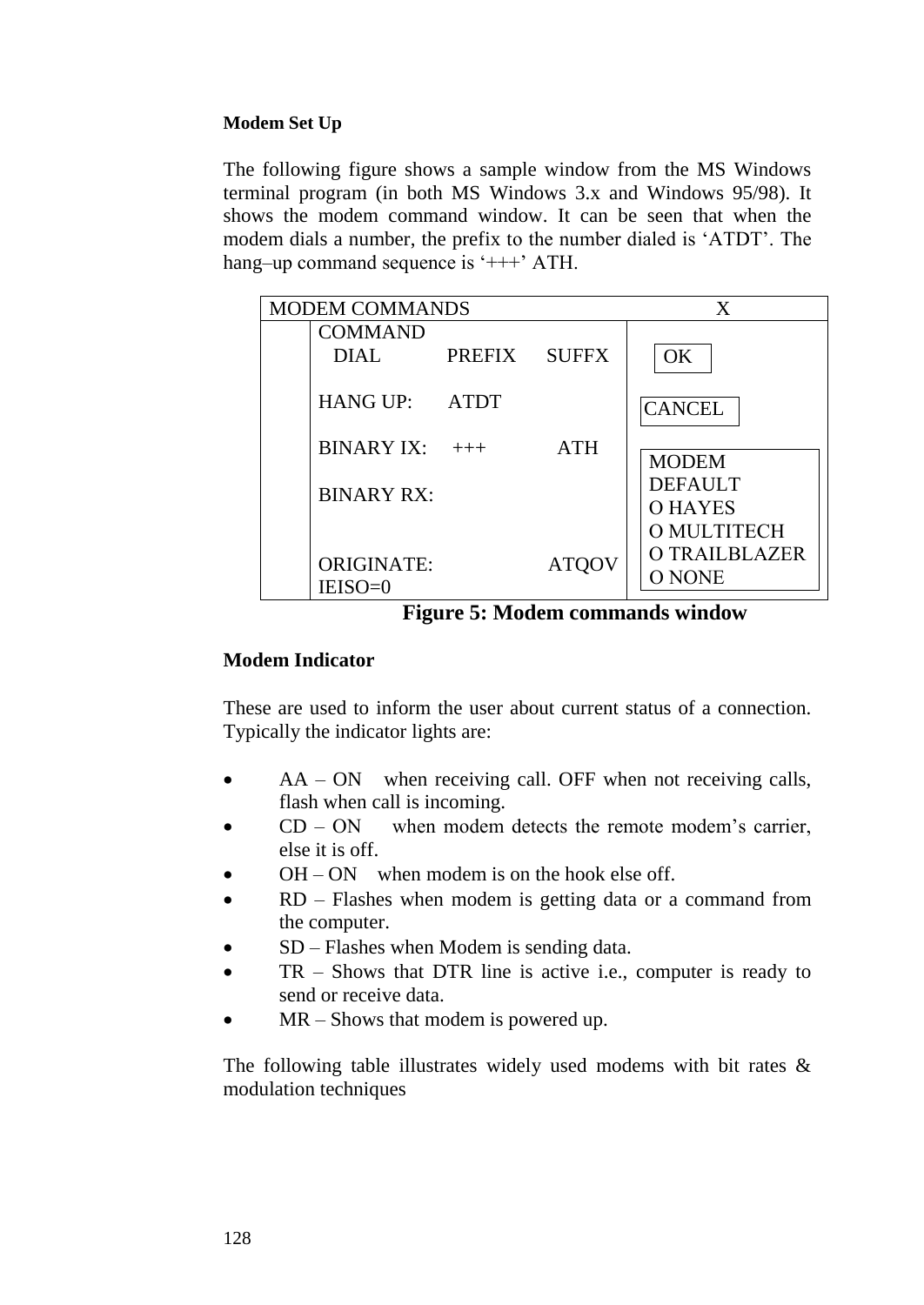### Modem Set Up

The following figure shows a sample window from the MS Windows terminal program (in both MS Windows 3.x and Windows 95/98). It shows the modem command window. It can be seen that when the modem dials a number, the prefix to the number dialed is 'ATDT'. The hang–up command sequence is '+++' ATH.

| MODEM COMMANDS | | | | X |
|---|---|---|---|---|
| | COMMAND | | | |
| | DIAL | PREFIX | SUFFX | OK |
| | HANG UP: | ATDT | | CANCEL |
| | BINARY IX: | +++ | ATH | MODEM DEFAULT |
| | BINARY RX: | | | O HAYES<br>O MULTITECH |
| | ORIGINATE:<br>IEISO=0 | | ATQOV | O TRAILBLAZER<br>O NONE |

**Figure 5: Modem commands window**

### Modem Indicator

These are used to inform the user about current status of a connection. Typically the indicator lights are:

- AA – ON when receiving call. OFF when not receiving calls, flash when call is incoming.
- CD – ON when modem detects the remote modem's carrier, else it is off.
- OH – ON when modem is on the hook else off.
- RD – Flashes when modem is getting data or a command from the computer.
- SD – Flashes when Modem is sending data.
- TR – Shows that DTR line is active i.e., computer is ready to send or receive data.
- MR – Shows that modem is powered up.

The following table illustrates widely used modems with bit rates & modulation techniques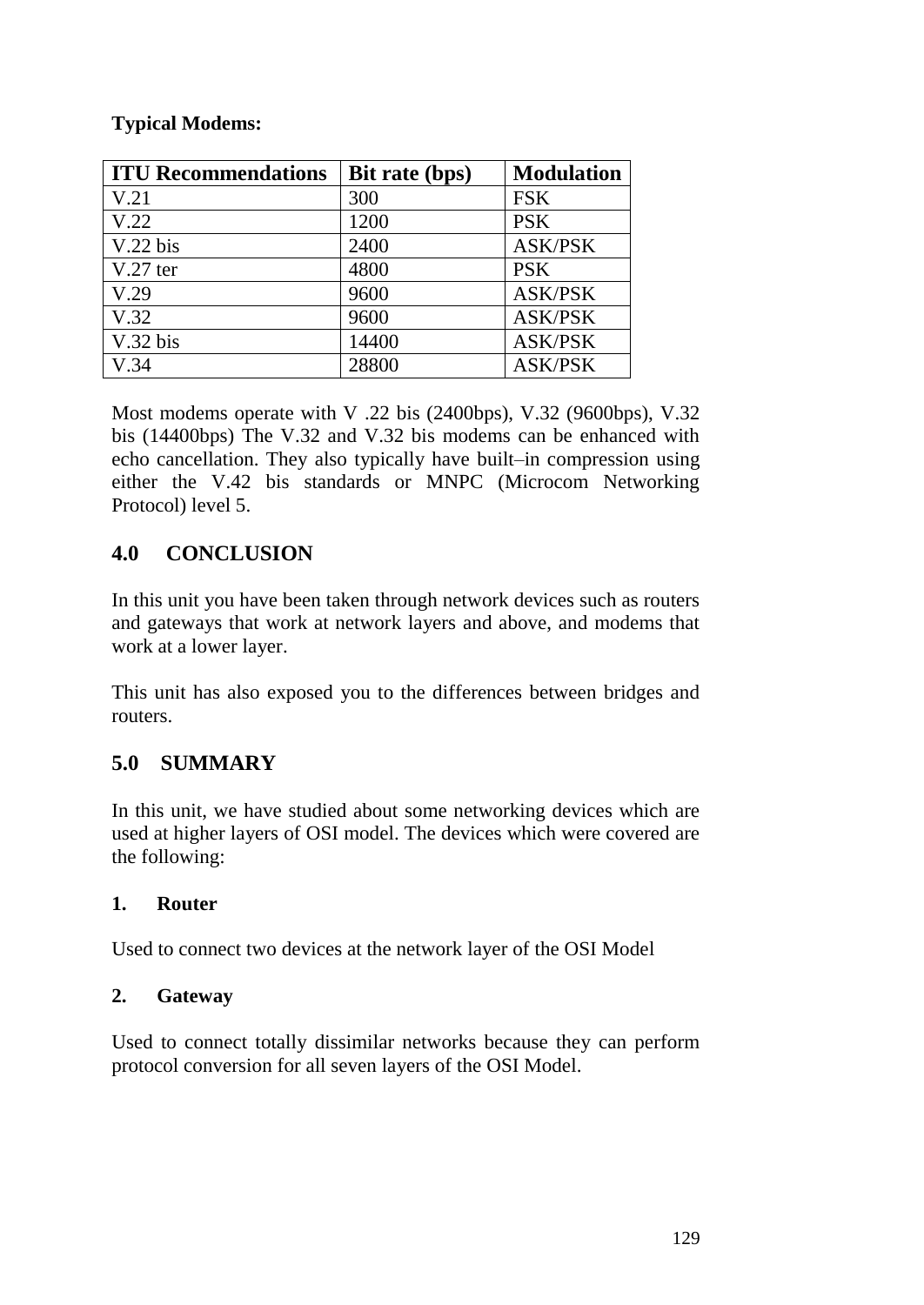**Typical Modems:**

| ITU Recommendations | Bit rate (bps) | Modulation |
|---|---|---|
| V.21 | 300 | FSK |
| V.22 | 1200 | PSK |
| V.22 bis | 2400 | ASK/PSK |
| V.27 ter | 4800 | PSK |
| V.29 | 9600 | ASK/PSK |
| V.32 | 9600 | ASK/PSK |
| V.32 bis | 14400 | ASK/PSK |
| V.34 | 28800 | ASK/PSK |

Most modems operate with V .22 bis (2400bps), V.32 (9600bps), V.32 bis (14400bps) The V.32 and V.32 bis modems can be enhanced with echo cancellation. They also typically have built–in compression using either the V.42 bis standards or MNPC (Microcom Networking Protocol) level 5.

## 4.0 CONCLUSION

In this unit you have been taken through network devices such as routers and gateways that work at network layers and above, and modems that work at a lower layer.

This unit has also exposed you to the differences between bridges and routers.

## 5.0 SUMMARY

In this unit, we have studied about some networking devices which are used at higher layers of OSI model. The devices which were covered are the following:

**1. Router**

Used to connect two devices at the network layer of the OSI Model

**2. Gateway**

Used to connect totally dissimilar networks because they can perform protocol conversion for all seven layers of the OSI Model.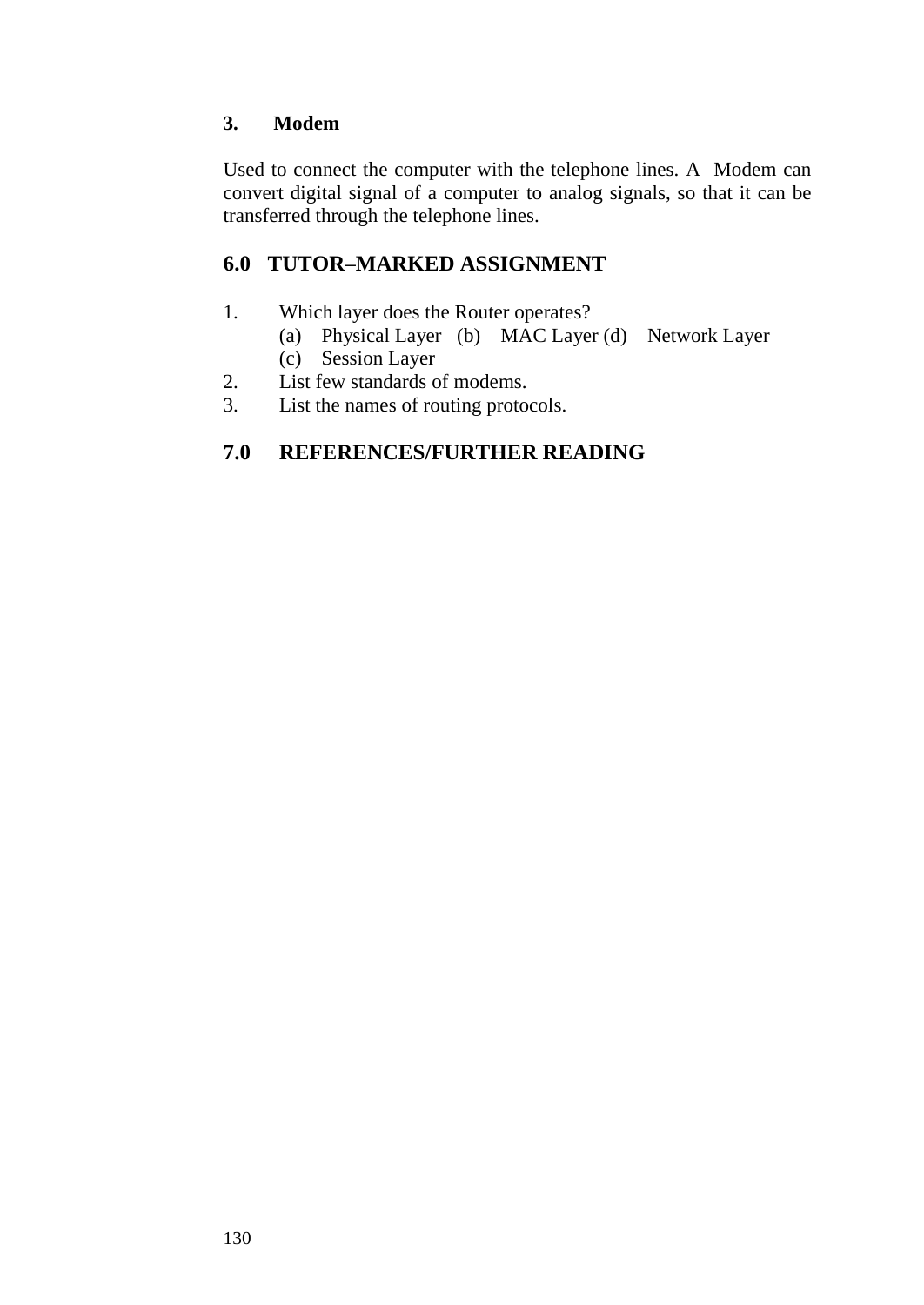### 3. Modem

Used to connect the computer with the telephone lines. A Modem can convert digital signal of a computer to analog signals, so that it can be transferred through the telephone lines.

## 6.0 TUTOR–MARKED ASSIGNMENT

1. Which layer does the Router operates?
   (a) Physical Layer (b) MAC Layer (d) Network Layer
   (c) Session Layer
2. List few standards of modems.
3. List the names of routing protocols.

## 7.0 REFERENCES/FURTHER READING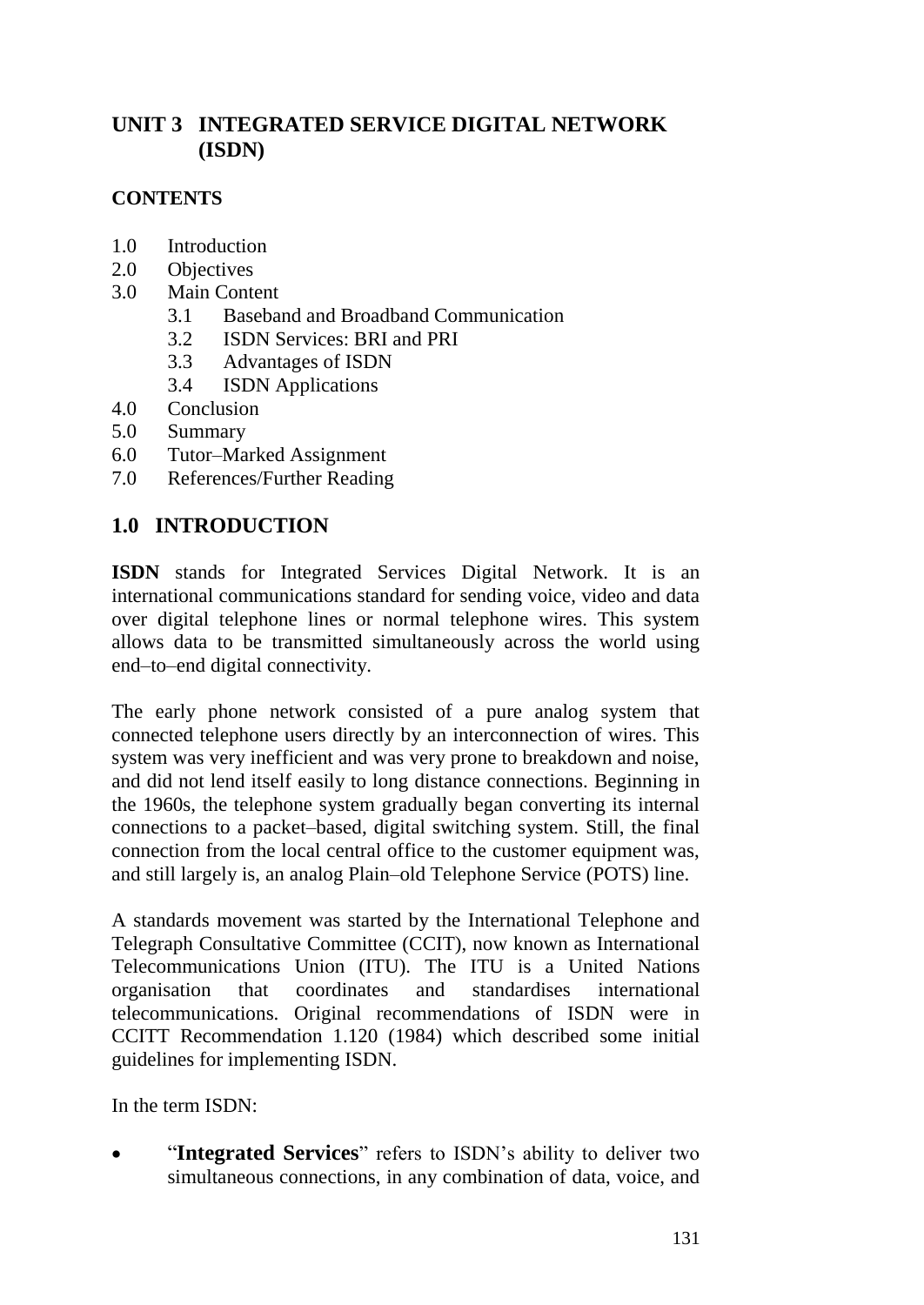# UNIT 3 INTEGRATED SERVICE DIGITAL NETWORK (ISDN)

## CONTENTS

- 1.0 Introduction
- 2.0 Objectives
- 3.0 Main Content
    - 3.1 Baseband and Broadband Communication
    - 3.2 ISDN Services: BRI and PRI
    - 3.3 Advantages of ISDN
    - 3.4 ISDN Applications
- 4.0 Conclusion
- 5.0 Summary
- 6.0 Tutor–Marked Assignment
- 7.0 References/Further Reading

## 1.0 INTRODUCTION

**ISDN** stands for Integrated Services Digital Network. It is an international communications standard for sending voice, video and data over digital telephone lines or normal telephone wires. This system allows data to be transmitted simultaneously across the world using end–to–end digital connectivity.

The early phone network consisted of a pure analog system that connected telephone users directly by an interconnection of wires. This system was very inefficient and was very prone to breakdown and noise, and did not lend itself easily to long distance connections. Beginning in the 1960s, the telephone system gradually began converting its internal connections to a packet–based, digital switching system. Still, the final connection from the local central office to the customer equipment was, and still largely is, an analog Plain–old Telephone Service (POTS) line.

A standards movement was started by the International Telephone and Telegraph Consultative Committee (CCIT), now known as International Telecommunications Union (ITU). The ITU is a United Nations organisation that coordinates and standardises international telecommunications. Original recommendations of ISDN were in CCITT Recommendation 1.120 (1984) which described some initial guidelines for implementing ISDN.

In the term ISDN:

- "**Integrated Services**" refers to ISDN's ability to deliver two simultaneous connections, in any combination of data, voice, and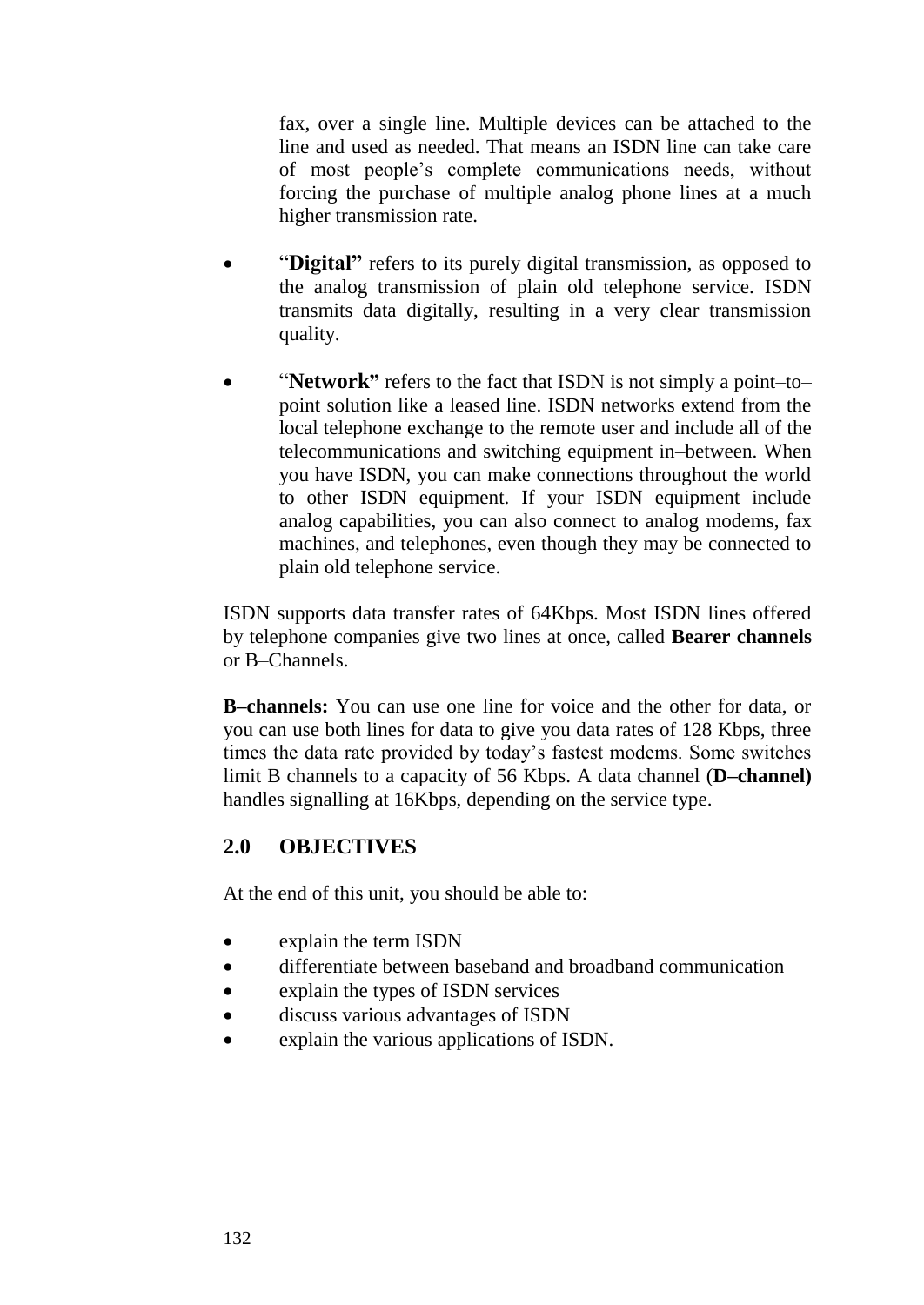fax, over a single line. Multiple devices can be attached to the line and used as needed. That means an ISDN line can take care of most people's complete communications needs, without forcing the purchase of multiple analog phone lines at a much higher transmission rate.

- "**Digital"** refers to its purely digital transmission, as opposed to the analog transmission of plain old telephone service. ISDN transmits data digitally, resulting in a very clear transmission quality.

- "**Network"** refers to the fact that ISDN is not simply a point–to–point solution like a leased line. ISDN networks extend from the local telephone exchange to the remote user and include all of the telecommunications and switching equipment in–between. When you have ISDN, you can make connections throughout the world to other ISDN equipment. If your ISDN equipment include analog capabilities, you can also connect to analog modems, fax machines, and telephones, even though they may be connected to plain old telephone service.

ISDN supports data transfer rates of 64Kbps. Most ISDN lines offered by telephone companies give two lines at once, called **Bearer channels** or B–Channels.

**B–channels:** You can use one line for voice and the other for data, or you can use both lines for data to give you data rates of 128 Kbps, three times the data rate provided by today's fastest modems. Some switches limit B channels to a capacity of 56 Kbps. A data channel (**D–channel)** handles signalling at 16Kbps, depending on the service type.

## 2.0 OBJECTIVES

At the end of this unit, you should be able to:

- explain the term ISDN
- differentiate between baseband and broadband communication
- explain the types of ISDN services
- discuss various advantages of ISDN
- explain the various applications of ISDN.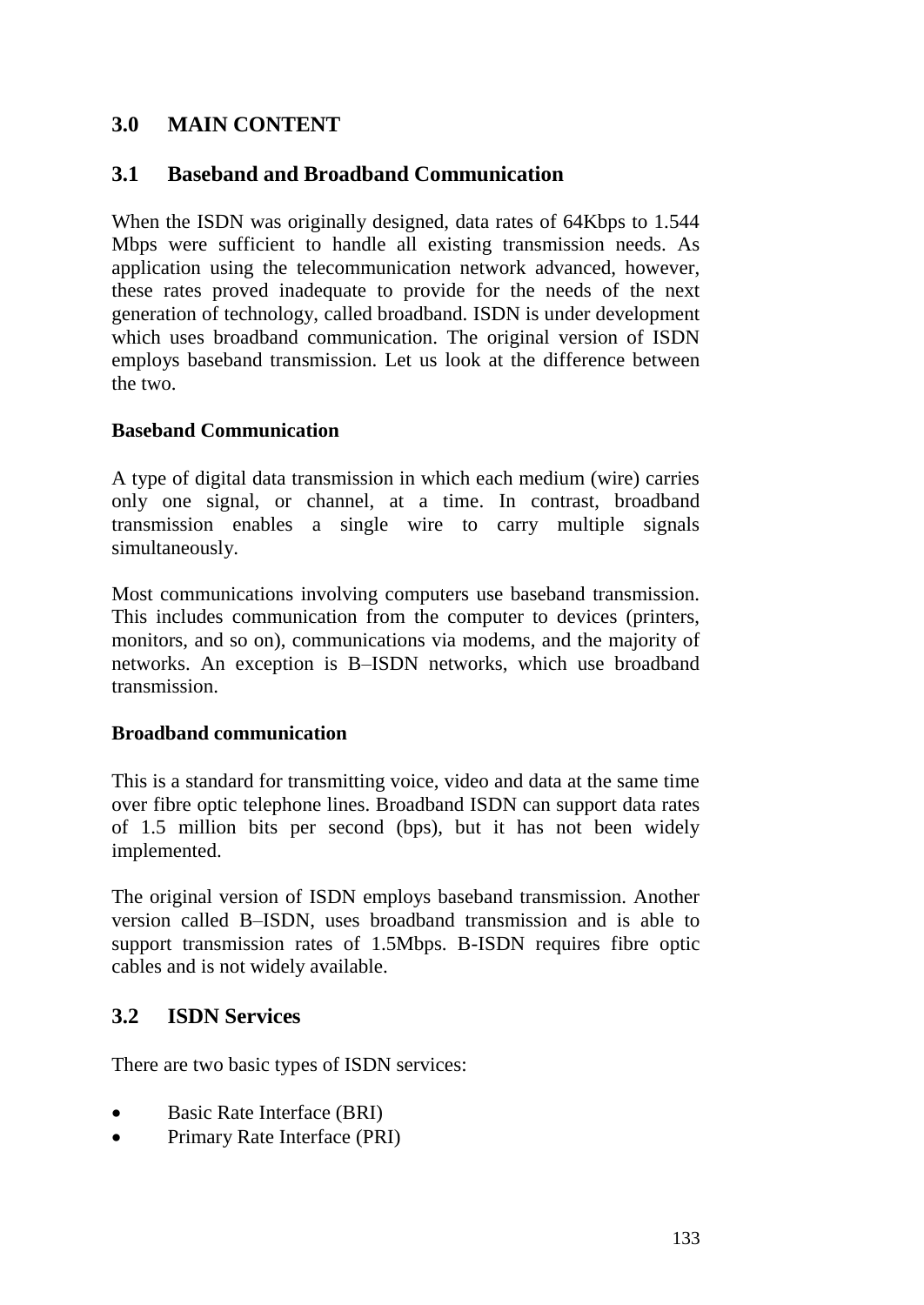## 3.0 MAIN CONTENT

### 3.1 Baseband and Broadband Communication

When the ISDN was originally designed, data rates of 64Kbps to 1.544 Mbps were sufficient to handle all existing transmission needs. As application using the telecommunication network advanced, however, these rates proved inadequate to provide for the needs of the next generation of technology, called broadband. ISDN is under development which uses broadband communication. The original version of ISDN employs baseband transmission. Let us look at the difference between the two.

**Baseband Communication**

A type of digital data transmission in which each medium (wire) carries only one signal, or channel, at a time. In contrast, broadband transmission enables a single wire to carry multiple signals simultaneously.

Most communications involving computers use baseband transmission. This includes communication from the computer to devices (printers, monitors, and so on), communications via modems, and the majority of networks. An exception is B–ISDN networks, which use broadband transmission.

**Broadband communication**

This is a standard for transmitting voice, video and data at the same time over fibre optic telephone lines. Broadband ISDN can support data rates of 1.5 million bits per second (bps), but it has not been widely implemented.

The original version of ISDN employs baseband transmission. Another version called B–ISDN, uses broadband transmission and is able to support transmission rates of 1.5Mbps. B-ISDN requires fibre optic cables and is not widely available.

### 3.2 ISDN Services

There are two basic types of ISDN services:

- Basic Rate Interface (BRI)
- Primary Rate Interface (PRI)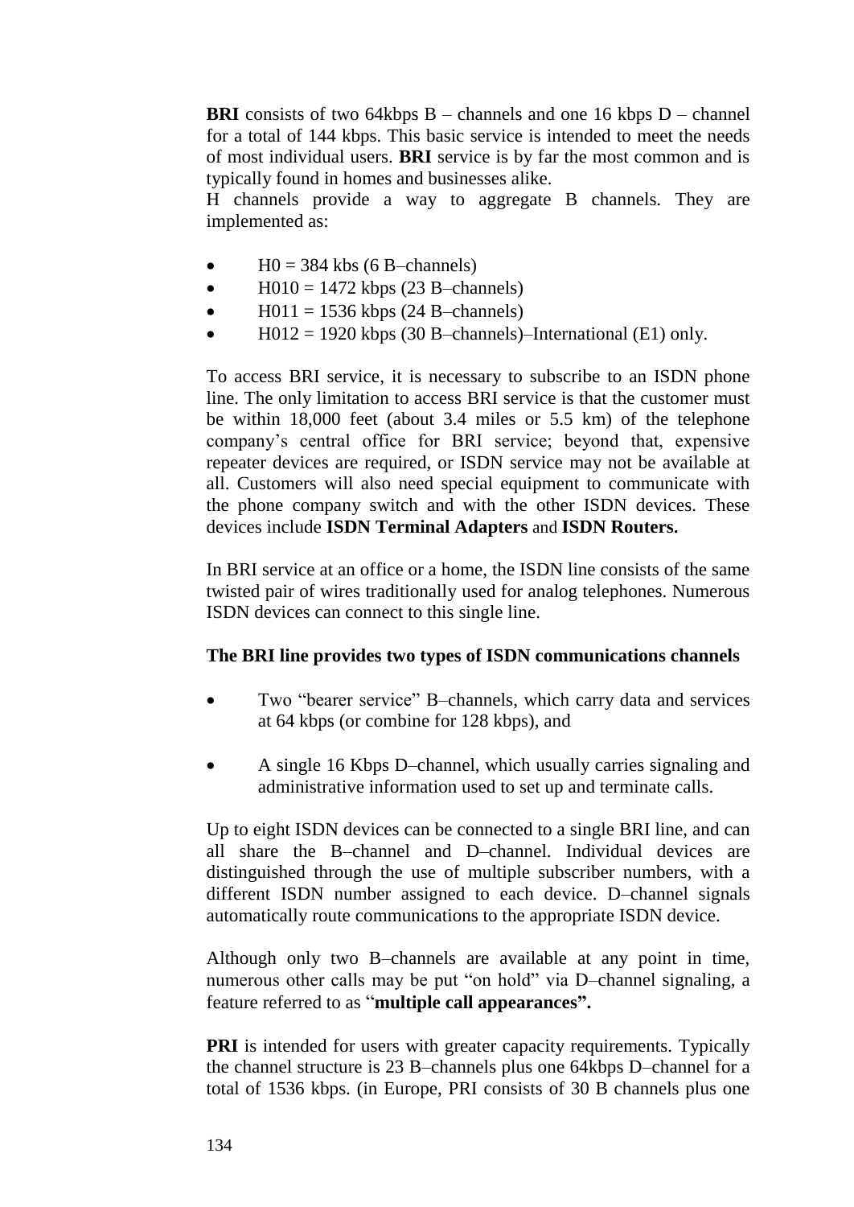**BRI** consists of two 64kbps B – channels and one 16 kbps D – channel for a total of 144 kbps. This basic service is intended to meet the needs of most individual users. **BRI** service is by far the most common and is typically found in homes and businesses alike.

H channels provide a way to aggregate B channels. They are implemented as:

- H0 = 384 kbs (6 B–channels)
- H010 = 1472 kbps (23 B–channels)
- H011 = 1536 kbps (24 B–channels)
- H012 = 1920 kbps (30 B–channels)–International (E1) only.

To access BRI service, it is necessary to subscribe to an ISDN phone line. The only limitation to access BRI service is that the customer must be within 18,000 feet (about 3.4 miles or 5.5 km) of the telephone company's central office for BRI service; beyond that, expensive repeater devices are required, or ISDN service may not be available at all. Customers will also need special equipment to communicate with the phone company switch and with the other ISDN devices. These devices include **ISDN Terminal Adapters** and **ISDN Routers.**

In BRI service at an office or a home, the ISDN line consists of the same twisted pair of wires traditionally used for analog telephones. Numerous ISDN devices can connect to this single line.

**The BRI line provides two types of ISDN communications channels**

- Two "bearer service" B–channels, which carry data and services at 64 kbps (or combine for 128 kbps), and
- A single 16 Kbps D–channel, which usually carries signaling and administrative information used to set up and terminate calls.

Up to eight ISDN devices can be connected to a single BRI line, and can all share the B–channel and D–channel. Individual devices are distinguished through the use of multiple subscriber numbers, with a different ISDN number assigned to each device. D–channel signals automatically route communications to the appropriate ISDN device.

Although only two B–channels are available at any point in time, numerous other calls may be put "on hold" via D–channel signaling, a feature referred to as "**multiple call appearances".**

**PRI** is intended for users with greater capacity requirements. Typically the channel structure is 23 B–channels plus one 64kbps D–channel for a total of 1536 kbps. (in Europe, PRI consists of 30 B channels plus one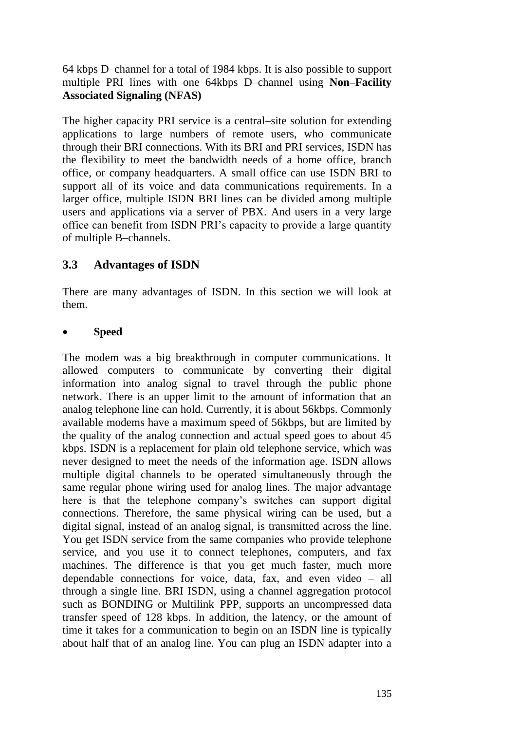64 kbps D–channel for a total of 1984 kbps. It is also possible to support multiple PRI lines with one 64kbps D–channel using **Non–Facility Associated Signaling (NFAS)**

The higher capacity PRI service is a central–site solution for extending applications to large numbers of remote users, who communicate through their BRI connections. With its BRI and PRI services, ISDN has the flexibility to meet the bandwidth needs of a home office, branch office, or company headquarters. A small office can use ISDN BRI to support all of its voice and data communications requirements. In a larger office, multiple ISDN BRI lines can be divided among multiple users and applications via a server of PBX. And users in a very large office can benefit from ISDN PRI's capacity to provide a large quantity of multiple B–channels.

## 3.3 Advantages of ISDN

There are many advantages of ISDN. In this section we will look at them.

- **Speed**

The modem was a big breakthrough in computer communications. It allowed computers to communicate by converting their digital information into analog signal to travel through the public phone network. There is an upper limit to the amount of information that an analog telephone line can hold. Currently, it is about 56kbps. Commonly available modems have a maximum speed of 56kbps, but are limited by the quality of the analog connection and actual speed goes to about 45 kbps. ISDN is a replacement for plain old telephone service, which was never designed to meet the needs of the information age. ISDN allows multiple digital channels to be operated simultaneously through the same regular phone wiring used for analog lines. The major advantage here is that the telephone company's switches can support digital connections. Therefore, the same physical wiring can be used, but a digital signal, instead of an analog signal, is transmitted across the line. You get ISDN service from the same companies who provide telephone service, and you use it to connect telephones, computers, and fax machines. The difference is that you get much faster, much more dependable connections for voice, data, fax, and even video – all through a single line. BRI ISDN, using a channel aggregation protocol such as BONDING or Multilink–PPP, supports an uncompressed data transfer speed of 128 kbps. In addition, the latency, or the amount of time it takes for a communication to begin on an ISDN line is typically about half that of an analog line. You can plug an ISDN adapter into a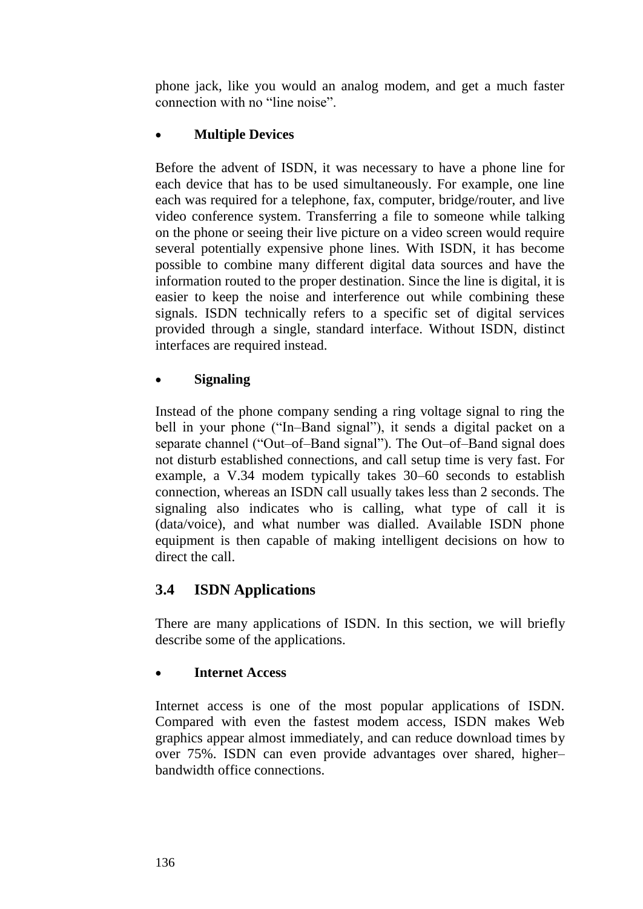phone jack, like you would an analog modem, and get a much faster connection with no "line noise".

- **Multiple Devices**

Before the advent of ISDN, it was necessary to have a phone line for each device that has to be used simultaneously. For example, one line each was required for a telephone, fax, computer, bridge/router, and live video conference system. Transferring a file to someone while talking on the phone or seeing their live picture on a video screen would require several potentially expensive phone lines. With ISDN, it has become possible to combine many different digital data sources and have the information routed to the proper destination. Since the line is digital, it is easier to keep the noise and interference out while combining these signals. ISDN technically refers to a specific set of digital services provided through a single, standard interface. Without ISDN, distinct interfaces are required instead.

- **Signaling**

Instead of the phone company sending a ring voltage signal to ring the bell in your phone ("In–Band signal"), it sends a digital packet on a separate channel ("Out–of–Band signal"). The Out–of–Band signal does not disturb established connections, and call setup time is very fast. For example, a V.34 modem typically takes 30–60 seconds to establish connection, whereas an ISDN call usually takes less than 2 seconds. The signaling also indicates who is calling, what type of call it is (data/voice), and what number was dialled. Available ISDN phone equipment is then capable of making intelligent decisions on how to direct the call.

## 3.4 ISDN Applications

There are many applications of ISDN. In this section, we will briefly describe some of the applications.

- **Internet Access**

Internet access is one of the most popular applications of ISDN. Compared with even the fastest modem access, ISDN makes Web graphics appear almost immediately, and can reduce download times by over 75%. ISDN can even provide advantages over shared, higher–bandwidth office connections.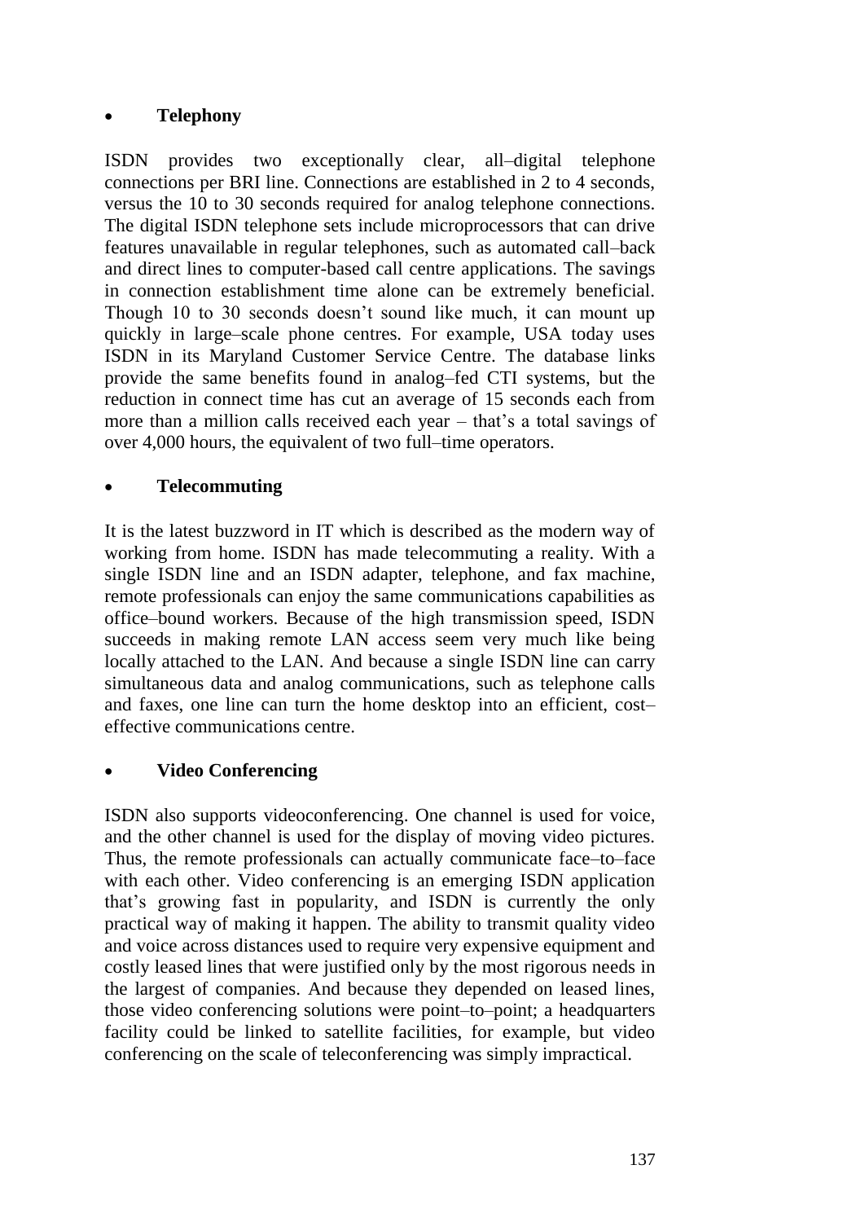- **Telephony**

ISDN provides two exceptionally clear, all–digital telephone connections per BRI line. Connections are established in 2 to 4 seconds, versus the 10 to 30 seconds required for analog telephone connections. The digital ISDN telephone sets include microprocessors that can drive features unavailable in regular telephones, such as automated call–back and direct lines to computer-based call centre applications. The savings in connection establishment time alone can be extremely beneficial. Though 10 to 30 seconds doesn't sound like much, it can mount up quickly in large–scale phone centres. For example, USA today uses ISDN in its Maryland Customer Service Centre. The database links provide the same benefits found in analog–fed CTI systems, but the reduction in connect time has cut an average of 15 seconds each from more than a million calls received each year – that's a total savings of over 4,000 hours, the equivalent of two full–time operators.

- **Telecommuting**

It is the latest buzzword in IT which is described as the modern way of working from home. ISDN has made telecommuting a reality. With a single ISDN line and an ISDN adapter, telephone, and fax machine, remote professionals can enjoy the same communications capabilities as office–bound workers. Because of the high transmission speed, ISDN succeeds in making remote LAN access seem very much like being locally attached to the LAN. And because a single ISDN line can carry simultaneous data and analog communications, such as telephone calls and faxes, one line can turn the home desktop into an efficient, cost–effective communications centre.

- **Video Conferencing**

ISDN also supports videoconferencing. One channel is used for voice, and the other channel is used for the display of moving video pictures. Thus, the remote professionals can actually communicate face–to–face with each other. Video conferencing is an emerging ISDN application that's growing fast in popularity, and ISDN is currently the only practical way of making it happen. The ability to transmit quality video and voice across distances used to require very expensive equipment and costly leased lines that were justified only by the most rigorous needs in the largest of companies. And because they depended on leased lines, those video conferencing solutions were point–to–point; a headquarters facility could be linked to satellite facilities, for example, but video conferencing on the scale of teleconferencing was simply impractical.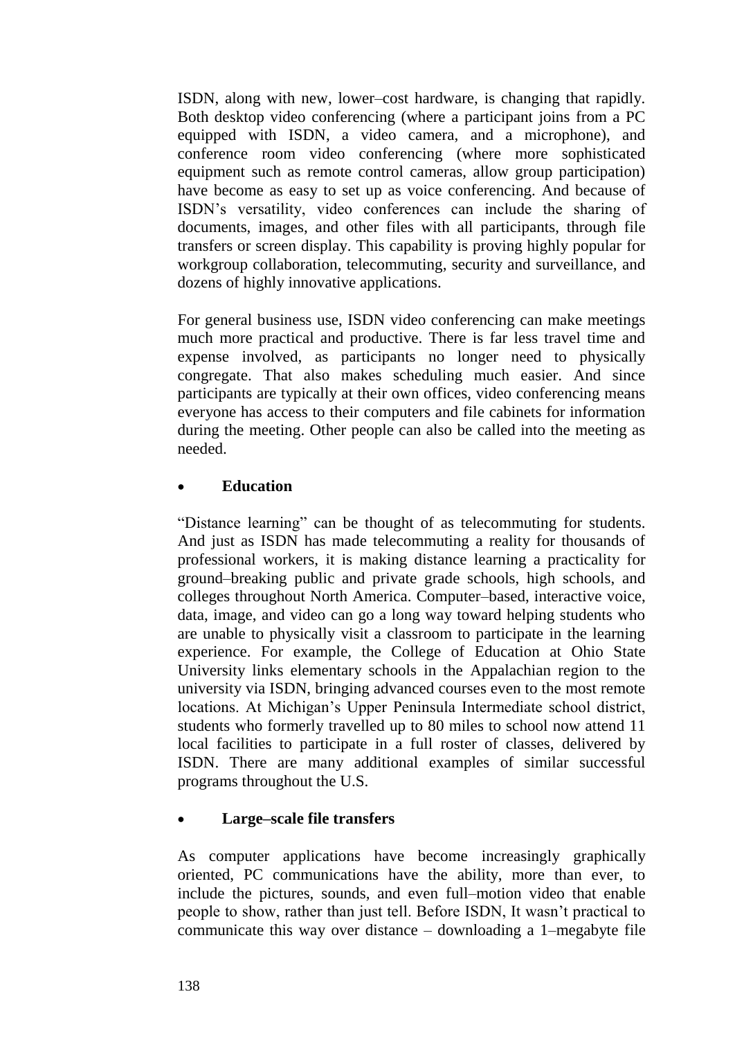ISDN, along with new, lower–cost hardware, is changing that rapidly. Both desktop video conferencing (where a participant joins from a PC equipped with ISDN, a video camera, and a microphone), and conference room video conferencing (where more sophisticated equipment such as remote control cameras, allow group participation) have become as easy to set up as voice conferencing. And because of ISDN's versatility, video conferences can include the sharing of documents, images, and other files with all participants, through file transfers or screen display. This capability is proving highly popular for workgroup collaboration, telecommuting, security and surveillance, and dozens of highly innovative applications.

For general business use, ISDN video conferencing can make meetings much more practical and productive. There is far less travel time and expense involved, as participants no longer need to physically congregate. That also makes scheduling much easier. And since participants are typically at their own offices, video conferencing means everyone has access to their computers and file cabinets for information during the meeting. Other people can also be called into the meeting as needed.

- **Education**

"Distance learning" can be thought of as telecommuting for students. And just as ISDN has made telecommuting a reality for thousands of professional workers, it is making distance learning a practicality for ground–breaking public and private grade schools, high schools, and colleges throughout North America. Computer–based, interactive voice, data, image, and video can go a long way toward helping students who are unable to physically visit a classroom to participate in the learning experience. For example, the College of Education at Ohio State University links elementary schools in the Appalachian region to the university via ISDN, bringing advanced courses even to the most remote locations. At Michigan's Upper Peninsula Intermediate school district, students who formerly travelled up to 80 miles to school now attend 11 local facilities to participate in a full roster of classes, delivered by ISDN. There are many additional examples of similar successful programs throughout the U.S.

- **Large–scale file transfers**

As computer applications have become increasingly graphically oriented, PC communications have the ability, more than ever, to include the pictures, sounds, and even full–motion video that enable people to show, rather than just tell. Before ISDN, It wasn't practical to communicate this way over distance – downloading a 1–megabyte file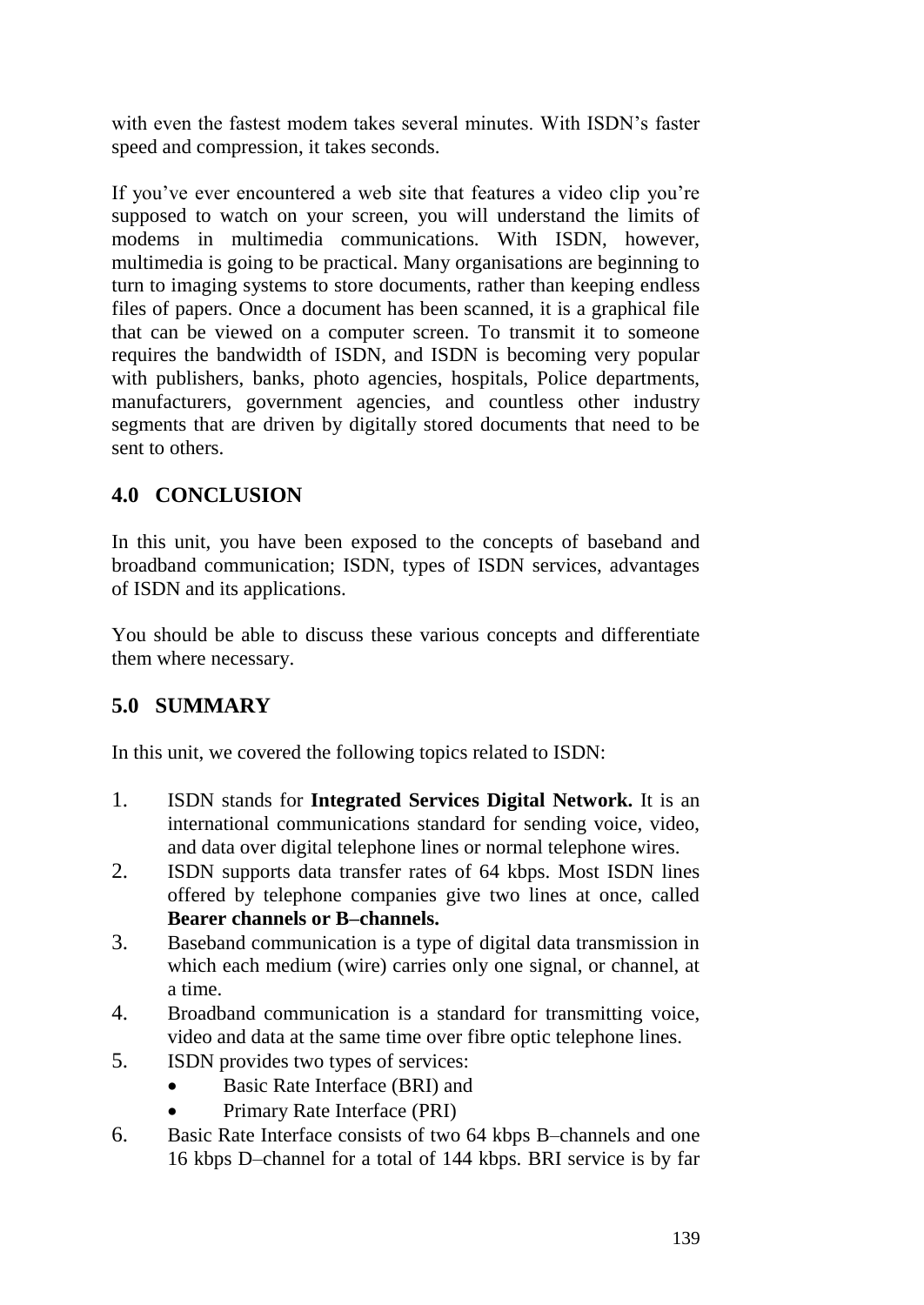with even the fastest modem takes several minutes. With ISDN's faster speed and compression, it takes seconds.

If you've ever encountered a web site that features a video clip you're supposed to watch on your screen, you will understand the limits of modems in multimedia communications. With ISDN, however, multimedia is going to be practical. Many organisations are beginning to turn to imaging systems to store documents, rather than keeping endless files of papers. Once a document has been scanned, it is a graphical file that can be viewed on a computer screen. To transmit it to someone requires the bandwidth of ISDN, and ISDN is becoming very popular with publishers, banks, photo agencies, hospitals, Police departments, manufacturers, government agencies, and countless other industry segments that are driven by digitally stored documents that need to be sent to others.

## 4.0 CONCLUSION

In this unit, you have been exposed to the concepts of baseband and broadband communication; ISDN, types of ISDN services, advantages of ISDN and its applications.

You should be able to discuss these various concepts and differentiate them where necessary.

## 5.0 SUMMARY

In this unit, we covered the following topics related to ISDN:

1. ISDN stands for **Integrated Services Digital Network.** It is an international communications standard for sending voice, video, and data over digital telephone lines or normal telephone wires.
2. ISDN supports data transfer rates of 64 kbps. Most ISDN lines offered by telephone companies give two lines at once, called **Bearer channels or B–channels.**
3. Baseband communication is a type of digital data transmission in which each medium (wire) carries only one signal, or channel, at a time.
4. Broadband communication is a standard for transmitting voice, video and data at the same time over fibre optic telephone lines.
5. ISDN provides two types of services:
   - Basic Rate Interface (BRI) and
   - Primary Rate Interface (PRI)
6. Basic Rate Interface consists of two 64 kbps B–channels and one 16 kbps D–channel for a total of 144 kbps. BRI service is by far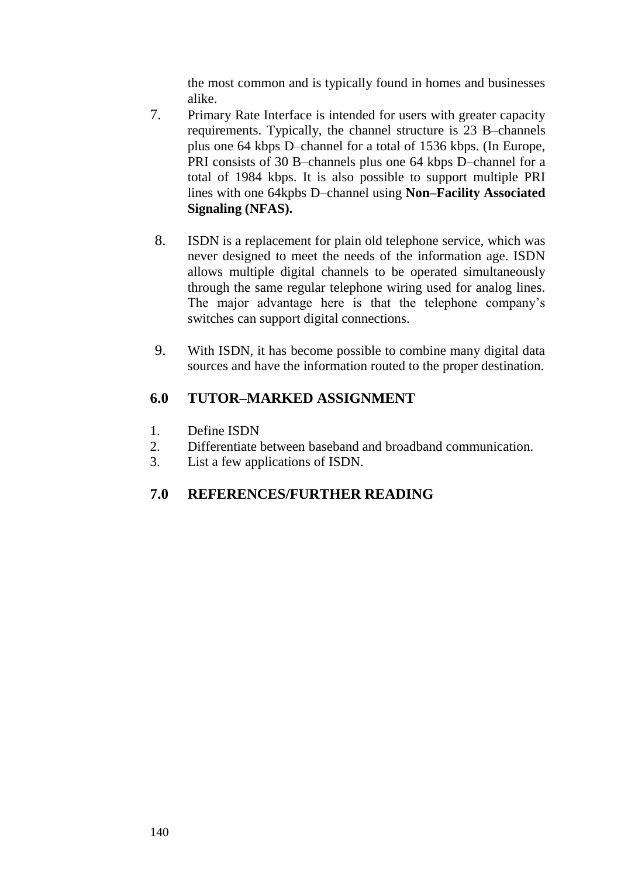the most common and is typically found in homes and businesses alike.

7. Primary Rate Interface is intended for users with greater capacity requirements. Typically, the channel structure is 23 B–channels plus one 64 kbps D–channel for a total of 1536 kbps. (In Europe, PRI consists of 30 B–channels plus one 64 kbps D–channel for a total of 1984 kbps. It is also possible to support multiple PRI lines with one 64kpbs D–channel using **Non–Facility Associated Signaling (NFAS).**

8. ISDN is a replacement for plain old telephone service, which was never designed to meet the needs of the information age. ISDN allows multiple digital channels to be operated simultaneously through the same regular telephone wiring used for analog lines. The major advantage here is that the telephone company's switches can support digital connections.

9. With ISDN, it has become possible to combine many digital data sources and have the information routed to the proper destination.

## 6.0 TUTOR–MARKED ASSIGNMENT

1. Define ISDN
2. Differentiate between baseband and broadband communication.
3. List a few applications of ISDN.

## 7.0 REFERENCES/FURTHER READING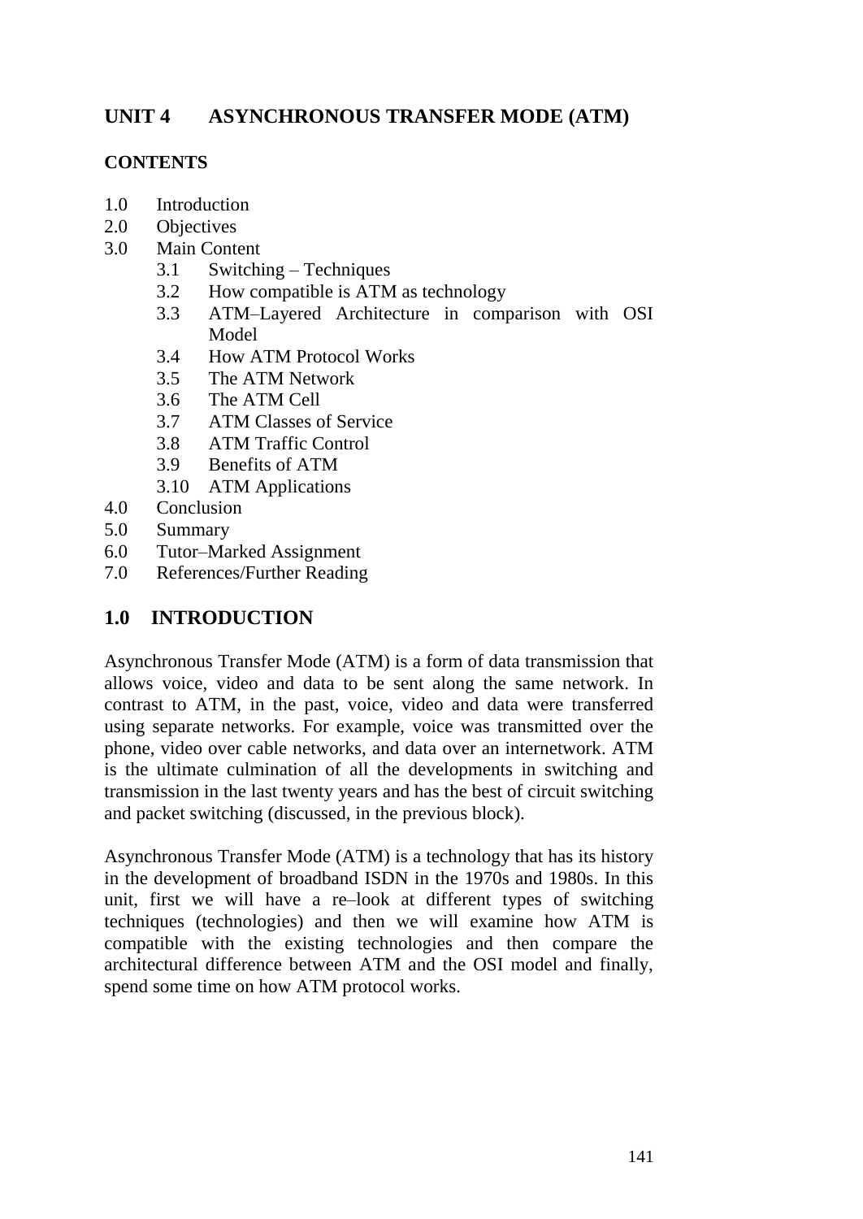# UNIT 4 ASYNCHRONOUS TRANSFER MODE (ATM)

**CONTENTS**

1.0 Introduction
2.0 Objectives
3.0 Main Content
 3.1 Switching – Techniques
 3.2 How compatible is ATM as technology
 3.3 ATM–Layered Architecture in comparison with OSI Model
 3.4 How ATM Protocol Works
 3.5 The ATM Network
 3.6 The ATM Cell
 3.7 ATM Classes of Service
 3.8 ATM Traffic Control
 3.9 Benefits of ATM
 3.10 ATM Applications
4.0 Conclusion
5.0 Summary
6.0 Tutor–Marked Assignment
7.0 References/Further Reading

## 1.0 INTRODUCTION

Asynchronous Transfer Mode (ATM) is a form of data transmission that allows voice, video and data to be sent along the same network. In contrast to ATM, in the past, voice, video and data were transferred using separate networks. For example, voice was transmitted over the phone, video over cable networks, and data over an internetwork. ATM is the ultimate culmination of all the developments in switching and transmission in the last twenty years and has the best of circuit switching and packet switching (discussed, in the previous block).

Asynchronous Transfer Mode (ATM) is a technology that has its history in the development of broadband ISDN in the 1970s and 1980s. In this unit, first we will have a re–look at different types of switching techniques (technologies) and then we will examine how ATM is compatible with the existing technologies and then compare the architectural difference between ATM and the OSI model and finally, spend some time on how ATM protocol works.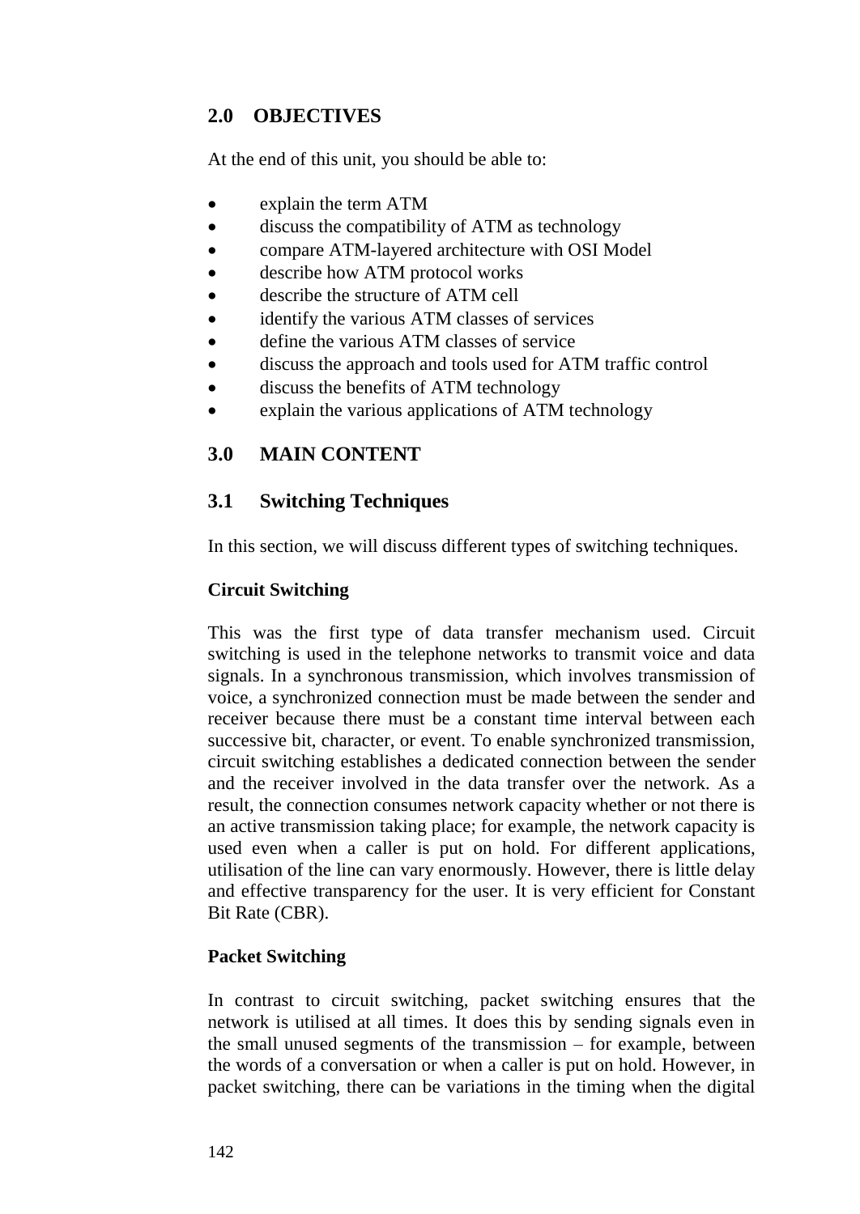## 2.0 OBJECTIVES

At the end of this unit, you should be able to:

- explain the term ATM
- discuss the compatibility of ATM as technology
- compare ATM-layered architecture with OSI Model
- describe how ATM protocol works
- describe the structure of ATM cell
- identify the various ATM classes of services
- define the various ATM classes of service
- discuss the approach and tools used for ATM traffic control
- discuss the benefits of ATM technology
- explain the various applications of ATM technology

## 3.0 MAIN CONTENT

### 3.1 Switching Techniques

In this section, we will discuss different types of switching techniques.

**Circuit Switching**

This was the first type of data transfer mechanism used. Circuit switching is used in the telephone networks to transmit voice and data signals. In a synchronous transmission, which involves transmission of voice, a synchronized connection must be made between the sender and receiver because there must be a constant time interval between each successive bit, character, or event. To enable synchronized transmission, circuit switching establishes a dedicated connection between the sender and the receiver involved in the data transfer over the network. As a result, the connection consumes network capacity whether or not there is an active transmission taking place; for example, the network capacity is used even when a caller is put on hold. For different applications, utilisation of the line can vary enormously. However, there is little delay and effective transparency for the user. It is very efficient for Constant Bit Rate (CBR).

**Packet Switching**

In contrast to circuit switching, packet switching ensures that the network is utilised at all times. It does this by sending signals even in the small unused segments of the transmission – for example, between the words of a conversation or when a caller is put on hold. However, in packet switching, there can be variations in the timing when the digital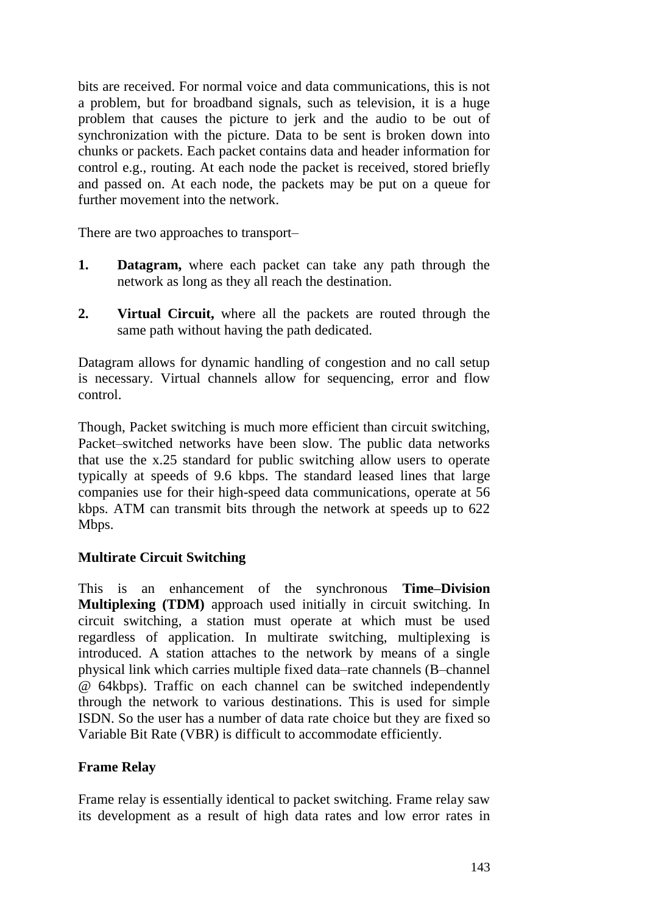bits are received. For normal voice and data communications, this is not a problem, but for broadband signals, such as television, it is a huge problem that causes the picture to jerk and the audio to be out of synchronization with the picture. Data to be sent is broken down into chunks or packets. Each packet contains data and header information for control e.g., routing. At each node the packet is received, stored briefly and passed on. At each node, the packets may be put on a queue for further movement into the network.

There are two approaches to transport–

1. **Datagram,** where each packet can take any path through the network as long as they all reach the destination.
2. **Virtual Circuit,** where all the packets are routed through the same path without having the path dedicated.

Datagram allows for dynamic handling of congestion and no call setup is necessary. Virtual channels allow for sequencing, error and flow control.

Though, Packet switching is much more efficient than circuit switching, Packet–switched networks have been slow. The public data networks that use the x.25 standard for public switching allow users to operate typically at speeds of 9.6 kbps. The standard leased lines that large companies use for their high-speed data communications, operate at 56 kbps. ATM can transmit bits through the network at speeds up to 622 Mbps.

**Multirate Circuit Switching**

This is an enhancement of the synchronous **Time–Division Multiplexing (TDM)** approach used initially in circuit switching. In circuit switching, a station must operate at which must be used regardless of application. In multirate switching, multiplexing is introduced. A station attaches to the network by means of a single physical link which carries multiple fixed data–rate channels (B–channel @ 64kbps). Traffic on each channel can be switched independently through the network to various destinations. This is used for simple ISDN. So the user has a number of data rate choice but they are fixed so Variable Bit Rate (VBR) is difficult to accommodate efficiently.

**Frame Relay**

Frame relay is essentially identical to packet switching. Frame relay saw its development as a result of high data rates and low error rates in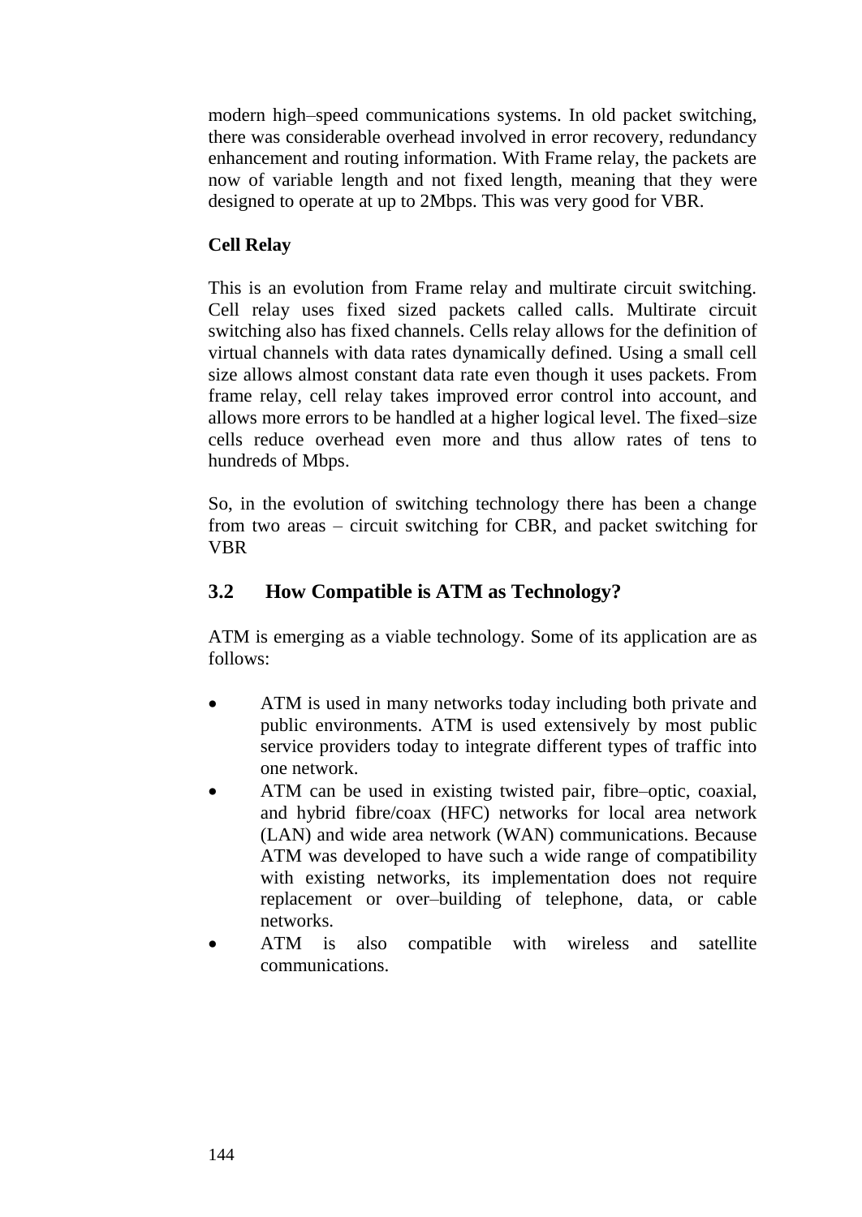modern high–speed communications systems. In old packet switching, there was considerable overhead involved in error recovery, redundancy enhancement and routing information. With Frame relay, the packets are now of variable length and not fixed length, meaning that they were designed to operate at up to 2Mbps. This was very good for VBR.

**Cell Relay**

This is an evolution from Frame relay and multirate circuit switching. Cell relay uses fixed sized packets called calls. Multirate circuit switching also has fixed channels. Cells relay allows for the definition of virtual channels with data rates dynamically defined. Using a small cell size allows almost constant data rate even though it uses packets. From frame relay, cell relay takes improved error control into account, and allows more errors to be handled at a higher logical level. The fixed–size cells reduce overhead even more and thus allow rates of tens to hundreds of Mbps.

So, in the evolution of switching technology there has been a change from two areas – circuit switching for CBR, and packet switching for VBR

## 3.2 How Compatible is ATM as Technology?

ATM is emerging as a viable technology. Some of its application are as follows:

- ATM is used in many networks today including both private and public environments. ATM is used extensively by most public service providers today to integrate different types of traffic into one network.
- ATM can be used in existing twisted pair, fibre–optic, coaxial, and hybrid fibre/coax (HFC) networks for local area network (LAN) and wide area network (WAN) communications. Because ATM was developed to have such a wide range of compatibility with existing networks, its implementation does not require replacement or over–building of telephone, data, or cable networks.
- ATM is also compatible with wireless and satellite communications.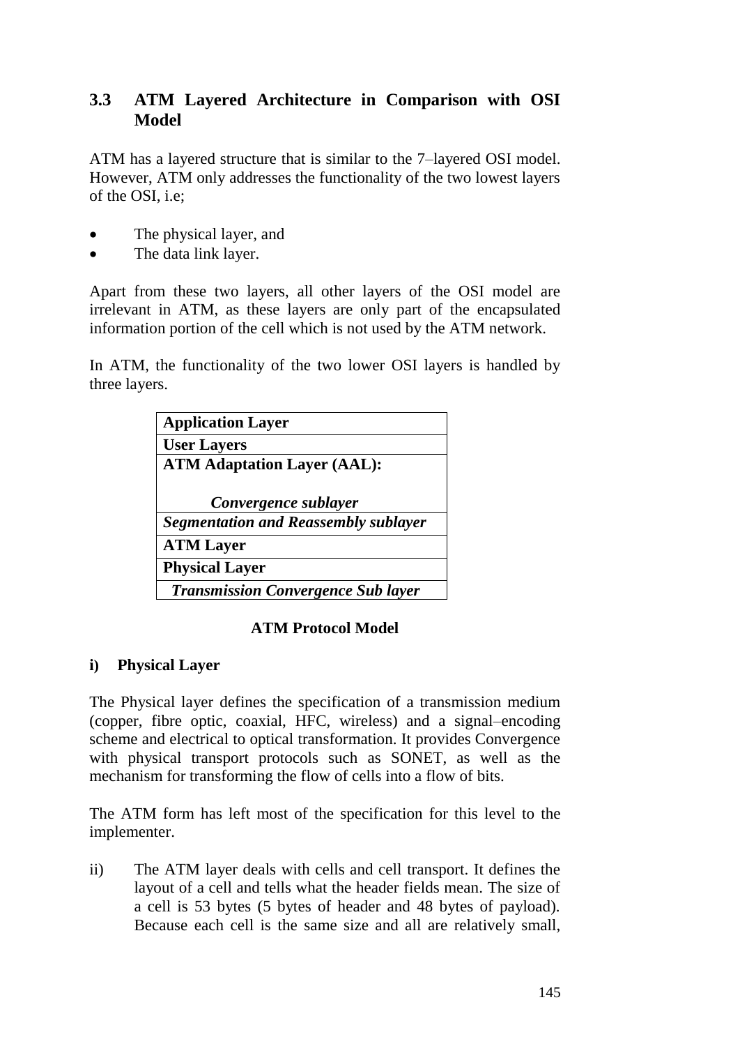## 3.3 ATM Layered Architecture in Comparison with OSI Model

ATM has a layered structure that is similar to the 7–layered OSI model. However, ATM only addresses the functionality of the two lowest layers of the OSI, i.e;

- The physical layer, and
- The data link layer.

Apart from these two layers, all other layers of the OSI model are irrelevant in ATM, as these layers are only part of the encapsulated information portion of the cell which is not used by the ATM network.

In ATM, the functionality of the two lower OSI layers is handled by three layers.

| |
|---|
| **Application Layer** |
| **User Layers** |
| **ATM Adaptation Layer (AAL):** <br><br> ***Convergence sublayer*** |
| ***Segmentation and Reassembly sublayer*** |
| **ATM Layer** |
| **Physical Layer** |
| ***Transmission Convergence Sub layer*** |

**ATM Protocol Model**

**i) Physical Layer**

The Physical layer defines the specification of a transmission medium (copper, fibre optic, coaxial, HFC, wireless) and a signal–encoding scheme and electrical to optical transformation. It provides Convergence with physical transport protocols such as SONET, as well as the mechanism for transforming the flow of cells into a flow of bits.

The ATM form has left most of the specification for this level to the implementer.

ii) The ATM layer deals with cells and cell transport. It defines the layout of a cell and tells what the header fields mean. The size of a cell is 53 bytes (5 bytes of header and 48 bytes of payload). Because each cell is the same size and all are relatively small,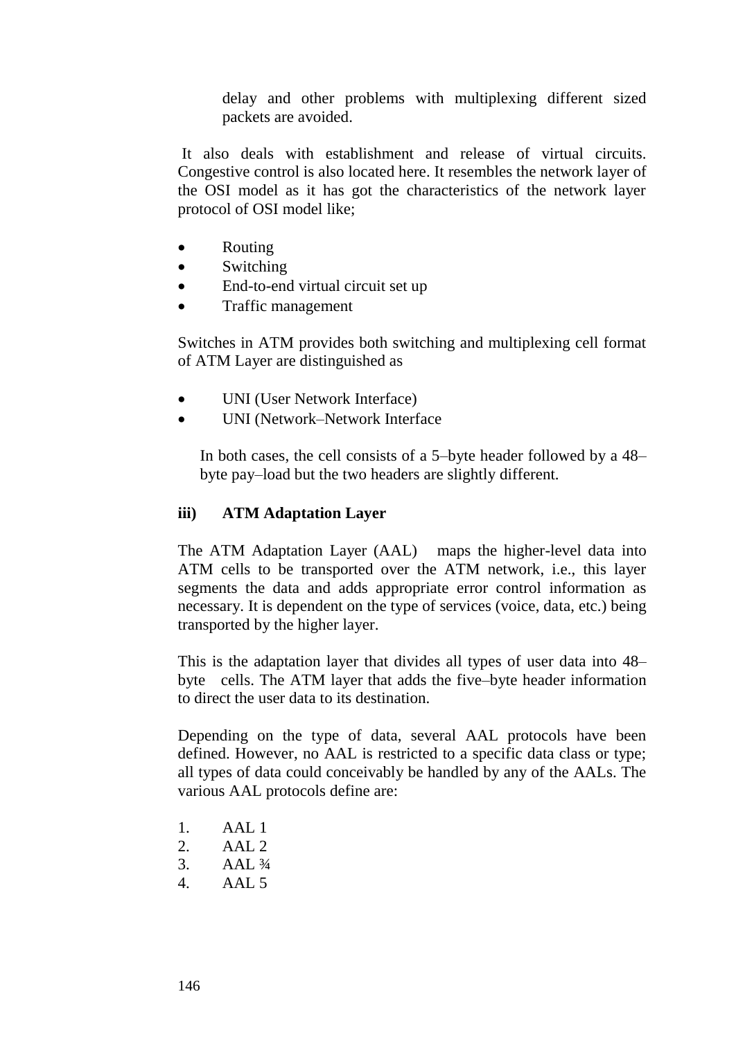delay and other problems with multiplexing different sized packets are avoided.

It also deals with establishment and release of virtual circuits. Congestive control is also located here. It resembles the network layer of the OSI model as it has got the characteristics of the network layer protocol of OSI model like;

- Routing
- Switching
- End-to-end virtual circuit set up
- Traffic management

Switches in ATM provides both switching and multiplexing cell format of ATM Layer are distinguished as

- UNI (User Network Interface)
- UNI (Network–Network Interface

In both cases, the cell consists of a 5–byte header followed by a 48–byte pay–load but the two headers are slightly different.

**iii) ATM Adaptation Layer**

The ATM Adaptation Layer (AAL) maps the higher-level data into ATM cells to be transported over the ATM network, i.e., this layer segments the data and adds appropriate error control information as necessary. It is dependent on the type of services (voice, data, etc.) being transported by the higher layer.

This is the adaptation layer that divides all types of user data into 48–byte cells. The ATM layer that adds the five–byte header information to direct the user data to its destination.

Depending on the type of data, several AAL protocols have been defined. However, no AAL is restricted to a specific data class or type; all types of data could conceivably be handled by any of the AALs. The various AAL protocols define are:

1. AAL 1
2. AAL 2
3. AAL ¾
4. AAL 5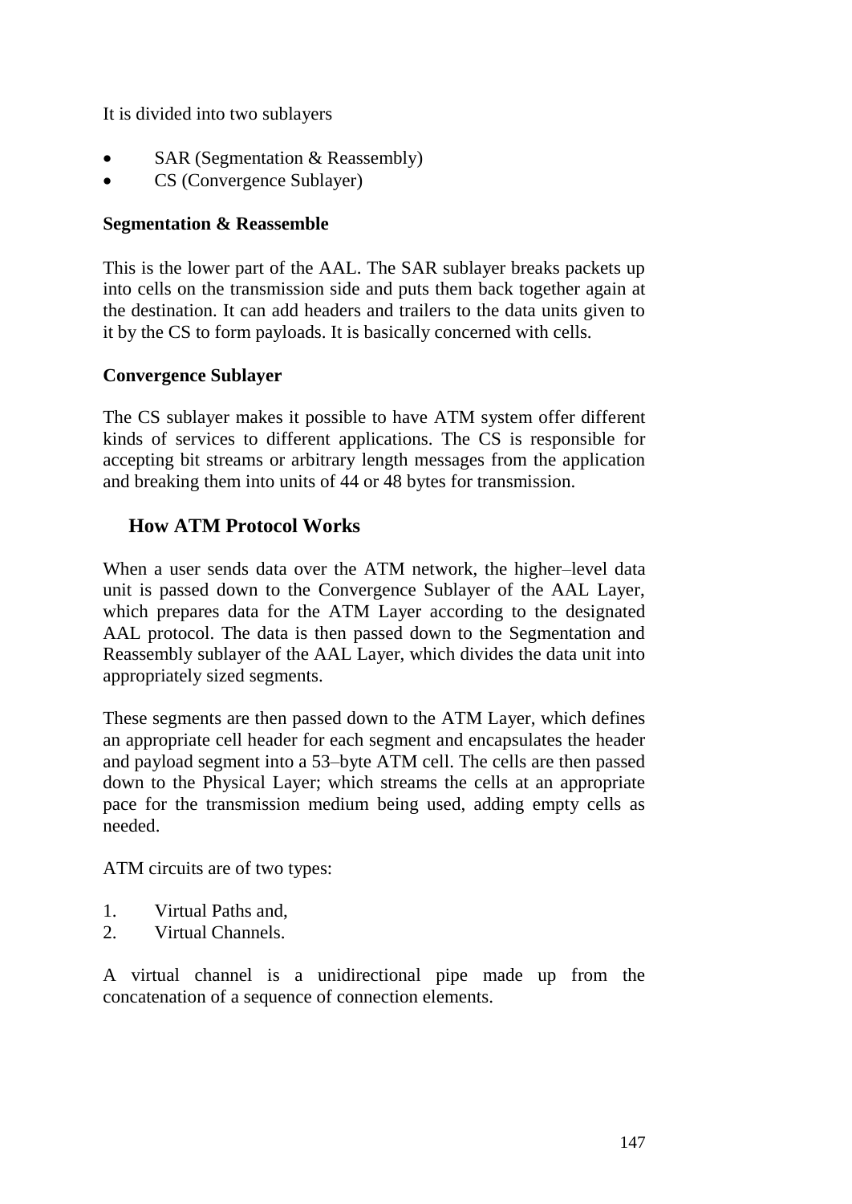It is divided into two sublayers

- SAR (Segmentation & Reassembly)
- CS (Convergence Sublayer)

**Segmentation & Reassemble**

This is the lower part of the AAL. The SAR sublayer breaks packets up into cells on the transmission side and puts them back together again at the destination. It can add headers and trailers to the data units given to it by the CS to form payloads. It is basically concerned with cells.

**Convergence Sublayer**

The CS sublayer makes it possible to have ATM system offer different kinds of services to different applications. The CS is responsible for accepting bit streams or arbitrary length messages from the application and breaking them into units of 44 or 48 bytes for transmission.

## How ATM Protocol Works

When a user sends data over the ATM network, the higher–level data unit is passed down to the Convergence Sublayer of the AAL Layer, which prepares data for the ATM Layer according to the designated AAL protocol. The data is then passed down to the Segmentation and Reassembly sublayer of the AAL Layer, which divides the data unit into appropriately sized segments.

These segments are then passed down to the ATM Layer, which defines an appropriate cell header for each segment and encapsulates the header and payload segment into a 53–byte ATM cell. The cells are then passed down to the Physical Layer; which streams the cells at an appropriate pace for the transmission medium being used, adding empty cells as needed.

ATM circuits are of two types:

1. Virtual Paths and,
2. Virtual Channels.

A virtual channel is a unidirectional pipe made up from the concatenation of a sequence of connection elements.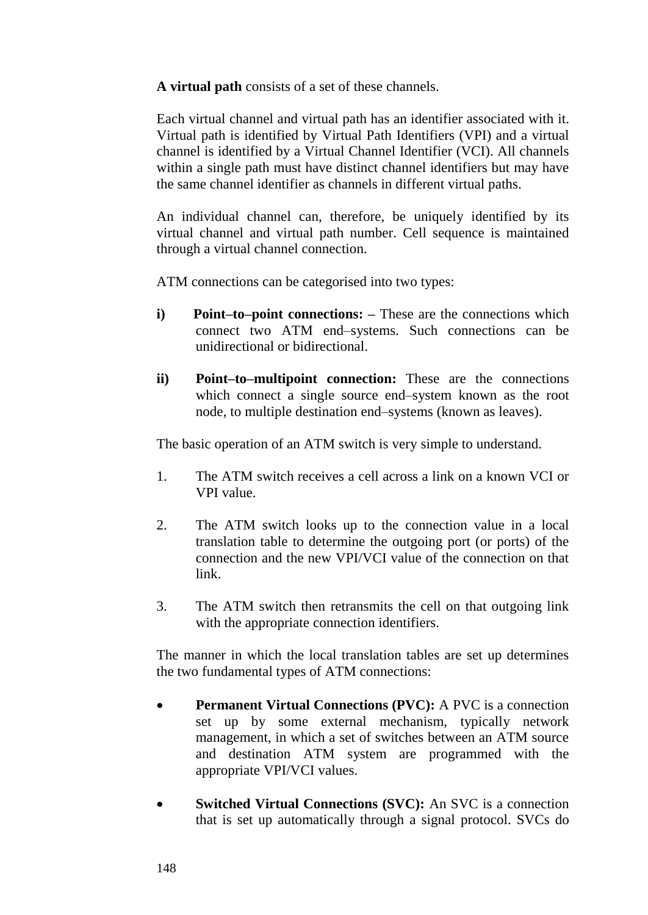**A virtual path** consists of a set of these channels.

Each virtual channel and virtual path has an identifier associated with it. Virtual path is identified by Virtual Path Identifiers (VPI) and a virtual channel is identified by a Virtual Channel Identifier (VCI). All channels within a single path must have distinct channel identifiers but may have the same channel identifier as channels in different virtual paths.

An individual channel can, therefore, be uniquely identified by its virtual channel and virtual path number. Cell sequence is maintained through a virtual channel connection.

ATM connections can be categorised into two types:

i) **Point–to–point connections: –** These are the connections which connect two ATM end–systems. Such connections can be unidirectional or bidirectional.

ii) **Point–to–multipoint connection:** These are the connections which connect a single source end–system known as the root node, to multiple destination end–systems (known as leaves).

The basic operation of an ATM switch is very simple to understand.

1. The ATM switch receives a cell across a link on a known VCI or VPI value.

2. The ATM switch looks up to the connection value in a local translation table to determine the outgoing port (or ports) of the connection and the new VPI/VCI value of the connection on that link.

3. The ATM switch then retransmits the cell on that outgoing link with the appropriate connection identifiers.

The manner in which the local translation tables are set up determines the two fundamental types of ATM connections:

- **Permanent Virtual Connections (PVC):** A PVC is a connection set up by some external mechanism, typically network management, in which a set of switches between an ATM source and destination ATM system are programmed with the appropriate VPI/VCI values.

- **Switched Virtual Connections (SVC):** An SVC is a connection that is set up automatically through a signal protocol. SVCs do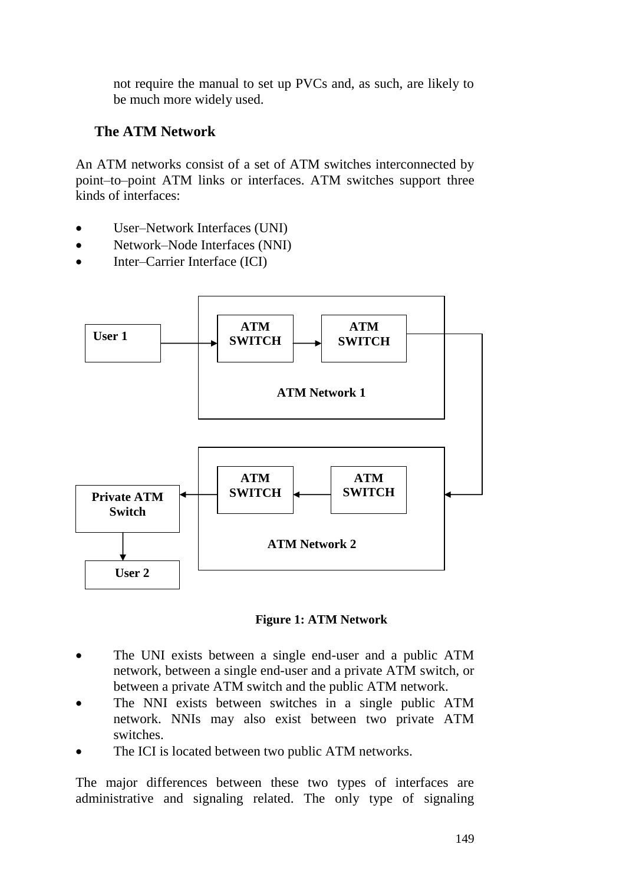not require the manual to set up PVCs and, as such, are likely to be much more widely used.

## The ATM Network

An ATM networks consist of a set of ATM switches interconnected by point–to–point ATM links or interfaces. ATM switches support three kinds of interfaces:

- User–Network Interfaces (UNI)
- Network–Node Interfaces (NNI)
- Inter–Carrier Interface (ICI)

User 1

ATM SWITCH

ATM SWITCH

ATM Network 1

Private ATM Switch

ATM SWITCH

ATM SWITCH

ATM Network 2

User 2

**Figure 1: ATM Network**

- The UNI exists between a single end-user and a public ATM network, between a single end-user and a private ATM switch, or between a private ATM switch and the public ATM network.
- The NNI exists between switches in a single public ATM network. NNIs may also exist between two private ATM switches.
- The ICI is located between two public ATM networks.

The major differences between these two types of interfaces are administrative and signaling related. The only type of signaling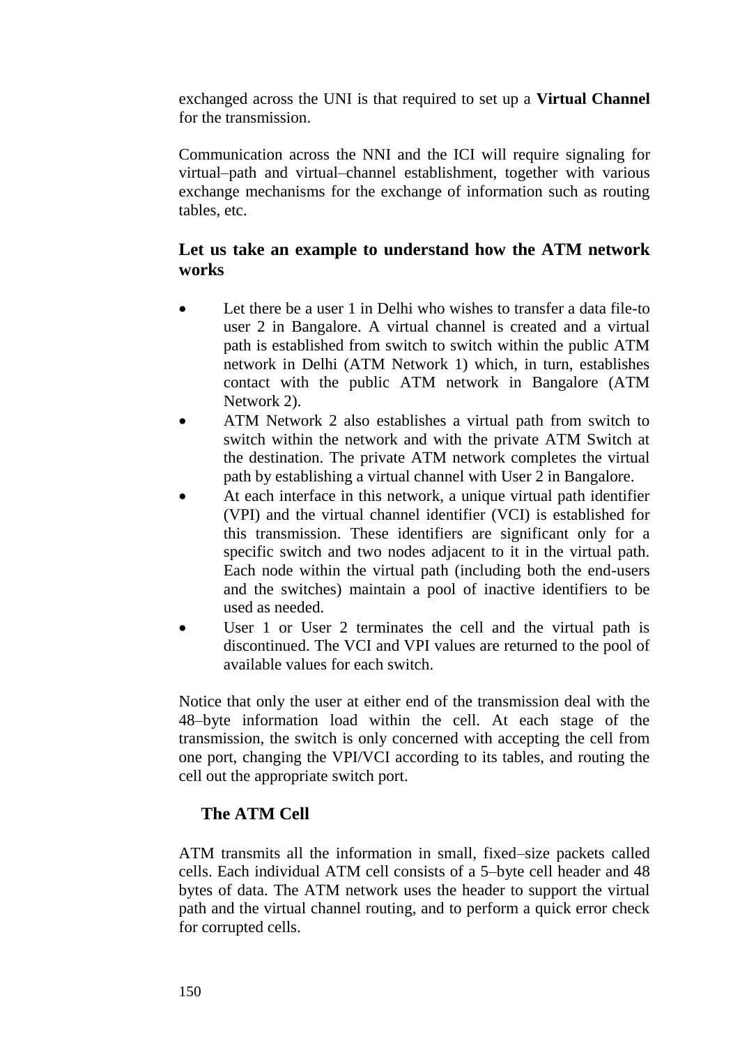exchanged across the UNI is that required to set up a **Virtual Channel** for the transmission.

Communication across the NNI and the ICI will require signaling for virtual–path and virtual–channel establishment, together with various exchange mechanisms for the exchange of information such as routing tables, etc.

### Let us take an example to understand how the ATM network works

- Let there be a user 1 in Delhi who wishes to transfer a data file-to user 2 in Bangalore. A virtual channel is created and a virtual path is established from switch to switch within the public ATM network in Delhi (ATM Network 1) which, in turn, establishes contact with the public ATM network in Bangalore (ATM Network 2).
- ATM Network 2 also establishes a virtual path from switch to switch within the network and with the private ATM Switch at the destination. The private ATM network completes the virtual path by establishing a virtual channel with User 2 in Bangalore.
- At each interface in this network, a unique virtual path identifier (VPI) and the virtual channel identifier (VCI) is established for this transmission. These identifiers are significant only for a specific switch and two nodes adjacent to it in the virtual path. Each node within the virtual path (including both the end-users and the switches) maintain a pool of inactive identifiers to be used as needed.
- User 1 or User 2 terminates the cell and the virtual path is discontinued. The VCI and VPI values are returned to the pool of available values for each switch.

Notice that only the user at either end of the transmission deal with the 48–byte information load within the cell. At each stage of the transmission, the switch is only concerned with accepting the cell from one port, changing the VPI/VCI according to its tables, and routing the cell out the appropriate switch port.

### The ATM Cell

ATM transmits all the information in small, fixed–size packets called cells. Each individual ATM cell consists of a 5–byte cell header and 48 bytes of data. The ATM network uses the header to support the virtual path and the virtual channel routing, and to perform a quick error check for corrupted cells.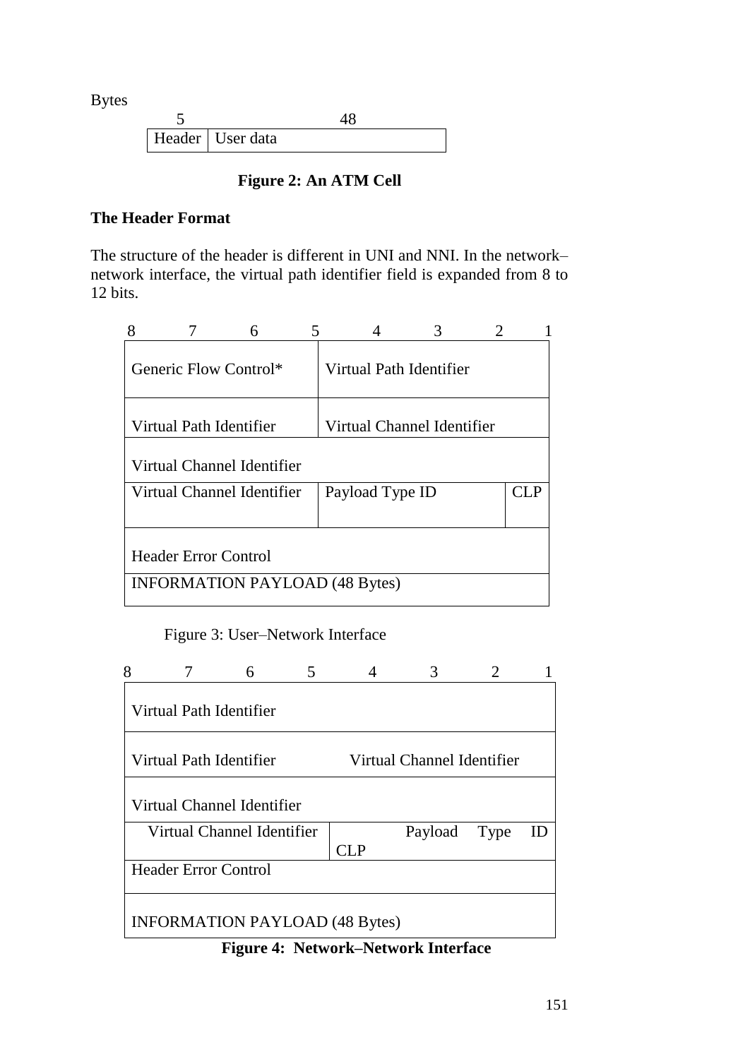Bytes

| 5 | 48 |
| --- | --- |
| Header | User data |

**Figure 2: An ATM Cell**

**The Header Format**

The structure of the header is different in UNI and NNI. In the network–network interface, the virtual path identifier field is expanded from 8 to 12 bits.

| 8 7 6 5 | 4 3 2 | 1 |
| --- | --- | --- |
| Generic Flow Control* | Virtual Path Identifier | |
| Virtual Path Identifier | Virtual Channel Identifier | |
| Virtual Channel Identifier | | |
| Virtual Channel Identifier | Payload Type ID | CLP |
| Header Error Control | | |
| INFORMATION PAYLOAD (48 Bytes) | | |

Figure 3: User–Network Interface

| 8 7 6 5 | 4 3 2 1 |
| --- | --- |
| Virtual Path Identifier | |
| Virtual Path Identifier | Virtual Channel Identifier |
| Virtual Channel Identifier | |
| Virtual Channel Identifier | Payload Type ID CLP |
| Header Error Control | |
| INFORMATION PAYLOAD (48 Bytes) | |

**Figure 4: Network–Network Interface**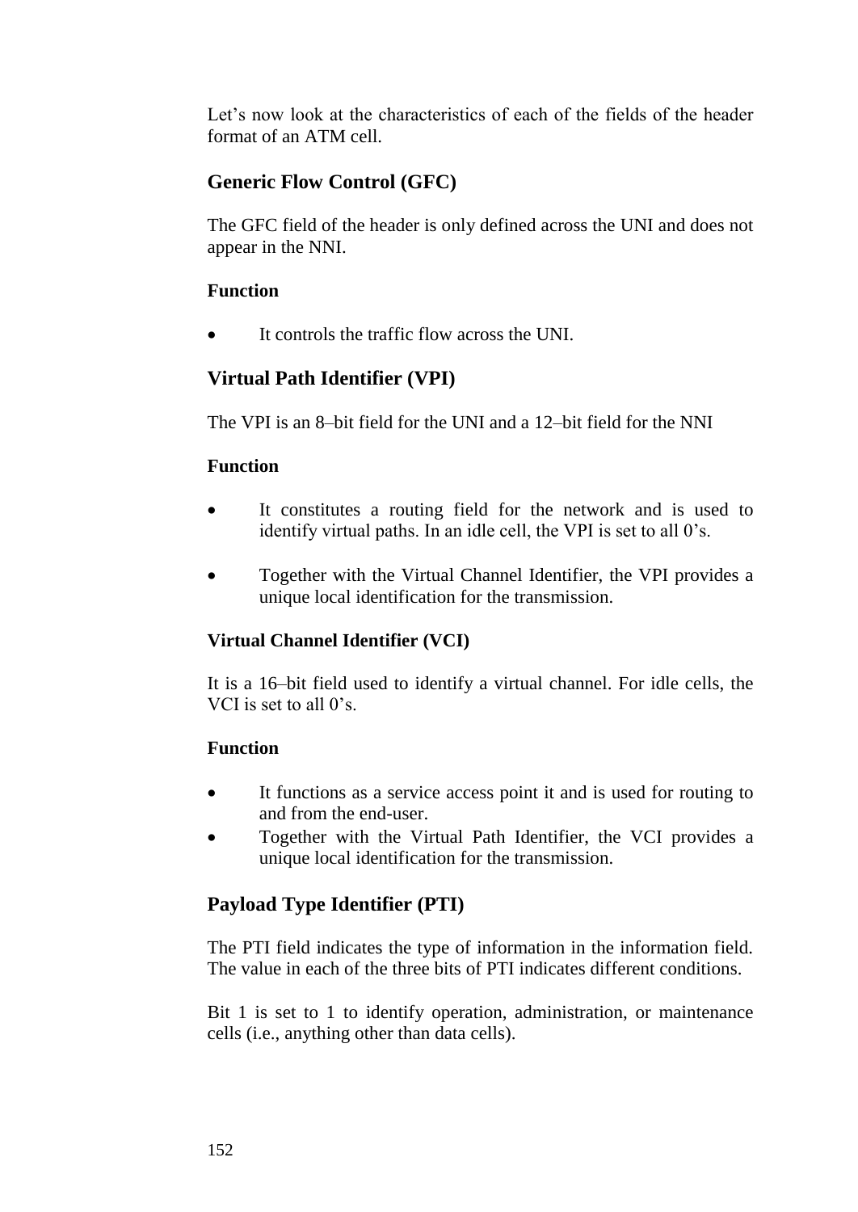Let’s now look at the characteristics of each of the fields of the header format of an ATM cell.

## Generic Flow Control (GFC)

The GFC field of the header is only defined across the UNI and does not appear in the NNI.

**Function**

- It controls the traffic flow across the UNI.

## Virtual Path Identifier (VPI)

The VPI is an 8–bit field for the UNI and a 12–bit field for the NNI

**Function**

- It constitutes a routing field for the network and is used to identify virtual paths. In an idle cell, the VPI is set to all 0’s.

- Together with the Virtual Channel Identifier, the VPI provides a unique local identification for the transmission.

### Virtual Channel Identifier (VCI)

It is a 16–bit field used to identify a virtual channel. For idle cells, the VCI is set to all 0’s.

**Function**

- It functions as a service access point it and is used for routing to and from the end-user.
- Together with the Virtual Path Identifier, the VCI provides a unique local identification for the transmission.

## Payload Type Identifier (PTI)

The PTI field indicates the type of information in the information field. The value in each of the three bits of PTI indicates different conditions.

Bit 1 is set to 1 to identify operation, administration, or maintenance cells (i.e., anything other than data cells).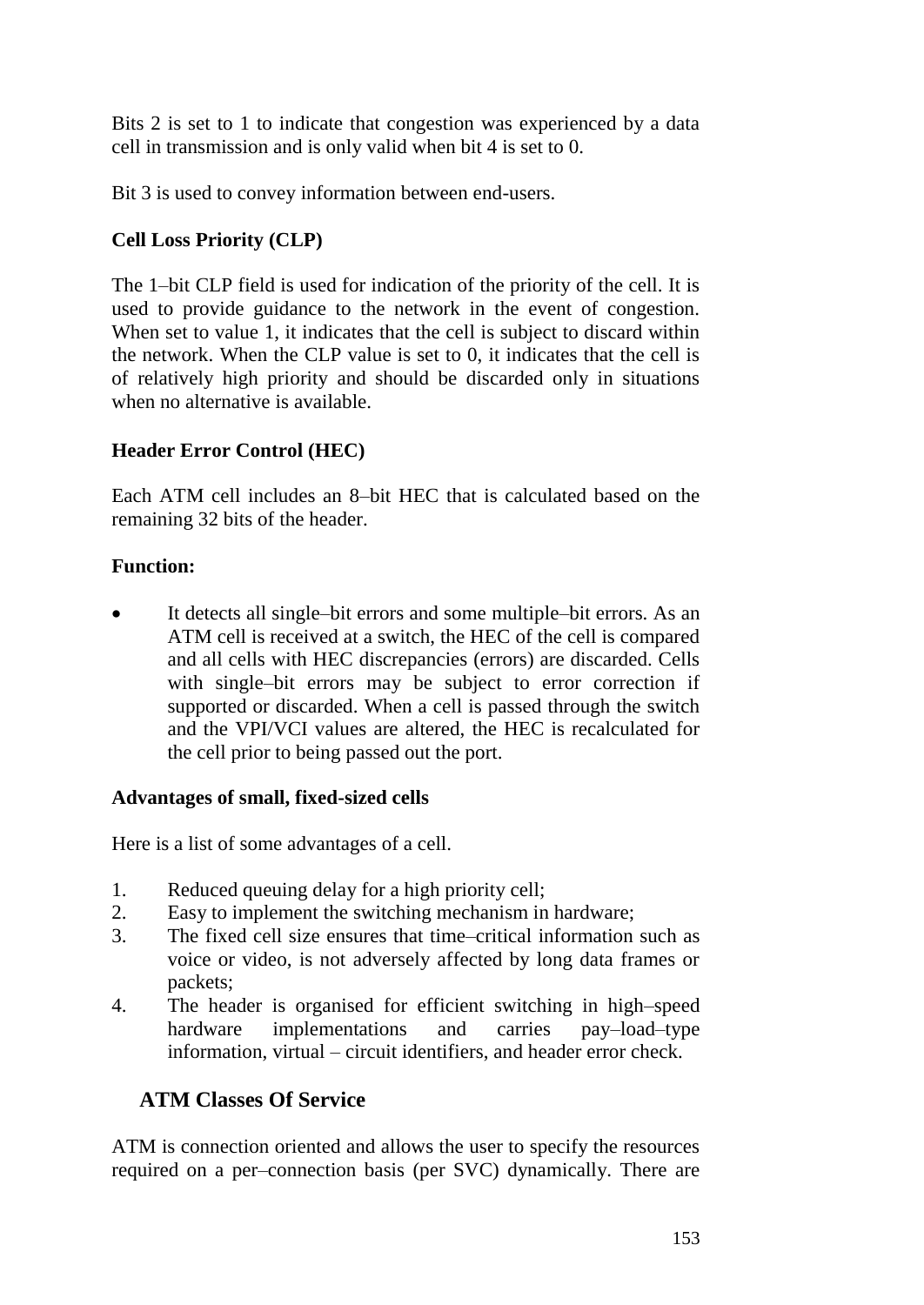Bits 2 is set to 1 to indicate that congestion was experienced by a data cell in transmission and is only valid when bit 4 is set to 0.

Bit 3 is used to convey information between end-users.

**Cell Loss Priority (CLP)**

The 1–bit CLP field is used for indication of the priority of the cell. It is used to provide guidance to the network in the event of congestion. When set to value 1, it indicates that the cell is subject to discard within the network. When the CLP value is set to 0, it indicates that the cell is of relatively high priority and should be discarded only in situations when no alternative is available.

**Header Error Control (HEC)**

Each ATM cell includes an 8–bit HEC that is calculated based on the remaining 32 bits of the header.

**Function:**

- It detects all single–bit errors and some multiple–bit errors. As an ATM cell is received at a switch, the HEC of the cell is compared and all cells with HEC discrepancies (errors) are discarded. Cells with single–bit errors may be subject to error correction if supported or discarded. When a cell is passed through the switch and the VPI/VCI values are altered, the HEC is recalculated for the cell prior to being passed out the port.

**Advantages of small, fixed-sized cells**

Here is a list of some advantages of a cell.

1. Reduced queuing delay for a high priority cell;
2. Easy to implement the switching mechanism in hardware;
3. The fixed cell size ensures that time–critical information such as voice or video, is not adversely affected by long data frames or packets;
4. The header is organised for efficient switching in high–speed hardware implementations and carries pay–load–type information, virtual – circuit identifiers, and header error check.

## ATM Classes Of Service

ATM is connection oriented and allows the user to specify the resources required on a per–connection basis (per SVC) dynamically. There are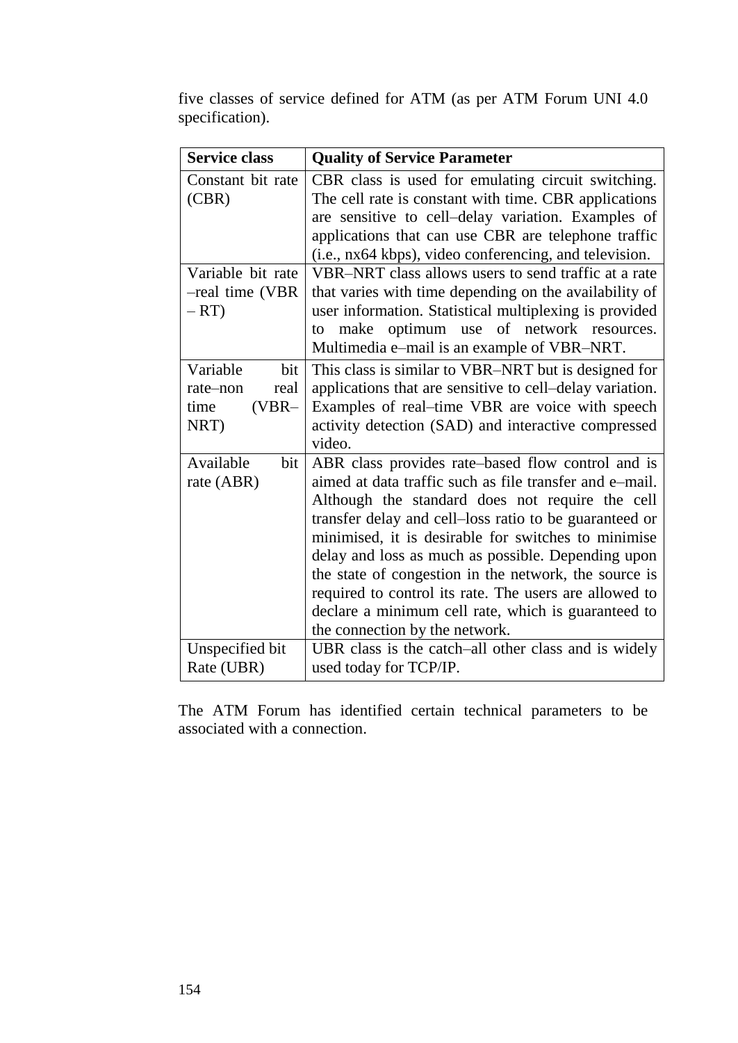five classes of service defined for ATM (as per ATM Forum UNI 4.0 specification).

| Service class | Quality of Service Parameter |
|---|---|
| Constant bit rate (CBR) | CBR class is used for emulating circuit switching. The cell rate is constant with time. CBR applications are sensitive to cell–delay variation. Examples of applications that can use CBR are telephone traffic (i.e., nx64 kbps), video conferencing, and television. |
| Variable bit rate –real time (VBR – RT) | VBR–NRT class allows users to send traffic at a rate that varies with time depending on the availability of user information. Statistical multiplexing is provided to make optimum use of network resources. Multimedia e–mail is an example of VBR–NRT. |
| Variable bit rate–non real time (VBR–NRT) | This class is similar to VBR–NRT but is designed for applications that are sensitive to cell–delay variation. Examples of real–time VBR are voice with speech activity detection (SAD) and interactive compressed video. |
| Available bit rate (ABR) | ABR class provides rate–based flow control and is aimed at data traffic such as file transfer and e–mail. Although the standard does not require the cell transfer delay and cell–loss ratio to be guaranteed or minimised, it is desirable for switches to minimise delay and loss as much as possible. Depending upon the state of congestion in the network, the source is required to control its rate. The users are allowed to declare a minimum cell rate, which is guaranteed to the connection by the network. |
| Unspecified bit Rate (UBR) | UBR class is the catch–all other class and is widely used today for TCP/IP. |

The ATM Forum has identified certain technical parameters to be associated with a connection.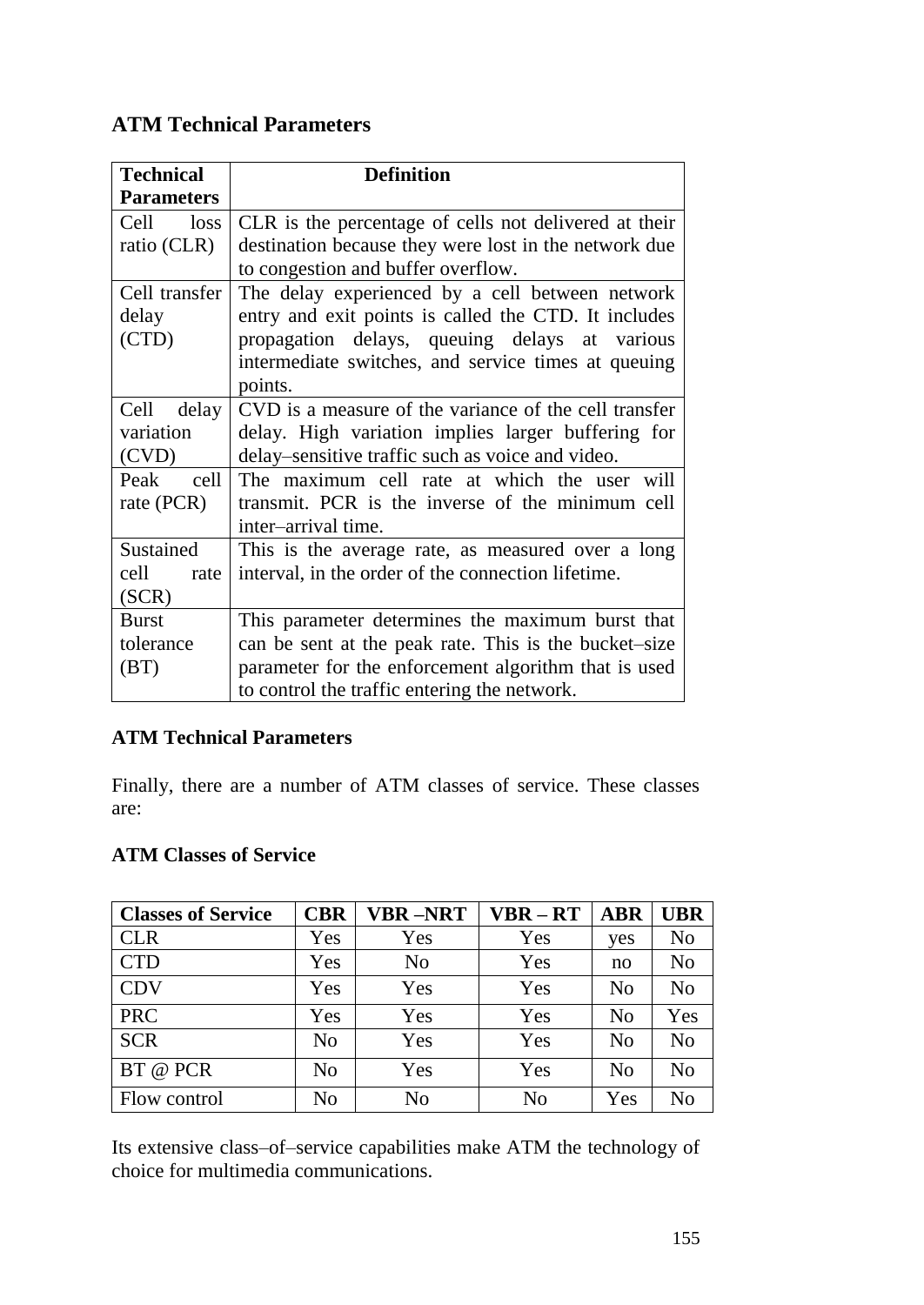## ATM Technical Parameters

| Technical Parameters | Definition |
|---|---|
| Cell loss ratio (CLR) | CLR is the percentage of cells not delivered at their destination because they were lost in the network due to congestion and buffer overflow. |
| Cell transfer delay (CTD) | The delay experienced by a cell between network entry and exit points is called the CTD. It includes propagation delays, queuing delays at various intermediate switches, and service times at queuing points. |
| Cell delay variation (CVD) | CVD is a measure of the variance of the cell transfer delay. High variation implies larger buffering for delay–sensitive traffic such as voice and video. |
| Peak cell rate (PCR) | The maximum cell rate at which the user will transmit. PCR is the inverse of the minimum cell inter–arrival time. |
| Sustained cell rate (SCR) | This is the average rate, as measured over a long interval, in the order of the connection lifetime. |
| Burst tolerance (BT) | This parameter determines the maximum burst that can be sent at the peak rate. This is the bucket–size parameter for the enforcement algorithm that is used to control the traffic entering the network. |

**ATM Technical Parameters**

Finally, there are a number of ATM classes of service. These classes are:

**ATM Classes of Service**

| Classes of Service | CBR | VBR –NRT | VBR – RT | ABR | UBR |
|---|---|---|---|---|---|
| CLR | Yes | Yes | Yes | yes | No |
| CTD | Yes | No | Yes | no | No |
| CDV | Yes | Yes | Yes | No | No |
| PRC | Yes | Yes | Yes | No | Yes |
| SCR | No | Yes | Yes | No | No |
| BT @ PCR | No | Yes | Yes | No | No |
| Flow control | No | No | No | Yes | No |

Its extensive class–of–service capabilities make ATM the technology of choice for multimedia communications.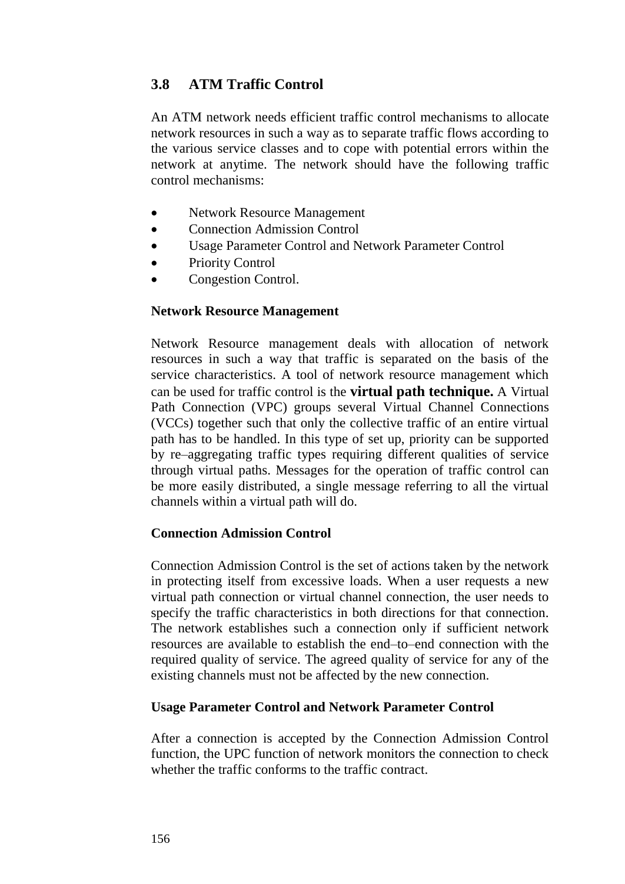## 3.8 ATM Traffic Control

An ATM network needs efficient traffic control mechanisms to allocate network resources in such a way as to separate traffic flows according to the various service classes and to cope with potential errors within the network at anytime. The network should have the following traffic control mechanisms:

- Network Resource Management
- Connection Admission Control
- Usage Parameter Control and Network Parameter Control
- Priority Control
- Congestion Control.

**Network Resource Management**

Network Resource management deals with allocation of network resources in such a way that traffic is separated on the basis of the service characteristics. A tool of network resource management which can be used for traffic control is the **virtual path technique.** A Virtual Path Connection (VPC) groups several Virtual Channel Connections (VCCs) together such that only the collective traffic of an entire virtual path has to be handled. In this type of set up, priority can be supported by re–aggregating traffic types requiring different qualities of service through virtual paths. Messages for the operation of traffic control can be more easily distributed, a single message referring to all the virtual channels within a virtual path will do.

**Connection Admission Control**

Connection Admission Control is the set of actions taken by the network in protecting itself from excessive loads. When a user requests a new virtual path connection or virtual channel connection, the user needs to specify the traffic characteristics in both directions for that connection. The network establishes such a connection only if sufficient network resources are available to establish the end–to–end connection with the required quality of service. The agreed quality of service for any of the existing channels must not be affected by the new connection.

**Usage Parameter Control and Network Parameter Control**

After a connection is accepted by the Connection Admission Control function, the UPC function of network monitors the connection to check whether the traffic conforms to the traffic contract.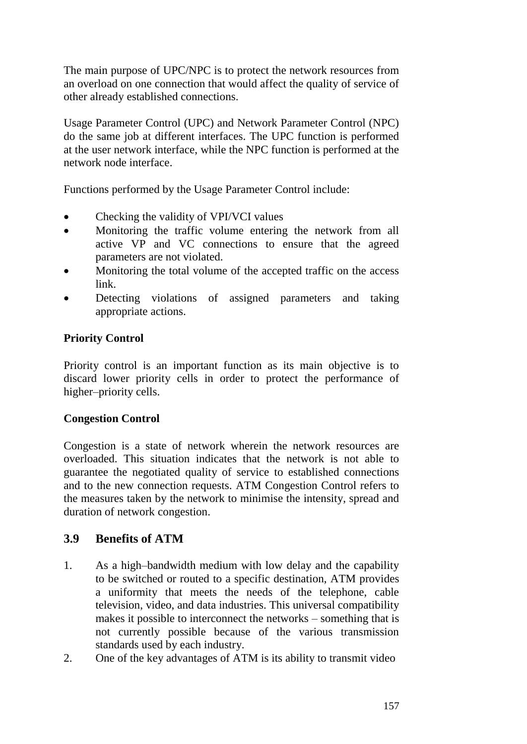The main purpose of UPC/NPC is to protect the network resources from an overload on one connection that would affect the quality of service of other already established connections.

Usage Parameter Control (UPC) and Network Parameter Control (NPC) do the same job at different interfaces. The UPC function is performed at the user network interface, while the NPC function is performed at the network node interface.

Functions performed by the Usage Parameter Control include:

- Checking the validity of VPI/VCI values
- Monitoring the traffic volume entering the network from all active VP and VC connections to ensure that the agreed parameters are not violated.
- Monitoring the total volume of the accepted traffic on the access link.
- Detecting violations of assigned parameters and taking appropriate actions.

**Priority Control**

Priority control is an important function as its main objective is to discard lower priority cells in order to protect the performance of higher–priority cells.

**Congestion Control**

Congestion is a state of network wherein the network resources are overloaded. This situation indicates that the network is not able to guarantee the negotiated quality of service to established connections and to the new connection requests. ATM Congestion Control refers to the measures taken by the network to minimise the intensity, spread and duration of network congestion.

## 3.9 Benefits of ATM

1. As a high–bandwidth medium with low delay and the capability to be switched or routed to a specific destination, ATM provides a uniformity that meets the needs of the telephone, cable television, video, and data industries. This universal compatibility makes it possible to interconnect the networks – something that is not currently possible because of the various transmission standards used by each industry.
2. One of the key advantages of ATM is its ability to transmit video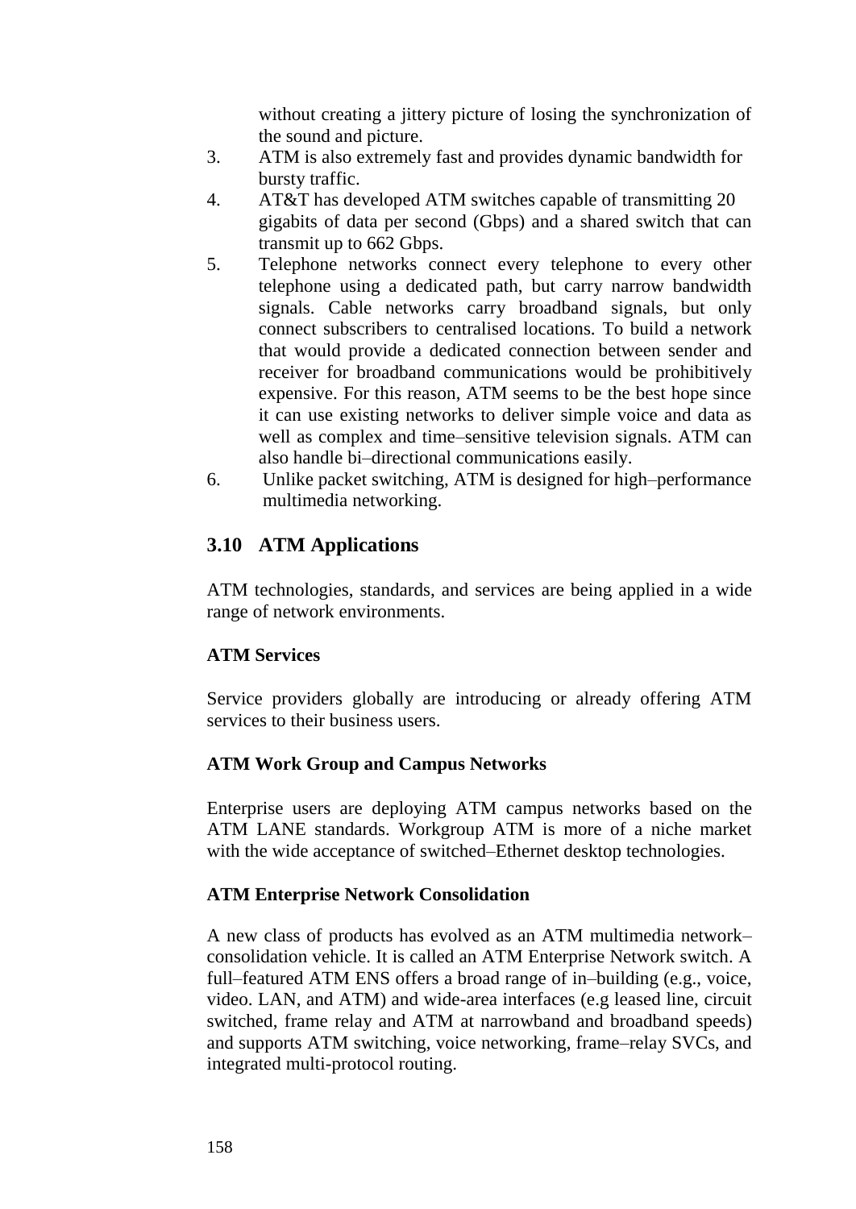without creating a jittery picture of losing the synchronization of the sound and picture.

3. ATM is also extremely fast and provides dynamic bandwidth for bursty traffic.
4. AT&T has developed ATM switches capable of transmitting 20 gigabits of data per second (Gbps) and a shared switch that can transmit up to 662 Gbps.
5. Telephone networks connect every telephone to every other telephone using a dedicated path, but carry narrow bandwidth signals. Cable networks carry broadband signals, but only connect subscribers to centralised locations. To build a network that would provide a dedicated connection between sender and receiver for broadband communications would be prohibitively expensive. For this reason, ATM seems to be the best hope since it can use existing networks to deliver simple voice and data as well as complex and time–sensitive television signals. ATM can also handle bi–directional communications easily.
6. Unlike packet switching, ATM is designed for high–performance multimedia networking.

## 3.10 ATM Applications

ATM technologies, standards, and services are being applied in a wide range of network environments.

**ATM Services**

Service providers globally are introducing or already offering ATM services to their business users.

**ATM Work Group and Campus Networks**

Enterprise users are deploying ATM campus networks based on the ATM LANE standards. Workgroup ATM is more of a niche market with the wide acceptance of switched–Ethernet desktop technologies.

**ATM Enterprise Network Consolidation**

A new class of products has evolved as an ATM multimedia network–consolidation vehicle. It is called an ATM Enterprise Network switch. A full–featured ATM ENS offers a broad range of in–building (e.g., voice, video. LAN, and ATM) and wide-area interfaces (e.g leased line, circuit switched, frame relay and ATM at narrowband and broadband speeds) and supports ATM switching, voice networking, frame–relay SVCs, and integrated multi-protocol routing.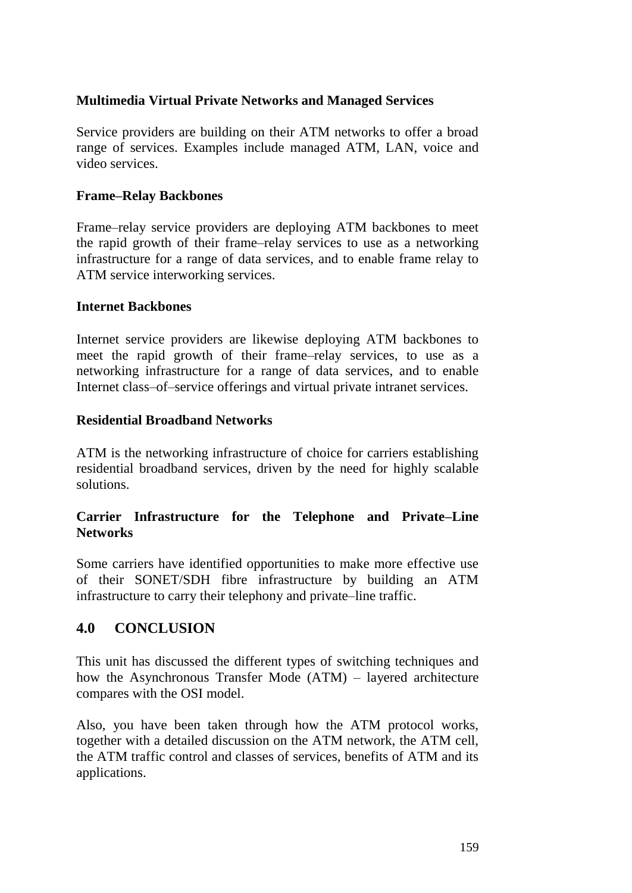### Multimedia Virtual Private Networks and Managed Services

Service providers are building on their ATM networks to offer a broad range of services. Examples include managed ATM, LAN, voice and video services.

### Frame–Relay Backbones

Frame–relay service providers are deploying ATM backbones to meet the rapid growth of their frame–relay services to use as a networking infrastructure for a range of data services, and to enable frame relay to ATM service interworking services.

### Internet Backbones

Internet service providers are likewise deploying ATM backbones to meet the rapid growth of their frame–relay services, to use as a networking infrastructure for a range of data services, and to enable Internet class–of–service offerings and virtual private intranet services.

### Residential Broadband Networks

ATM is the networking infrastructure of choice for carriers establishing residential broadband services, driven by the need for highly scalable solutions.

### Carrier Infrastructure for the Telephone and Private–Line Networks

Some carriers have identified opportunities to make more effective use of their SONET/SDH fibre infrastructure by building an ATM infrastructure to carry their telephony and private–line traffic.

## 4.0 CONCLUSION

This unit has discussed the different types of switching techniques and how the Asynchronous Transfer Mode (ATM) – layered architecture compares with the OSI model.

Also, you have been taken through how the ATM protocol works, together with a detailed discussion on the ATM network, the ATM cell, the ATM traffic control and classes of services, benefits of ATM and its applications.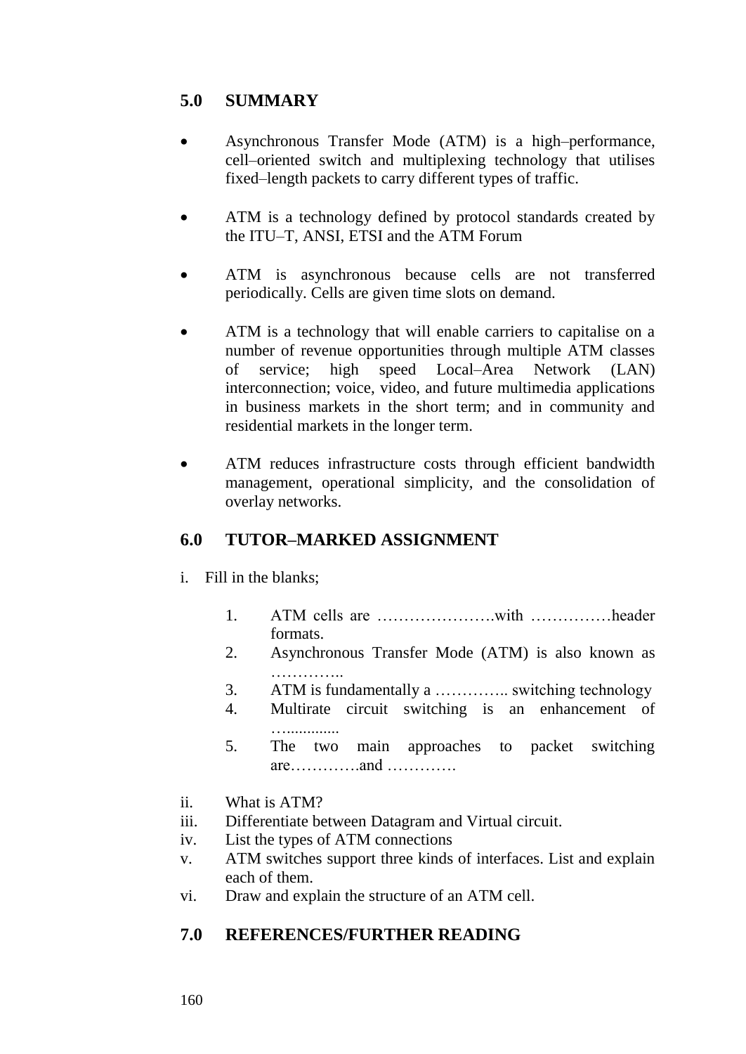## 5.0 SUMMARY

- Asynchronous Transfer Mode (ATM) is a high–performance, cell–oriented switch and multiplexing technology that utilises fixed–length packets to carry different types of traffic.
- ATM is a technology defined by protocol standards created by the ITU–T, ANSI, ETSI and the ATM Forum
- ATM is asynchronous because cells are not transferred periodically. Cells are given time slots on demand.
- ATM is a technology that will enable carriers to capitalise on a number of revenue opportunities through multiple ATM classes of service; high speed Local–Area Network (LAN) interconnection; voice, video, and future multimedia applications in business markets in the short term; and in community and residential markets in the longer term.
- ATM reduces infrastructure costs through efficient bandwidth management, operational simplicity, and the consolidation of overlay networks.

## 6.0 TUTOR–MARKED ASSIGNMENT

i. Fill in the blanks;

1. ATM cells are ………………….with ……………header formats.
2. Asynchronous Transfer Mode (ATM) is also known as …………..
3. ATM is fundamentally a ………….. switching technology
4. Multirate circuit switching is an enhancement of …............
5. The two main approaches to packet switching are………….and ………….

ii. What is ATM?

iii. Differentiate between Datagram and Virtual circuit.

iv. List the types of ATM connections

v. ATM switches support three kinds of interfaces. List and explain each of them.

vi. Draw and explain the structure of an ATM cell.

## 7.0 REFERENCES/FURTHER READING